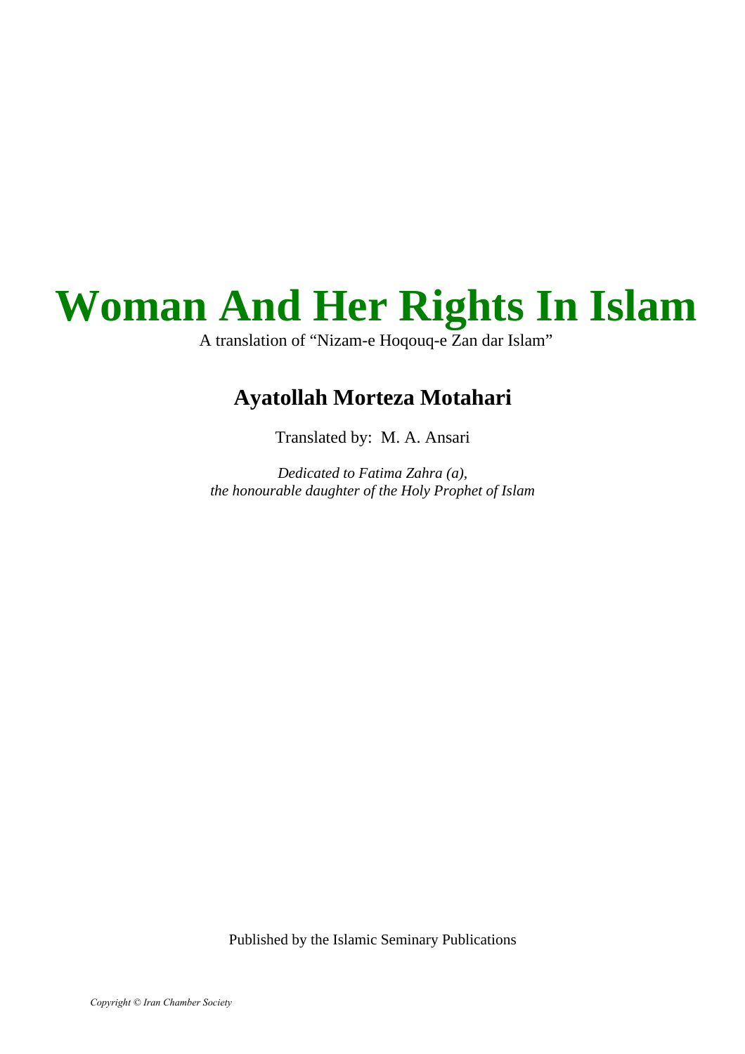# Woman And Her Rights In Islam

A translation of “Nizam-e Hoqouq-e Zan dar Islam”

## Ayatollah Morteza Motahari

Translated by: M. A. Ansari

*Dedicated to Fatima Zahra (a),*
*the honourable daughter of the Holy Prophet of Islam*

Published by the Islamic Seminary Publications

*Copyright © Iran Chamber Society*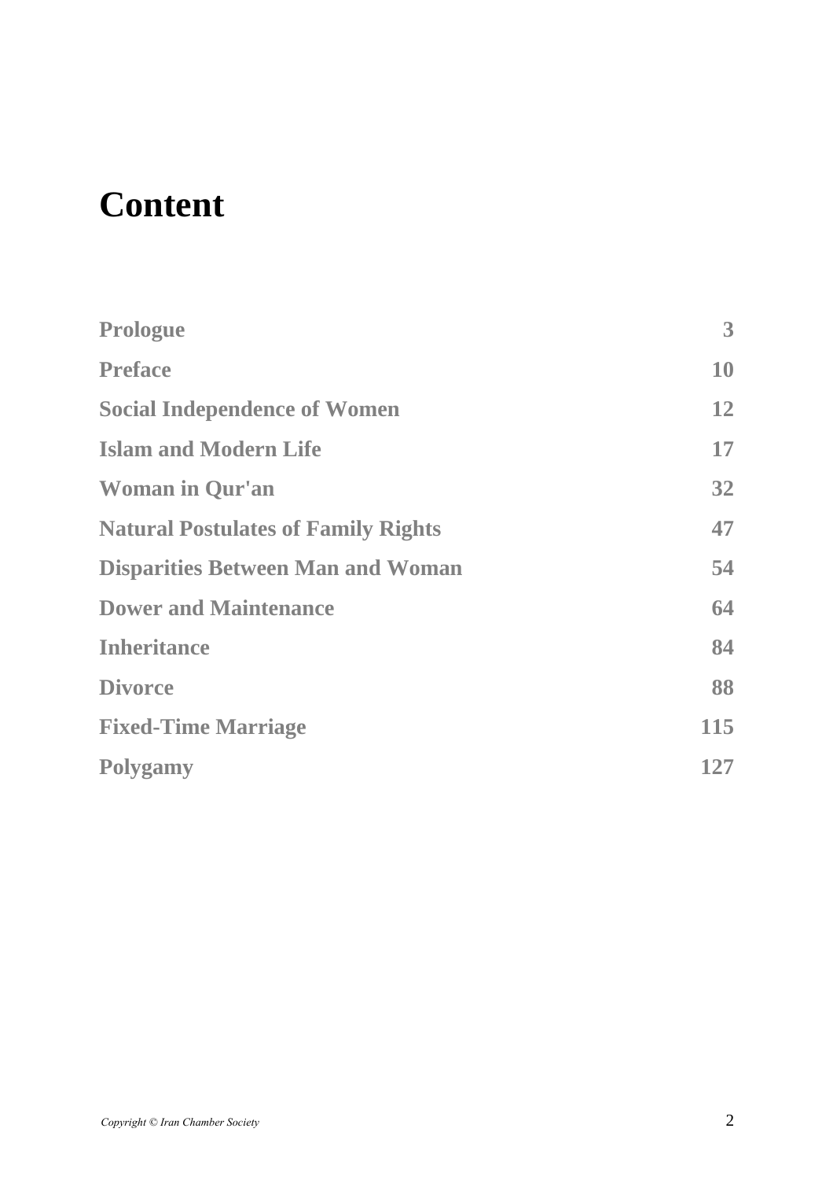# Content

| | |
|---|---|
| **Prologue** | **3** |
| **Preface** | **10** |
| **Social Independence of Women** | **12** |
| **Islam and Modern Life** | **17** |
| **Woman in Qur'an** | **32** |
| **Natural Postulates of Family Rights** | **47** |
| **Disparities Between Man and Woman** | **54** |
| **Dower and Maintenance** | **64** |
| **Inheritance** | **84** |
| **Divorce** | **88** |
| **Fixed-Time Marriage** | **115** |
| **Polygamy** | **127** |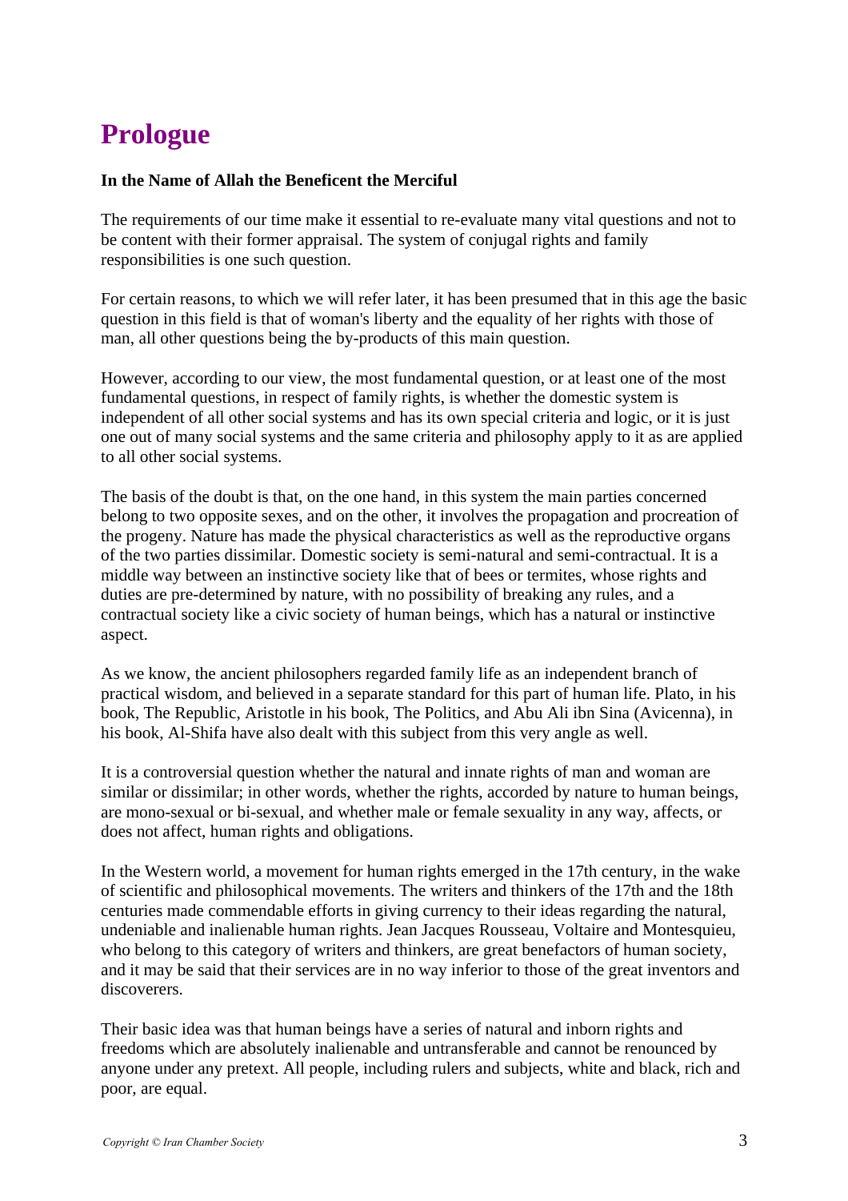# Prologue

**In the Name of Allah the Beneficent the Merciful**

The requirements of our time make it essential to re-evaluate many vital questions and not to be content with their former appraisal. The system of conjugal rights and family responsibilities is one such question.

For certain reasons, to which we will refer later, it has been presumed that in this age the basic question in this field is that of woman's liberty and the equality of her rights with those of man, all other questions being the by-products of this main question.

However, according to our view, the most fundamental question, or at least one of the most fundamental questions, in respect of family rights, is whether the domestic system is independent of all other social systems and has its own special criteria and logic, or it is just one out of many social systems and the same criteria and philosophy apply to it as are applied to all other social systems.

The basis of the doubt is that, on the one hand, in this system the main parties concerned belong to two opposite sexes, and on the other, it involves the propagation and procreation of the progeny. Nature has made the physical characteristics as well as the reproductive organs of the two parties dissimilar. Domestic society is semi-natural and semi-contractual. It is a middle way between an instinctive society like that of bees or termites, whose rights and duties are pre-determined by nature, with no possibility of breaking any rules, and a contractual society like a civic society of human beings, which has a natural or instinctive aspect.

As we know, the ancient philosophers regarded family life as an independent branch of practical wisdom, and believed in a separate standard for this part of human life. Plato, in his book, The Republic, Aristotle in his book, The Politics, and Abu Ali ibn Sina (Avicenna), in his book, Al-Shifa have also dealt with this subject from this very angle as well.

It is a controversial question whether the natural and innate rights of man and woman are similar or dissimilar; in other words, whether the rights, accorded by nature to human beings, are mono-sexual or bi-sexual, and whether male or female sexuality in any way, affects, or does not affect, human rights and obligations.

In the Western world, a movement for human rights emerged in the 17th century, in the wake of scientific and philosophical movements. The writers and thinkers of the 17th and the 18th centuries made commendable efforts in giving currency to their ideas regarding the natural, undeniable and inalienable human rights. Jean Jacques Rousseau, Voltaire and Montesquieu, who belong to this category of writers and thinkers, are great benefactors of human society, and it may be said that their services are in no way inferior to those of the great inventors and discoverers.

Their basic idea was that human beings have a series of natural and inborn rights and freedoms which are absolutely inalienable and untransferable and cannot be renounced by anyone under any pretext. All people, including rulers and subjects, white and black, rich and poor, are equal.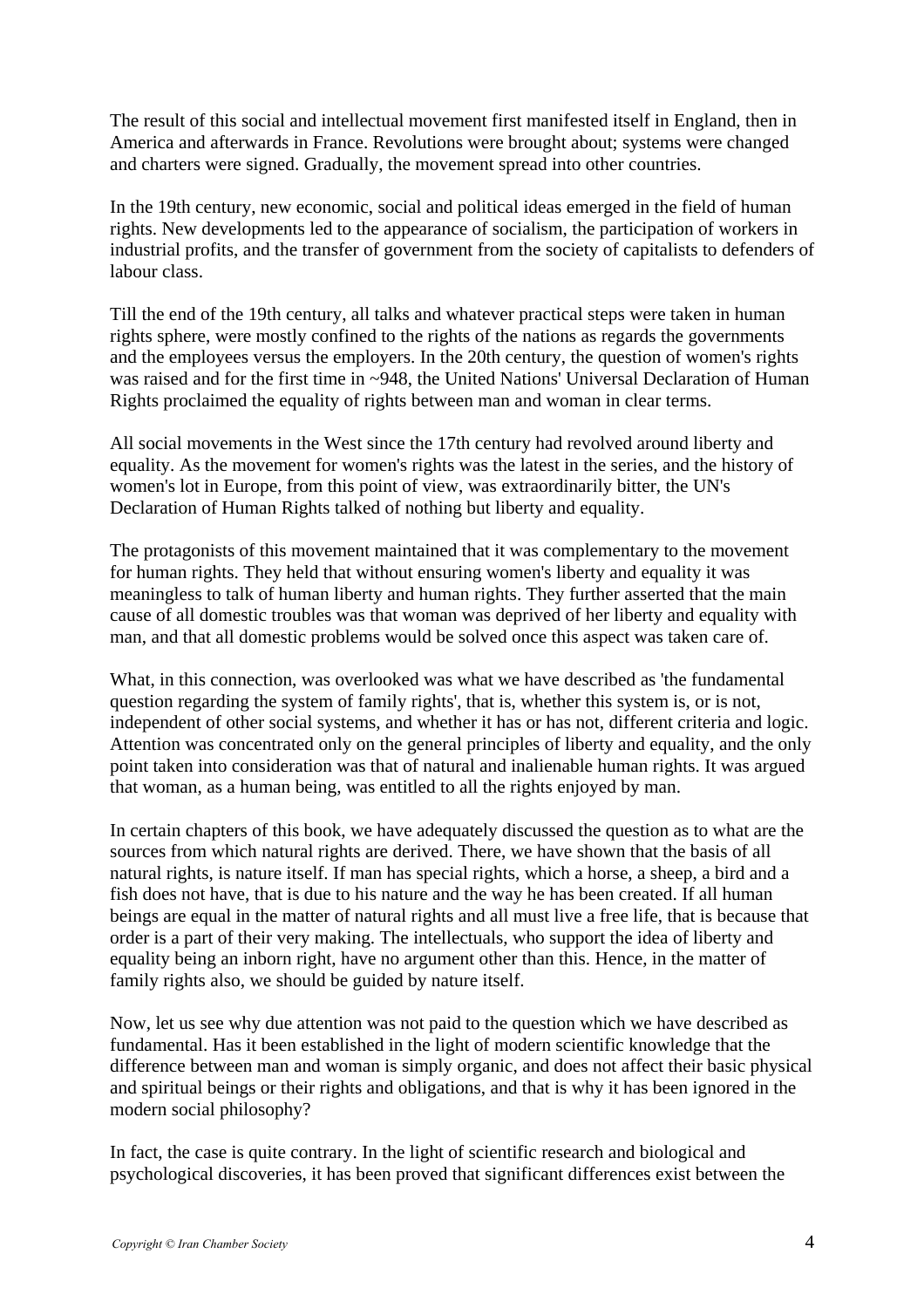The result of this social and intellectual movement first manifested itself in England, then in America and afterwards in France. Revolutions were brought about; systems were changed and charters were signed. Gradually, the movement spread into other countries.

In the 19th century, new economic, social and political ideas emerged in the field of human rights. New developments led to the appearance of socialism, the participation of workers in industrial profits, and the transfer of government from the society of capitalists to defenders of labour class.

Till the end of the 19th century, all talks and whatever practical steps were taken in human rights sphere, were mostly confined to the rights of the nations as regards the governments and the employees versus the employers. In the 20th century, the question of women's rights was raised and for the first time in ~948, the United Nations' Universal Declaration of Human Rights proclaimed the equality of rights between man and woman in clear terms.

All social movements in the West since the 17th century had revolved around liberty and equality. As the movement for women's rights was the latest in the series, and the history of women's lot in Europe, from this point of view, was extraordinarily bitter, the UN's Declaration of Human Rights talked of nothing but liberty and equality.

The protagonists of this movement maintained that it was complementary to the movement for human rights. They held that without ensuring women's liberty and equality it was meaningless to talk of human liberty and human rights. They further asserted that the main cause of all domestic troubles was that woman was deprived of her liberty and equality with man, and that all domestic problems would be solved once this aspect was taken care of.

What, in this connection, was overlooked was what we have described as 'the fundamental question regarding the system of family rights', that is, whether this system is, or is not, independent of other social systems, and whether it has or has not, different criteria and logic. Attention was concentrated only on the general principles of liberty and equality, and the only point taken into consideration was that of natural and inalienable human rights. It was argued that woman, as a human being, was entitled to all the rights enjoyed by man.

In certain chapters of this book, we have adequately discussed the question as to what are the sources from which natural rights are derived. There, we have shown that the basis of all natural rights, is nature itself. If man has special rights, which a horse, a sheep, a bird and a fish does not have, that is due to his nature and the way he has been created. If all human beings are equal in the matter of natural rights and all must live a free life, that is because that order is a part of their very making. The intellectuals, who support the idea of liberty and equality being an inborn right, have no argument other than this. Hence, in the matter of family rights also, we should be guided by nature itself.

Now, let us see why due attention was not paid to the question which we have described as fundamental. Has it been established in the light of modern scientific knowledge that the difference between man and woman is simply organic, and does not affect their basic physical and spiritual beings or their rights and obligations, and that is why it has been ignored in the modern social philosophy?

In fact, the case is quite contrary. In the light of scientific research and biological and psychological discoveries, it has been proved that significant differences exist between the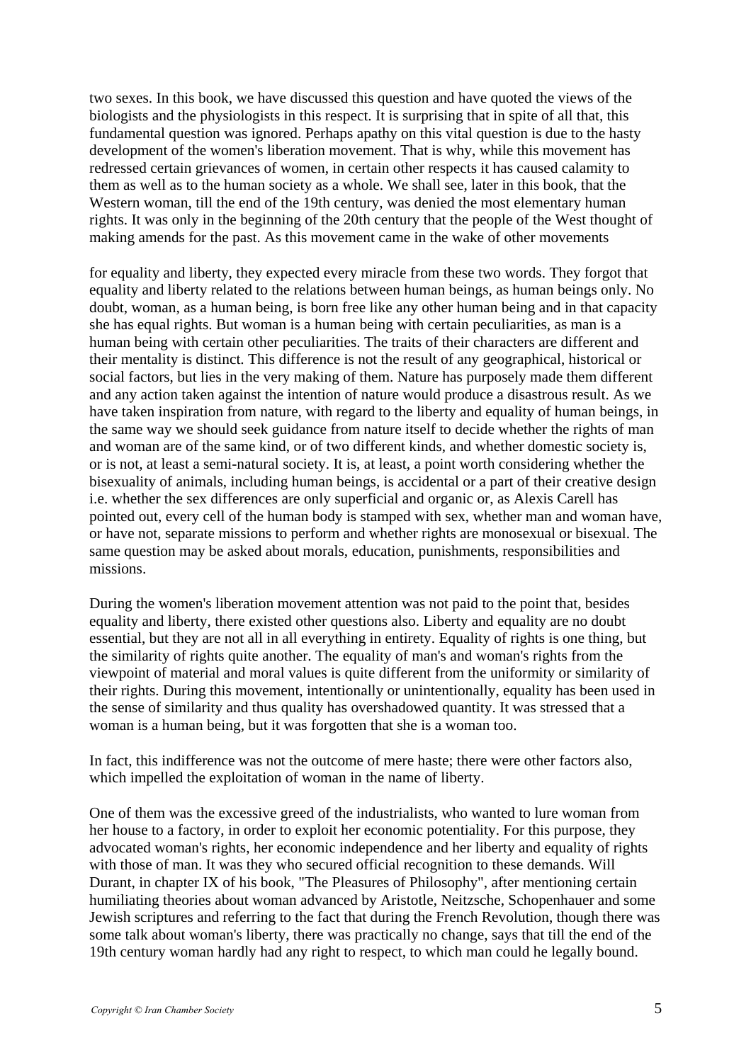two sexes. In this book, we have discussed this question and have quoted the views of the biologists and the physiologists in this respect. It is surprising that in spite of all that, this fundamental question was ignored. Perhaps apathy on this vital question is due to the hasty development of the women's liberation movement. That is why, while this movement has redressed certain grievances of women, in certain other respects it has caused calamity to them as well as to the human society as a whole. We shall see, later in this book, that the Western woman, till the end of the 19th century, was denied the most elementary human rights. It was only in the beginning of the 20th century that the people of the West thought of making amends for the past. As this movement came in the wake of other movements

for equality and liberty, they expected every miracle from these two words. They forgot that equality and liberty related to the relations between human beings, as human beings only. No doubt, woman, as a human being, is born free like any other human being and in that capacity she has equal rights. But woman is a human being with certain peculiarities, as man is a human being with certain other peculiarities. The traits of their characters are different and their mentality is distinct. This difference is not the result of any geographical, historical or social factors, but lies in the very making of them. Nature has purposely made them different and any action taken against the intention of nature would produce a disastrous result. As we have taken inspiration from nature, with regard to the liberty and equality of human beings, in the same way we should seek guidance from nature itself to decide whether the rights of man and woman are of the same kind, or of two different kinds, and whether domestic society is, or is not, at least a semi-natural society. It is, at least, a point worth considering whether the bisexuality of animals, including human beings, is accidental or a part of their creative design i.e. whether the sex differences are only superficial and organic or, as Alexis Carell has pointed out, every cell of the human body is stamped with sex, whether man and woman have, or have not, separate missions to perform and whether rights are monosexual or bisexual. The same question may be asked about morals, education, punishments, responsibilities and missions.

During the women's liberation movement attention was not paid to the point that, besides equality and liberty, there existed other questions also. Liberty and equality are no doubt essential, but they are not all in all everything in entirety. Equality of rights is one thing, but the similarity of rights quite another. The equality of man's and woman's rights from the viewpoint of material and moral values is quite different from the uniformity or similarity of their rights. During this movement, intentionally or unintentionally, equality has been used in the sense of similarity and thus quality has overshadowed quantity. It was stressed that a woman is a human being, but it was forgotten that she is a woman too.

In fact, this indifference was not the outcome of mere haste; there were other factors also, which impelled the exploitation of woman in the name of liberty.

One of them was the excessive greed of the industrialists, who wanted to lure woman from her house to a factory, in order to exploit her economic potentiality. For this purpose, they advocated woman's rights, her economic independence and her liberty and equality of rights with those of man. It was they who secured official recognition to these demands. Will Durant, in chapter IX of his book, "The Pleasures of Philosophy", after mentioning certain humiliating theories about woman advanced by Aristotle, Neitzsche, Schopenhauer and some Jewish scriptures and referring to the fact that during the French Revolution, though there was some talk about woman's liberty, there was practically no change, says that till the end of the 19th century woman hardly had any right to respect, to which man could he legally bound.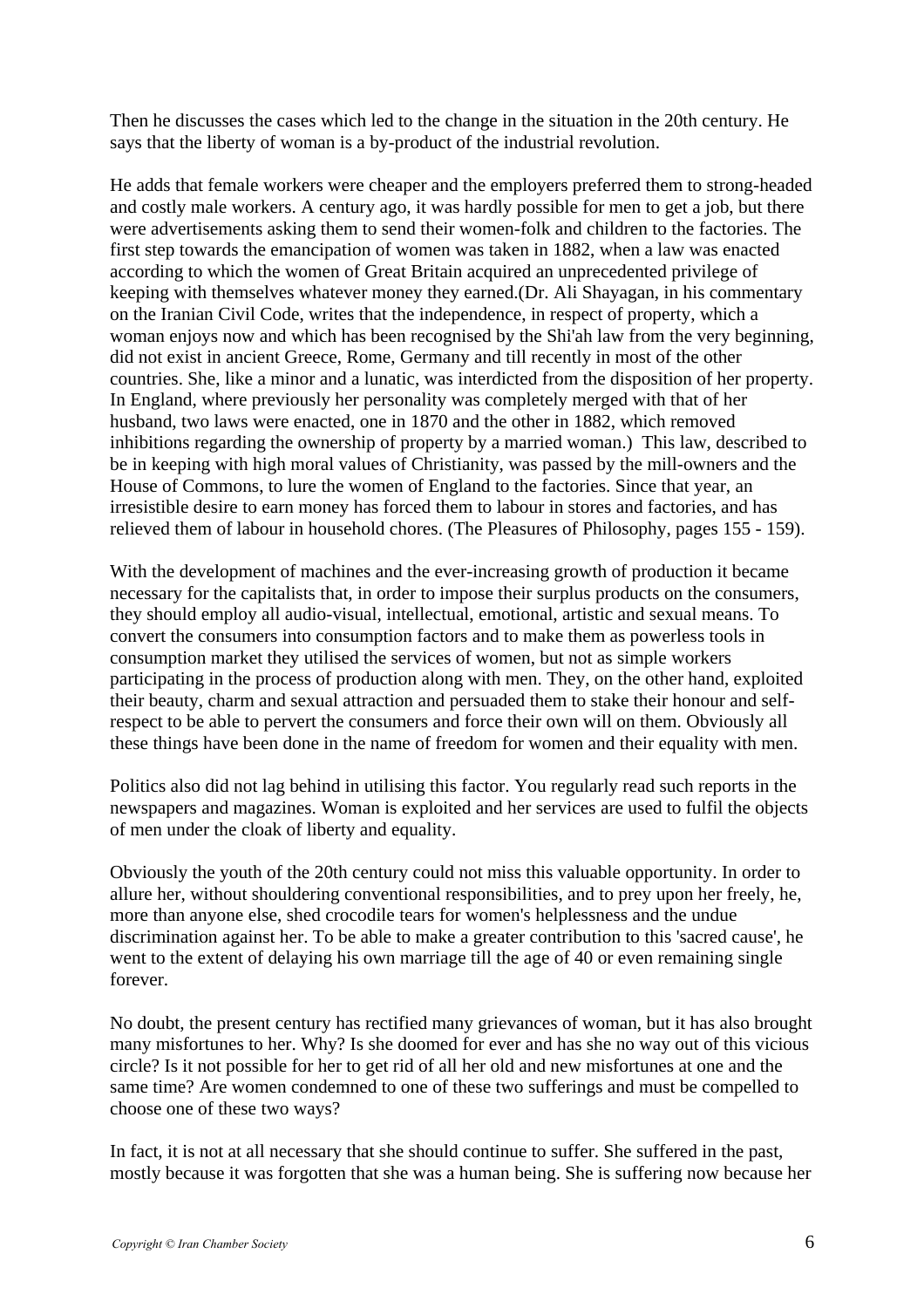Then he discusses the cases which led to the change in the situation in the 20th century. He says that the liberty of woman is a by-product of the industrial revolution.

He adds that female workers were cheaper and the employers preferred them to strong-headed and costly male workers. A century ago, it was hardly possible for men to get a job, but there were advertisements asking them to send their women-folk and children to the factories. The first step towards the emancipation of women was taken in 1882, when a law was enacted according to which the women of Great Britain acquired an unprecedented privilege of keeping with themselves whatever money they earned.(Dr. Ali Shayagan, in his commentary on the Iranian Civil Code, writes that the independence, in respect of property, which a woman enjoys now and which has been recognised by the Shi'ah law from the very beginning, did not exist in ancient Greece, Rome, Germany and till recently in most of the other countries. She, like a minor and a lunatic, was interdicted from the disposition of her property. In England, where previously her personality was completely merged with that of her husband, two laws were enacted, one in 1870 and the other in 1882, which removed inhibitions regarding the ownership of property by a married woman.) This law, described to be in keeping with high moral values of Christianity, was passed by the mill-owners and the House of Commons, to lure the women of England to the factories. Since that year, an irresistible desire to earn money has forced them to labour in stores and factories, and has relieved them of labour in household chores. (The Pleasures of Philosophy, pages 155 - 159).

With the development of machines and the ever-increasing growth of production it became necessary for the capitalists that, in order to impose their surplus products on the consumers, they should employ all audio-visual, intellectual, emotional, artistic and sexual means. To convert the consumers into consumption factors and to make them as powerless tools in consumption market they utilised the services of women, but not as simple workers participating in the process of production along with men. They, on the other hand, exploited their beauty, charm and sexual attraction and persuaded them to stake their honour and self-respect to be able to pervert the consumers and force their own will on them. Obviously all these things have been done in the name of freedom for women and their equality with men.

Politics also did not lag behind in utilising this factor. You regularly read such reports in the newspapers and magazines. Woman is exploited and her services are used to fulfil the objects of men under the cloak of liberty and equality.

Obviously the youth of the 20th century could not miss this valuable opportunity. In order to allure her, without shouldering conventional responsibilities, and to prey upon her freely, he, more than anyone else, shed crocodile tears for women's helplessness and the undue discrimination against her. To be able to make a greater contribution to this 'sacred cause', he went to the extent of delaying his own marriage till the age of 40 or even remaining single forever.

No doubt, the present century has rectified many grievances of woman, but it has also brought many misfortunes to her. Why? Is she doomed for ever and has she no way out of this vicious circle? Is it not possible for her to get rid of all her old and new misfortunes at one and the same time? Are women condemned to one of these two sufferings and must be compelled to choose one of these two ways?

In fact, it is not at all necessary that she should continue to suffer. She suffered in the past, mostly because it was forgotten that she was a human being. She is suffering now because her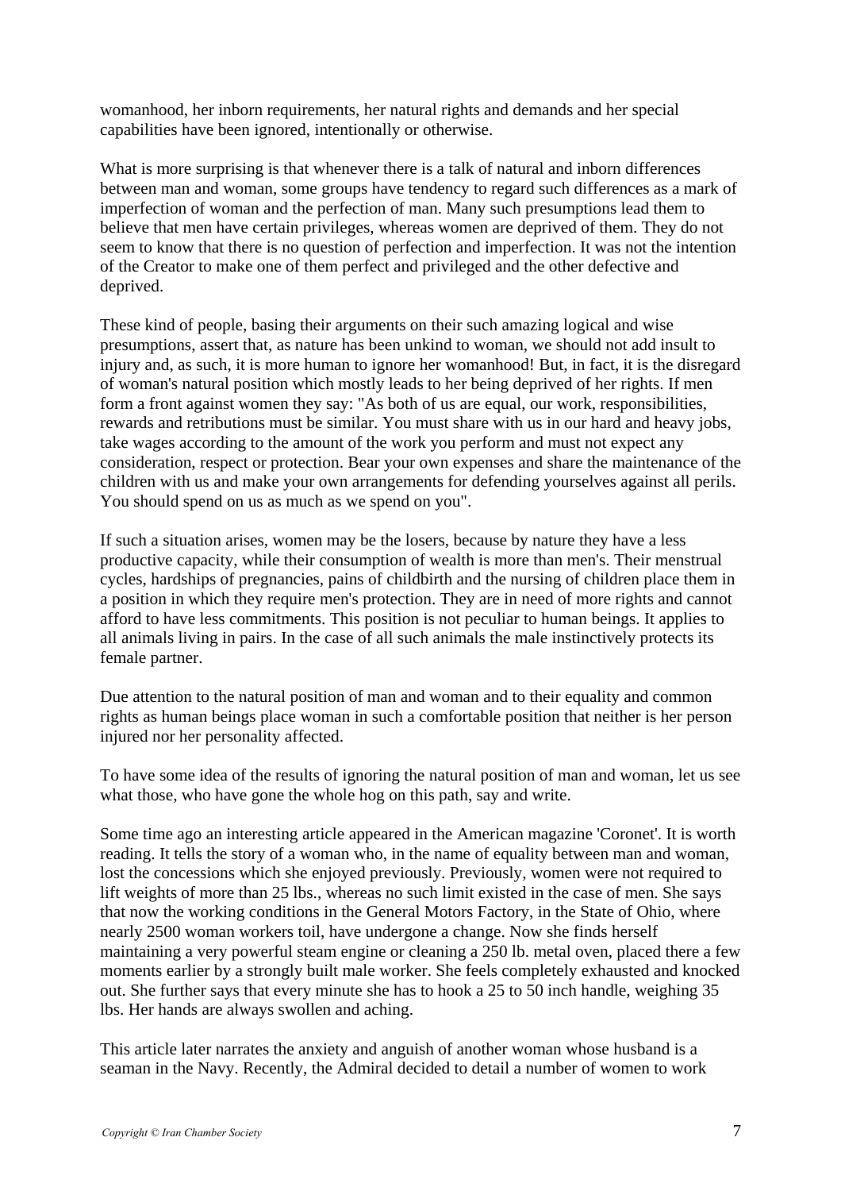womanhood, her inborn requirements, her natural rights and demands and her special capabilities have been ignored, intentionally or otherwise.

What is more surprising is that whenever there is a talk of natural and inborn differences between man and woman, some groups have tendency to regard such differences as a mark of imperfection of woman and the perfection of man. Many such presumptions lead them to believe that men have certain privileges, whereas women are deprived of them. They do not seem to know that there is no question of perfection and imperfection. It was not the intention of the Creator to make one of them perfect and privileged and the other defective and deprived.

These kind of people, basing their arguments on their such amazing logical and wise presumptions, assert that, as nature has been unkind to woman, we should not add insult to injury and, as such, it is more human to ignore her womanhood! But, in fact, it is the disregard of woman's natural position which mostly leads to her being deprived of her rights. If men form a front against women they say: "As both of us are equal, our work, responsibilities, rewards and retributions must be similar. You must share with us in our hard and heavy jobs, take wages according to the amount of the work you perform and must not expect any consideration, respect or protection. Bear your own expenses and share the maintenance of the children with us and make your own arrangements for defending yourselves against all perils. You should spend on us as much as we spend on you".

If such a situation arises, women may be the losers, because by nature they have a less productive capacity, while their consumption of wealth is more than men's. Their menstrual cycles, hardships of pregnancies, pains of childbirth and the nursing of children place them in a position in which they require men's protection. They are in need of more rights and cannot afford to have less commitments. This position is not peculiar to human beings. It applies to all animals living in pairs. In the case of all such animals the male instinctively protects its female partner.

Due attention to the natural position of man and woman and to their equality and common rights as human beings place woman in such a comfortable position that neither is her person injured nor her personality affected.

To have some idea of the results of ignoring the natural position of man and woman, let us see what those, who have gone the whole hog on this path, say and write.

Some time ago an interesting article appeared in the American magazine 'Coronet'. It is worth reading. It tells the story of a woman who, in the name of equality between man and woman, lost the concessions which she enjoyed previously. Previously, women were not required to lift weights of more than 25 lbs., whereas no such limit existed in the case of men. She says that now the working conditions in the General Motors Factory, in the State of Ohio, where nearly 2500 woman workers toil, have undergone a change. Now she finds herself maintaining a very powerful steam engine or cleaning a 250 lb. metal oven, placed there a few moments earlier by a strongly built male worker. She feels completely exhausted and knocked out. She further says that every minute she has to hook a 25 to 50 inch handle, weighing 35 lbs. Her hands are always swollen and aching.

This article later narrates the anxiety and anguish of another woman whose husband is a seaman in the Navy. Recently, the Admiral decided to detail a number of women to work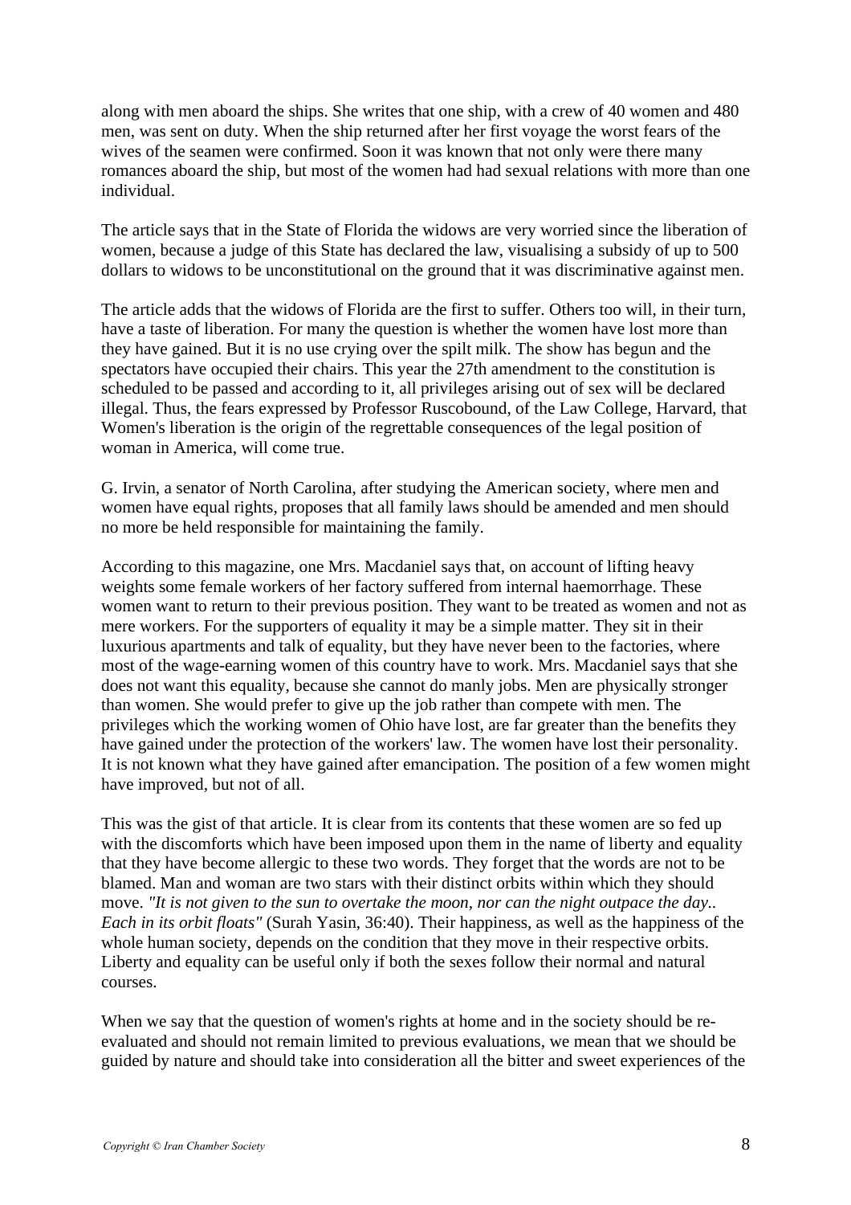along with men aboard the ships. She writes that one ship, with a crew of 40 women and 480 men, was sent on duty. When the ship returned after her first voyage the worst fears of the wives of the seamen were confirmed. Soon it was known that not only were there many romances aboard the ship, but most of the women had had sexual relations with more than one individual.

The article says that in the State of Florida the widows are very worried since the liberation of women, because a judge of this State has declared the law, visualising a subsidy of up to 500 dollars to widows to be unconstitutional on the ground that it was discriminative against men.

The article adds that the widows of Florida are the first to suffer. Others too will, in their turn, have a taste of liberation. For many the question is whether the women have lost more than they have gained. But it is no use crying over the spilt milk. The show has begun and the spectators have occupied their chairs. This year the 27th amendment to the constitution is scheduled to be passed and according to it, all privileges arising out of sex will be declared illegal. Thus, the fears expressed by Professor Ruscobound, of the Law College, Harvard, that Women's liberation is the origin of the regrettable consequences of the legal position of woman in America, will come true.

G. Irvin, a senator of North Carolina, after studying the American society, where men and women have equal rights, proposes that all family laws should be amended and men should no more be held responsible for maintaining the family.

According to this magazine, one Mrs. Macdaniel says that, on account of lifting heavy weights some female workers of her factory suffered from internal haemorrhage. These women want to return to their previous position. They want to be treated as women and not as mere workers. For the supporters of equality it may be a simple matter. They sit in their luxurious apartments and talk of equality, but they have never been to the factories, where most of the wage-earning women of this country have to work. Mrs. Macdaniel says that she does not want this equality, because she cannot do manly jobs. Men are physically stronger than women. She would prefer to give up the job rather than compete with men. The privileges which the working women of Ohio have lost, are far greater than the benefits they have gained under the protection of the workers' law. The women have lost their personality. It is not known what they have gained after emancipation. The position of a few women might have improved, but not of all.

This was the gist of that article. It is clear from its contents that these women are so fed up with the discomforts which have been imposed upon them in the name of liberty and equality that they have become allergic to these two words. They forget that the words are not to be blamed. Man and woman are two stars with their distinct orbits within which they should move. *"It is not given to the sun to overtake the moon, nor can the night outpace the day.. Each in its orbit floats"* (Surah Yasin, 36:40). Their happiness, as well as the happiness of the whole human society, depends on the condition that they move in their respective orbits. Liberty and equality can be useful only if both the sexes follow their normal and natural courses.

When we say that the question of women's rights at home and in the society should be re-evaluated and should not remain limited to previous evaluations, we mean that we should be guided by nature and should take into consideration all the bitter and sweet experiences of the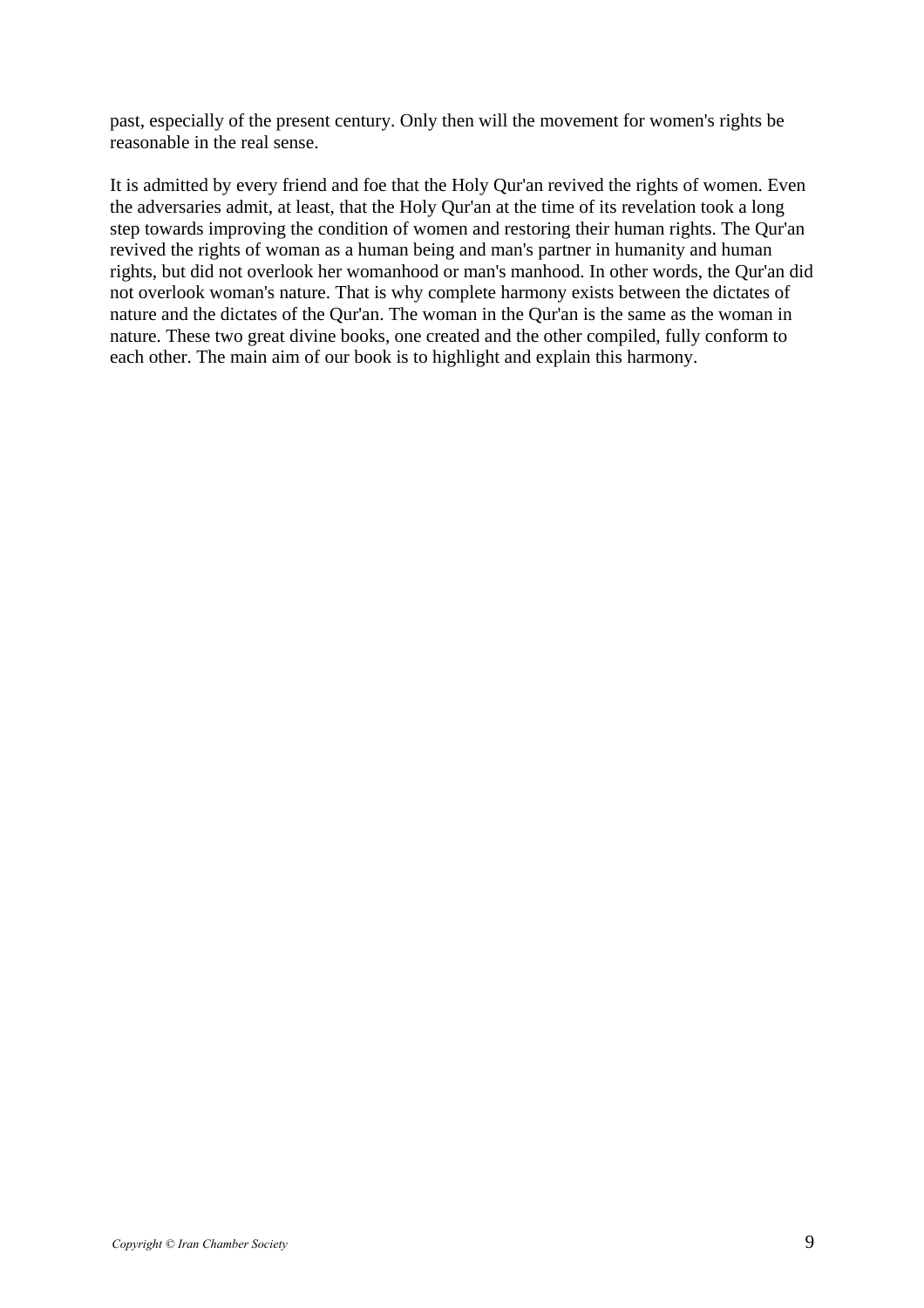past, especially of the present century. Only then will the movement for women's rights be reasonable in the real sense.

It is admitted by every friend and foe that the Holy Qur'an revived the rights of women. Even the adversaries admit, at least, that the Holy Qur'an at the time of its revelation took a long step towards improving the condition of women and restoring their human rights. The Qur'an revived the rights of woman as a human being and man's partner in humanity and human rights, but did not overlook her womanhood or man's manhood. In other words, the Qur'an did not overlook woman's nature. That is why complete harmony exists between the dictates of nature and the dictates of the Qur'an. The woman in the Qur'an is the same as the woman in nature. These two great divine books, one created and the other compiled, fully conform to each other. The main aim of our book is to highlight and explain this harmony.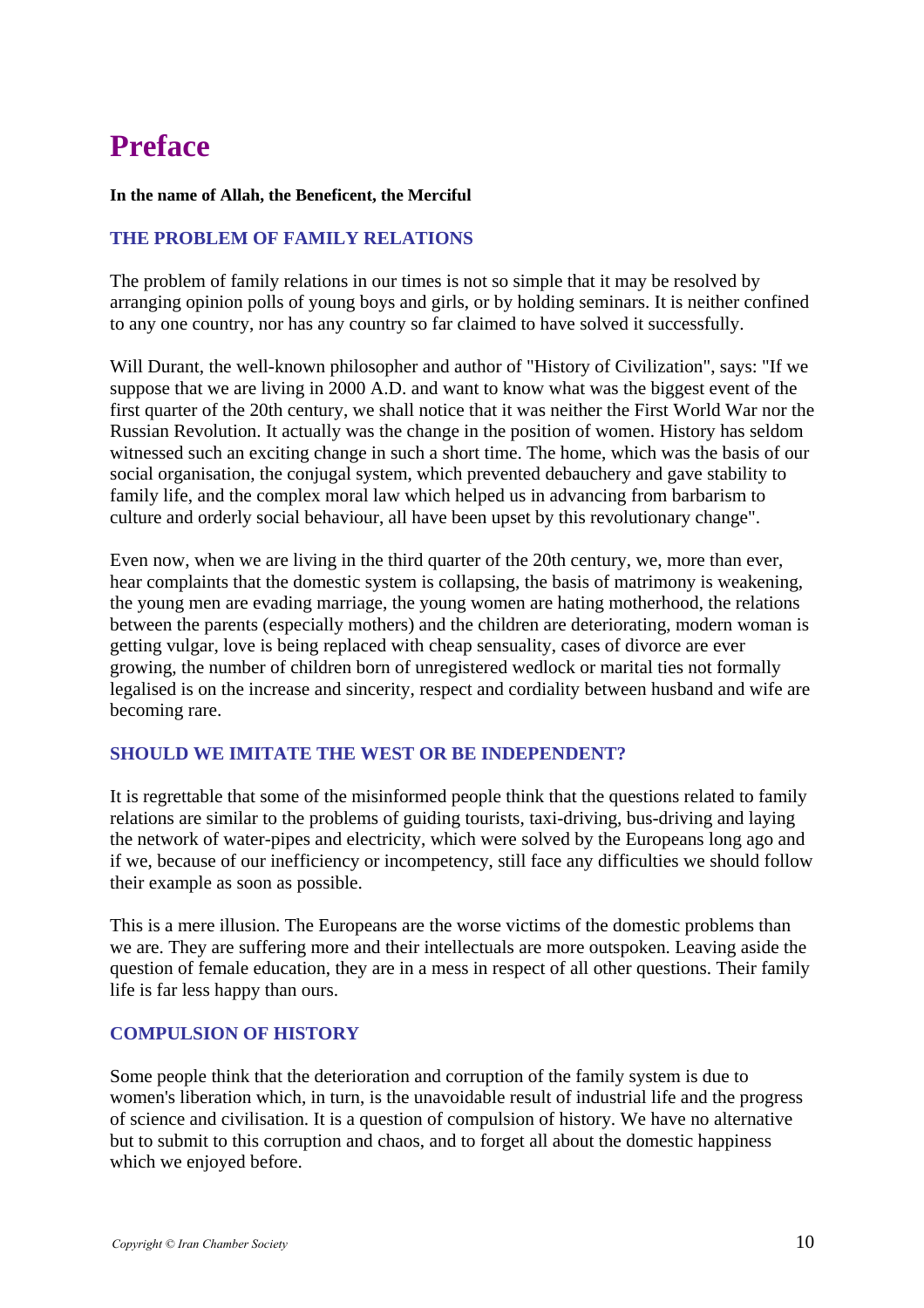# Preface

**In the name of Allah, the Beneficent, the Merciful**

### THE PROBLEM OF FAMILY RELATIONS

The problem of family relations in our times is not so simple that it may be resolved by arranging opinion polls of young boys and girls, or by holding seminars. It is neither confined to any one country, nor has any country so far claimed to have solved it successfully.

Will Durant, the well-known philosopher and author of "History of Civilization", says: "If we suppose that we are living in 2000 A.D. and want to know what was the biggest event of the first quarter of the 20th century, we shall notice that it was neither the First World War nor the Russian Revolution. It actually was the change in the position of women. History has seldom witnessed such an exciting change in such a short time. The home, which was the basis of our social organisation, the conjugal system, which prevented debauchery and gave stability to family life, and the complex moral law which helped us in advancing from barbarism to culture and orderly social behaviour, all have been upset by this revolutionary change".

Even now, when we are living in the third quarter of the 20th century, we, more than ever, hear complaints that the domestic system is collapsing, the basis of matrimony is weakening, the young men are evading marriage, the young women are hating motherhood, the relations between the parents (especially mothers) and the children are deteriorating, modern woman is getting vulgar, love is being replaced with cheap sensuality, cases of divorce are ever growing, the number of children born of unregistered wedlock or marital ties not formally legalised is on the increase and sincerity, respect and cordiality between husband and wife are becoming rare.

### SHOULD WE IMITATE THE WEST OR BE INDEPENDENT?

It is regrettable that some of the misinformed people think that the questions related to family relations are similar to the problems of guiding tourists, taxi-driving, bus-driving and laying the network of water-pipes and electricity, which were solved by the Europeans long ago and if we, because of our inefficiency or incompetency, still face any difficulties we should follow their example as soon as possible.

This is a mere illusion. The Europeans are the worse victims of the domestic problems than we are. They are suffering more and their intellectuals are more outspoken. Leaving aside the question of female education, they are in a mess in respect of all other questions. Their family life is far less happy than ours.

### COMPULSION OF HISTORY

Some people think that the deterioration and corruption of the family system is due to women's liberation which, in turn, is the unavoidable result of industrial life and the progress of science and civilisation. It is a question of compulsion of history. We have no alternative but to submit to this corruption and chaos, and to forget all about the domestic happiness which we enjoyed before.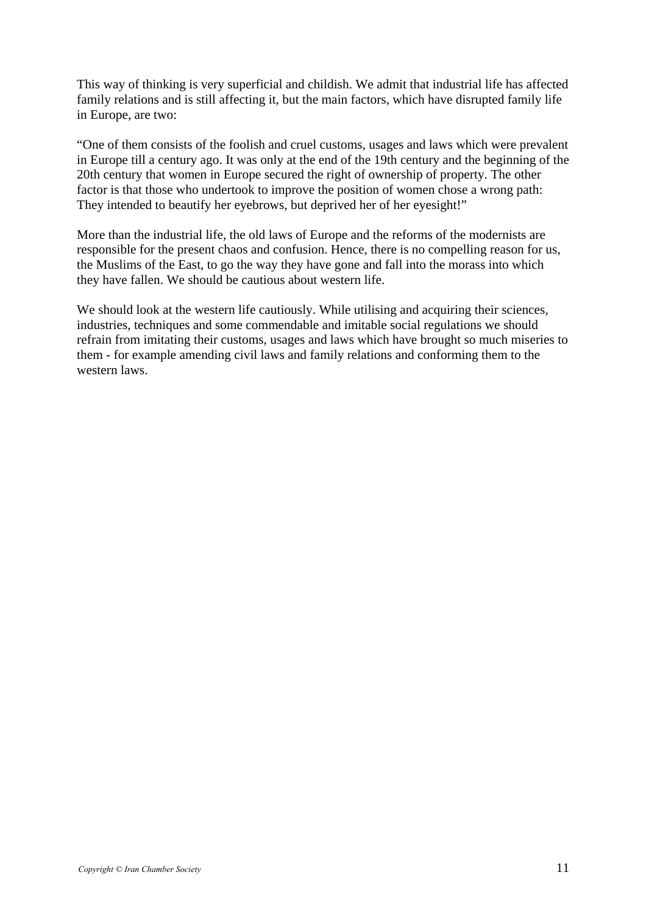This way of thinking is very superficial and childish. We admit that industrial life has affected family relations and is still affecting it, but the main factors, which have disrupted family life in Europe, are two:

“One of them consists of the foolish and cruel customs, usages and laws which were prevalent in Europe till a century ago. It was only at the end of the 19th century and the beginning of the 20th century that women in Europe secured the right of ownership of property. The other factor is that those who undertook to improve the position of women chose a wrong path: They intended to beautify her eyebrows, but deprived her of her eyesight!”

More than the industrial life, the old laws of Europe and the reforms of the modernists are responsible for the present chaos and confusion. Hence, there is no compelling reason for us, the Muslims of the East, to go the way they have gone and fall into the morass into which they have fallen. We should be cautious about western life.

We should look at the western life cautiously. While utilising and acquiring their sciences, industries, techniques and some commendable and imitable social regulations we should refrain from imitating their customs, usages and laws which have brought so much miseries to them - for example amending civil laws and family relations and conforming them to the western laws.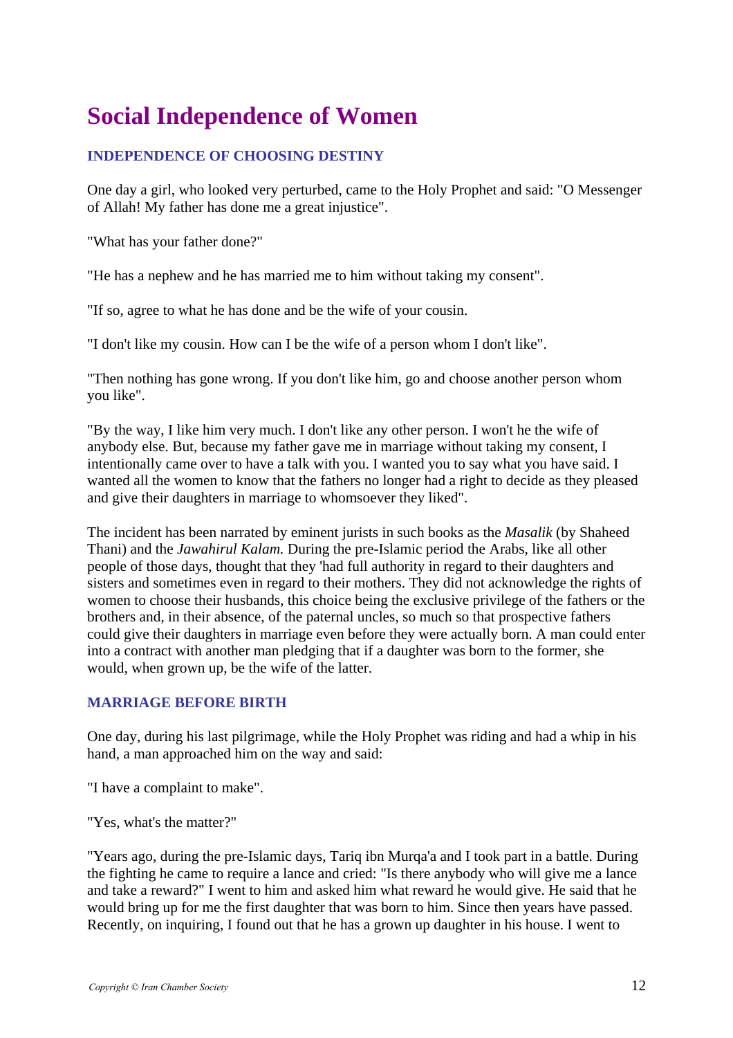# Social Independence of Women

### INDEPENDENCE OF CHOOSING DESTINY

One day a girl, who looked very perturbed, came to the Holy Prophet and said: "O Messenger of Allah! My father has done me a great injustice".

"What has your father done?"

"He has a nephew and he has married me to him without taking my consent".

"If so, agree to what he has done and be the wife of your cousin.

"I don't like my cousin. How can I be the wife of a person whom I don't like".

"Then nothing has gone wrong. If you don't like him, go and choose another person whom you like".

"By the way, I like him very much. I don't like any other person. I won't he the wife of anybody else. But, because my father gave me in marriage without taking my consent, I intentionally came over to have a talk with you. I wanted you to say what you have said. I wanted all the women to know that the fathers no longer had a right to decide as they pleased and give their daughters in marriage to whomsoever they liked".

The incident has been narrated by eminent jurists in such books as the *Masalik* (by Shaheed Thani) and the *Jawahirul Kalam.* During the pre-Islamic period the Arabs, like all other people of those days, thought that they 'had full authority in regard to their daughters and sisters and sometimes even in regard to their mothers. They did not acknowledge the rights of women to choose their husbands, this choice being the exclusive privilege of the fathers or the brothers and, in their absence, of the paternal uncles, so much so that prospective fathers could give their daughters in marriage even before they were actually born. A man could enter into a contract with another man pledging that if a daughter was born to the former, she would, when grown up, be the wife of the latter.

### MARRIAGE BEFORE BIRTH

One day, during his last pilgrimage, while the Holy Prophet was riding and had a whip in his hand, a man approached him on the way and said:

"I have a complaint to make".

"Yes, what's the matter?"

"Years ago, during the pre-Islamic days, Tariq ibn Murqa'a and I took part in a battle. During the fighting he came to require a lance and cried: "Is there anybody who will give me a lance and take a reward?" I went to him and asked him what reward he would give. He said that he would bring up for me the first daughter that was born to him. Since then years have passed. Recently, on inquiring, I found out that he has a grown up daughter in his house. I went to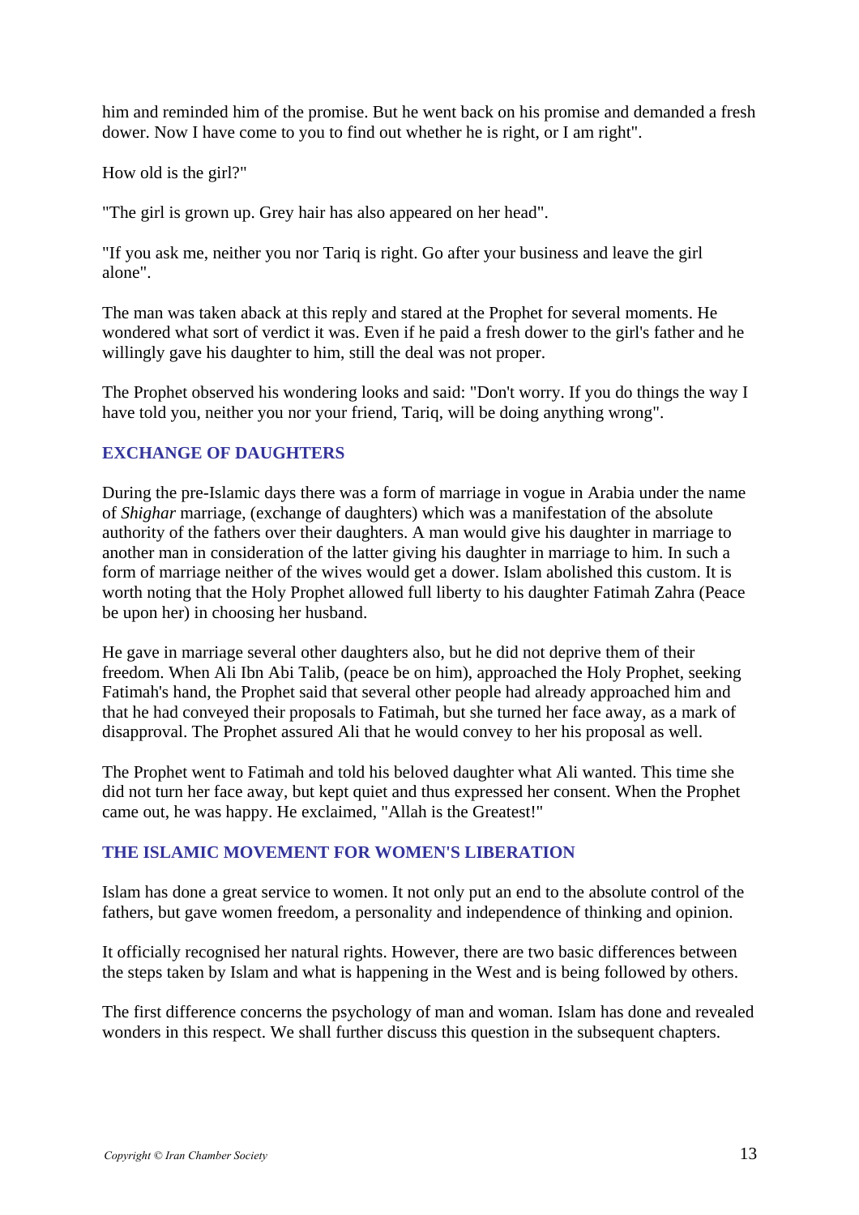him and reminded him of the promise. But he went back on his promise and demanded a fresh dower. Now I have come to you to find out whether he is right, or I am right".

How old is the girl?"

"The girl is grown up. Grey hair has also appeared on her head".

"If you ask me, neither you nor Tariq is right. Go after your business and leave the girl alone".

The man was taken aback at this reply and stared at the Prophet for several moments. He wondered what sort of verdict it was. Even if he paid a fresh dower to the girl's father and he willingly gave his daughter to him, still the deal was not proper.

The Prophet observed his wondering looks and said: "Don't worry. If you do things the way I have told you, neither you nor your friend, Tariq, will be doing anything wrong".

## EXCHANGE OF DAUGHTERS

During the pre-Islamic days there was a form of marriage in vogue in Arabia under the name of *Shighar* marriage, (exchange of daughters) which was a manifestation of the absolute authority of the fathers over their daughters. A man would give his daughter in marriage to another man in consideration of the latter giving his daughter in marriage to him. In such a form of marriage neither of the wives would get a dower. Islam abolished this custom. It is worth noting that the Holy Prophet allowed full liberty to his daughter Fatimah Zahra (Peace be upon her) in choosing her husband.

He gave in marriage several other daughters also, but he did not deprive them of their freedom. When Ali Ibn Abi Talib, (peace be on him), approached the Holy Prophet, seeking Fatimah's hand, the Prophet said that several other people had already approached him and that he had conveyed their proposals to Fatimah, but she turned her face away, as a mark of disapproval. The Prophet assured Ali that he would convey to her his proposal as well.

The Prophet went to Fatimah and told his beloved daughter what Ali wanted. This time she did not turn her face away, but kept quiet and thus expressed her consent. When the Prophet came out, he was happy. He exclaimed, "Allah is the Greatest!"

## THE ISLAMIC MOVEMENT FOR WOMEN'S LIBERATION

Islam has done a great service to women. It not only put an end to the absolute control of the fathers, but gave women freedom, a personality and independence of thinking and opinion.

It officially recognised her natural rights. However, there are two basic differences between the steps taken by Islam and what is happening in the West and is being followed by others.

The first difference concerns the psychology of man and woman. Islam has done and revealed wonders in this respect. We shall further discuss this question in the subsequent chapters.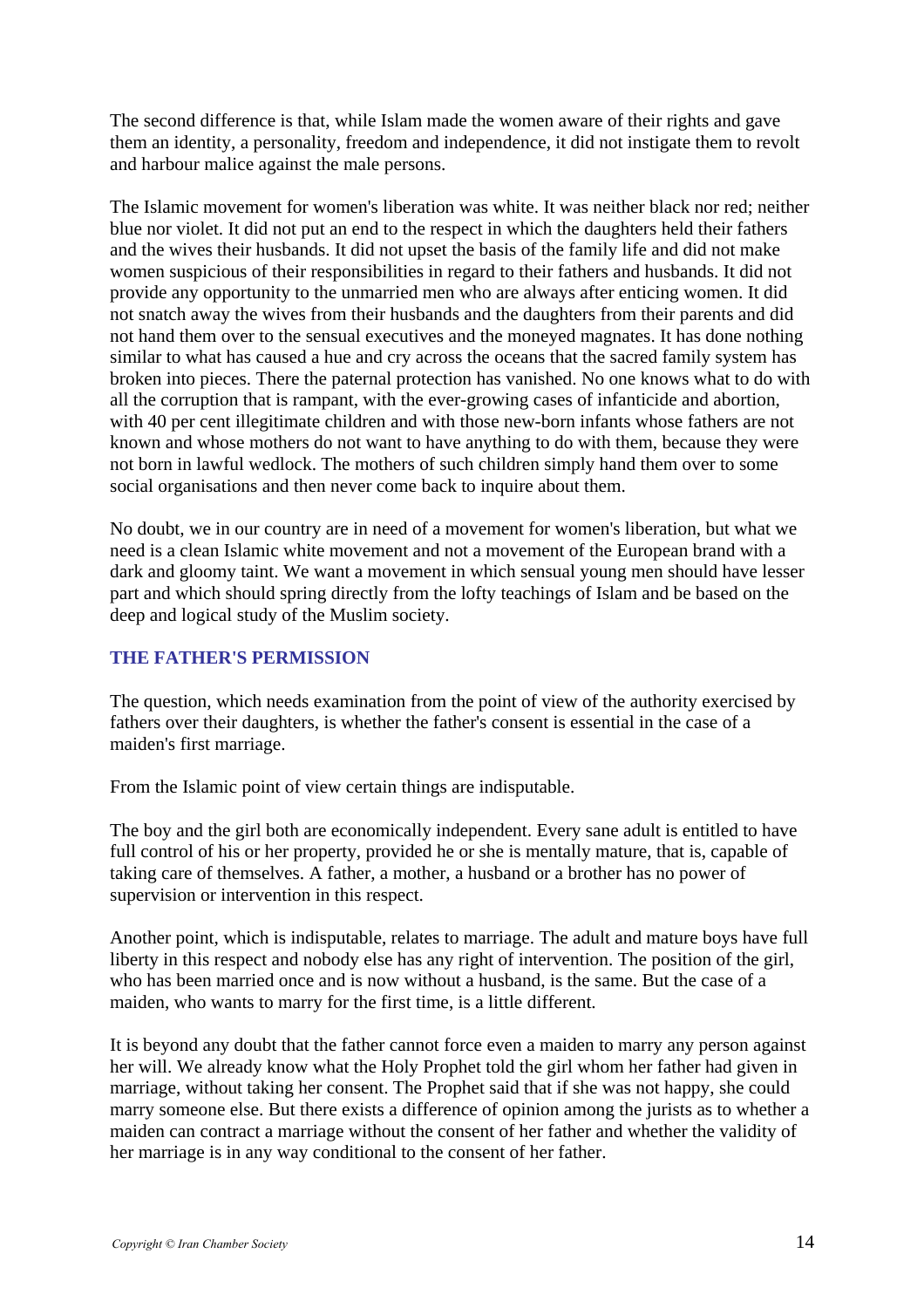The second difference is that, while Islam made the women aware of their rights and gave them an identity, a personality, freedom and independence, it did not instigate them to revolt and harbour malice against the male persons.

The Islamic movement for women's liberation was white. It was neither black nor red; neither blue nor violet. It did not put an end to the respect in which the daughters held their fathers and the wives their husbands. It did not upset the basis of the family life and did not make women suspicious of their responsibilities in regard to their fathers and husbands. It did not provide any opportunity to the unmarried men who are always after enticing women. It did not snatch away the wives from their husbands and the daughters from their parents and did not hand them over to the sensual executives and the moneyed magnates. It has done nothing similar to what has caused a hue and cry across the oceans that the sacred family system has broken into pieces. There the paternal protection has vanished. No one knows what to do with all the corruption that is rampant, with the ever-growing cases of infanticide and abortion, with 40 per cent illegitimate children and with those new-born infants whose fathers are not known and whose mothers do not want to have anything to do with them, because they were not born in lawful wedlock. The mothers of such children simply hand them over to some social organisations and then never come back to inquire about them.

No doubt, we in our country are in need of a movement for women's liberation, but what we need is a clean Islamic white movement and not a movement of the European brand with a dark and gloomy taint. We want a movement in which sensual young men should have lesser part and which should spring directly from the lofty teachings of Islam and be based on the deep and logical study of the Muslim society.

### THE FATHER'S PERMISSION

The question, which needs examination from the point of view of the authority exercised by fathers over their daughters, is whether the father's consent is essential in the case of a maiden's first marriage.

From the Islamic point of view certain things are indisputable.

The boy and the girl both are economically independent. Every sane adult is entitled to have full control of his or her property, provided he or she is mentally mature, that is, capable of taking care of themselves. A father, a mother, a husband or a brother has no power of supervision or intervention in this respect.

Another point, which is indisputable, relates to marriage. The adult and mature boys have full liberty in this respect and nobody else has any right of intervention. The position of the girl, who has been married once and is now without a husband, is the same. But the case of a maiden, who wants to marry for the first time, is a little different.

It is beyond any doubt that the father cannot force even a maiden to marry any person against her will. We already know what the Holy Prophet told the girl whom her father had given in marriage, without taking her consent. The Prophet said that if she was not happy, she could marry someone else. But there exists a difference of opinion among the jurists as to whether a maiden can contract a marriage without the consent of her father and whether the validity of her marriage is in any way conditional to the consent of her father.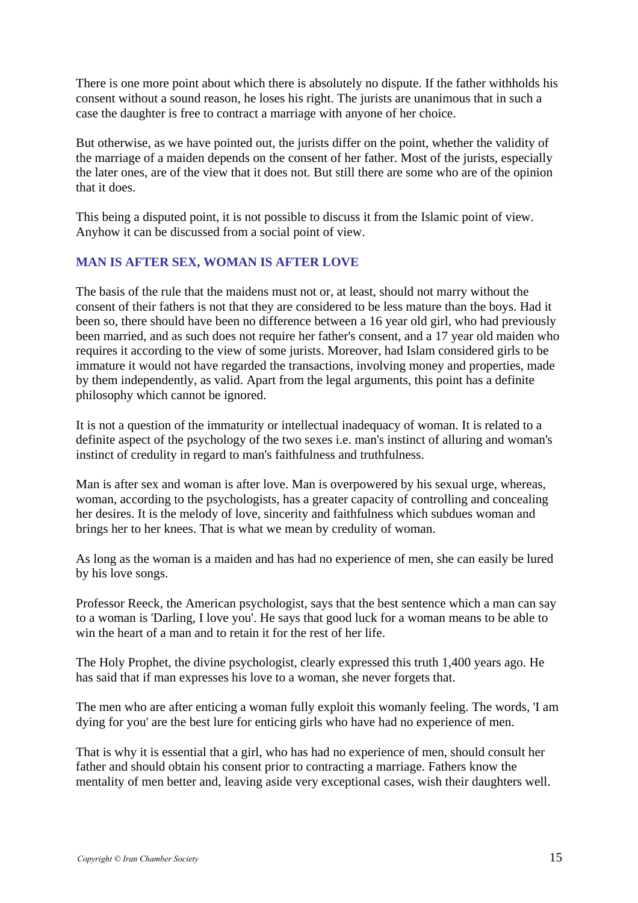There is one more point about which there is absolutely no dispute. If the father withholds his consent without a sound reason, he loses his right. The jurists are unanimous that in such a case the daughter is free to contract a marriage with anyone of her choice.

But otherwise, as we have pointed out, the jurists differ on the point, whether the validity of the marriage of a maiden depends on the consent of her father. Most of the jurists, especially the later ones, are of the view that it does not. But still there are some who are of the opinion that it does.

This being a disputed point, it is not possible to discuss it from the Islamic point of view. Anyhow it can be discussed from a social point of view.

### MAN IS AFTER SEX, WOMAN IS AFTER LOVE

The basis of the rule that the maidens must not or, at least, should not marry without the consent of their fathers is not that they are considered to be less mature than the boys. Had it been so, there should have been no difference between a 16 year old girl, who had previously been married, and as such does not require her father's consent, and a 17 year old maiden who requires it according to the view of some jurists. Moreover, had Islam considered girls to be immature it would not have regarded the transactions, involving money and properties, made by them independently, as valid. Apart from the legal arguments, this point has a definite philosophy which cannot be ignored.

It is not a question of the immaturity or intellectual inadequacy of woman. It is related to a definite aspect of the psychology of the two sexes i.e. man's instinct of alluring and woman's instinct of credulity in regard to man's faithfulness and truthfulness.

Man is after sex and woman is after love. Man is overpowered by his sexual urge, whereas, woman, according to the psychologists, has a greater capacity of controlling and concealing her desires. It is the melody of love, sincerity and faithfulness which subdues woman and brings her to her knees. That is what we mean by credulity of woman.

As long as the woman is a maiden and has had no experience of men, she can easily be lured by his love songs.

Professor Reeck, the American psychologist, says that the best sentence which a man can say to a woman is 'Darling, I love you'. He says that good luck for a woman means to be able to win the heart of a man and to retain it for the rest of her life.

The Holy Prophet, the divine psychologist, clearly expressed this truth 1,400 years ago. He has said that if man expresses his love to a woman, she never forgets that.

The men who are after enticing a woman fully exploit this womanly feeling. The words, 'I am dying for you' are the best lure for enticing girls who have had no experience of men.

That is why it is essential that a girl, who has had no experience of men, should consult her father and should obtain his consent prior to contracting a marriage. Fathers know the mentality of men better and, leaving aside very exceptional cases, wish their daughters well.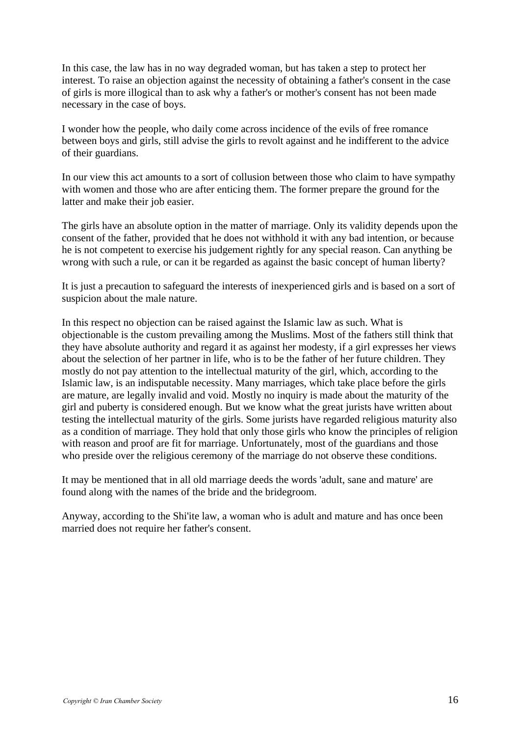In this case, the law has in no way degraded woman, but has taken a step to protect her interest. To raise an objection against the necessity of obtaining a father's consent in the case of girls is more illogical than to ask why a father's or mother's consent has not been made necessary in the case of boys.

I wonder how the people, who daily come across incidence of the evils of free romance between boys and girls, still advise the girls to revolt against and he indifferent to the advice of their guardians.

In our view this act amounts to a sort of collusion between those who claim to have sympathy with women and those who are after enticing them. The former prepare the ground for the latter and make their job easier.

The girls have an absolute option in the matter of marriage. Only its validity depends upon the consent of the father, provided that he does not withhold it with any bad intention, or because he is not competent to exercise his judgement rightly for any special reason. Can anything be wrong with such a rule, or can it be regarded as against the basic concept of human liberty?

It is just a precaution to safeguard the interests of inexperienced girls and is based on a sort of suspicion about the male nature.

In this respect no objection can be raised against the Islamic law as such. What is objectionable is the custom prevailing among the Muslims. Most of the fathers still think that they have absolute authority and regard it as against her modesty, if a girl expresses her views about the selection of her partner in life, who is to be the father of her future children. They mostly do not pay attention to the intellectual maturity of the girl, which, according to the Islamic law, is an indisputable necessity. Many marriages, which take place before the girls are mature, are legally invalid and void. Mostly no inquiry is made about the maturity of the girl and puberty is considered enough. But we know what the great jurists have written about testing the intellectual maturity of the girls. Some jurists have regarded religious maturity also as a condition of marriage. They hold that only those girls who know the principles of religion with reason and proof are fit for marriage. Unfortunately, most of the guardians and those who preside over the religious ceremony of the marriage do not observe these conditions.

It may be mentioned that in all old marriage deeds the words 'adult, sane and mature' are found along with the names of the bride and the bridegroom.

Anyway, according to the Shi'ite law, a woman who is adult and mature and has once been married does not require her father's consent.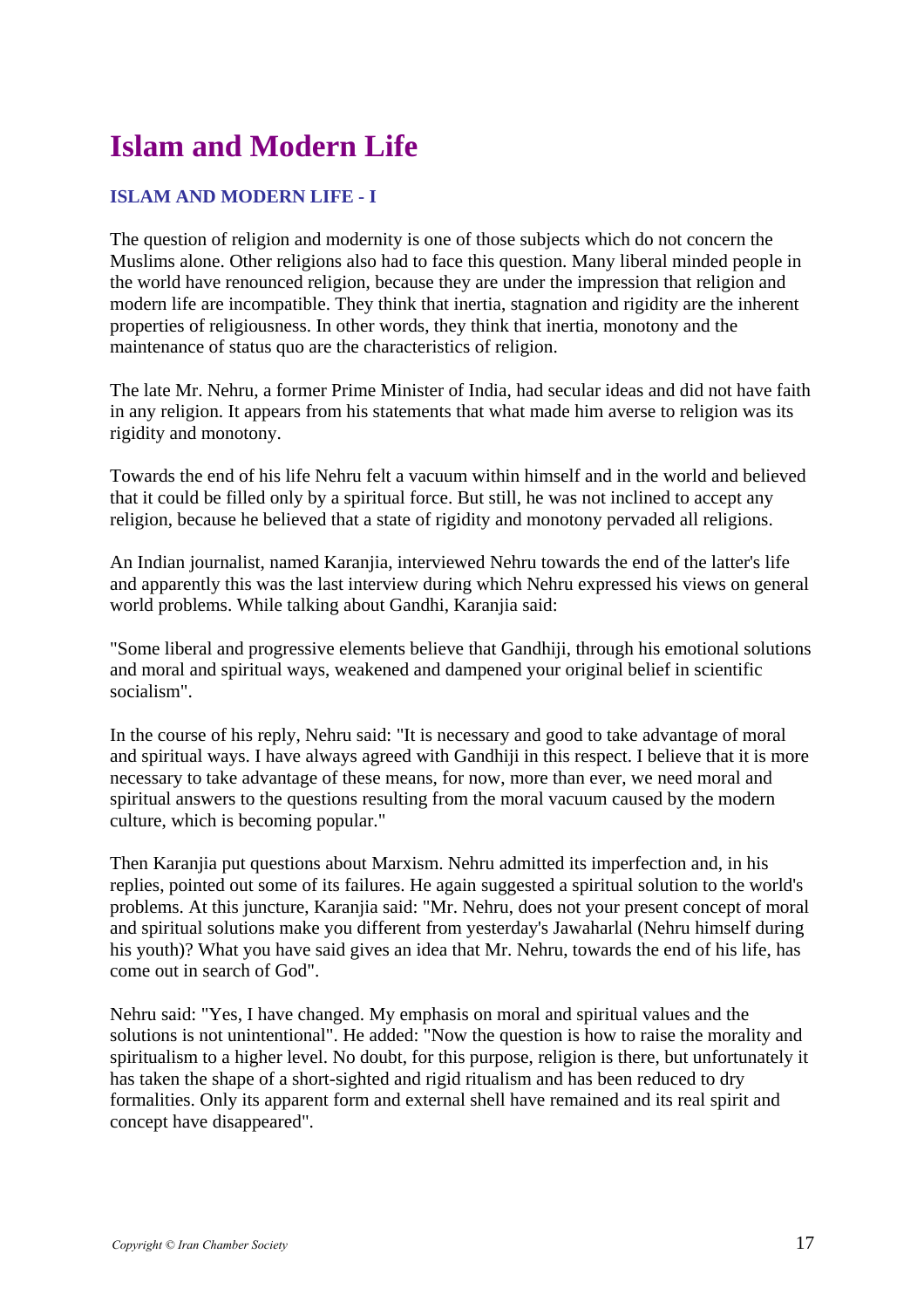# Islam and Modern Life

## ISLAM AND MODERN LIFE - I

The question of religion and modernity is one of those subjects which do not concern the Muslims alone. Other religions also had to face this question. Many liberal minded people in the world have renounced religion, because they are under the impression that religion and modern life are incompatible. They think that inertia, stagnation and rigidity are the inherent properties of religiousness. In other words, they think that inertia, monotony and the maintenance of status quo are the characteristics of religion.

The late Mr. Nehru, a former Prime Minister of India, had secular ideas and did not have faith in any religion. It appears from his statements that what made him averse to religion was its rigidity and monotony.

Towards the end of his life Nehru felt a vacuum within himself and in the world and believed that it could be filled only by a spiritual force. But still, he was not inclined to accept any religion, because he believed that a state of rigidity and monotony pervaded all religions.

An Indian journalist, named Karanjia, interviewed Nehru towards the end of the latter's life and apparently this was the last interview during which Nehru expressed his views on general world problems. While talking about Gandhi, Karanjia said:

"Some liberal and progressive elements believe that Gandhiji, through his emotional solutions and moral and spiritual ways, weakened and dampened your original belief in scientific socialism".

In the course of his reply, Nehru said: "It is necessary and good to take advantage of moral and spiritual ways. I have always agreed with Gandhiji in this respect. I believe that it is more necessary to take advantage of these means, for now, more than ever, we need moral and spiritual answers to the questions resulting from the moral vacuum caused by the modern culture, which is becoming popular."

Then Karanjia put questions about Marxism. Nehru admitted its imperfection and, in his replies, pointed out some of its failures. He again suggested a spiritual solution to the world's problems. At this juncture, Karanjia said: "Mr. Nehru, does not your present concept of moral and spiritual solutions make you different from yesterday's Jawaharlal (Nehru himself during his youth)? What you have said gives an idea that Mr. Nehru, towards the end of his life, has come out in search of God".

Nehru said: "Yes, I have changed. My emphasis on moral and spiritual values and the solutions is not unintentional". He added: "Now the question is how to raise the morality and spiritualism to a higher level. No doubt, for this purpose, religion is there, but unfortunately it has taken the shape of a short-sighted and rigid ritualism and has been reduced to dry formalities. Only its apparent form and external shell have remained and its real spirit and concept have disappeared".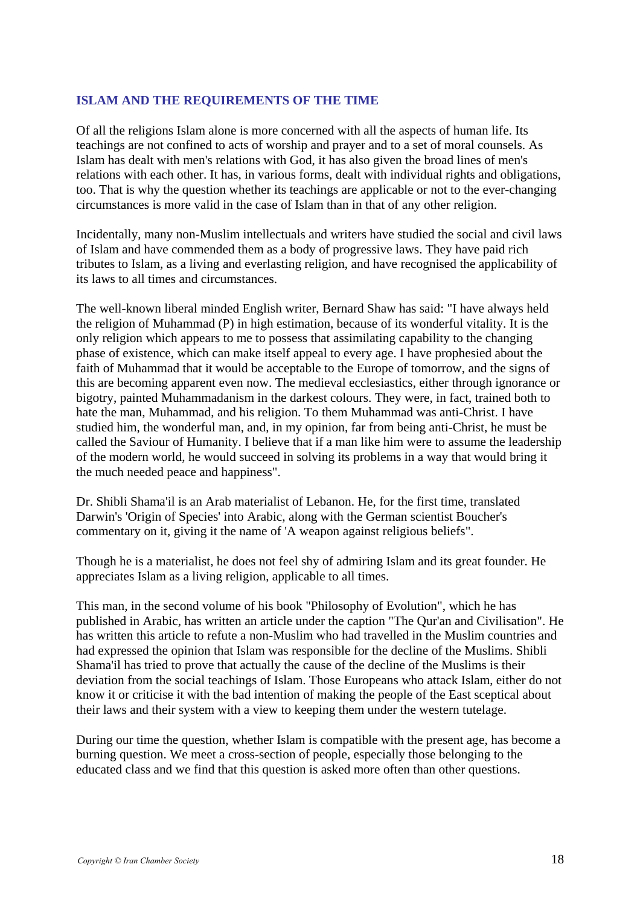## ISLAM AND THE REQUIREMENTS OF THE TIME

Of all the religions Islam alone is more concerned with all the aspects of human life. Its teachings are not confined to acts of worship and prayer and to a set of moral counsels. As Islam has dealt with men's relations with God, it has also given the broad lines of men's relations with each other. It has, in various forms, dealt with individual rights and obligations, too. That is why the question whether its teachings are applicable or not to the ever-changing circumstances is more valid in the case of Islam than in that of any other religion.

Incidentally, many non-Muslim intellectuals and writers have studied the social and civil laws of Islam and have commended them as a body of progressive laws. They have paid rich tributes to Islam, as a living and everlasting religion, and have recognised the applicability of its laws to all times and circumstances.

The well-known liberal minded English writer, Bernard Shaw has said: "I have always held the religion of Muhammad (P) in high estimation, because of its wonderful vitality. It is the only religion which appears to me to possess that assimilating capability to the changing phase of existence, which can make itself appeal to every age. I have prophesied about the faith of Muhammad that it would be acceptable to the Europe of tomorrow, and the signs of this are becoming apparent even now. The medieval ecclesiastics, either through ignorance or bigotry, painted Muhammadanism in the darkest colours. They were, in fact, trained both to hate the man, Muhammad, and his religion. To them Muhammad was anti-Christ. I have studied him, the wonderful man, and, in my opinion, far from being anti-Christ, he must be called the Saviour of Humanity. I believe that if a man like him were to assume the leadership of the modern world, he would succeed in solving its problems in a way that would bring it the much needed peace and happiness".

Dr. Shibli Shama'il is an Arab materialist of Lebanon. He, for the first time, translated Darwin's 'Origin of Species' into Arabic, along with the German scientist Boucher's commentary on it, giving it the name of 'A weapon against religious beliefs".

Though he is a materialist, he does not feel shy of admiring Islam and its great founder. He appreciates Islam as a living religion, applicable to all times.

This man, in the second volume of his book "Philosophy of Evolution", which he has published in Arabic, has written an article under the caption "The Qur'an and Civilisation". He has written this article to refute a non-Muslim who had travelled in the Muslim countries and had expressed the opinion that Islam was responsible for the decline of the Muslims. Shibli Shama'il has tried to prove that actually the cause of the decline of the Muslims is their deviation from the social teachings of Islam. Those Europeans who attack Islam, either do not know it or criticise it with the bad intention of making the people of the East sceptical about their laws and their system with a view to keeping them under the western tutelage.

During our time the question, whether Islam is compatible with the present age, has become a burning question. We meet a cross-section of people, especially those belonging to the educated class and we find that this question is asked more often than other questions.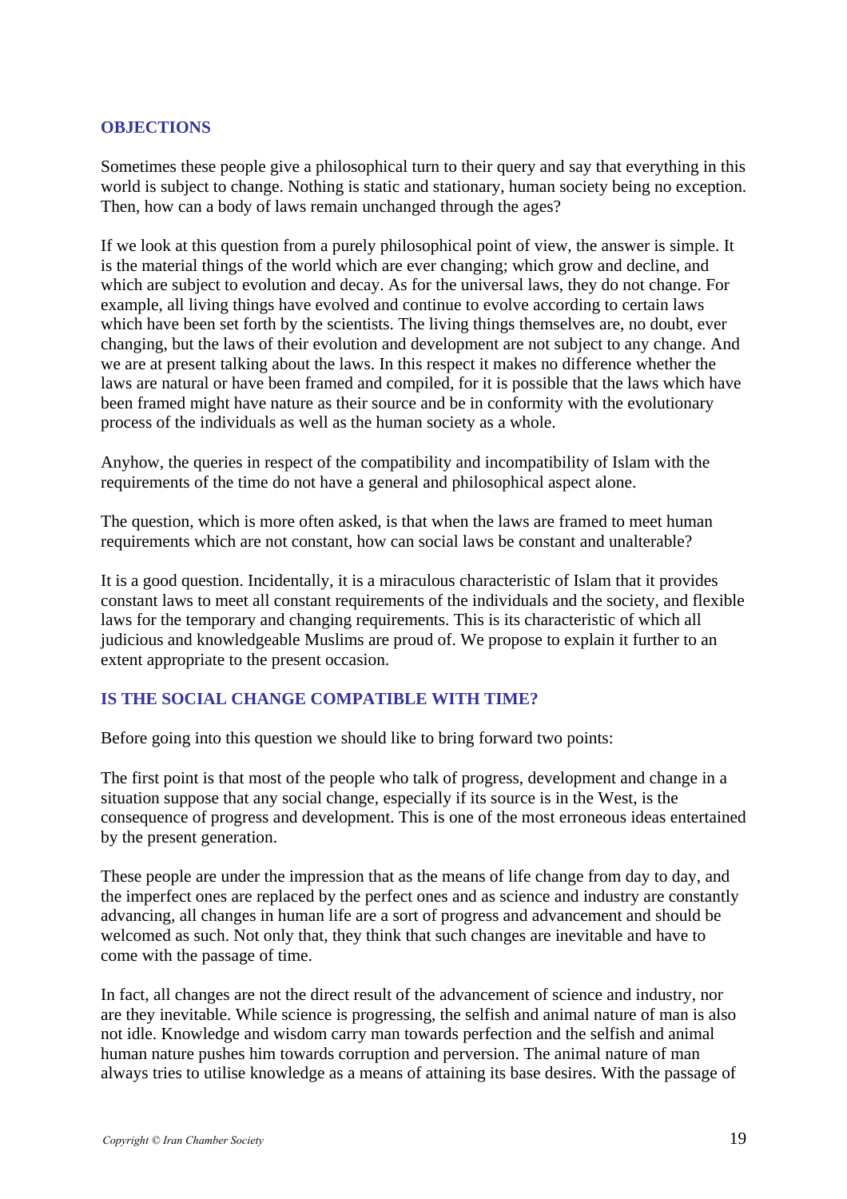## OBJECTIONS

Sometimes these people give a philosophical turn to their query and say that everything in this world is subject to change. Nothing is static and stationary, human society being no exception. Then, how can a body of laws remain unchanged through the ages?

If we look at this question from a purely philosophical point of view, the answer is simple. It is the material things of the world which are ever changing; which grow and decline, and which are subject to evolution and decay. As for the universal laws, they do not change. For example, all living things have evolved and continue to evolve according to certain laws which have been set forth by the scientists. The living things themselves are, no doubt, ever changing, but the laws of their evolution and development are not subject to any change. And we are at present talking about the laws. In this respect it makes no difference whether the laws are natural or have been framed and compiled, for it is possible that the laws which have been framed might have nature as their source and be in conformity with the evolutionary process of the individuals as well as the human society as a whole.

Anyhow, the queries in respect of the compatibility and incompatibility of Islam with the requirements of the time do not have a general and philosophical aspect alone.

The question, which is more often asked, is that when the laws are framed to meet human requirements which are not constant, how can social laws be constant and unalterable?

It is a good question. Incidentally, it is a miraculous characteristic of Islam that it provides constant laws to meet all constant requirements of the individuals and the society, and flexible laws for the temporary and changing requirements. This is its characteristic of which all judicious and knowledgeable Muslims are proud of. We propose to explain it further to an extent appropriate to the present occasion.

## IS THE SOCIAL CHANGE COMPATIBLE WITH TIME?

Before going into this question we should like to bring forward two points:

The first point is that most of the people who talk of progress, development and change in a situation suppose that any social change, especially if its source is in the West, is the consequence of progress and development. This is one of the most erroneous ideas entertained by the present generation.

These people are under the impression that as the means of life change from day to day, and the imperfect ones are replaced by the perfect ones and as science and industry are constantly advancing, all changes in human life are a sort of progress and advancement and should be welcomed as such. Not only that, they think that such changes are inevitable and have to come with the passage of time.

In fact, all changes are not the direct result of the advancement of science and industry, nor are they inevitable. While science is progressing, the selfish and animal nature of man is also not idle. Knowledge and wisdom carry man towards perfection and the selfish and animal human nature pushes him towards corruption and perversion. The animal nature of man always tries to utilise knowledge as a means of attaining its base desires. With the passage of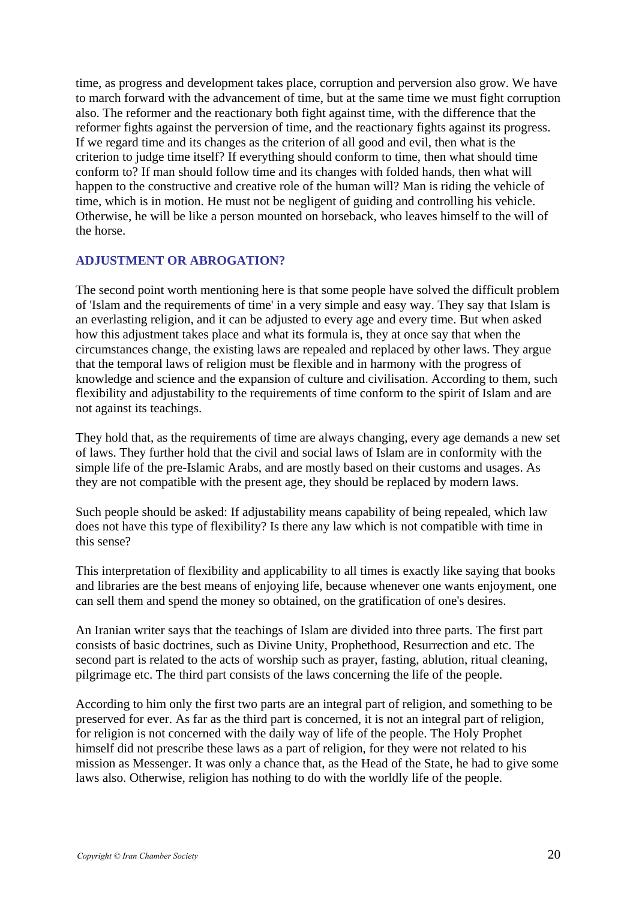time, as progress and development takes place, corruption and perversion also grow. We have to march forward with the advancement of time, but at the same time we must fight corruption also. The reformer and the reactionary both fight against time, with the difference that the reformer fights against the perversion of time, and the reactionary fights against its progress. If we regard time and its changes as the criterion of all good and evil, then what is the criterion to judge time itself? If everything should conform to time, then what should time conform to? If man should follow time and its changes with folded hands, then what will happen to the constructive and creative role of the human will? Man is riding the vehicle of time, which is in motion. He must not be negligent of guiding and controlling his vehicle. Otherwise, he will be like a person mounted on horseback, who leaves himself to the will of the horse.

### ADJUSTMENT OR ABROGATION?

The second point worth mentioning here is that some people have solved the difficult problem of 'Islam and the requirements of time' in a very simple and easy way. They say that Islam is an everlasting religion, and it can be adjusted to every age and every time. But when asked how this adjustment takes place and what its formula is, they at once say that when the circumstances change, the existing laws are repealed and replaced by other laws. They argue that the temporal laws of religion must be flexible and in harmony with the progress of knowledge and science and the expansion of culture and civilisation. According to them, such flexibility and adjustability to the requirements of time conform to the spirit of Islam and are not against its teachings.

They hold that, as the requirements of time are always changing, every age demands a new set of laws. They further hold that the civil and social laws of Islam are in conformity with the simple life of the pre-Islamic Arabs, and are mostly based on their customs and usages. As they are not compatible with the present age, they should be replaced by modern laws.

Such people should be asked: If adjustability means capability of being repealed, which law does not have this type of flexibility? Is there any law which is not compatible with time in this sense?

This interpretation of flexibility and applicability to all times is exactly like saying that books and libraries are the best means of enjoying life, because whenever one wants enjoyment, one can sell them and spend the money so obtained, on the gratification of one's desires.

An Iranian writer says that the teachings of Islam are divided into three parts. The first part consists of basic doctrines, such as Divine Unity, Prophethood, Resurrection and etc. The second part is related to the acts of worship such as prayer, fasting, ablution, ritual cleaning, pilgrimage etc. The third part consists of the laws concerning the life of the people.

According to him only the first two parts are an integral part of religion, and something to be preserved for ever. As far as the third part is concerned, it is not an integral part of religion, for religion is not concerned with the daily way of life of the people. The Holy Prophet himself did not prescribe these laws as a part of religion, for they were not related to his mission as Messenger. It was only a chance that, as the Head of the State, he had to give some laws also. Otherwise, religion has nothing to do with the worldly life of the people.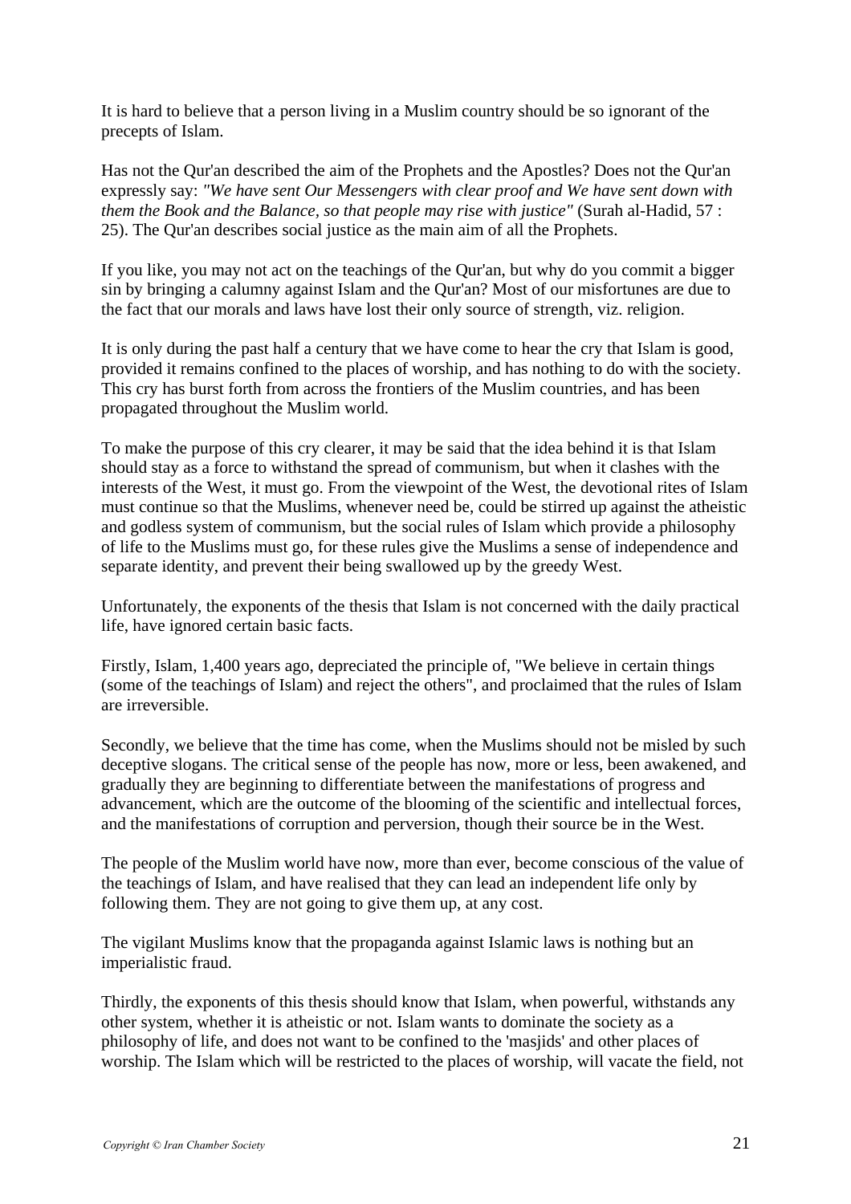It is hard to believe that a person living in a Muslim country should be so ignorant of the precepts of Islam.

Has not the Qur'an described the aim of the Prophets and the Apostles? Does not the Qur'an expressly say: *"We have sent Our Messengers with clear proof and We have sent down with them the Book and the Balance, so that people may rise with justice"* (Surah al-Hadid, 57 : 25). The Qur'an describes social justice as the main aim of all the Prophets.

If you like, you may not act on the teachings of the Qur'an, but why do you commit a bigger sin by bringing a calumny against Islam and the Qur'an? Most of our misfortunes are due to the fact that our morals and laws have lost their only source of strength, viz. religion.

It is only during the past half a century that we have come to hear the cry that Islam is good, provided it remains confined to the places of worship, and has nothing to do with the society. This cry has burst forth from across the frontiers of the Muslim countries, and has been propagated throughout the Muslim world.

To make the purpose of this cry clearer, it may be said that the idea behind it is that Islam should stay as a force to withstand the spread of communism, but when it clashes with the interests of the West, it must go. From the viewpoint of the West, the devotional rites of Islam must continue so that the Muslims, whenever need be, could be stirred up against the atheistic and godless system of communism, but the social rules of Islam which provide a philosophy of life to the Muslims must go, for these rules give the Muslims a sense of independence and separate identity, and prevent their being swallowed up by the greedy West.

Unfortunately, the exponents of the thesis that Islam is not concerned with the daily practical life, have ignored certain basic facts.

Firstly, Islam, 1,400 years ago, depreciated the principle of, "We believe in certain things (some of the teachings of Islam) and reject the others", and proclaimed that the rules of Islam are irreversible.

Secondly, we believe that the time has come, when the Muslims should not be misled by such deceptive slogans. The critical sense of the people has now, more or less, been awakened, and gradually they are beginning to differentiate between the manifestations of progress and advancement, which are the outcome of the blooming of the scientific and intellectual forces, and the manifestations of corruption and perversion, though their source be in the West.

The people of the Muslim world have now, more than ever, become conscious of the value of the teachings of Islam, and have realised that they can lead an independent life only by following them. They are not going to give them up, at any cost.

The vigilant Muslims know that the propaganda against Islamic laws is nothing but an imperialistic fraud.

Thirdly, the exponents of this thesis should know that Islam, when powerful, withstands any other system, whether it is atheistic or not. Islam wants to dominate the society as a philosophy of life, and does not want to be confined to the 'masjids' and other places of worship. The Islam which will be restricted to the places of worship, will vacate the field, not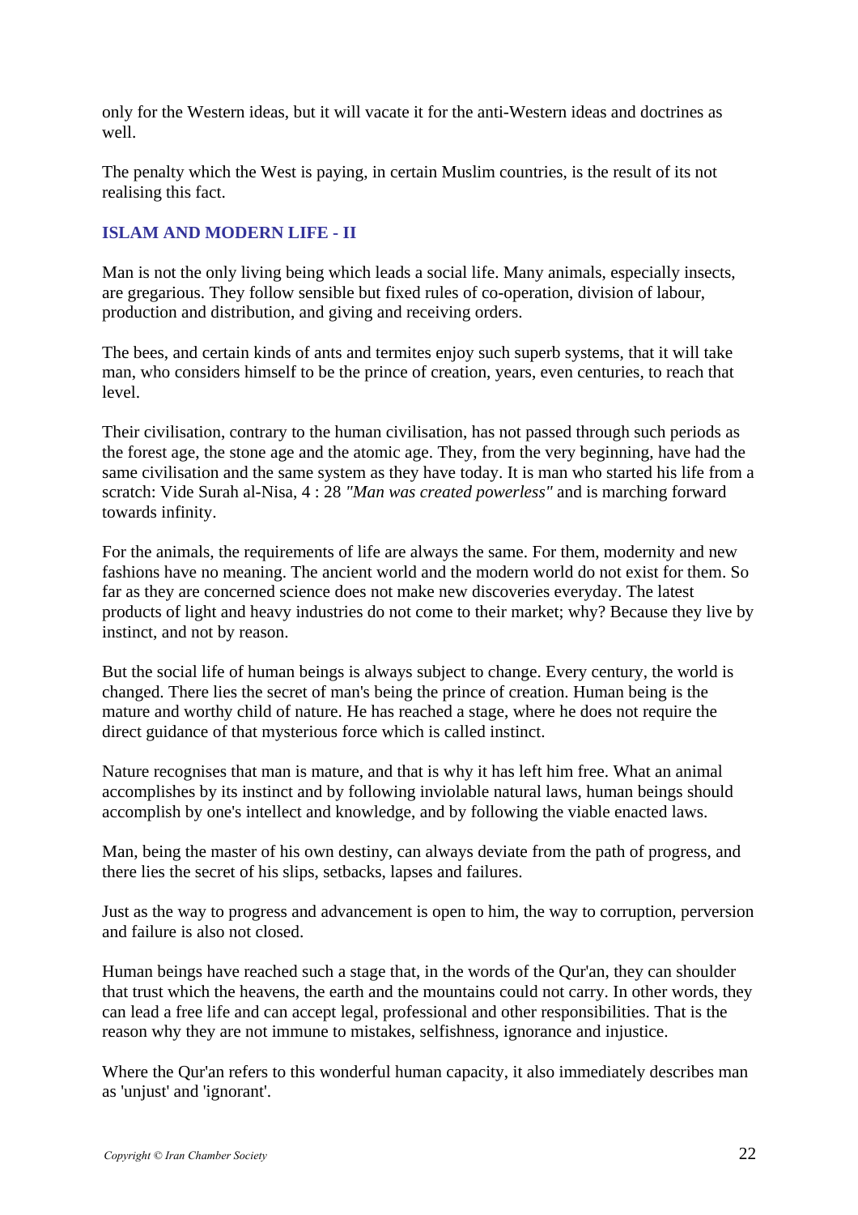only for the Western ideas, but it will vacate it for the anti-Western ideas and doctrines as well.

The penalty which the West is paying, in certain Muslim countries, is the result of its not realising this fact.

## ISLAM AND MODERN LIFE - II

Man is not the only living being which leads a social life. Many animals, especially insects, are gregarious. They follow sensible but fixed rules of co-operation, division of labour, production and distribution, and giving and receiving orders.

The bees, and certain kinds of ants and termites enjoy such superb systems, that it will take man, who considers himself to be the prince of creation, years, even centuries, to reach that level.

Their civilisation, contrary to the human civilisation, has not passed through such periods as the forest age, the stone age and the atomic age. They, from the very beginning, have had the same civilisation and the same system as they have today. It is man who started his life from a scratch: Vide Surah al-Nisa, 4 : 28 *"Man was created powerless"* and is marching forward towards infinity.

For the animals, the requirements of life are always the same. For them, modernity and new fashions have no meaning. The ancient world and the modern world do not exist for them. So far as they are concerned science does not make new discoveries everyday. The latest products of light and heavy industries do not come to their market; why? Because they live by instinct, and not by reason.

But the social life of human beings is always subject to change. Every century, the world is changed. There lies the secret of man's being the prince of creation. Human being is the mature and worthy child of nature. He has reached a stage, where he does not require the direct guidance of that mysterious force which is called instinct.

Nature recognises that man is mature, and that is why it has left him free. What an animal accomplishes by its instinct and by following inviolable natural laws, human beings should accomplish by one's intellect and knowledge, and by following the viable enacted laws.

Man, being the master of his own destiny, can always deviate from the path of progress, and there lies the secret of his slips, setbacks, lapses and failures.

Just as the way to progress and advancement is open to him, the way to corruption, perversion and failure is also not closed.

Human beings have reached such a stage that, in the words of the Qur'an, they can shoulder that trust which the heavens, the earth and the mountains could not carry. In other words, they can lead a free life and can accept legal, professional and other responsibilities. That is the reason why they are not immune to mistakes, selfishness, ignorance and injustice.

Where the Qur'an refers to this wonderful human capacity, it also immediately describes man as 'unjust' and 'ignorant'.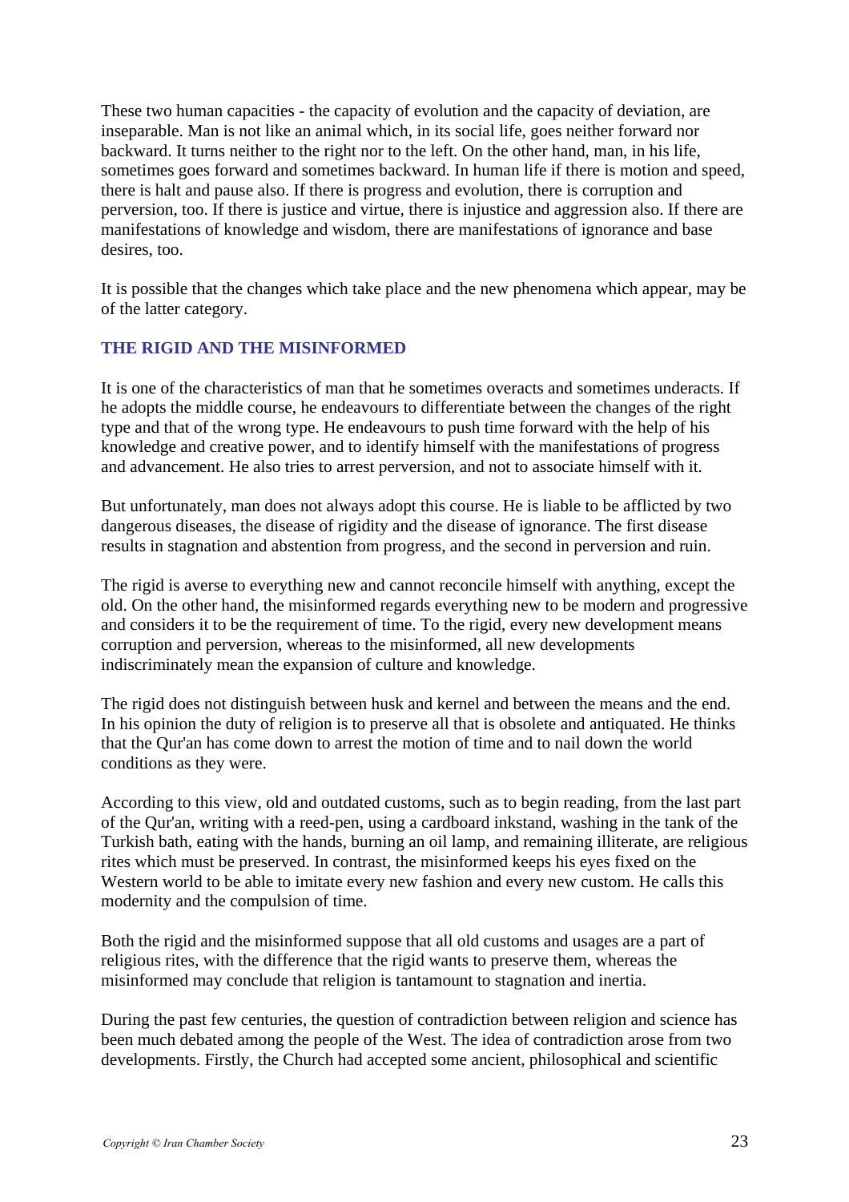These two human capacities - the capacity of evolution and the capacity of deviation, are inseparable. Man is not like an animal which, in its social life, goes neither forward nor backward. It turns neither to the right nor to the left. On the other hand, man, in his life, sometimes goes forward and sometimes backward. In human life if there is motion and speed, there is halt and pause also. If there is progress and evolution, there is corruption and perversion, too. If there is justice and virtue, there is injustice and aggression also. If there are manifestations of knowledge and wisdom, there are manifestations of ignorance and base desires, too.

It is possible that the changes which take place and the new phenomena which appear, may be of the latter category.

### THE RIGID AND THE MISINFORMED

It is one of the characteristics of man that he sometimes overacts and sometimes underacts. If he adopts the middle course, he endeavours to differentiate between the changes of the right type and that of the wrong type. He endeavours to push time forward with the help of his knowledge and creative power, and to identify himself with the manifestations of progress and advancement. He also tries to arrest perversion, and not to associate himself with it.

But unfortunately, man does not always adopt this course. He is liable to be afflicted by two dangerous diseases, the disease of rigidity and the disease of ignorance. The first disease results in stagnation and abstention from progress, and the second in perversion and ruin.

The rigid is averse to everything new and cannot reconcile himself with anything, except the old. On the other hand, the misinformed regards everything new to be modern and progressive and considers it to be the requirement of time. To the rigid, every new development means corruption and perversion, whereas to the misinformed, all new developments indiscriminately mean the expansion of culture and knowledge.

The rigid does not distinguish between husk and kernel and between the means and the end. In his opinion the duty of religion is to preserve all that is obsolete and antiquated. He thinks that the Qur'an has come down to arrest the motion of time and to nail down the world conditions as they were.

According to this view, old and outdated customs, such as to begin reading, from the last part of the Qur'an, writing with a reed-pen, using a cardboard inkstand, washing in the tank of the Turkish bath, eating with the hands, burning an oil lamp, and remaining illiterate, are religious rites which must be preserved. In contrast, the misinformed keeps his eyes fixed on the Western world to be able to imitate every new fashion and every new custom. He calls this modernity and the compulsion of time.

Both the rigid and the misinformed suppose that all old customs and usages are a part of religious rites, with the difference that the rigid wants to preserve them, whereas the misinformed may conclude that religion is tantamount to stagnation and inertia.

During the past few centuries, the question of contradiction between religion and science has been much debated among the people of the West. The idea of contradiction arose from two developments. Firstly, the Church had accepted some ancient, philosophical and scientific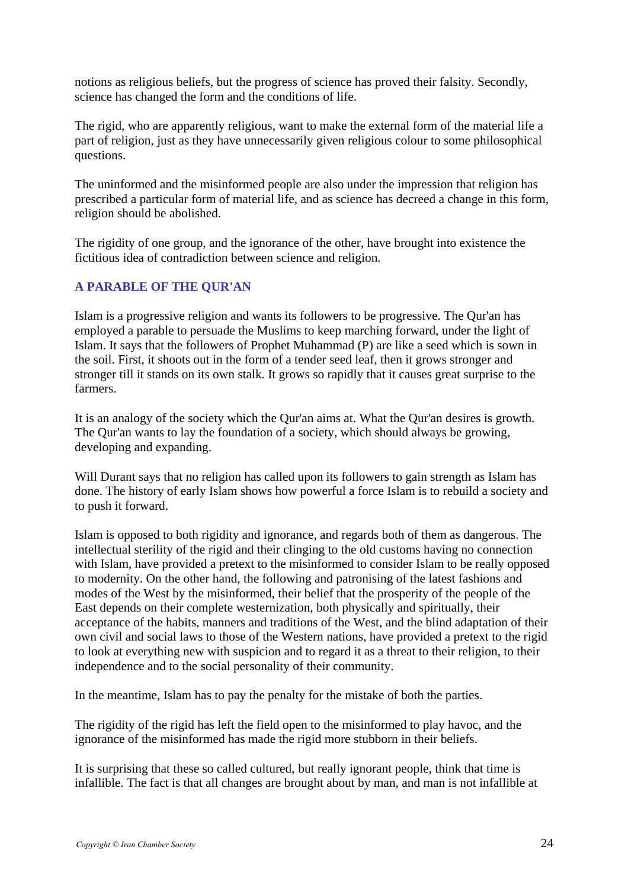notions as religious beliefs, but the progress of science has proved their falsity. Secondly, science has changed the form and the conditions of life.

The rigid, who are apparently religious, want to make the external form of the material life a part of religion, just as they have unnecessarily given religious colour to some philosophical questions.

The uninformed and the misinformed people are also under the impression that religion has prescribed a particular form of material life, and as science has decreed a change in this form, religion should be abolished.

The rigidity of one group, and the ignorance of the other, have brought into existence the fictitious idea of contradiction between science and religion.

### A PARABLE OF THE QUR'AN

Islam is a progressive religion and wants its followers to be progressive. The Qur'an has employed a parable to persuade the Muslims to keep marching forward, under the light of Islam. It says that the followers of Prophet Muhammad (P) are like a seed which is sown in the soil. First, it shoots out in the form of a tender seed leaf, then it grows stronger and stronger till it stands on its own stalk. It grows so rapidly that it causes great surprise to the farmers.

It is an analogy of the society which the Qur'an aims at. What the Qur'an desires is growth. The Qur'an wants to lay the foundation of a society, which should always be growing, developing and expanding.

Will Durant says that no religion has called upon its followers to gain strength as Islam has done. The history of early Islam shows how powerful a force Islam is to rebuild a society and to push it forward.

Islam is opposed to both rigidity and ignorance, and regards both of them as dangerous. The intellectual sterility of the rigid and their clinging to the old customs having no connection with Islam, have provided a pretext to the misinformed to consider Islam to be really opposed to modernity. On the other hand, the following and patronising of the latest fashions and modes of the West by the misinformed, their belief that the prosperity of the people of the East depends on their complete westernization, both physically and spiritually, their acceptance of the habits, manners and traditions of the West, and the blind adaptation of their own civil and social laws to those of the Western nations, have provided a pretext to the rigid to look at everything new with suspicion and to regard it as a threat to their religion, to their independence and to the social personality of their community.

In the meantime, Islam has to pay the penalty for the mistake of both the parties.

The rigidity of the rigid has left the field open to the misinformed to play havoc, and the ignorance of the misinformed has made the rigid more stubborn in their beliefs.

It is surprising that these so called cultured, but really ignorant people, think that time is infallible. The fact is that all changes are brought about by man, and man is not infallible at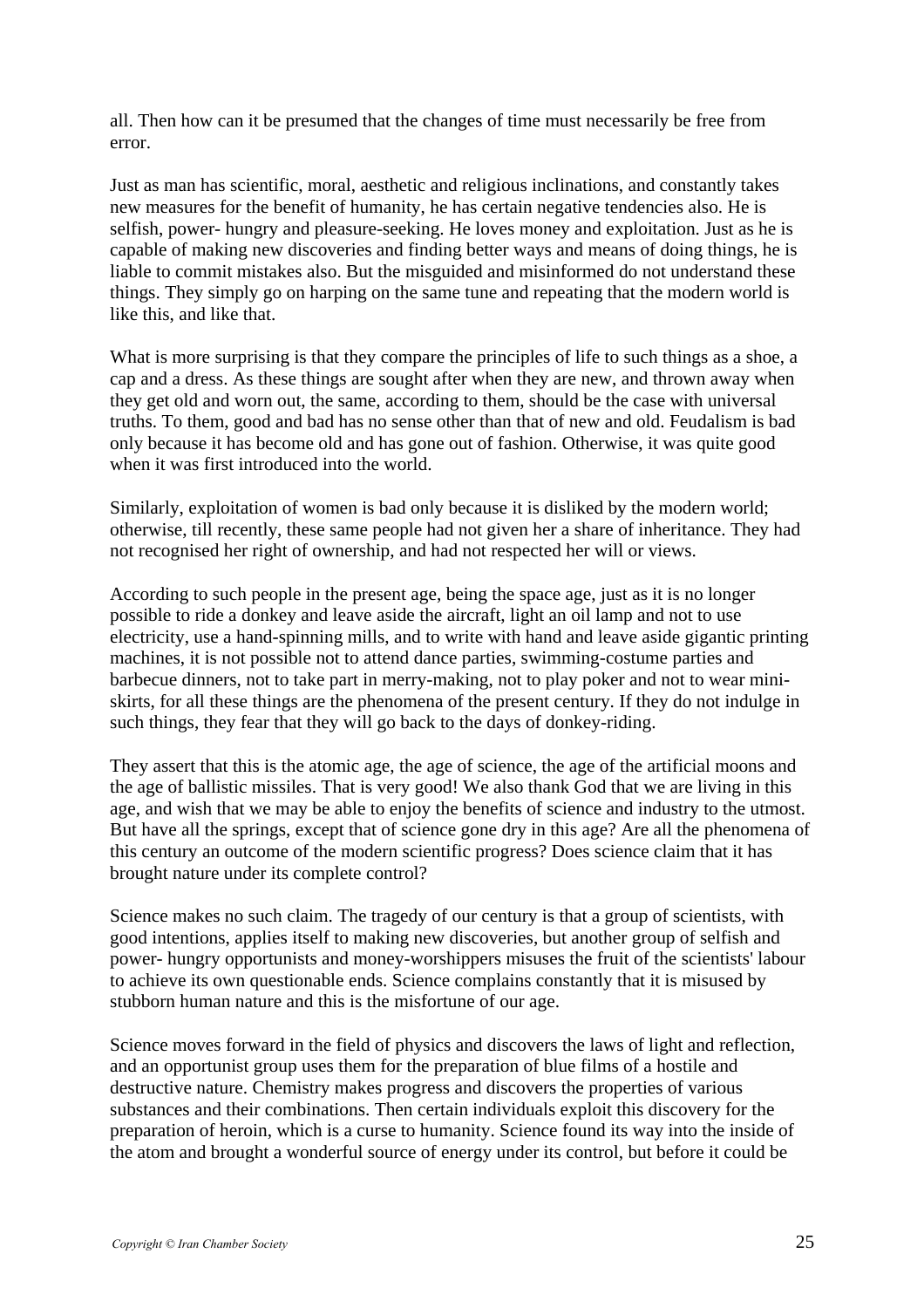all. Then how can it be presumed that the changes of time must necessarily be free from error.

Just as man has scientific, moral, aesthetic and religious inclinations, and constantly takes new measures for the benefit of humanity, he has certain negative tendencies also. He is selfish, power- hungry and pleasure-seeking. He loves money and exploitation. Just as he is capable of making new discoveries and finding better ways and means of doing things, he is liable to commit mistakes also. But the misguided and misinformed do not understand these things. They simply go on harping on the same tune and repeating that the modern world is like this, and like that.

What is more surprising is that they compare the principles of life to such things as a shoe, a cap and a dress. As these things are sought after when they are new, and thrown away when they get old and worn out, the same, according to them, should be the case with universal truths. To them, good and bad has no sense other than that of new and old. Feudalism is bad only because it has become old and has gone out of fashion. Otherwise, it was quite good when it was first introduced into the world.

Similarly, exploitation of women is bad only because it is disliked by the modern world; otherwise, till recently, these same people had not given her a share of inheritance. They had not recognised her right of ownership, and had not respected her will or views.

According to such people in the present age, being the space age, just as it is no longer possible to ride a donkey and leave aside the aircraft, light an oil lamp and not to use electricity, use a hand-spinning mills, and to write with hand and leave aside gigantic printing machines, it is not possible not to attend dance parties, swimming-costume parties and barbecue dinners, not to take part in merry-making, not to play poker and not to wear mini-skirts, for all these things are the phenomena of the present century. If they do not indulge in such things, they fear that they will go back to the days of donkey-riding.

They assert that this is the atomic age, the age of science, the age of the artificial moons and the age of ballistic missiles. That is very good! We also thank God that we are living in this age, and wish that we may be able to enjoy the benefits of science and industry to the utmost. But have all the springs, except that of science gone dry in this age? Are all the phenomena of this century an outcome of the modern scientific progress? Does science claim that it has brought nature under its complete control?

Science makes no such claim. The tragedy of our century is that a group of scientists, with good intentions, applies itself to making new discoveries, but another group of selfish and power- hungry opportunists and money-worshippers misuses the fruit of the scientists' labour to achieve its own questionable ends. Science complains constantly that it is misused by stubborn human nature and this is the misfortune of our age.

Science moves forward in the field of physics and discovers the laws of light and reflection, and an opportunist group uses them for the preparation of blue films of a hostile and destructive nature. Chemistry makes progress and discovers the properties of various substances and their combinations. Then certain individuals exploit this discovery for the preparation of heroin, which is a curse to humanity. Science found its way into the inside of the atom and brought a wonderful source of energy under its control, but before it could be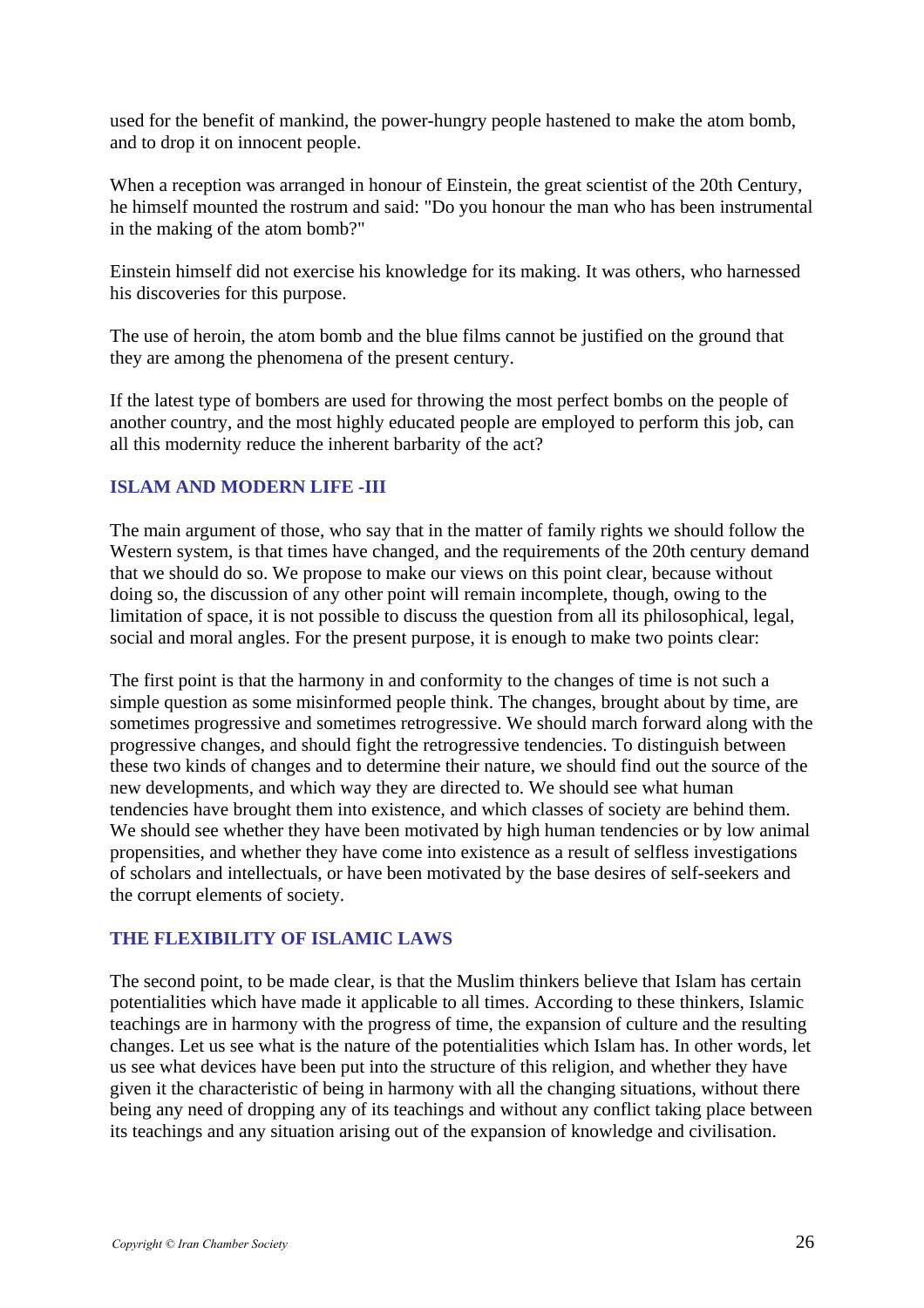used for the benefit of mankind, the power-hungry people hastened to make the atom bomb, and to drop it on innocent people.

When a reception was arranged in honour of Einstein, the great scientist of the 20th Century, he himself mounted the rostrum and said: "Do you honour the man who has been instrumental in the making of the atom bomb?"

Einstein himself did not exercise his knowledge for its making. It was others, who harnessed his discoveries for this purpose.

The use of heroin, the atom bomb and the blue films cannot be justified on the ground that they are among the phenomena of the present century.

If the latest type of bombers are used for throwing the most perfect bombs on the people of another country, and the most highly educated people are employed to perform this job, can all this modernity reduce the inherent barbarity of the act?

## ISLAM AND MODERN LIFE -III

The main argument of those, who say that in the matter of family rights we should follow the Western system, is that times have changed, and the requirements of the 20th century demand that we should do so. We propose to make our views on this point clear, because without doing so, the discussion of any other point will remain incomplete, though, owing to the limitation of space, it is not possible to discuss the question from all its philosophical, legal, social and moral angles. For the present purpose, it is enough to make two points clear:

The first point is that the harmony in and conformity to the changes of time is not such a simple question as some misinformed people think. The changes, brought about by time, are sometimes progressive and sometimes retrogressive. We should march forward along with the progressive changes, and should fight the retrogressive tendencies. To distinguish between these two kinds of changes and to determine their nature, we should find out the source of the new developments, and which way they are directed to. We should see what human tendencies have brought them into existence, and which classes of society are behind them. We should see whether they have been motivated by high human tendencies or by low animal propensities, and whether they have come into existence as a result of selfless investigations of scholars and intellectuals, or have been motivated by the base desires of self-seekers and the corrupt elements of society.

## THE FLEXIBILITY OF ISLAMIC LAWS

The second point, to be made clear, is that the Muslim thinkers believe that Islam has certain potentialities which have made it applicable to all times. According to these thinkers, Islamic teachings are in harmony with the progress of time, the expansion of culture and the resulting changes. Let us see what is the nature of the potentialities which Islam has. In other words, let us see what devices have been put into the structure of this religion, and whether they have given it the characteristic of being in harmony with all the changing situations, without there being any need of dropping any of its teachings and without any conflict taking place between its teachings and any situation arising out of the expansion of knowledge and civilisation.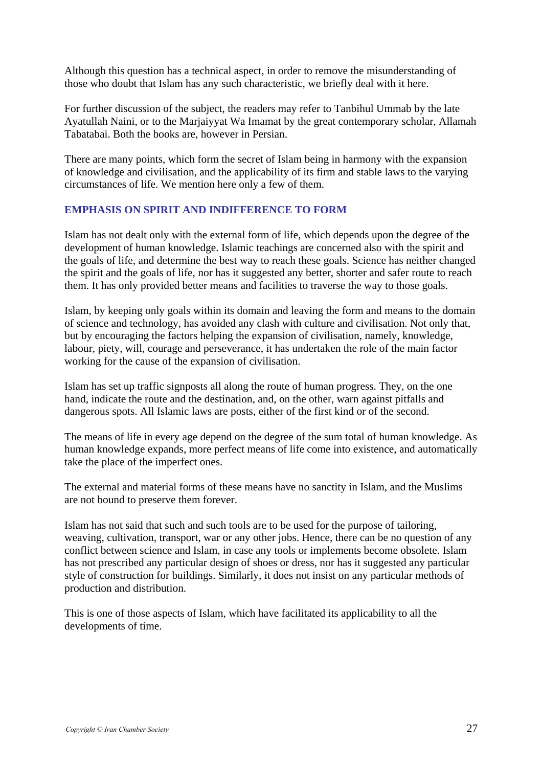Although this question has a technical aspect, in order to remove the misunderstanding of those who doubt that Islam has any such characteristic, we briefly deal with it here.

For further discussion of the subject, the readers may refer to Tanbihul Ummab by the late Ayatullah Naini, or to the Marjaiyyat Wa Imamat by the great contemporary scholar, Allamah Tabatabai. Both the books are, however in Persian.

There are many points, which form the secret of Islam being in harmony with the expansion of knowledge and civilisation, and the applicability of its firm and stable laws to the varying circumstances of life. We mention here only a few of them.

## EMPHASIS ON SPIRIT AND INDIFFERENCE TO FORM

Islam has not dealt only with the external form of life, which depends upon the degree of the development of human knowledge. Islamic teachings are concerned also with the spirit and the goals of life, and determine the best way to reach these goals. Science has neither changed the spirit and the goals of life, nor has it suggested any better, shorter and safer route to reach them. It has only provided better means and facilities to traverse the way to those goals.

Islam, by keeping only goals within its domain and leaving the form and means to the domain of science and technology, has avoided any clash with culture and civilisation. Not only that, but by encouraging the factors helping the expansion of civilisation, namely, knowledge, labour, piety, will, courage and perseverance, it has undertaken the role of the main factor working for the cause of the expansion of civilisation.

Islam has set up traffic signposts all along the route of human progress. They, on the one hand, indicate the route and the destination, and, on the other, warn against pitfalls and dangerous spots. All Islamic laws are posts, either of the first kind or of the second.

The means of life in every age depend on the degree of the sum total of human knowledge. As human knowledge expands, more perfect means of life come into existence, and automatically take the place of the imperfect ones.

The external and material forms of these means have no sanctity in Islam, and the Muslims are not bound to preserve them forever.

Islam has not said that such and such tools are to be used for the purpose of tailoring, weaving, cultivation, transport, war or any other jobs. Hence, there can be no question of any conflict between science and Islam, in case any tools or implements become obsolete. Islam has not prescribed any particular design of shoes or dress, nor has it suggested any particular style of construction for buildings. Similarly, it does not insist on any particular methods of production and distribution.

This is one of those aspects of Islam, which have facilitated its applicability to all the developments of time.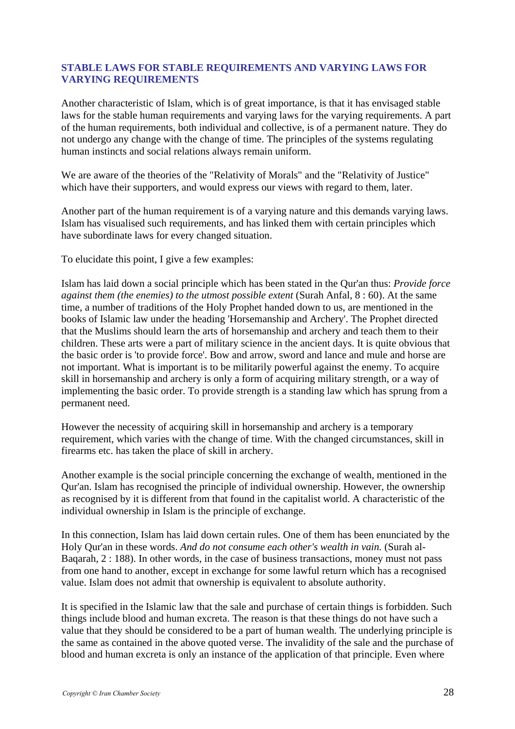## STABLE LAWS FOR STABLE REQUIREMENTS AND VARYING LAWS FOR VARYING REQUIREMENTS

Another characteristic of Islam, which is of great importance, is that it has envisaged stable laws for the stable human requirements and varying laws for the varying requirements. A part of the human requirements, both individual and collective, is of a permanent nature. They do not undergo any change with the change of time. The principles of the systems regulating human instincts and social relations always remain uniform.

We are aware of the theories of the "Relativity of Morals" and the "Relativity of Justice" which have their supporters, and would express our views with regard to them, later.

Another part of the human requirement is of a varying nature and this demands varying laws. Islam has visualised such requirements, and has linked them with certain principles which have subordinate laws for every changed situation.

To elucidate this point, I give a few examples:

Islam has laid down a social principle which has been stated in the Qur'an thus: *Provide force against them (the enemies) to the utmost possible extent* (Surah Anfal, 8 : 60). At the same time, a number of traditions of the Holy Prophet handed down to us, are mentioned in the books of Islamic law under the heading 'Horsemanship and Archery'. The Prophet directed that the Muslims should learn the arts of horsemanship and archery and teach them to their children. These arts were a part of military science in the ancient days. It is quite obvious that the basic order is 'to provide force'. Bow and arrow, sword and lance and mule and horse are not important. What is important is to be militarily powerful against the enemy. To acquire skill in horsemanship and archery is only a form of acquiring military strength, or a way of implementing the basic order. To provide strength is a standing law which has sprung from a permanent need.

However the necessity of acquiring skill in horsemanship and archery is a temporary requirement, which varies with the change of time. With the changed circumstances, skill in firearms etc. has taken the place of skill in archery.

Another example is the social principle concerning the exchange of wealth, mentioned in the Qur'an. Islam has recognised the principle of individual ownership. However, the ownership as recognised by it is different from that found in the capitalist world. A characteristic of the individual ownership in Islam is the principle of exchange.

In this connection, Islam has laid down certain rules. One of them has been enunciated by the Holy Qur'an in these words. *And do not consume each other's wealth in vain.* (Surah al-Baqarah, 2 : 188). In other words, in the case of business transactions, money must not pass from one hand to another, except in exchange for some lawful return which has a recognised value. Islam does not admit that ownership is equivalent to absolute authority.

It is specified in the Islamic law that the sale and purchase of certain things is forbidden. Such things include blood and human excreta. The reason is that these things do not have such a value that they should be considered to be a part of human wealth. The underlying principle is the same as contained in the above quoted verse. The invalidity of the sale and the purchase of blood and human excreta is only an instance of the application of that principle. Even where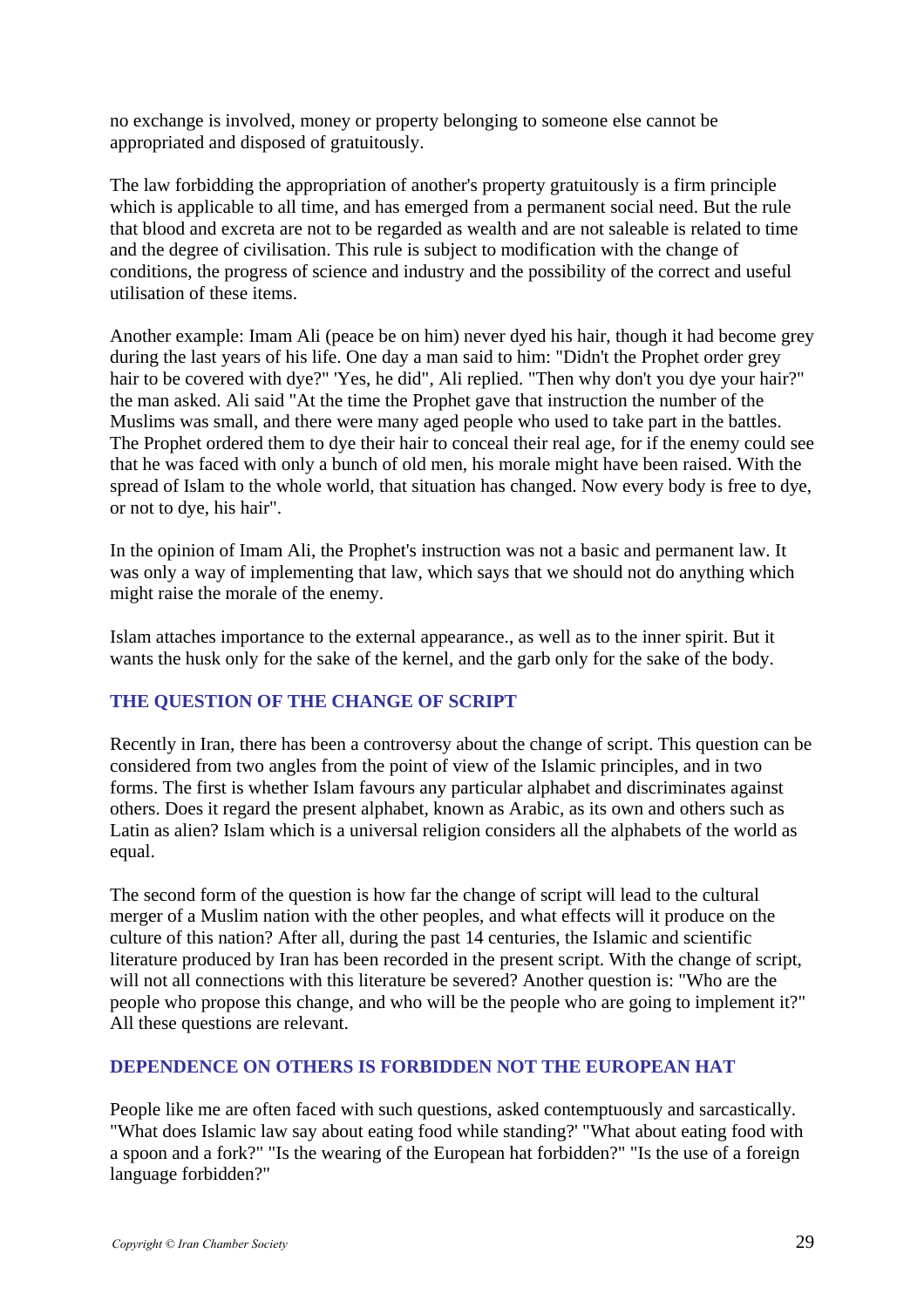no exchange is involved, money or property belonging to someone else cannot be appropriated and disposed of gratuitously.

The law forbidding the appropriation of another's property gratuitously is a firm principle which is applicable to all time, and has emerged from a permanent social need. But the rule that blood and excreta are not to be regarded as wealth and are not saleable is related to time and the degree of civilisation. This rule is subject to modification with the change of conditions, the progress of science and industry and the possibility of the correct and useful utilisation of these items.

Another example: Imam Ali (peace be on him) never dyed his hair, though it had become grey during the last years of his life. One day a man said to him: "Didn't the Prophet order grey hair to be covered with dye?" 'Yes, he did", Ali replied. "Then why don't you dye your hair?" the man asked. Ali said "At the time the Prophet gave that instruction the number of the Muslims was small, and there were many aged people who used to take part in the battles. The Prophet ordered them to dye their hair to conceal their real age, for if the enemy could see that he was faced with only a bunch of old men, his morale might have been raised. With the spread of Islam to the whole world, that situation has changed. Now every body is free to dye, or not to dye, his hair".

In the opinion of Imam Ali, the Prophet's instruction was not a basic and permanent law. It was only a way of implementing that law, which says that we should not do anything which might raise the morale of the enemy.

Islam attaches importance to the external appearance., as well as to the inner spirit. But it wants the husk only for the sake of the kernel, and the garb only for the sake of the body.

## THE QUESTION OF THE CHANGE OF SCRIPT

Recently in Iran, there has been a controversy about the change of script. This question can be considered from two angles from the point of view of the Islamic principles, and in two forms. The first is whether Islam favours any particular alphabet and discriminates against others. Does it regard the present alphabet, known as Arabic, as its own and others such as Latin as alien? Islam which is a universal religion considers all the alphabets of the world as equal.

The second form of the question is how far the change of script will lead to the cultural merger of a Muslim nation with the other peoples, and what effects will it produce on the culture of this nation? After all, during the past 14 centuries, the Islamic and scientific literature produced by Iran has been recorded in the present script. With the change of script, will not all connections with this literature be severed? Another question is: "Who are the people who propose this change, and who will be the people who are going to implement it?" All these questions are relevant.

## DEPENDENCE ON OTHERS IS FORBIDDEN NOT THE EUROPEAN HAT

People like me are often faced with such questions, asked contemptuously and sarcastically. "What does Islamic law say about eating food while standing?' "What about eating food with a spoon and a fork?" "Is the wearing of the European hat forbidden?" "Is the use of a foreign language forbidden?"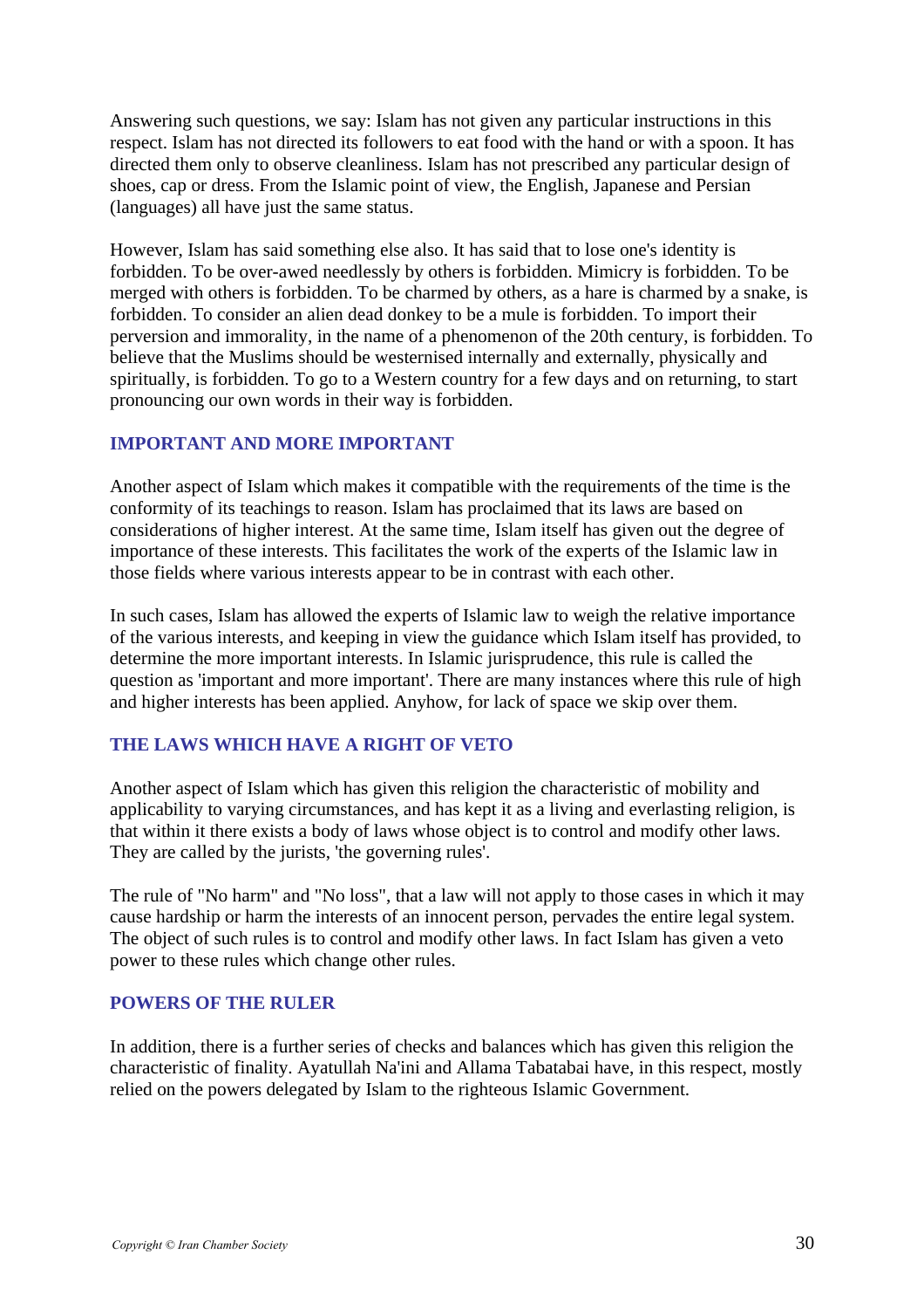Answering such questions, we say: Islam has not given any particular instructions in this respect. Islam has not directed its followers to eat food with the hand or with a spoon. It has directed them only to observe cleanliness. Islam has not prescribed any particular design of shoes, cap or dress. From the Islamic point of view, the English, Japanese and Persian (languages) all have just the same status.

However, Islam has said something else also. It has said that to lose one's identity is forbidden. To be over-awed needlessly by others is forbidden. Mimicry is forbidden. To be merged with others is forbidden. To be charmed by others, as a hare is charmed by a snake, is forbidden. To consider an alien dead donkey to be a mule is forbidden. To import their perversion and immorality, in the name of a phenomenon of the 20th century, is forbidden. To believe that the Muslims should be westernised internally and externally, physically and spiritually, is forbidden. To go to a Western country for a few days and on returning, to start pronouncing our own words in their way is forbidden.

### IMPORTANT AND MORE IMPORTANT

Another aspect of Islam which makes it compatible with the requirements of the time is the conformity of its teachings to reason. Islam has proclaimed that its laws are based on considerations of higher interest. At the same time, Islam itself has given out the degree of importance of these interests. This facilitates the work of the experts of the Islamic law in those fields where various interests appear to be in contrast with each other.

In such cases, Islam has allowed the experts of Islamic law to weigh the relative importance of the various interests, and keeping in view the guidance which Islam itself has provided, to determine the more important interests. In Islamic jurisprudence, this rule is called the question as 'important and more important'. There are many instances where this rule of high and higher interests has been applied. Anyhow, for lack of space we skip over them.

### THE LAWS WHICH HAVE A RIGHT OF VETO

Another aspect of Islam which has given this religion the characteristic of mobility and applicability to varying circumstances, and has kept it as a living and everlasting religion, is that within it there exists a body of laws whose object is to control and modify other laws. They are called by the jurists, 'the governing rules'.

The rule of "No harm" and "No loss", that a law will not apply to those cases in which it may cause hardship or harm the interests of an innocent person, pervades the entire legal system. The object of such rules is to control and modify other laws. In fact Islam has given a veto power to these rules which change other rules.

### POWERS OF THE RULER

In addition, there is a further series of checks and balances which has given this religion the characteristic of finality. Ayatullah Na'ini and Allama Tabatabai have, in this respect, mostly relied on the powers delegated by Islam to the righteous Islamic Government.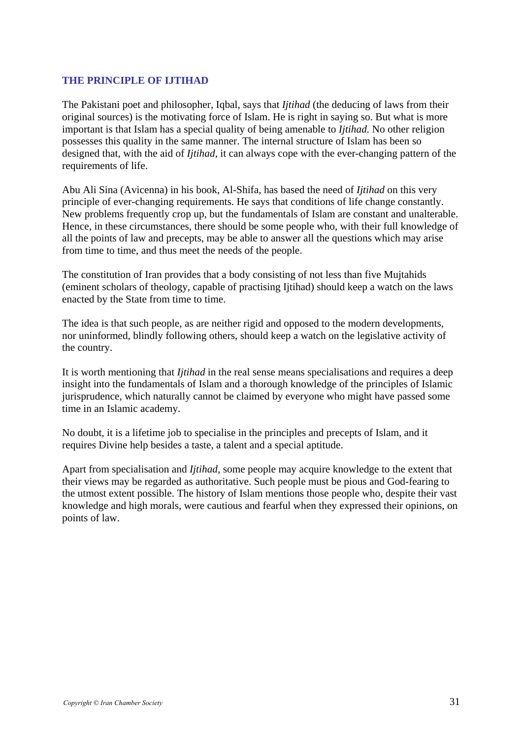## THE PRINCIPLE OF IJTIHAD

The Pakistani poet and philosopher, Iqbal, says that *Ijtihad* (the deducing of laws from their original sources) is the motivating force of Islam. He is right in saying so. But what is more important is that Islam has a special quality of being amenable to *Ijtihad.* No other religion possesses this quality in the same manner. The internal structure of Islam has been so designed that, with the aid of *Ijtihad*, it can always cope with the ever-changing pattern of the requirements of life.

Abu Ali Sina (Avicenna) in his book, Al-Shifa, has based the need of *Ijtihad* on this very principle of ever-changing requirements. He says that conditions of life change constantly. New problems frequently crop up, but the fundamentals of Islam are constant and unalterable. Hence, in these circumstances, there should be some people who, with their full knowledge of all the points of law and precepts, may be able to answer all the questions which may arise from time to time, and thus meet the needs of the people.

The constitution of Iran provides that a body consisting of not less than five Mujtahids (eminent scholars of theology, capable of practising Ijtihad) should keep a watch on the laws enacted by the State from time to time.

The idea is that such people, as are neither rigid and opposed to the modern developments, nor uninformed, blindly following others, should keep a watch on the legislative activity of the country.

It is worth mentioning that *Ijtihad* in the real sense means specialisations and requires a deep insight into the fundamentals of Islam and a thorough knowledge of the principles of Islamic jurisprudence, which naturally cannot be claimed by everyone who might have passed some time in an Islamic academy.

No doubt, it is a lifetime job to specialise in the principles and precepts of Islam, and it requires Divine help besides a taste, a talent and a special aptitude.

Apart from specialisation and *Ijtihad*, some people may acquire knowledge to the extent that their views may be regarded as authoritative. Such people must be pious and God-fearing to the utmost extent possible. The history of Islam mentions those people who, despite their vast knowledge and high morals, were cautious and fearful when they expressed their opinions, on points of law.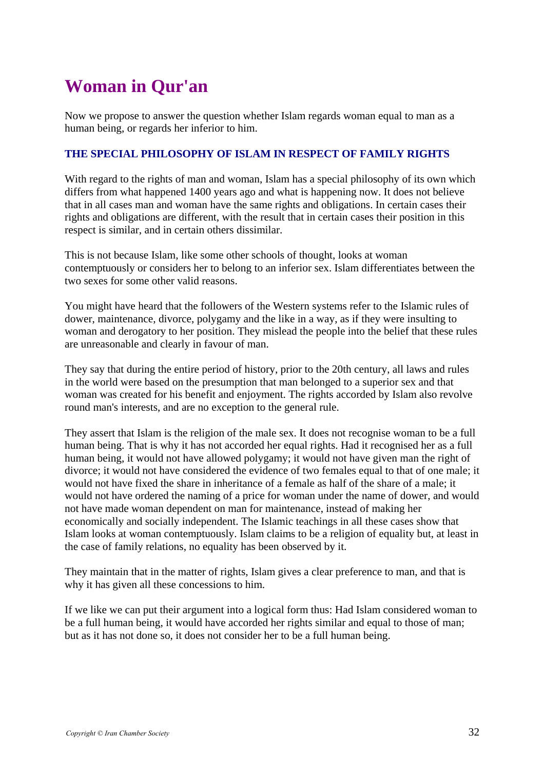# Woman in Qur'an

Now we propose to answer the question whether Islam regards woman equal to man as a human being, or regards her inferior to him.

### THE SPECIAL PHILOSOPHY OF ISLAM IN RESPECT OF FAMILY RIGHTS

With regard to the rights of man and woman, Islam has a special philosophy of its own which differs from what happened 1400 years ago and what is happening now. It does not believe that in all cases man and woman have the same rights and obligations. In certain cases their rights and obligations are different, with the result that in certain cases their position in this respect is similar, and in certain others dissimilar.

This is not because Islam, like some other schools of thought, looks at woman contemptuously or considers her to belong to an inferior sex. Islam differentiates between the two sexes for some other valid reasons.

You might have heard that the followers of the Western systems refer to the Islamic rules of dower, maintenance, divorce, polygamy and the like in a way, as if they were insulting to woman and derogatory to her position. They mislead the people into the belief that these rules are unreasonable and clearly in favour of man.

They say that during the entire period of history, prior to the 20th century, all laws and rules in the world were based on the presumption that man belonged to a superior sex and that woman was created for his benefit and enjoyment. The rights accorded by Islam also revolve round man's interests, and are no exception to the general rule.

They assert that Islam is the religion of the male sex. It does not recognise woman to be a full human being. That is why it has not accorded her equal rights. Had it recognised her as a full human being, it would not have allowed polygamy; it would not have given man the right of divorce; it would not have considered the evidence of two females equal to that of one male; it would not have fixed the share in inheritance of a female as half of the share of a male; it would not have ordered the naming of a price for woman under the name of dower, and would not have made woman dependent on man for maintenance, instead of making her economically and socially independent. The Islamic teachings in all these cases show that Islam looks at woman contemptuously. Islam claims to be a religion of equality but, at least in the case of family relations, no equality has been observed by it.

They maintain that in the matter of rights, Islam gives a clear preference to man, and that is why it has given all these concessions to him.

If we like we can put their argument into a logical form thus: Had Islam considered woman to be a full human being, it would have accorded her rights similar and equal to those of man; but as it has not done so, it does not consider her to be a full human being.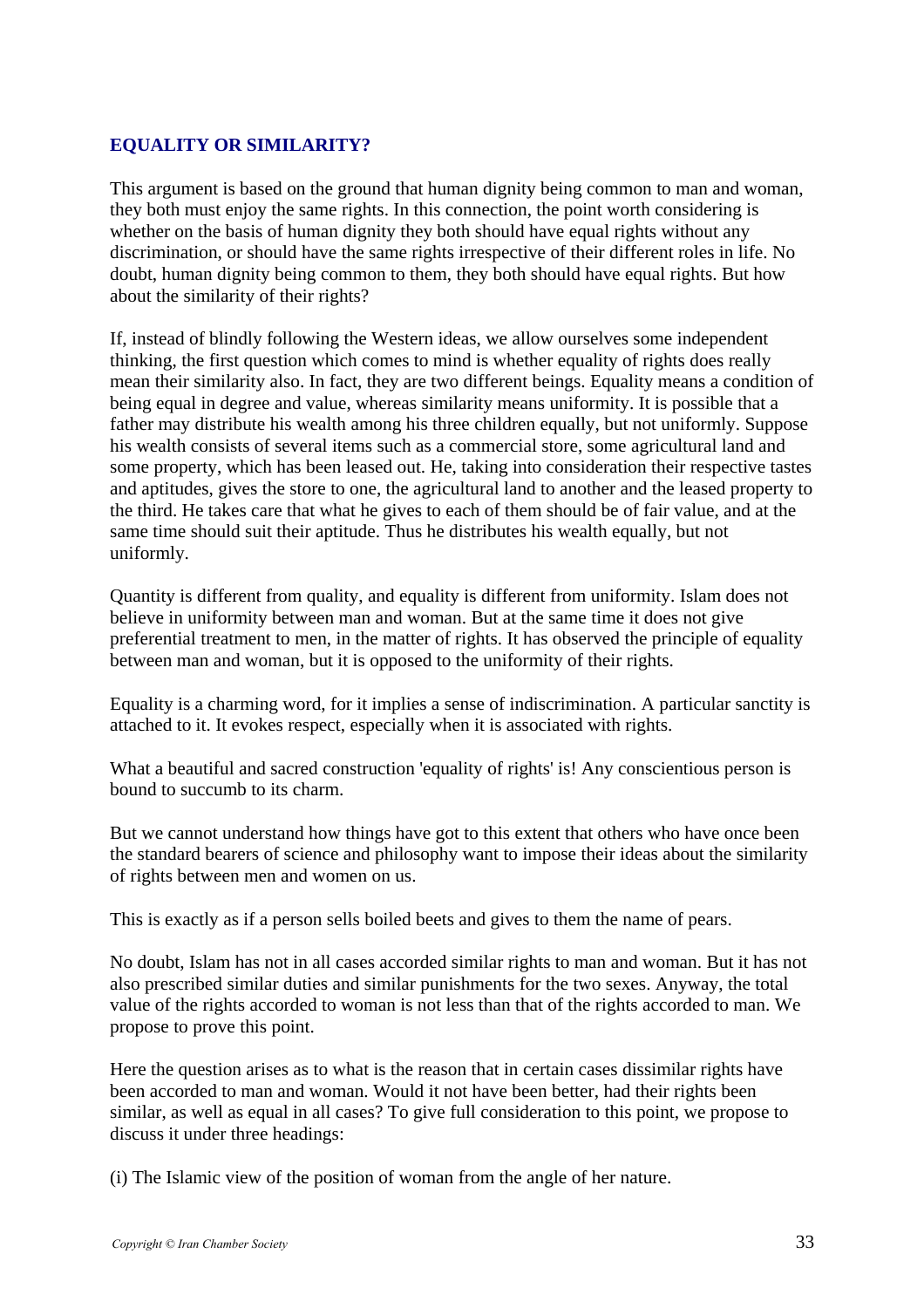## EQUALITY OR SIMILARITY?

This argument is based on the ground that human dignity being common to man and woman, they both must enjoy the same rights. In this connection, the point worth considering is whether on the basis of human dignity they both should have equal rights without any discrimination, or should have the same rights irrespective of their different roles in life. No doubt, human dignity being common to them, they both should have equal rights. But how about the similarity of their rights?

If, instead of blindly following the Western ideas, we allow ourselves some independent thinking, the first question which comes to mind is whether equality of rights does really mean their similarity also. In fact, they are two different beings. Equality means a condition of being equal in degree and value, whereas similarity means uniformity. It is possible that a father may distribute his wealth among his three children equally, but not uniformly. Suppose his wealth consists of several items such as a commercial store, some agricultural land and some property, which has been leased out. He, taking into consideration their respective tastes and aptitudes, gives the store to one, the agricultural land to another and the leased property to the third. He takes care that what he gives to each of them should be of fair value, and at the same time should suit their aptitude. Thus he distributes his wealth equally, but not uniformly.

Quantity is different from quality, and equality is different from uniformity. Islam does not believe in uniformity between man and woman. But at the same time it does not give preferential treatment to men, in the matter of rights. It has observed the principle of equality between man and woman, but it is opposed to the uniformity of their rights.

Equality is a charming word, for it implies a sense of indiscrimination. A particular sanctity is attached to it. It evokes respect, especially when it is associated with rights.

What a beautiful and sacred construction 'equality of rights' is! Any conscientious person is bound to succumb to its charm.

But we cannot understand how things have got to this extent that others who have once been the standard bearers of science and philosophy want to impose their ideas about the similarity of rights between men and women on us.

This is exactly as if a person sells boiled beets and gives to them the name of pears.

No doubt, Islam has not in all cases accorded similar rights to man and woman. But it has not also prescribed similar duties and similar punishments for the two sexes. Anyway, the total value of the rights accorded to woman is not less than that of the rights accorded to man. We propose to prove this point.

Here the question arises as to what is the reason that in certain cases dissimilar rights have been accorded to man and woman. Would it not have been better, had their rights been similar, as well as equal in all cases? To give full consideration to this point, we propose to discuss it under three headings:

(i) The Islamic view of the position of woman from the angle of her nature.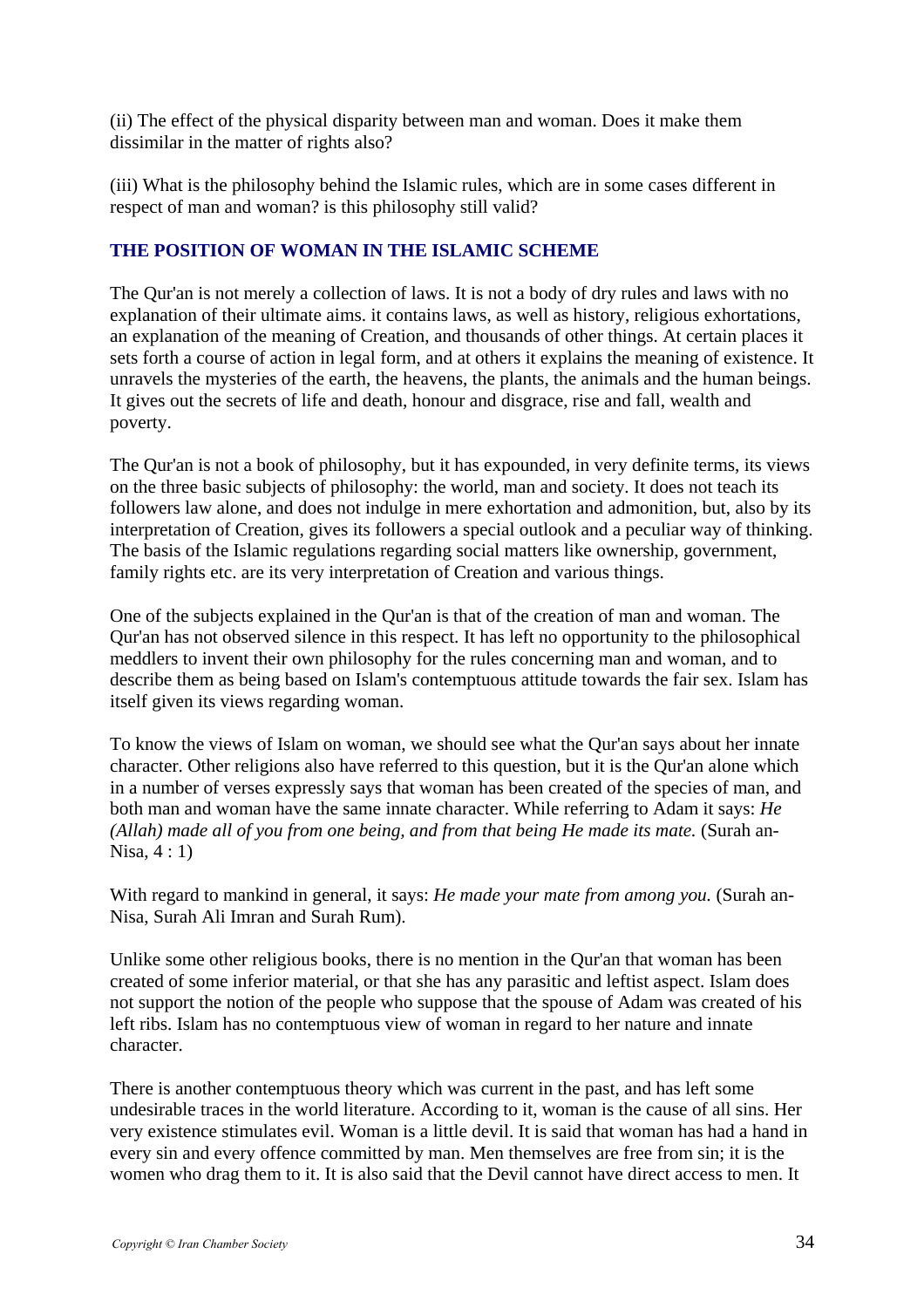(ii) The effect of the physical disparity between man and woman. Does it make them dissimilar in the matter of rights also?

(iii) What is the philosophy behind the Islamic rules, which are in some cases different in respect of man and woman? is this philosophy still valid?

## THE POSITION OF WOMAN IN THE ISLAMIC SCHEME

The Qur'an is not merely a collection of laws. It is not a body of dry rules and laws with no explanation of their ultimate aims. it contains laws, as well as history, religious exhortations, an explanation of the meaning of Creation, and thousands of other things. At certain places it sets forth a course of action in legal form, and at others it explains the meaning of existence. It unravels the mysteries of the earth, the heavens, the plants, the animals and the human beings. It gives out the secrets of life and death, honour and disgrace, rise and fall, wealth and poverty.

The Qur'an is not a book of philosophy, but it has expounded, in very definite terms, its views on the three basic subjects of philosophy: the world, man and society. It does not teach its followers law alone, and does not indulge in mere exhortation and admonition, but, also by its interpretation of Creation, gives its followers a special outlook and a peculiar way of thinking. The basis of the Islamic regulations regarding social matters like ownership, government, family rights etc. are its very interpretation of Creation and various things.

One of the subjects explained in the Qur'an is that of the creation of man and woman. The Qur'an has not observed silence in this respect. It has left no opportunity to the philosophical meddlers to invent their own philosophy for the rules concerning man and woman, and to describe them as being based on Islam's contemptuous attitude towards the fair sex. Islam has itself given its views regarding woman.

To know the views of Islam on woman, we should see what the Qur'an says about her innate character. Other religions also have referred to this question, but it is the Qur'an alone which in a number of verses expressly says that woman has been created of the species of man, and both man and woman have the same innate character. While referring to Adam it says: *He (Allah) made all of you from one being, and from that being He made its mate.* (Surah an-Nisa, 4 : 1)

With regard to mankind in general, it says: *He made your mate from among you.* (Surah an-Nisa, Surah Ali Imran and Surah Rum).

Unlike some other religious books, there is no mention in the Qur'an that woman has been created of some inferior material, or that she has any parasitic and leftist aspect. Islam does not support the notion of the people who suppose that the spouse of Adam was created of his left ribs. Islam has no contemptuous view of woman in regard to her nature and innate character.

There is another contemptuous theory which was current in the past, and has left some undesirable traces in the world literature. According to it, woman is the cause of all sins. Her very existence stimulates evil. Woman is a little devil. It is said that woman has had a hand in every sin and every offence committed by man. Men themselves are free from sin; it is the women who drag them to it. It is also said that the Devil cannot have direct access to men. It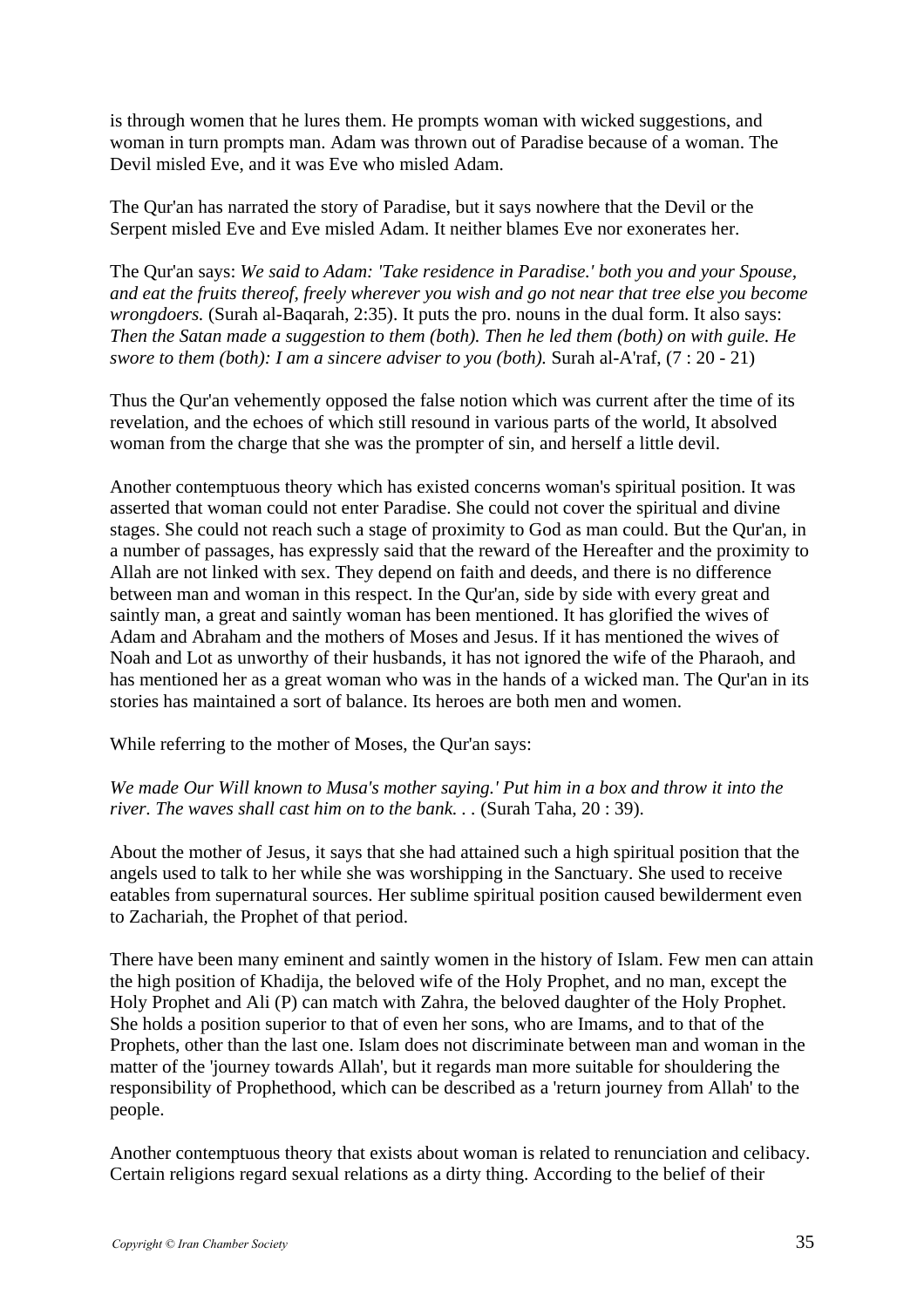is through women that he lures them. He prompts woman with wicked suggestions, and woman in turn prompts man. Adam was thrown out of Paradise because of a woman. The Devil misled Eve, and it was Eve who misled Adam.

The Qur'an has narrated the story of Paradise, but it says nowhere that the Devil or the Serpent misled Eve and Eve misled Adam. It neither blames Eve nor exonerates her.

The Qur'an says: *We said to Adam: 'Take residence in Paradise.' both you and your Spouse, and eat the fruits thereof, freely wherever you wish and go not near that tree else you become wrongdoers.* (Surah al-Baqarah, 2:35). It puts the pro. nouns in the dual form. It also says: *Then the Satan made a suggestion to them (both). Then he led them (both) on with guile. He swore to them (both): I am a sincere adviser to you (both).* Surah al-A'raf, (7 : 20 - 21)

Thus the Qur'an vehemently opposed the false notion which was current after the time of its revelation, and the echoes of which still resound in various parts of the world, It absolved woman from the charge that she was the prompter of sin, and herself a little devil.

Another contemptuous theory which has existed concerns woman's spiritual position. It was asserted that woman could not enter Paradise. She could not cover the spiritual and divine stages. She could not reach such a stage of proximity to God as man could. But the Qur'an, in a number of passages, has expressly said that the reward of the Hereafter and the proximity to Allah are not linked with sex. They depend on faith and deeds, and there is no difference between man and woman in this respect. In the Qur'an, side by side with every great and saintly man, a great and saintly woman has been mentioned. It has glorified the wives of Adam and Abraham and the mothers of Moses and Jesus. If it has mentioned the wives of Noah and Lot as unworthy of their husbands, it has not ignored the wife of the Pharaoh, and has mentioned her as a great woman who was in the hands of a wicked man. The Qur'an in its stories has maintained a sort of balance. Its heroes are both men and women.

While referring to the mother of Moses, the Qur'an says:

*We made Our Will known to Musa's mother saying.' Put him in a box and throw it into the river. The waves shall cast him on to the bank. . .* (Surah Taha, 20 : 39).

About the mother of Jesus, it says that she had attained such a high spiritual position that the angels used to talk to her while she was worshipping in the Sanctuary. She used to receive eatables from supernatural sources. Her sublime spiritual position caused bewilderment even to Zachariah, the Prophet of that period.

There have been many eminent and saintly women in the history of Islam. Few men can attain the high position of Khadija, the beloved wife of the Holy Prophet, and no man, except the Holy Prophet and Ali (P) can match with Zahra, the beloved daughter of the Holy Prophet. She holds a position superior to that of even her sons, who are Imams, and to that of the Prophets, other than the last one. Islam does not discriminate between man and woman in the matter of the 'journey towards Allah', but it regards man more suitable for shouldering the responsibility of Prophethood, which can be described as a 'return journey from Allah' to the people.

Another contemptuous theory that exists about woman is related to renunciation and celibacy. Certain religions regard sexual relations as a dirty thing. According to the belief of their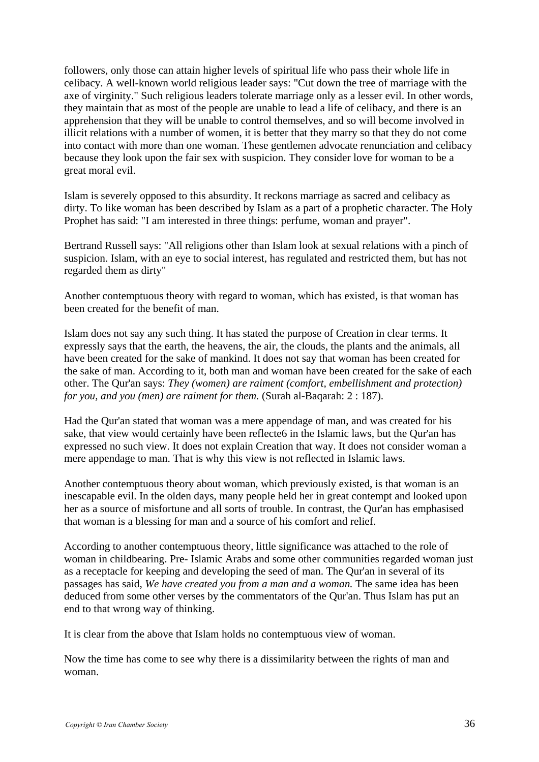followers, only those can attain higher levels of spiritual life who pass their whole life in celibacy. A well-known world religious leader says: "Cut down the tree of marriage with the axe of virginity." Such religious leaders tolerate marriage only as a lesser evil. In other words, they maintain that as most of the people are unable to lead a life of celibacy, and there is an apprehension that they will be unable to control themselves, and so will become involved in illicit relations with a number of women, it is better that they marry so that they do not come into contact with more than one woman. These gentlemen advocate renunciation and celibacy because they look upon the fair sex with suspicion. They consider love for woman to be a great moral evil.

Islam is severely opposed to this absurdity. It reckons marriage as sacred and celibacy as dirty. To like woman has been described by Islam as a part of a prophetic character. The Holy Prophet has said: "I am interested in three things: perfume, woman and prayer".

Bertrand Russell says: "All religions other than Islam look at sexual relations with a pinch of suspicion. Islam, with an eye to social interest, has regulated and restricted them, but has not regarded them as dirty"

Another contemptuous theory with regard to woman, which has existed, is that woman has been created for the benefit of man.

Islam does not say any such thing. It has stated the purpose of Creation in clear terms. It expressly says that the earth, the heavens, the air, the clouds, the plants and the animals, all have been created for the sake of mankind. It does not say that woman has been created for the sake of man. According to it, both man and woman have been created for the sake of each other. The Qur'an says: *They (women) are raiment (comfort, embellishment and protection) for you, and you (men) are raiment for them.* (Surah al-Baqarah: 2 : 187).

Had the Qur'an stated that woman was a mere appendage of man, and was created for his sake, that view would certainly have been reflecte6 in the Islamic laws, but the Qur'an has expressed no such view. It does not explain Creation that way. It does not consider woman a mere appendage to man. That is why this view is not reflected in Islamic laws.

Another contemptuous theory about woman, which previously existed, is that woman is an inescapable evil. In the olden days, many people held her in great contempt and looked upon her as a source of misfortune and all sorts of trouble. In contrast, the Qur'an has emphasised that woman is a blessing for man and a source of his comfort and relief.

According to another contemptuous theory, little significance was attached to the role of woman in childbearing. Pre- Islamic Arabs and some other communities regarded woman just as a receptacle for keeping and developing the seed of man. The Qur'an in several of its passages has said, *We have created you from a man and a woman.* The same idea has been deduced from some other verses by the commentators of the Qur'an. Thus Islam has put an end to that wrong way of thinking.

It is clear from the above that Islam holds no contemptuous view of woman.

Now the time has come to see why there is a dissimilarity between the rights of man and woman.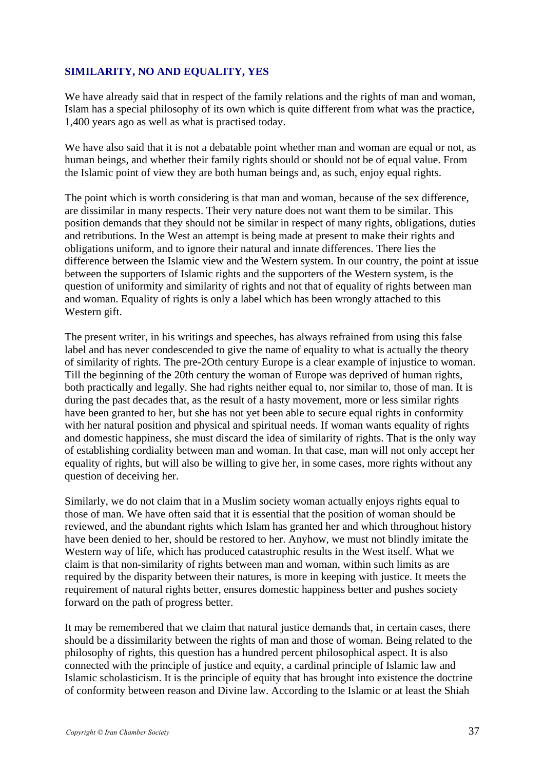## SIMILARITY, NO AND EQUALITY, YES

We have already said that in respect of the family relations and the rights of man and woman, Islam has a special philosophy of its own which is quite different from what was the practice, 1,400 years ago as well as what is practised today.

We have also said that it is not a debatable point whether man and woman are equal or not, as human beings, and whether their family rights should or should not be of equal value. From the Islamic point of view they are both human beings and, as such, enjoy equal rights.

The point which is worth considering is that man and woman, because of the sex difference, are dissimilar in many respects. Their very nature does not want them to be similar. This position demands that they should not be similar in respect of many rights, obligations, duties and retributions. In the West an attempt is being made at present to make their rights and obligations uniform, and to ignore their natural and innate differences. There lies the difference between the Islamic view and the Western system. In our country, the point at issue between the supporters of Islamic rights and the supporters of the Western system, is the question of uniformity and similarity of rights and not that of equality of rights between man and woman. Equality of rights is only a label which has been wrongly attached to this Western gift.

The present writer, in his writings and speeches, has always refrained from using this false label and has never condescended to give the name of equality to what is actually the theory of similarity of rights. The pre-2Oth century Europe is a clear example of injustice to woman. Till the beginning of the 20th century the woman of Europe was deprived of human rights, both practically and legally. She had rights neither equal to, nor similar to, those of man. It is during the past decades that, as the result of a hasty movement, more or less similar rights have been granted to her, but she has not yet been able to secure equal rights in conformity with her natural position and physical and spiritual needs. If woman wants equality of rights and domestic happiness, she must discard the idea of similarity of rights. That is the only way of establishing cordiality between man and woman. In that case, man will not only accept her equality of rights, but will also be willing to give her, in some cases, more rights without any question of deceiving her.

Similarly, we do not claim that in a Muslim society woman actually enjoys rights equal to those of man. We have often said that it is essential that the position of woman should be reviewed, and the abundant rights which Islam has granted her and which throughout history have been denied to her, should be restored to her. Anyhow, we must not blindly imitate the Western way of life, which has produced catastrophic results in the West itself. What we claim is that non-similarity of rights between man and woman, within such limits as are required by the disparity between their natures, is more in keeping with justice. It meets the requirement of natural rights better, ensures domestic happiness better and pushes society forward on the path of progress better.

It may be remembered that we claim that natural justice demands that, in certain cases, there should be a dissimilarity between the rights of man and those of woman. Being related to the philosophy of rights, this question has a hundred percent philosophical aspect. It is also connected with the principle of justice and equity, a cardinal principle of Islamic law and Islamic scholasticism. It is the principle of equity that has brought into existence the doctrine of conformity between reason and Divine law. According to the Islamic or at least the Shiah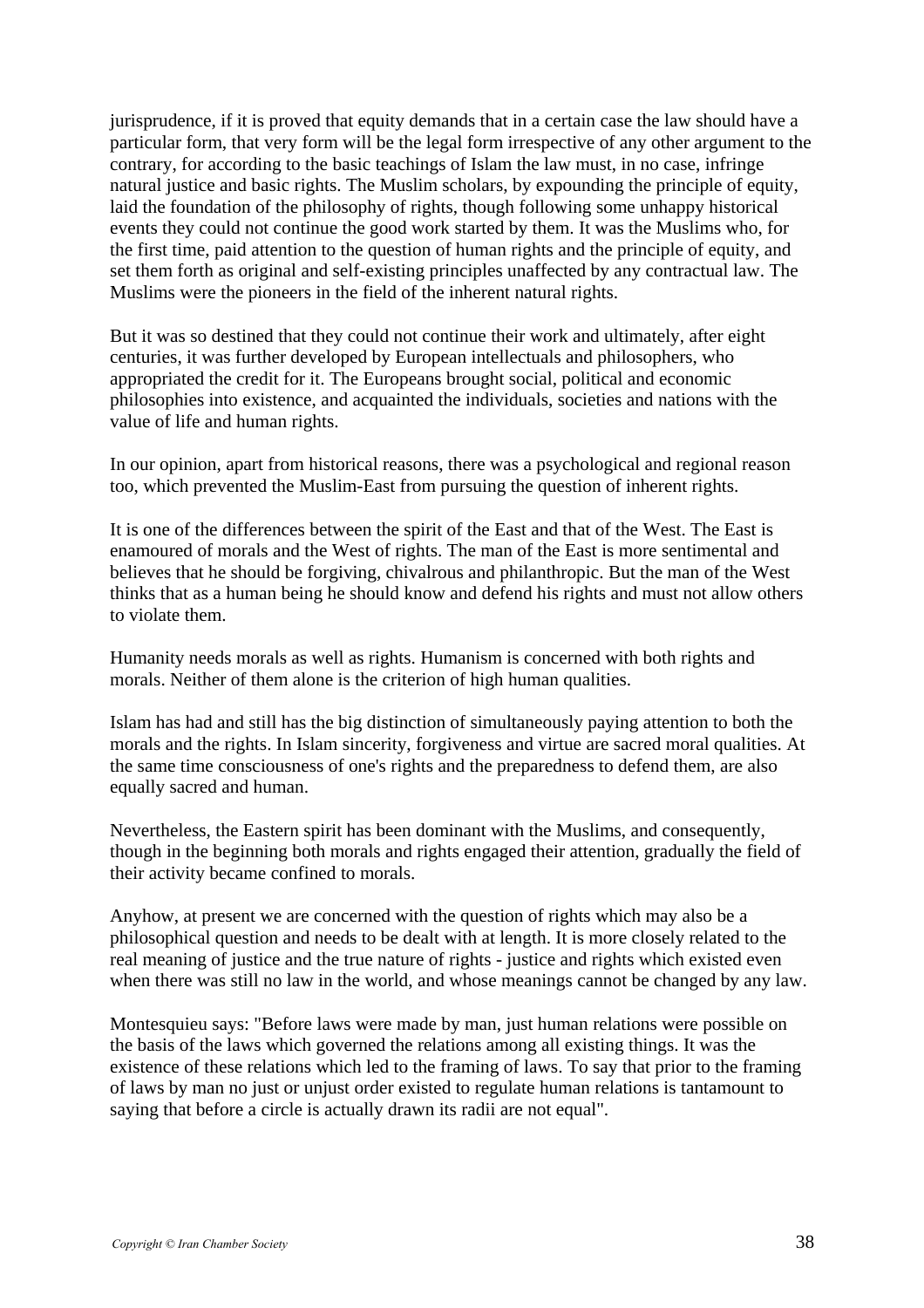jurisprudence, if it is proved that equity demands that in a certain case the law should have a particular form, that very form will be the legal form irrespective of any other argument to the contrary, for according to the basic teachings of Islam the law must, in no case, infringe natural justice and basic rights. The Muslim scholars, by expounding the principle of equity, laid the foundation of the philosophy of rights, though following some unhappy historical events they could not continue the good work started by them. It was the Muslims who, for the first time, paid attention to the question of human rights and the principle of equity, and set them forth as original and self-existing principles unaffected by any contractual law. The Muslims were the pioneers in the field of the inherent natural rights.

But it was so destined that they could not continue their work and ultimately, after eight centuries, it was further developed by European intellectuals and philosophers, who appropriated the credit for it. The Europeans brought social, political and economic philosophies into existence, and acquainted the individuals, societies and nations with the value of life and human rights.

In our opinion, apart from historical reasons, there was a psychological and regional reason too, which prevented the Muslim-East from pursuing the question of inherent rights.

It is one of the differences between the spirit of the East and that of the West. The East is enamoured of morals and the West of rights. The man of the East is more sentimental and believes that he should be forgiving, chivalrous and philanthropic. But the man of the West thinks that as a human being he should know and defend his rights and must not allow others to violate them.

Humanity needs morals as well as rights. Humanism is concerned with both rights and morals. Neither of them alone is the criterion of high human qualities.

Islam has had and still has the big distinction of simultaneously paying attention to both the morals and the rights. In Islam sincerity, forgiveness and virtue are sacred moral qualities. At the same time consciousness of one's rights and the preparedness to defend them, are also equally sacred and human.

Nevertheless, the Eastern spirit has been dominant with the Muslims, and consequently, though in the beginning both morals and rights engaged their attention, gradually the field of their activity became confined to morals.

Anyhow, at present we are concerned with the question of rights which may also be a philosophical question and needs to be dealt with at length. It is more closely related to the real meaning of justice and the true nature of rights - justice and rights which existed even when there was still no law in the world, and whose meanings cannot be changed by any law.

Montesquieu says: "Before laws were made by man, just human relations were possible on the basis of the laws which governed the relations among all existing things. It was the existence of these relations which led to the framing of laws. To say that prior to the framing of laws by man no just or unjust order existed to regulate human relations is tantamount to saying that before a circle is actually drawn its radii are not equal".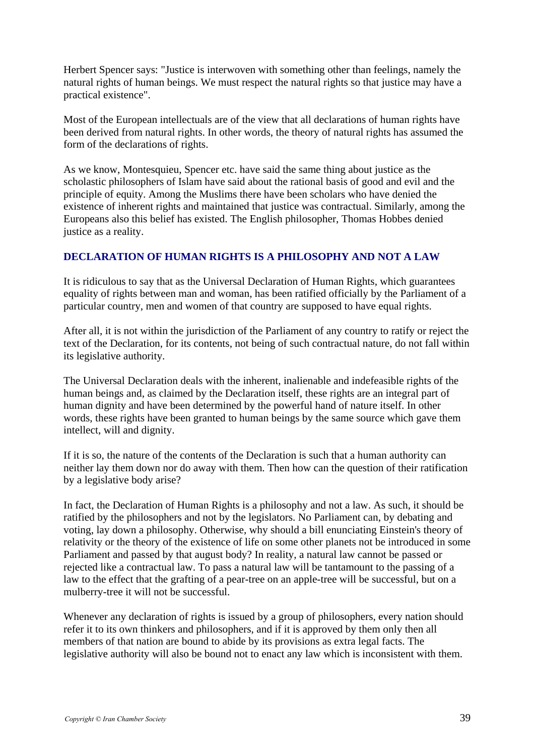Herbert Spencer says: "Justice is interwoven with something other than feelings, namely the natural rights of human beings. We must respect the natural rights so that justice may have a practical existence".

Most of the European intellectuals are of the view that all declarations of human rights have been derived from natural rights. In other words, the theory of natural rights has assumed the form of the declarations of rights.

As we know, Montesquieu, Spencer etc. have said the same thing about justice as the scholastic philosophers of Islam have said about the rational basis of good and evil and the principle of equity. Among the Muslims there have been scholars who have denied the existence of inherent rights and maintained that justice was contractual. Similarly, among the Europeans also this belief has existed. The English philosopher, Thomas Hobbes denied justice as a reality.

## DECLARATION OF HUMAN RIGHTS IS A PHILOSOPHY AND NOT A LAW

It is ridiculous to say that as the Universal Declaration of Human Rights, which guarantees equality of rights between man and woman, has been ratified officially by the Parliament of a particular country, men and women of that country are supposed to have equal rights.

After all, it is not within the jurisdiction of the Parliament of any country to ratify or reject the text of the Declaration, for its contents, not being of such contractual nature, do not fall within its legislative authority.

The Universal Declaration deals with the inherent, inalienable and indefeasible rights of the human beings and, as claimed by the Declaration itself, these rights are an integral part of human dignity and have been determined by the powerful hand of nature itself. In other words, these rights have been granted to human beings by the same source which gave them intellect, will and dignity.

If it is so, the nature of the contents of the Declaration is such that a human authority can neither lay them down nor do away with them. Then how can the question of their ratification by a legislative body arise?

In fact, the Declaration of Human Rights is a philosophy and not a law. As such, it should be ratified by the philosophers and not by the legislators. No Parliament can, by debating and voting, lay down a philosophy. Otherwise, why should a bill enunciating Einstein's theory of relativity or the theory of the existence of life on some other planets not be introduced in some Parliament and passed by that august body? In reality, a natural law cannot be passed or rejected like a contractual law. To pass a natural law will be tantamount to the passing of a law to the effect that the grafting of a pear-tree on an apple-tree will be successful, but on a mulberry-tree it will not be successful.

Whenever any declaration of rights is issued by a group of philosophers, every nation should refer it to its own thinkers and philosophers, and if it is approved by them only then all members of that nation are bound to abide by its provisions as extra legal facts. The legislative authority will also be bound not to enact any law which is inconsistent with them.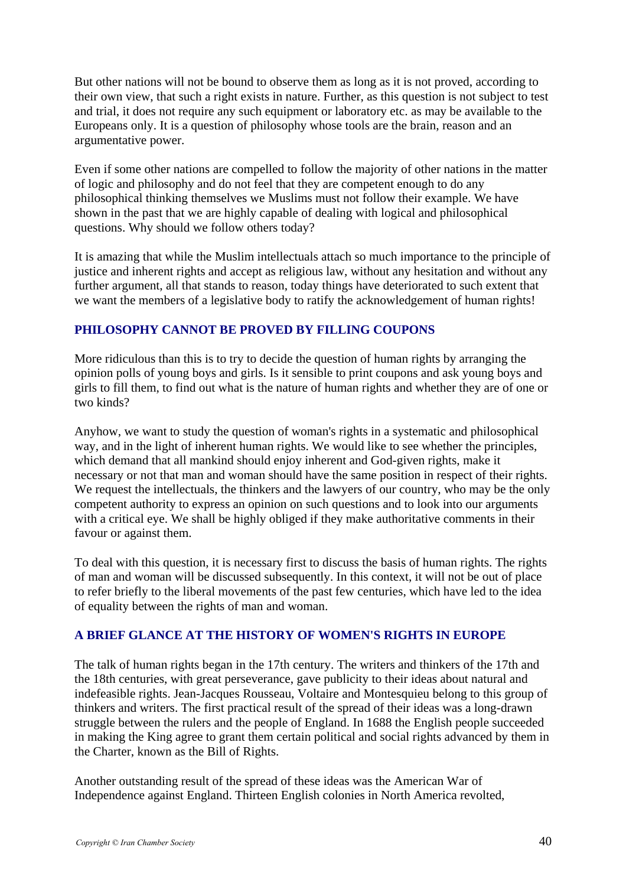But other nations will not be bound to observe them as long as it is not proved, according to their own view, that such a right exists in nature. Further, as this question is not subject to test and trial, it does not require any such equipment or laboratory etc. as may be available to the Europeans only. It is a question of philosophy whose tools are the brain, reason and an argumentative power.

Even if some other nations are compelled to follow the majority of other nations in the matter of logic and philosophy and do not feel that they are competent enough to do any philosophical thinking themselves we Muslims must not follow their example. We have shown in the past that we are highly capable of dealing with logical and philosophical questions. Why should we follow others today?

It is amazing that while the Muslim intellectuals attach so much importance to the principle of justice and inherent rights and accept as religious law, without any hesitation and without any further argument, all that stands to reason, today things have deteriorated to such extent that we want the members of a legislative body to ratify the acknowledgement of human rights!

## PHILOSOPHY CANNOT BE PROVED BY FILLING COUPONS

More ridiculous than this is to try to decide the question of human rights by arranging the opinion polls of young boys and girls. Is it sensible to print coupons and ask young boys and girls to fill them, to find out what is the nature of human rights and whether they are of one or two kinds?

Anyhow, we want to study the question of woman's rights in a systematic and philosophical way, and in the light of inherent human rights. We would like to see whether the principles, which demand that all mankind should enjoy inherent and God-given rights, make it necessary or not that man and woman should have the same position in respect of their rights. We request the intellectuals, the thinkers and the lawyers of our country, who may be the only competent authority to express an opinion on such questions and to look into our arguments with a critical eye. We shall be highly obliged if they make authoritative comments in their favour or against them.

To deal with this question, it is necessary first to discuss the basis of human rights. The rights of man and woman will be discussed subsequently. In this context, it will not be out of place to refer briefly to the liberal movements of the past few centuries, which have led to the idea of equality between the rights of man and woman.

## A BRIEF GLANCE AT THE HISTORY OF WOMEN'S RIGHTS IN EUROPE

The talk of human rights began in the 17th century. The writers and thinkers of the 17th and the 18th centuries, with great perseverance, gave publicity to their ideas about natural and indefeasible rights. Jean-Jacques Rousseau, Voltaire and Montesquieu belong to this group of thinkers and writers. The first practical result of the spread of their ideas was a long-drawn struggle between the rulers and the people of England. In 1688 the English people succeeded in making the King agree to grant them certain political and social rights advanced by them in the Charter, known as the Bill of Rights.

Another outstanding result of the spread of these ideas was the American War of Independence against England. Thirteen English colonies in North America revolted,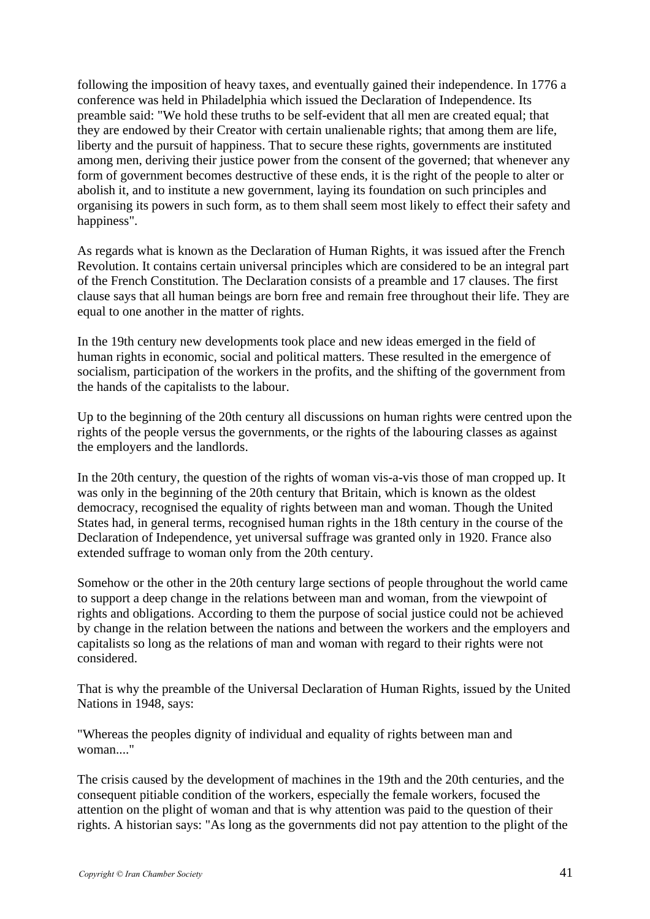following the imposition of heavy taxes, and eventually gained their independence. In 1776 a conference was held in Philadelphia which issued the Declaration of Independence. Its preamble said: "We hold these truths to be self-evident that all men are created equal; that they are endowed by their Creator with certain unalienable rights; that among them are life, liberty and the pursuit of happiness. That to secure these rights, governments are instituted among men, deriving their justice power from the consent of the governed; that whenever any form of government becomes destructive of these ends, it is the right of the people to alter or abolish it, and to institute a new government, laying its foundation on such principles and organising its powers in such form, as to them shall seem most likely to effect their safety and happiness".

As regards what is known as the Declaration of Human Rights, it was issued after the French Revolution. It contains certain universal principles which are considered to be an integral part of the French Constitution. The Declaration consists of a preamble and 17 clauses. The first clause says that all human beings are born free and remain free throughout their life. They are equal to one another in the matter of rights.

In the 19th century new developments took place and new ideas emerged in the field of human rights in economic, social and political matters. These resulted in the emergence of socialism, participation of the workers in the profits, and the shifting of the government from the hands of the capitalists to the labour.

Up to the beginning of the 20th century all discussions on human rights were centred upon the rights of the people versus the governments, or the rights of the labouring classes as against the employers and the landlords.

In the 20th century, the question of the rights of woman vis-a-vis those of man cropped up. It was only in the beginning of the 20th century that Britain, which is known as the oldest democracy, recognised the equality of rights between man and woman. Though the United States had, in general terms, recognised human rights in the 18th century in the course of the Declaration of Independence, yet universal suffrage was granted only in 1920. France also extended suffrage to woman only from the 20th century.

Somehow or the other in the 20th century large sections of people throughout the world came to support a deep change in the relations between man and woman, from the viewpoint of rights and obligations. According to them the purpose of social justice could not be achieved by change in the relation between the nations and between the workers and the employers and capitalists so long as the relations of man and woman with regard to their rights were not considered.

That is why the preamble of the Universal Declaration of Human Rights, issued by the United Nations in 1948, says:

"Whereas the peoples dignity of individual and equality of rights between man and woman...."

The crisis caused by the development of machines in the 19th and the 20th centuries, and the consequent pitiable condition of the workers, especially the female workers, focused the attention on the plight of woman and that is why attention was paid to the question of their rights. A historian says: "As long as the governments did not pay attention to the plight of the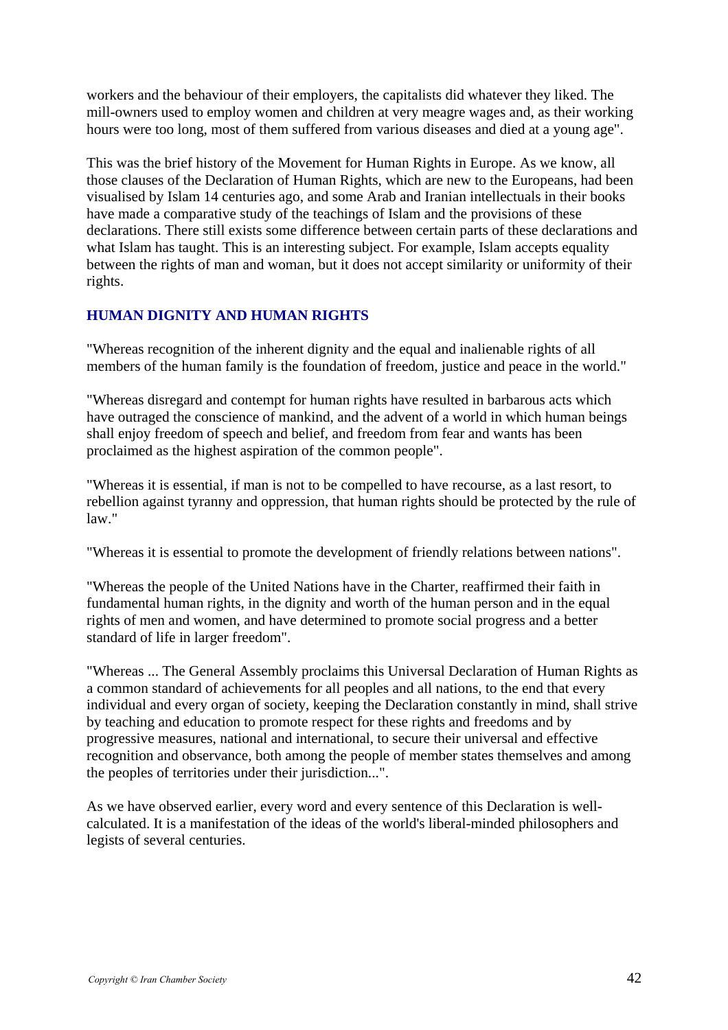workers and the behaviour of their employers, the capitalists did whatever they liked. The mill-owners used to employ women and children at very meagre wages and, as their working hours were too long, most of them suffered from various diseases and died at a young age".

This was the brief history of the Movement for Human Rights in Europe. As we know, all those clauses of the Declaration of Human Rights, which are new to the Europeans, had been visualised by Islam 14 centuries ago, and some Arab and Iranian intellectuals in their books have made a comparative study of the teachings of Islam and the provisions of these declarations. There still exists some difference between certain parts of these declarations and what Islam has taught. This is an interesting subject. For example, Islam accepts equality between the rights of man and woman, but it does not accept similarity or uniformity of their rights.

## HUMAN DIGNITY AND HUMAN RIGHTS

"Whereas recognition of the inherent dignity and the equal and inalienable rights of all members of the human family is the foundation of freedom, justice and peace in the world."

"Whereas disregard and contempt for human rights have resulted in barbarous acts which have outraged the conscience of mankind, and the advent of a world in which human beings shall enjoy freedom of speech and belief, and freedom from fear and wants has been proclaimed as the highest aspiration of the common people".

"Whereas it is essential, if man is not to be compelled to have recourse, as a last resort, to rebellion against tyranny and oppression, that human rights should be protected by the rule of law."

"Whereas it is essential to promote the development of friendly relations between nations".

"Whereas the people of the United Nations have in the Charter, reaffirmed their faith in fundamental human rights, in the dignity and worth of the human person and in the equal rights of men and women, and have determined to promote social progress and a better standard of life in larger freedom".

"Whereas ... The General Assembly proclaims this Universal Declaration of Human Rights as a common standard of achievements for all peoples and all nations, to the end that every individual and every organ of society, keeping the Declaration constantly in mind, shall strive by teaching and education to promote respect for these rights and freedoms and by progressive measures, national and international, to secure their universal and effective recognition and observance, both among the people of member states themselves and among the peoples of territories under their jurisdiction...".

As we have observed earlier, every word and every sentence of this Declaration is well-calculated. It is a manifestation of the ideas of the world's liberal-minded philosophers and legists of several centuries.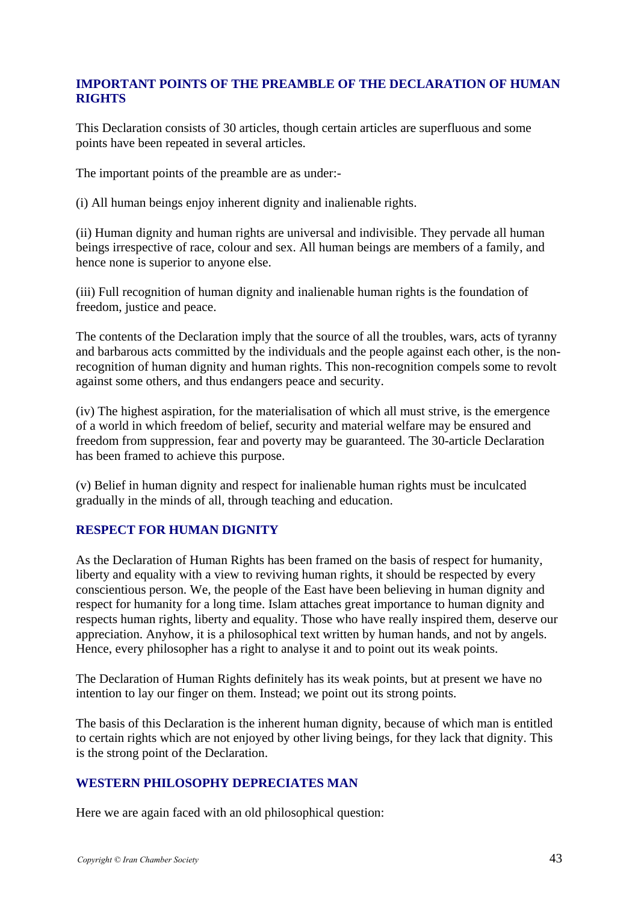## IMPORTANT POINTS OF THE PREAMBLE OF THE DECLARATION OF HUMAN RIGHTS

This Declaration consists of 30 articles, though certain articles are superfluous and some points have been repeated in several articles.

The important points of the preamble are as under:-

(i) All human beings enjoy inherent dignity and inalienable rights.

(ii) Human dignity and human rights are universal and indivisible. They pervade all human beings irrespective of race, colour and sex. All human beings are members of a family, and hence none is superior to anyone else.

(iii) Full recognition of human dignity and inalienable human rights is the foundation of freedom, justice and peace.

The contents of the Declaration imply that the source of all the troubles, wars, acts of tyranny and barbarous acts committed by the individuals and the people against each other, is the non-recognition of human dignity and human rights. This non-recognition compels some to revolt against some others, and thus endangers peace and security.

(iv) The highest aspiration, for the materialisation of which all must strive, is the emergence of a world in which freedom of belief, security and material welfare may be ensured and freedom from suppression, fear and poverty may be guaranteed. The 30-article Declaration has been framed to achieve this purpose.

(v) Belief in human dignity and respect for inalienable human rights must be inculcated gradually in the minds of all, through teaching and education.

## RESPECT FOR HUMAN DIGNITY

As the Declaration of Human Rights has been framed on the basis of respect for humanity, liberty and equality with a view to reviving human rights, it should be respected by every conscientious person. We, the people of the East have been believing in human dignity and respect for humanity for a long time. Islam attaches great importance to human dignity and respects human rights, liberty and equality. Those who have really inspired them, deserve our appreciation. Anyhow, it is a philosophical text written by human hands, and not by angels. Hence, every philosopher has a right to analyse it and to point out its weak points.

The Declaration of Human Rights definitely has its weak points, but at present we have no intention to lay our finger on them. Instead; we point out its strong points.

The basis of this Declaration is the inherent human dignity, because of which man is entitled to certain rights which are not enjoyed by other living beings, for they lack that dignity. This is the strong point of the Declaration.

## WESTERN PHILOSOPHY DEPRECIATES MAN

Here we are again faced with an old philosophical question: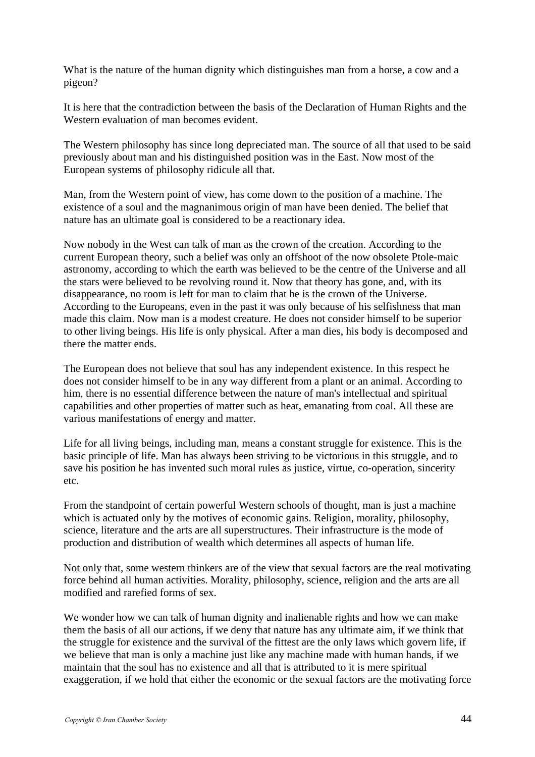What is the nature of the human dignity which distinguishes man from a horse, a cow and a pigeon?

It is here that the contradiction between the basis of the Declaration of Human Rights and the Western evaluation of man becomes evident.

The Western philosophy has since long depreciated man. The source of all that used to be said previously about man and his distinguished position was in the East. Now most of the European systems of philosophy ridicule all that.

Man, from the Western point of view, has come down to the position of a machine. The existence of a soul and the magnanimous origin of man have been denied. The belief that nature has an ultimate goal is considered to be a reactionary idea.

Now nobody in the West can talk of man as the crown of the creation. According to the current European theory, such a belief was only an offshoot of the now obsolete Ptole-maic astronomy, according to which the earth was believed to be the centre of the Universe and all the stars were believed to be revolving round it. Now that theory has gone, and, with its disappearance, no room is left for man to claim that he is the crown of the Universe. According to the Europeans, even in the past it was only because of his selfishness that man made this claim. Now man is a modest creature. He does not consider himself to be superior to other living beings. His life is only physical. After a man dies, his body is decomposed and there the matter ends.

The European does not believe that soul has any independent existence. In this respect he does not consider himself to be in any way different from a plant or an animal. According to him, there is no essential difference between the nature of man's intellectual and spiritual capabilities and other properties of matter such as heat, emanating from coal. All these are various manifestations of energy and matter.

Life for all living beings, including man, means a constant struggle for existence. This is the basic principle of life. Man has always been striving to be victorious in this struggle, and to save his position he has invented such moral rules as justice, virtue, co-operation, sincerity etc.

From the standpoint of certain powerful Western schools of thought, man is just a machine which is actuated only by the motives of economic gains. Religion, morality, philosophy, science, literature and the arts are all superstructures. Their infrastructure is the mode of production and distribution of wealth which determines all aspects of human life.

Not only that, some western thinkers are of the view that sexual factors are the real motivating force behind all human activities. Morality, philosophy, science, religion and the arts are all modified and rarefied forms of sex.

We wonder how we can talk of human dignity and inalienable rights and how we can make them the basis of all our actions, if we deny that nature has any ultimate aim, if we think that the struggle for existence and the survival of the fittest are the only laws which govern life, if we believe that man is only a machine just like any machine made with human hands, if we maintain that the soul has no existence and all that is attributed to it is mere spiritual exaggeration, if we hold that either the economic or the sexual factors are the motivating force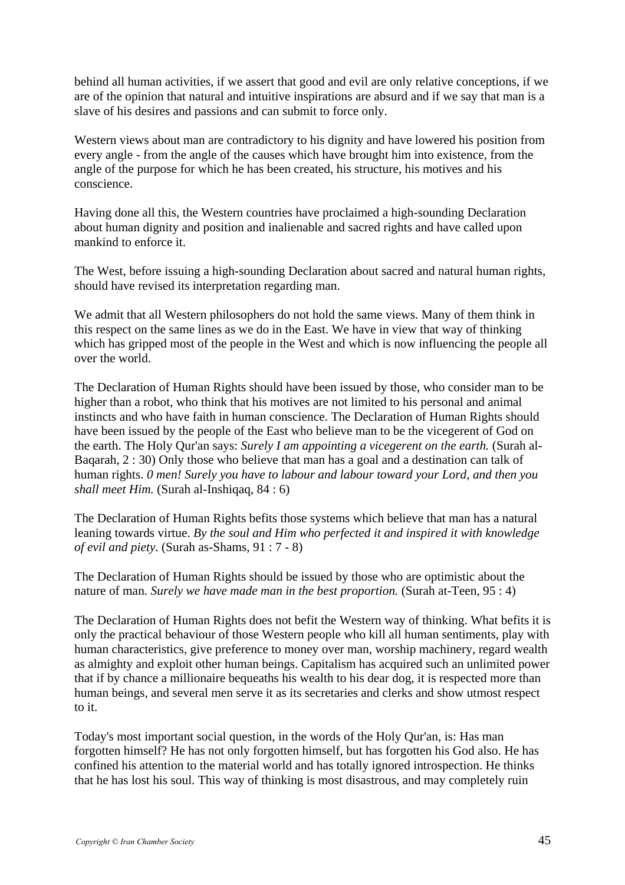behind all human activities, if we assert that good and evil are only relative conceptions, if we are of the opinion that natural and intuitive inspirations are absurd and if we say that man is a slave of his desires and passions and can submit to force only.

Western views about man are contradictory to his dignity and have lowered his position from every angle - from the angle of the causes which have brought him into existence, from the angle of the purpose for which he has been created, his structure, his motives and his conscience.

Having done all this, the Western countries have proclaimed a high-sounding Declaration about human dignity and position and inalienable and sacred rights and have called upon mankind to enforce it.

The West, before issuing a high-sounding Declaration about sacred and natural human rights, should have revised its interpretation regarding man.

We admit that all Western philosophers do not hold the same views. Many of them think in this respect on the same lines as we do in the East. We have in view that way of thinking which has gripped most of the people in the West and which is now influencing the people all over the world.

The Declaration of Human Rights should have been issued by those, who consider man to be higher than a robot, who think that his motives are not limited to his personal and animal instincts and who have faith in human conscience. The Declaration of Human Rights should have been issued by the people of the East who believe man to be the vicegerent of God on the earth. The Holy Qur'an says: *Surely I am appointing a vicegerent on the earth.* (Surah al-Baqarah, 2 : 30) Only those who believe that man has a goal and a destination can talk of human rights. *0 men! Surely you have to labour and labour toward your Lord, and then you shall meet Him.* (Surah al-Inshiqaq, 84 : 6)

The Declaration of Human Rights befits those systems which believe that man has a natural leaning towards virtue. *By the soul and Him who perfected it and inspired it with knowledge of evil and piety.* (Surah as-Shams, 91 : 7 - 8)

The Declaration of Human Rights should be issued by those who are optimistic about the nature of man. *Surely we have made man in the best proportion.* (Surah at-Teen, 95 : 4)

The Declaration of Human Rights does not befit the Western way of thinking. What befits it is only the practical behaviour of those Western people who kill all human sentiments, play with human characteristics, give preference to money over man, worship machinery, regard wealth as almighty and exploit other human beings. Capitalism has acquired such an unlimited power that if by chance a millionaire bequeaths his wealth to his dear dog, it is respected more than human beings, and several men serve it as its secretaries and clerks and show utmost respect to it.

Today's most important social question, in the words of the Holy Qur'an, is: Has man forgotten himself? He has not only forgotten himself, but has forgotten his God also. He has confined his attention to the material world and has totally ignored introspection. He thinks that he has lost his soul. This way of thinking is most disastrous, and may completely ruin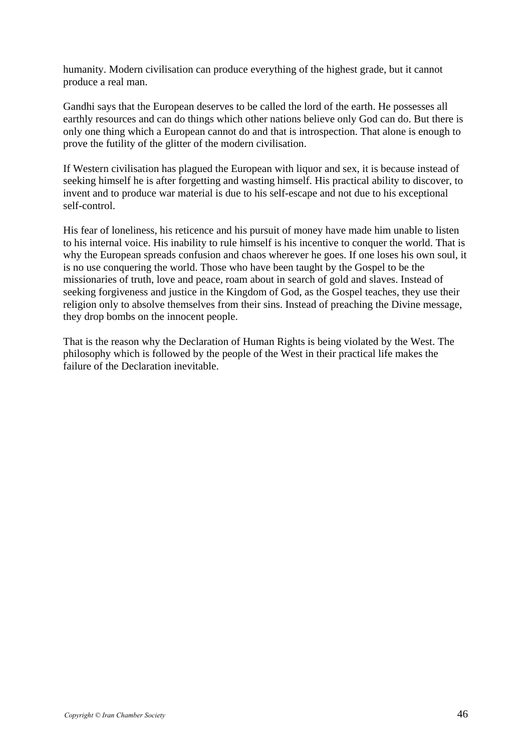humanity. Modern civilisation can produce everything of the highest grade, but it cannot produce a real man.

Gandhi says that the European deserves to be called the lord of the earth. He possesses all earthly resources and can do things which other nations believe only God can do. But there is only one thing which a European cannot do and that is introspection. That alone is enough to prove the futility of the glitter of the modern civilisation.

If Western civilisation has plagued the European with liquor and sex, it is because instead of seeking himself he is after forgetting and wasting himself. His practical ability to discover, to invent and to produce war material is due to his self-escape and not due to his exceptional self-control.

His fear of loneliness, his reticence and his pursuit of money have made him unable to listen to his internal voice. His inability to rule himself is his incentive to conquer the world. That is why the European spreads confusion and chaos wherever he goes. If one loses his own soul, it is no use conquering the world. Those who have been taught by the Gospel to be the missionaries of truth, love and peace, roam about in search of gold and slaves. Instead of seeking forgiveness and justice in the Kingdom of God, as the Gospel teaches, they use their religion only to absolve themselves from their sins. Instead of preaching the Divine message, they drop bombs on the innocent people.

That is the reason why the Declaration of Human Rights is being violated by the West. The philosophy which is followed by the people of the West in their practical life makes the failure of the Declaration inevitable.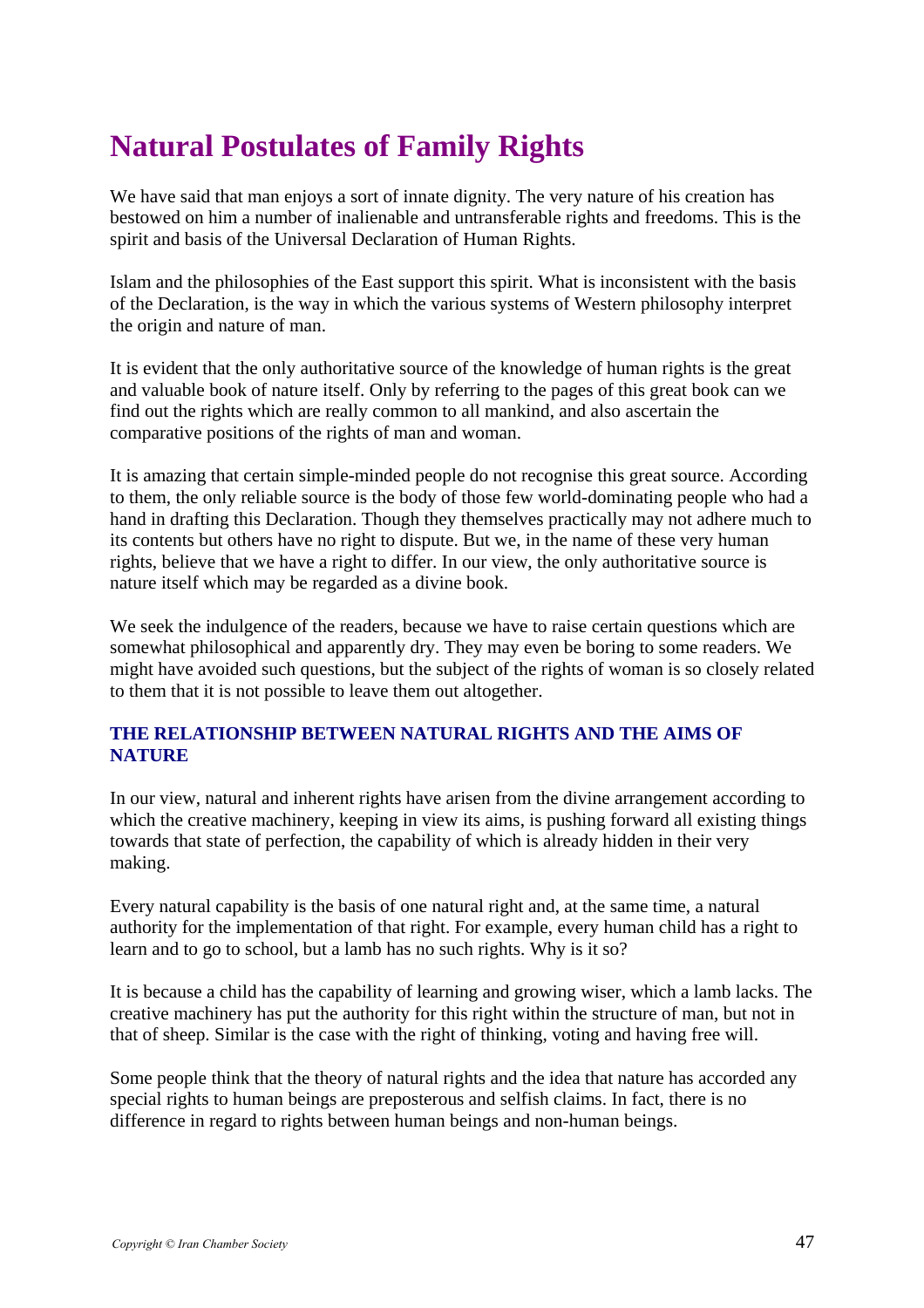# Natural Postulates of Family Rights

We have said that man enjoys a sort of innate dignity. The very nature of his creation has bestowed on him a number of inalienable and untransferable rights and freedoms. This is the spirit and basis of the Universal Declaration of Human Rights.

Islam and the philosophies of the East support this spirit. What is inconsistent with the basis of the Declaration, is the way in which the various systems of Western philosophy interpret the origin and nature of man.

It is evident that the only authoritative source of the knowledge of human rights is the great and valuable book of nature itself. Only by referring to the pages of this great book can we find out the rights which are really common to all mankind, and also ascertain the comparative positions of the rights of man and woman.

It is amazing that certain simple-minded people do not recognise this great source. According to them, the only reliable source is the body of those few world-dominating people who had a hand in drafting this Declaration. Though they themselves practically may not adhere much to its contents but others have no right to dispute. But we, in the name of these very human rights, believe that we have a right to differ. In our view, the only authoritative source is nature itself which may be regarded as a divine book.

We seek the indulgence of the readers, because we have to raise certain questions which are somewhat philosophical and apparently dry. They may even be boring to some readers. We might have avoided such questions, but the subject of the rights of woman is so closely related to them that it is not possible to leave them out altogether.

### THE RELATIONSHIP BETWEEN NATURAL RIGHTS AND THE AIMS OF NATURE

In our view, natural and inherent rights have arisen from the divine arrangement according to which the creative machinery, keeping in view its aims, is pushing forward all existing things towards that state of perfection, the capability of which is already hidden in their very making.

Every natural capability is the basis of one natural right and, at the same time, a natural authority for the implementation of that right. For example, every human child has a right to learn and to go to school, but a lamb has no such rights. Why is it so?

It is because a child has the capability of learning and growing wiser, which a lamb lacks. The creative machinery has put the authority for this right within the structure of man, but not in that of sheep. Similar is the case with the right of thinking, voting and having free will.

Some people think that the theory of natural rights and the idea that nature has accorded any special rights to human beings are preposterous and selfish claims. In fact, there is no difference in regard to rights between human beings and non-human beings.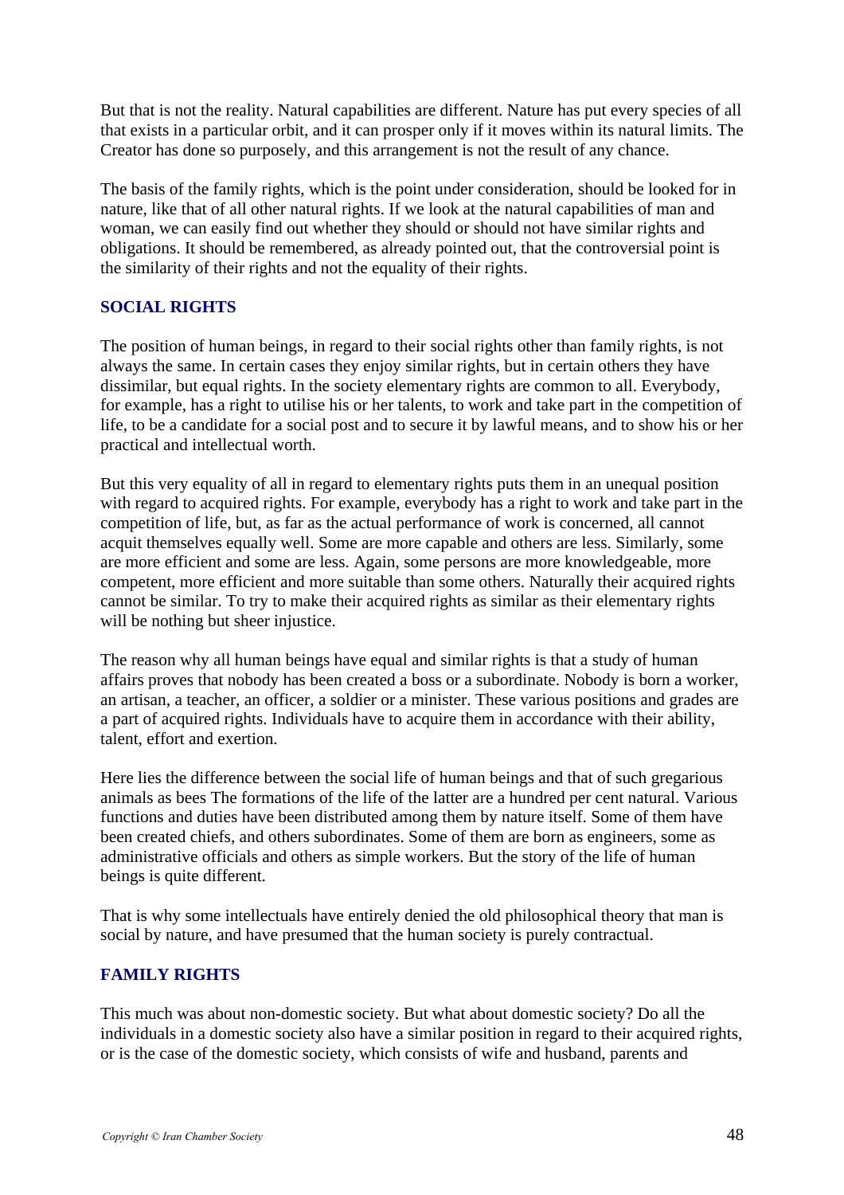But that is not the reality. Natural capabilities are different. Nature has put every species of all that exists in a particular orbit, and it can prosper only if it moves within its natural limits. The Creator has done so purposely, and this arrangement is not the result of any chance.

The basis of the family rights, which is the point under consideration, should be looked for in nature, like that of all other natural rights. If we look at the natural capabilities of man and woman, we can easily find out whether they should or should not have similar rights and obligations. It should be remembered, as already pointed out, that the controversial point is the similarity of their rights and not the equality of their rights.

## SOCIAL RIGHTS

The position of human beings, in regard to their social rights other than family rights, is not always the same. In certain cases they enjoy similar rights, but in certain others they have dissimilar, but equal rights. In the society elementary rights are common to all. Everybody, for example, has a right to utilise his or her talents, to work and take part in the competition of life, to be a candidate for a social post and to secure it by lawful means, and to show his or her practical and intellectual worth.

But this very equality of all in regard to elementary rights puts them in an unequal position with regard to acquired rights. For example, everybody has a right to work and take part in the competition of life, but, as far as the actual performance of work is concerned, all cannot acquit themselves equally well. Some are more capable and others are less. Similarly, some are more efficient and some are less. Again, some persons are more knowledgeable, more competent, more efficient and more suitable than some others. Naturally their acquired rights cannot be similar. To try to make their acquired rights as similar as their elementary rights will be nothing but sheer injustice.

The reason why all human beings have equal and similar rights is that a study of human affairs proves that nobody has been created a boss or a subordinate. Nobody is born a worker, an artisan, a teacher, an officer, a soldier or a minister. These various positions and grades are a part of acquired rights. Individuals have to acquire them in accordance with their ability, talent, effort and exertion.

Here lies the difference between the social life of human beings and that of such gregarious animals as bees The formations of the life of the latter are a hundred per cent natural. Various functions and duties have been distributed among them by nature itself. Some of them have been created chiefs, and others subordinates. Some of them are born as engineers, some as administrative officials and others as simple workers. But the story of the life of human beings is quite different.

That is why some intellectuals have entirely denied the old philosophical theory that man is social by nature, and have presumed that the human society is purely contractual.

## FAMILY RIGHTS

This much was about non-domestic society. But what about domestic society? Do all the individuals in a domestic society also have a similar position in regard to their acquired rights, or is the case of the domestic society, which consists of wife and husband, parents and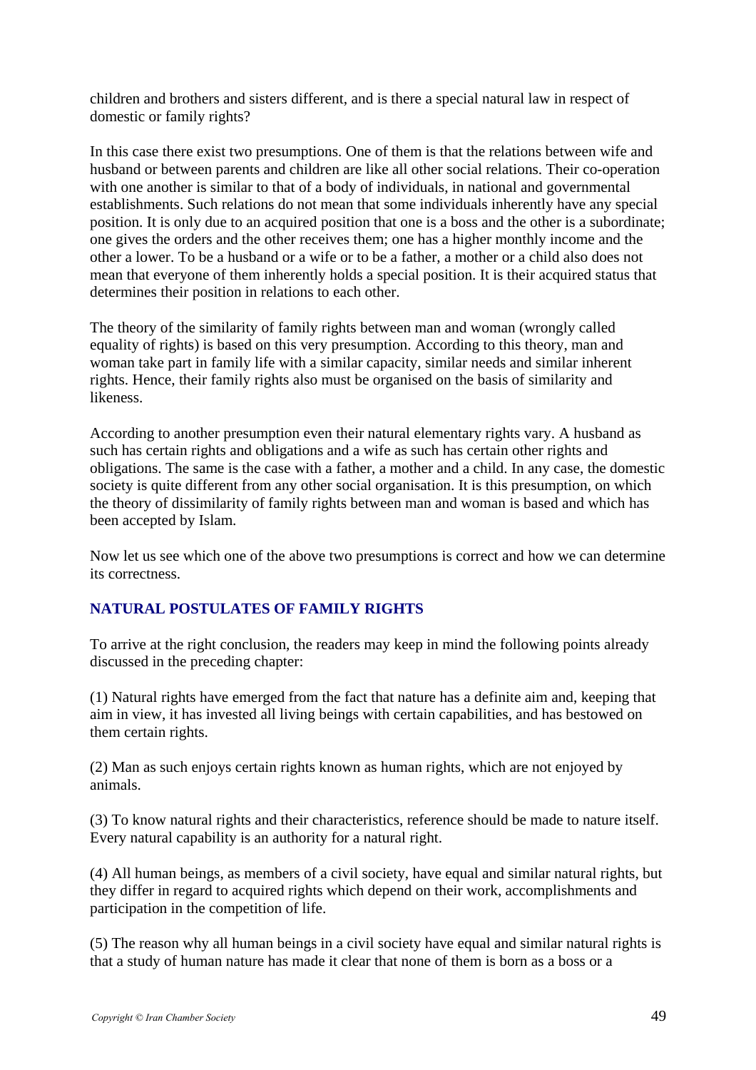children and brothers and sisters different, and is there a special natural law in respect of domestic or family rights?

In this case there exist two presumptions. One of them is that the relations between wife and husband or between parents and children are like all other social relations. Their co-operation with one another is similar to that of a body of individuals, in national and governmental establishments. Such relations do not mean that some individuals inherently have any special position. It is only due to an acquired position that one is a boss and the other is a subordinate; one gives the orders and the other receives them; one has a higher monthly income and the other a lower. To be a husband or a wife or to be a father, a mother or a child also does not mean that everyone of them inherently holds a special position. It is their acquired status that determines their position in relations to each other.

The theory of the similarity of family rights between man and woman (wrongly called equality of rights) is based on this very presumption. According to this theory, man and woman take part in family life with a similar capacity, similar needs and similar inherent rights. Hence, their family rights also must be organised on the basis of similarity and likeness.

According to another presumption even their natural elementary rights vary. A husband as such has certain rights and obligations and a wife as such has certain other rights and obligations. The same is the case with a father, a mother and a child. In any case, the domestic society is quite different from any other social organisation. It is this presumption, on which the theory of dissimilarity of family rights between man and woman is based and which has been accepted by Islam.

Now let us see which one of the above two presumptions is correct and how we can determine its correctness.

## NATURAL POSTULATES OF FAMILY RIGHTS

To arrive at the right conclusion, the readers may keep in mind the following points already discussed in the preceding chapter:

(1) Natural rights have emerged from the fact that nature has a definite aim and, keeping that aim in view, it has invested all living beings with certain capabilities, and has bestowed on them certain rights.

(2) Man as such enjoys certain rights known as human rights, which are not enjoyed by animals.

(3) To know natural rights and their characteristics, reference should be made to nature itself. Every natural capability is an authority for a natural right.

(4) All human beings, as members of a civil society, have equal and similar natural rights, but they differ in regard to acquired rights which depend on their work, accomplishments and participation in the competition of life.

(5) The reason why all human beings in a civil society have equal and similar natural rights is that a study of human nature has made it clear that none of them is born as a boss or a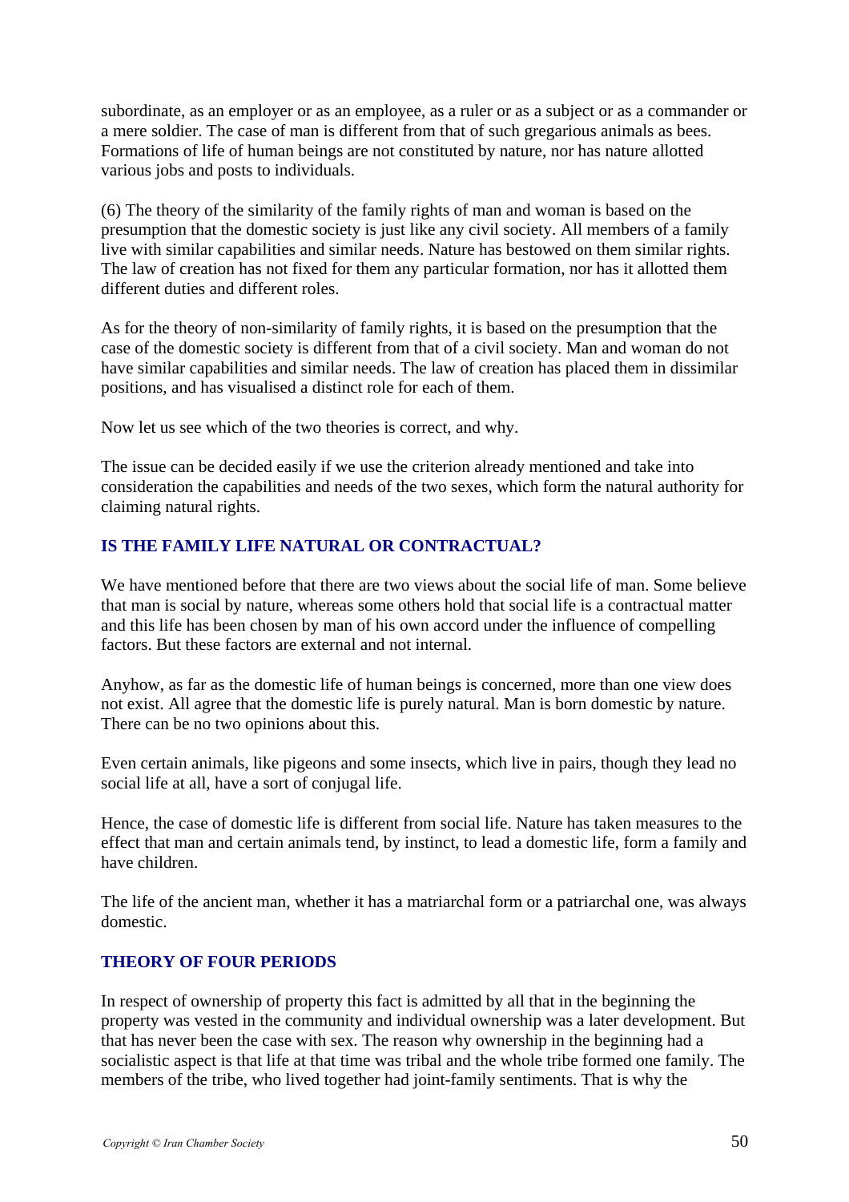subordinate, as an employer or as an employee, as a ruler or as a subject or as a commander or a mere soldier. The case of man is different from that of such gregarious animals as bees. Formations of life of human beings are not constituted by nature, nor has nature allotted various jobs and posts to individuals.

(6) The theory of the similarity of the family rights of man and woman is based on the presumption that the domestic society is just like any civil society. All members of a family live with similar capabilities and similar needs. Nature has bestowed on them similar rights. The law of creation has not fixed for them any particular formation, nor has it allotted them different duties and different roles.

As for the theory of non-similarity of family rights, it is based on the presumption that the case of the domestic society is different from that of a civil society. Man and woman do not have similar capabilities and similar needs. The law of creation has placed them in dissimilar positions, and has visualised a distinct role for each of them.

Now let us see which of the two theories is correct, and why.

The issue can be decided easily if we use the criterion already mentioned and take into consideration the capabilities and needs of the two sexes, which form the natural authority for claiming natural rights.

## IS THE FAMILY LIFE NATURAL OR CONTRACTUAL?

We have mentioned before that there are two views about the social life of man. Some believe that man is social by nature, whereas some others hold that social life is a contractual matter and this life has been chosen by man of his own accord under the influence of compelling factors. But these factors are external and not internal.

Anyhow, as far as the domestic life of human beings is concerned, more than one view does not exist. All agree that the domestic life is purely natural. Man is born domestic by nature. There can be no two opinions about this.

Even certain animals, like pigeons and some insects, which live in pairs, though they lead no social life at all, have a sort of conjugal life.

Hence, the case of domestic life is different from social life. Nature has taken measures to the effect that man and certain animals tend, by instinct, to lead a domestic life, form a family and have children.

The life of the ancient man, whether it has a matriarchal form or a patriarchal one, was always domestic.

## THEORY OF FOUR PERIODS

In respect of ownership of property this fact is admitted by all that in the beginning the property was vested in the community and individual ownership was a later development. But that has never been the case with sex. The reason why ownership in the beginning had a socialistic aspect is that life at that time was tribal and the whole tribe formed one family. The members of the tribe, who lived together had joint-family sentiments. That is why the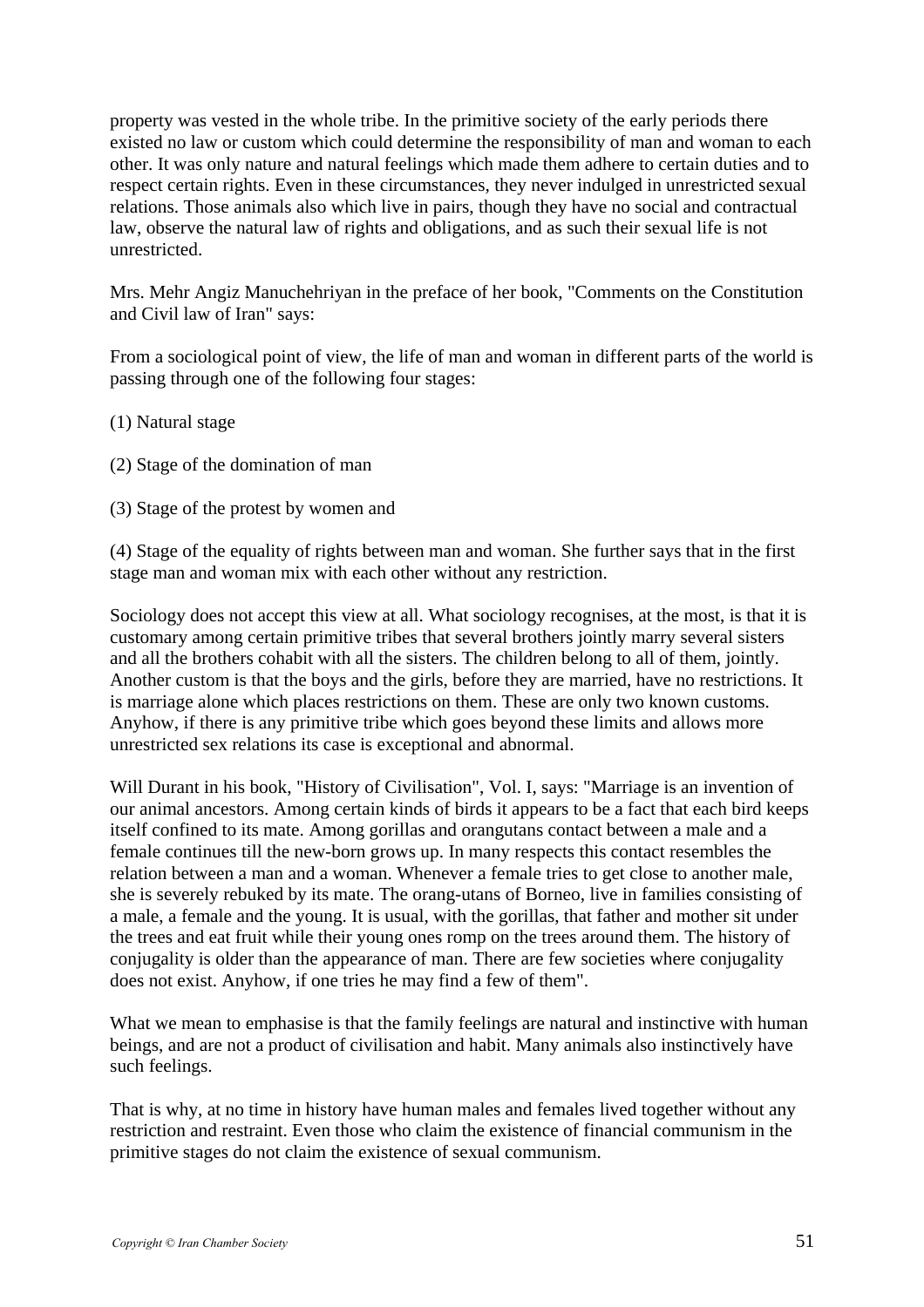property was vested in the whole tribe. In the primitive society of the early periods there existed no law or custom which could determine the responsibility of man and woman to each other. It was only nature and natural feelings which made them adhere to certain duties and to respect certain rights. Even in these circumstances, they never indulged in unrestricted sexual relations. Those animals also which live in pairs, though they have no social and contractual law, observe the natural law of rights and obligations, and as such their sexual life is not unrestricted.

Mrs. Mehr Angiz Manuchehriyan in the preface of her book, "Comments on the Constitution and Civil law of Iran" says:

From a sociological point of view, the life of man and woman in different parts of the world is passing through one of the following four stages:

(1) Natural stage

(2) Stage of the domination of man

(3) Stage of the protest by women and

(4) Stage of the equality of rights between man and woman. She further says that in the first stage man and woman mix with each other without any restriction.

Sociology does not accept this view at all. What sociology recognises, at the most, is that it is customary among certain primitive tribes that several brothers jointly marry several sisters and all the brothers cohabit with all the sisters. The children belong to all of them, jointly. Another custom is that the boys and the girls, before they are married, have no restrictions. It is marriage alone which places restrictions on them. These are only two known customs. Anyhow, if there is any primitive tribe which goes beyond these limits and allows more unrestricted sex relations its case is exceptional and abnormal.

Will Durant in his book, "History of Civilisation", Vol. I, says: "Marriage is an invention of our animal ancestors. Among certain kinds of birds it appears to be a fact that each bird keeps itself confined to its mate. Among gorillas and orangutans contact between a male and a female continues till the new-born grows up. In many respects this contact resembles the relation between a man and a woman. Whenever a female tries to get close to another male, she is severely rebuked by its mate. The orang-utans of Borneo, live in families consisting of a male, a female and the young. It is usual, with the gorillas, that father and mother sit under the trees and eat fruit while their young ones romp on the trees around them. The history of conjugality is older than the appearance of man. There are few societies where conjugality does not exist. Anyhow, if one tries he may find a few of them".

What we mean to emphasise is that the family feelings are natural and instinctive with human beings, and are not a product of civilisation and habit. Many animals also instinctively have such feelings.

That is why, at no time in history have human males and females lived together without any restriction and restraint. Even those who claim the existence of financial communism in the primitive stages do not claim the existence of sexual communism.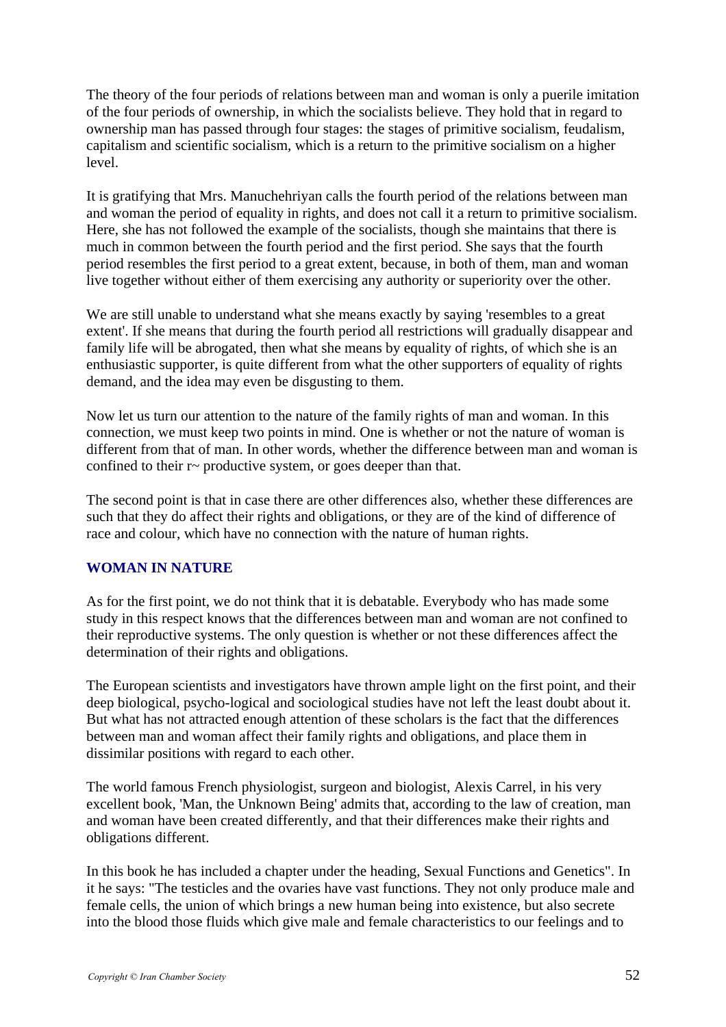The theory of the four periods of relations between man and woman is only a puerile imitation of the four periods of ownership, in which the socialists believe. They hold that in regard to ownership man has passed through four stages: the stages of primitive socialism, feudalism, capitalism and scientific socialism, which is a return to the primitive socialism on a higher level.

It is gratifying that Mrs. Manuchehriyan calls the fourth period of the relations between man and woman the period of equality in rights, and does not call it a return to primitive socialism. Here, she has not followed the example of the socialists, though she maintains that there is much in common between the fourth period and the first period. She says that the fourth period resembles the first period to a great extent, because, in both of them, man and woman live together without either of them exercising any authority or superiority over the other.

We are still unable to understand what she means exactly by saying 'resembles to a great extent'. If she means that during the fourth period all restrictions will gradually disappear and family life will be abrogated, then what she means by equality of rights, of which she is an enthusiastic supporter, is quite different from what the other supporters of equality of rights demand, and the idea may even be disgusting to them.

Now let us turn our attention to the nature of the family rights of man and woman. In this connection, we must keep two points in mind. One is whether or not the nature of woman is different from that of man. In other words, whether the difference between man and woman is confined to their r~ productive system, or goes deeper than that.

The second point is that in case there are other differences also, whether these differences are such that they do affect their rights and obligations, or they are of the kind of difference of race and colour, which have no connection with the nature of human rights.

## WOMAN IN NATURE

As for the first point, we do not think that it is debatable. Everybody who has made some study in this respect knows that the differences between man and woman are not confined to their reproductive systems. The only question is whether or not these differences affect the determination of their rights and obligations.

The European scientists and investigators have thrown ample light on the first point, and their deep biological, psycho-logical and sociological studies have not left the least doubt about it. But what has not attracted enough attention of these scholars is the fact that the differences between man and woman affect their family rights and obligations, and place them in dissimilar positions with regard to each other.

The world famous French physiologist, surgeon and biologist, Alexis Carrel, in his very excellent book, 'Man, the Unknown Being' admits that, according to the law of creation, man and woman have been created differently, and that their differences make their rights and obligations different.

In this book he has included a chapter under the heading, Sexual Functions and Genetics". In it he says: "The testicles and the ovaries have vast functions. They not only produce male and female cells, the union of which brings a new human being into existence, but also secrete into the blood those fluids which give male and female characteristics to our feelings and to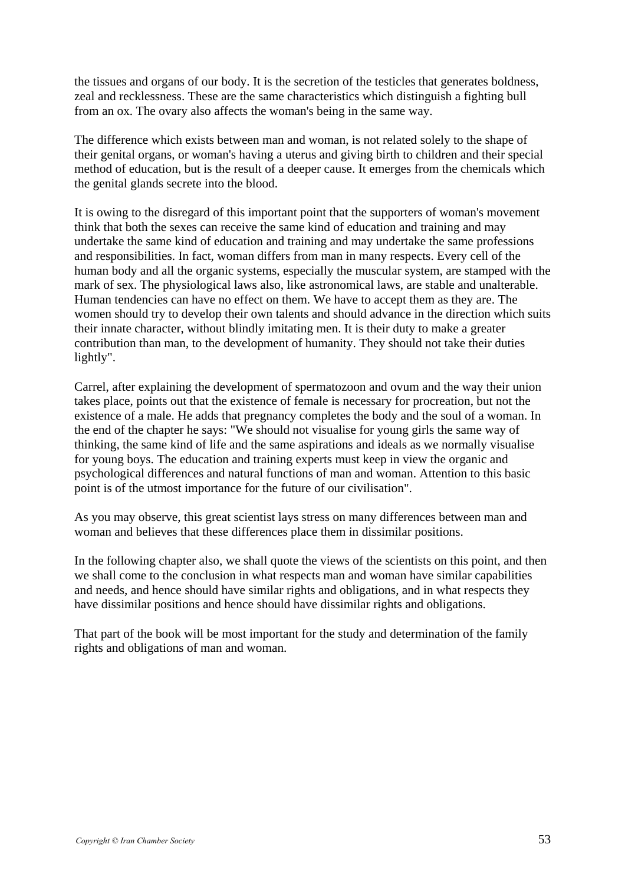the tissues and organs of our body. It is the secretion of the testicles that generates boldness, zeal and recklessness. These are the same characteristics which distinguish a fighting bull from an ox. The ovary also affects the woman's being in the same way.

The difference which exists between man and woman, is not related solely to the shape of their genital organs, or woman's having a uterus and giving birth to children and their special method of education, but is the result of a deeper cause. It emerges from the chemicals which the genital glands secrete into the blood.

It is owing to the disregard of this important point that the supporters of woman's movement think that both the sexes can receive the same kind of education and training and may undertake the same kind of education and training and may undertake the same professions and responsibilities. In fact, woman differs from man in many respects. Every cell of the human body and all the organic systems, especially the muscular system, are stamped with the mark of sex. The physiological laws also, like astronomical laws, are stable and unalterable. Human tendencies can have no effect on them. We have to accept them as they are. The women should try to develop their own talents and should advance in the direction which suits their innate character, without blindly imitating men. It is their duty to make a greater contribution than man, to the development of humanity. They should not take their duties lightly".

Carrel, after explaining the development of spermatozoon and ovum and the way their union takes place, points out that the existence of female is necessary for procreation, but not the existence of a male. He adds that pregnancy completes the body and the soul of a woman. In the end of the chapter he says: "We should not visualise for young girls the same way of thinking, the same kind of life and the same aspirations and ideals as we normally visualise for young boys. The education and training experts must keep in view the organic and psychological differences and natural functions of man and woman. Attention to this basic point is of the utmost importance for the future of our civilisation".

As you may observe, this great scientist lays stress on many differences between man and woman and believes that these differences place them in dissimilar positions.

In the following chapter also, we shall quote the views of the scientists on this point, and then we shall come to the conclusion in what respects man and woman have similar capabilities and needs, and hence should have similar rights and obligations, and in what respects they have dissimilar positions and hence should have dissimilar rights and obligations.

That part of the book will be most important for the study and determination of the family rights and obligations of man and woman.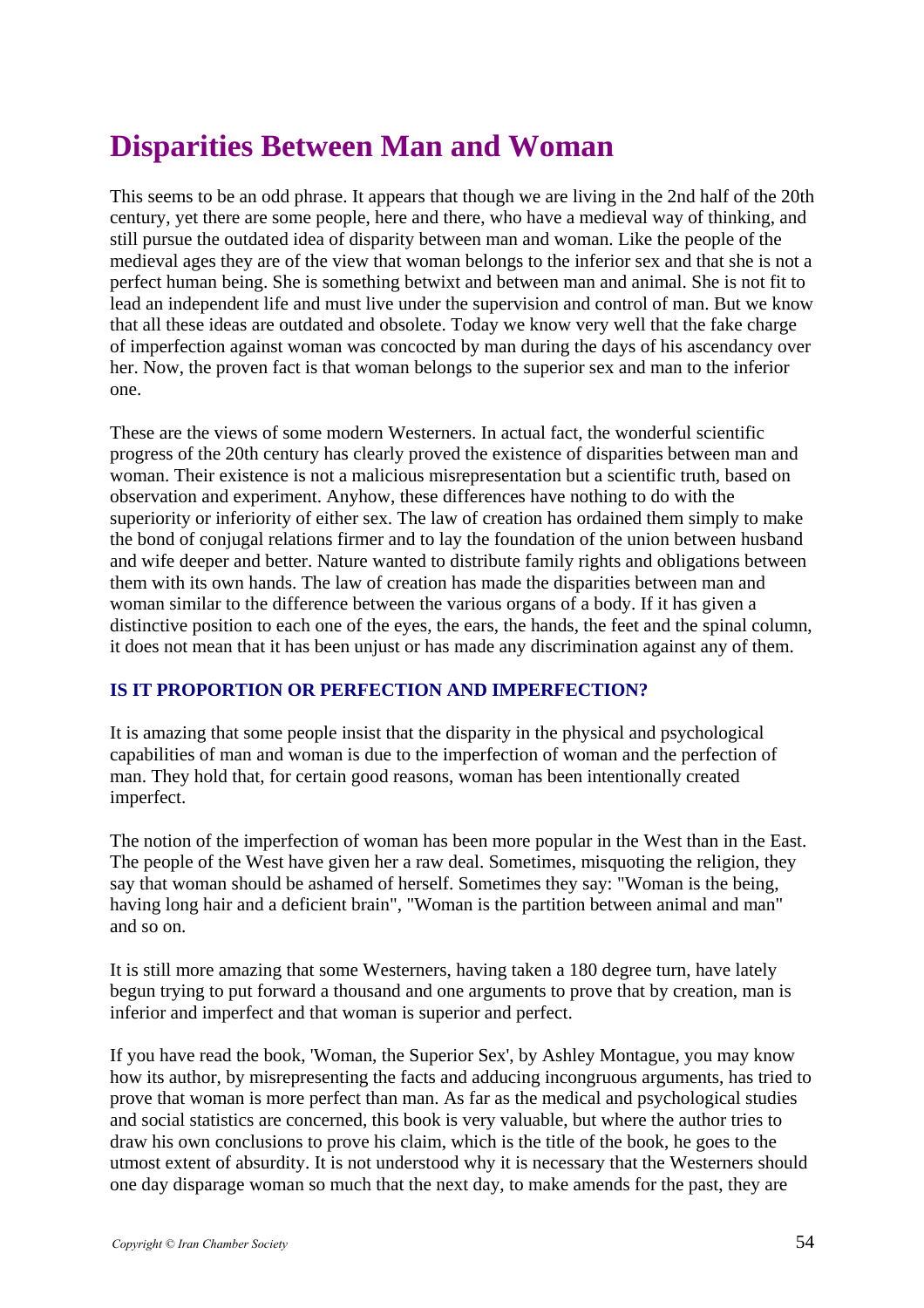# Disparities Between Man and Woman

This seems to be an odd phrase. It appears that though we are living in the 2nd half of the 20th century, yet there are some people, here and there, who have a medieval way of thinking, and still pursue the outdated idea of disparity between man and woman. Like the people of the medieval ages they are of the view that woman belongs to the inferior sex and that she is not a perfect human being. She is something betwixt and between man and animal. She is not fit to lead an independent life and must live under the supervision and control of man. But we know that all these ideas are outdated and obsolete. Today we know very well that the fake charge of imperfection against woman was concocted by man during the days of his ascendancy over her. Now, the proven fact is that woman belongs to the superior sex and man to the inferior one.

These are the views of some modern Westerners. In actual fact, the wonderful scientific progress of the 20th century has clearly proved the existence of disparities between man and woman. Their existence is not a malicious misrepresentation but a scientific truth, based on observation and experiment. Anyhow, these differences have nothing to do with the superiority or inferiority of either sex. The law of creation has ordained them simply to make the bond of conjugal relations firmer and to lay the foundation of the union between husband and wife deeper and better. Nature wanted to distribute family rights and obligations between them with its own hands. The law of creation has made the disparities between man and woman similar to the difference between the various organs of a body. If it has given a distinctive position to each one of the eyes, the ears, the hands, the feet and the spinal column, it does not mean that it has been unjust or has made any discrimination against any of them.

### IS IT PROPORTION OR PERFECTION AND IMPERFECTION?

It is amazing that some people insist that the disparity in the physical and psychological capabilities of man and woman is due to the imperfection of woman and the perfection of man. They hold that, for certain good reasons, woman has been intentionally created imperfect.

The notion of the imperfection of woman has been more popular in the West than in the East. The people of the West have given her a raw deal. Sometimes, misquoting the religion, they say that woman should be ashamed of herself. Sometimes they say: "Woman is the being, having long hair and a deficient brain", "Woman is the partition between animal and man" and so on.

It is still more amazing that some Westerners, having taken a 180 degree turn, have lately begun trying to put forward a thousand and one arguments to prove that by creation, man is inferior and imperfect and that woman is superior and perfect.

If you have read the book, 'Woman, the Superior Sex', by Ashley Montague, you may know how its author, by misrepresenting the facts and adducing incongruous arguments, has tried to prove that woman is more perfect than man. As far as the medical and psychological studies and social statistics are concerned, this book is very valuable, but where the author tries to draw his own conclusions to prove his claim, which is the title of the book, he goes to the utmost extent of absurdity. It is not understood why it is necessary that the Westerners should one day disparage woman so much that the next day, to make amends for the past, they are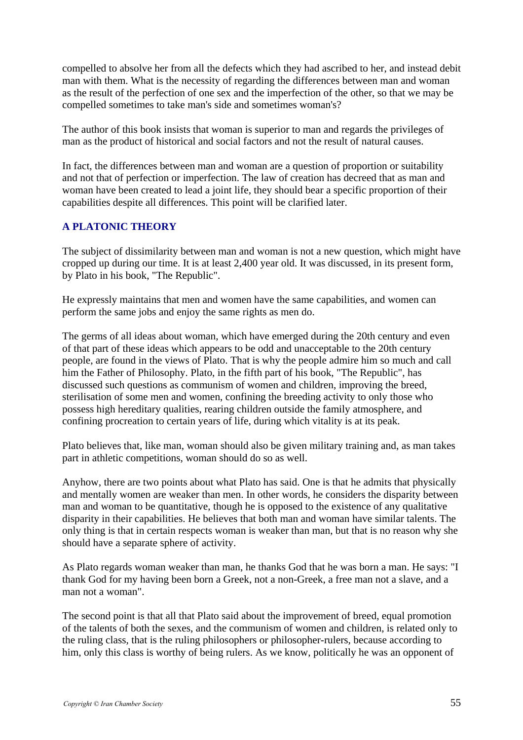compelled to absolve her from all the defects which they had ascribed to her, and instead debit man with them. What is the necessity of regarding the differences between man and woman as the result of the perfection of one sex and the imperfection of the other, so that we may be compelled sometimes to take man's side and sometimes woman's?

The author of this book insists that woman is superior to man and regards the privileges of man as the product of historical and social factors and not the result of natural causes.

In fact, the differences between man and woman are a question of proportion or suitability and not that of perfection or imperfection. The law of creation has decreed that as man and woman have been created to lead a joint life, they should bear a specific proportion of their capabilities despite all differences. This point will be clarified later.

### A PLATONIC THEORY

The subject of dissimilarity between man and woman is not a new question, which might have cropped up during our time. It is at least 2,400 year old. It was discussed, in its present form, by Plato in his book, "The Republic".

He expressly maintains that men and women have the same capabilities, and women can perform the same jobs and enjoy the same rights as men do.

The germs of all ideas about woman, which have emerged during the 20th century and even of that part of these ideas which appears to be odd and unacceptable to the 20th century people, are found in the views of Plato. That is why the people admire him so much and call him the Father of Philosophy. Plato, in the fifth part of his book, "The Republic", has discussed such questions as communism of women and children, improving the breed, sterilisation of some men and women, confining the breeding activity to only those who possess high hereditary qualities, rearing children outside the family atmosphere, and confining procreation to certain years of life, during which vitality is at its peak.

Plato believes that, like man, woman should also be given military training and, as man takes part in athletic competitions, woman should do so as well.

Anyhow, there are two points about what Plato has said. One is that he admits that physically and mentally women are weaker than men. In other words, he considers the disparity between man and woman to be quantitative, though he is opposed to the existence of any qualitative disparity in their capabilities. He believes that both man and woman have similar talents. The only thing is that in certain respects woman is weaker than man, but that is no reason why she should have a separate sphere of activity.

As Plato regards woman weaker than man, he thanks God that he was born a man. He says: "I thank God for my having been born a Greek, not a non-Greek, a free man not a slave, and a man not a woman".

The second point is that all that Plato said about the improvement of breed, equal promotion of the talents of both the sexes, and the communism of women and children, is related only to the ruling class, that is the ruling philosophers or philosopher-rulers, because according to him, only this class is worthy of being rulers. As we know, politically he was an opponent of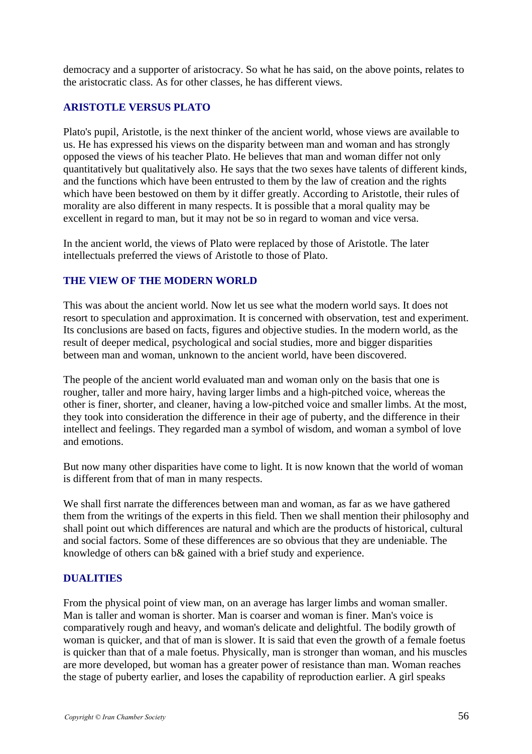democracy and a supporter of aristocracy. So what he has said, on the above points, relates to the aristocratic class. As for other classes, he has different views.

## ARISTOTLE VERSUS PLATO

Plato's pupil, Aristotle, is the next thinker of the ancient world, whose views are available to us. He has expressed his views on the disparity between man and woman and has strongly opposed the views of his teacher Plato. He believes that man and woman differ not only quantitatively but qualitatively also. He says that the two sexes have talents of different kinds, and the functions which have been entrusted to them by the law of creation and the rights which have been bestowed on them by it differ greatly. According to Aristotle, their rules of morality are also different in many respects. It is possible that a moral quality may be excellent in regard to man, but it may not be so in regard to woman and vice versa.

In the ancient world, the views of Plato were replaced by those of Aristotle. The later intellectuals preferred the views of Aristotle to those of Plato.

## THE VIEW OF THE MODERN WORLD

This was about the ancient world. Now let us see what the modern world says. It does not resort to speculation and approximation. It is concerned with observation, test and experiment. Its conclusions are based on facts, figures and objective studies. In the modern world, as the result of deeper medical, psychological and social studies, more and bigger disparities between man and woman, unknown to the ancient world, have been discovered.

The people of the ancient world evaluated man and woman only on the basis that one is rougher, taller and more hairy, having larger limbs and a high-pitched voice, whereas the other is finer, shorter, and cleaner, having a low-pitched voice and smaller limbs. At the most, they took into consideration the difference in their age of puberty, and the difference in their intellect and feelings. They regarded man a symbol of wisdom, and woman a symbol of love and emotions.

But now many other disparities have come to light. It is now known that the world of woman is different from that of man in many respects.

We shall first narrate the differences between man and woman, as far as we have gathered them from the writings of the experts in this field. Then we shall mention their philosophy and shall point out which differences are natural and which are the products of historical, cultural and social factors. Some of these differences are so obvious that they are undeniable. The knowledge of others can b& gained with a brief study and experience.

## DUALITIES

From the physical point of view man, on an average has larger limbs and woman smaller. Man is taller and woman is shorter. Man is coarser and woman is finer. Man's voice is comparatively rough and heavy, and woman's delicate and delightful. The bodily growth of woman is quicker, and that of man is slower. It is said that even the growth of a female foetus is quicker than that of a male foetus. Physically, man is stronger than woman, and his muscles are more developed, but woman has a greater power of resistance than man. Woman reaches the stage of puberty earlier, and loses the capability of reproduction earlier. A girl speaks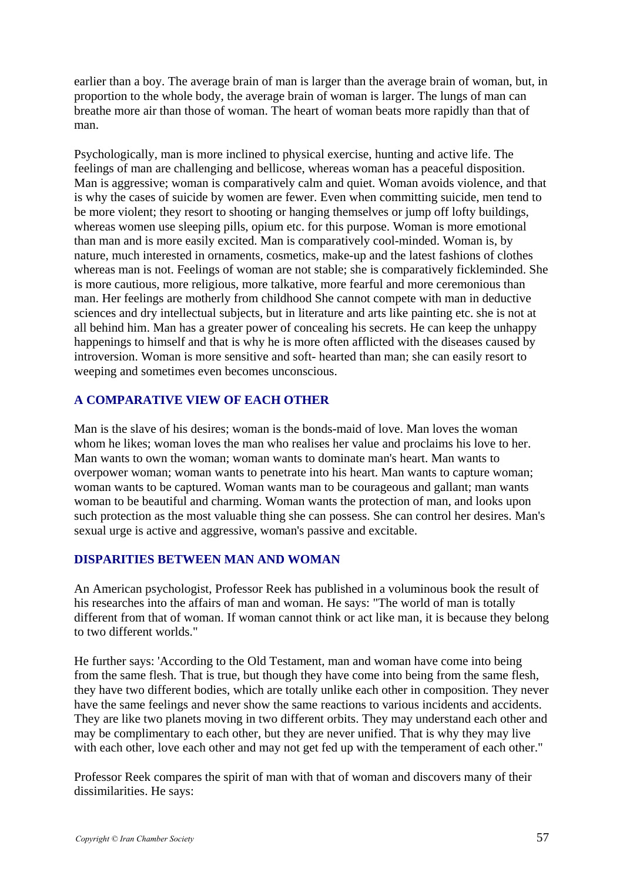earlier than a boy. The average brain of man is larger than the average brain of woman, but, in proportion to the whole body, the average brain of woman is larger. The lungs of man can breathe more air than those of woman. The heart of woman beats more rapidly than that of man.

Psychologically, man is more inclined to physical exercise, hunting and active life. The feelings of man are challenging and bellicose, whereas woman has a peaceful disposition. Man is aggressive; woman is comparatively calm and quiet. Woman avoids violence, and that is why the cases of suicide by women are fewer. Even when committing suicide, men tend to be more violent; they resort to shooting or hanging themselves or jump off lofty buildings, whereas women use sleeping pills, opium etc. for this purpose. Woman is more emotional than man and is more easily excited. Man is comparatively cool-minded. Woman is, by nature, much interested in ornaments, cosmetics, make-up and the latest fashions of clothes whereas man is not. Feelings of woman are not stable; she is comparatively fickleminded. She is more cautious, more religious, more talkative, more fearful and more ceremonious than man. Her feelings are motherly from childhood She cannot compete with man in deductive sciences and dry intellectual subjects, but in literature and arts like painting etc. she is not at all behind him. Man has a greater power of concealing his secrets. He can keep the unhappy happenings to himself and that is why he is more often afflicted with the diseases caused by introversion. Woman is more sensitive and soft- hearted than man; she can easily resort to weeping and sometimes even becomes unconscious.

## A COMPARATIVE VIEW OF EACH OTHER

Man is the slave of his desires; woman is the bonds-maid of love. Man loves the woman whom he likes; woman loves the man who realises her value and proclaims his love to her. Man wants to own the woman; woman wants to dominate man's heart. Man wants to overpower woman; woman wants to penetrate into his heart. Man wants to capture woman; woman wants to be captured. Woman wants man to be courageous and gallant; man wants woman to be beautiful and charming. Woman wants the protection of man, and looks upon such protection as the most valuable thing she can possess. She can control her desires. Man's sexual urge is active and aggressive, woman's passive and excitable.

## DISPARITIES BETWEEN MAN AND WOMAN

An American psychologist, Professor Reek has published in a voluminous book the result of his researches into the affairs of man and woman. He says: "The world of man is totally different from that of woman. If woman cannot think or act like man, it is because they belong to two different worlds."

He further says: 'According to the Old Testament, man and woman have come into being from the same flesh. That is true, but though they have come into being from the same flesh, they have two different bodies, which are totally unlike each other in composition. They never have the same feelings and never show the same reactions to various incidents and accidents. They are like two planets moving in two different orbits. They may understand each other and may be complimentary to each other, but they are never unified. That is why they may live with each other, love each other and may not get fed up with the temperament of each other."

Professor Reek compares the spirit of man with that of woman and discovers many of their dissimilarities. He says: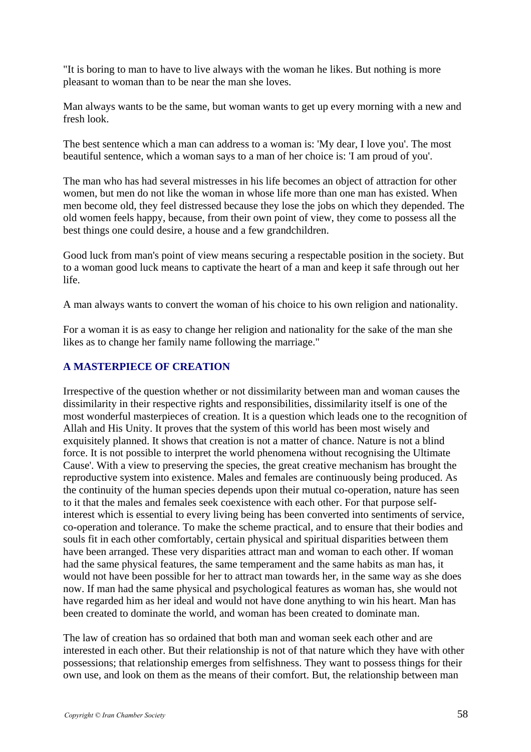"It is boring to man to have to live always with the woman he likes. But nothing is more pleasant to woman than to be near the man she loves.

Man always wants to be the same, but woman wants to get up every morning with a new and fresh look.

The best sentence which a man can address to a woman is: 'My dear, I love you'. The most beautiful sentence, which a woman says to a man of her choice is: 'I am proud of you'.

The man who has had several mistresses in his life becomes an object of attraction for other women, but men do not like the woman in whose life more than one man has existed. When men become old, they feel distressed because they lose the jobs on which they depended. The old women feels happy, because, from their own point of view, they come to possess all the best things one could desire, a house and a few grandchildren.

Good luck from man's point of view means securing a respectable position in the society. But to a woman good luck means to captivate the heart of a man and keep it safe through out her life.

A man always wants to convert the woman of his choice to his own religion and nationality.

For a woman it is as easy to change her religion and nationality for the sake of the man she likes as to change her family name following the marriage."

## A MASTERPIECE OF CREATION

Irrespective of the question whether or not dissimilarity between man and woman causes the dissimilarity in their respective rights and responsibilities, dissimilarity itself is one of the most wonderful masterpieces of creation. It is a question which leads one to the recognition of Allah and His Unity. It proves that the system of this world has been most wisely and exquisitely planned. It shows that creation is not a matter of chance. Nature is not a blind force. It is not possible to interpret the world phenomena without recognising the Ultimate Cause'. With a view to preserving the species, the great creative mechanism has brought the reproductive system into existence. Males and females are continuously being produced. As the continuity of the human species depends upon their mutual co-operation, nature has seen to it that the males and females seek coexistence with each other. For that purpose self-interest which is essential to every living being has been converted into sentiments of service, co-operation and tolerance. To make the scheme practical, and to ensure that their bodies and souls fit in each other comfortably, certain physical and spiritual disparities between them have been arranged. These very disparities attract man and woman to each other. If woman had the same physical features, the same temperament and the same habits as man has, it would not have been possible for her to attract man towards her, in the same way as she does now. If man had the same physical and psychological features as woman has, she would not have regarded him as her ideal and would not have done anything to win his heart. Man has been created to dominate the world, and woman has been created to dominate man.

The law of creation has so ordained that both man and woman seek each other and are interested in each other. But their relationship is not of that nature which they have with other possessions; that relationship emerges from selfishness. They want to possess things for their own use, and look on them as the means of their comfort. But, the relationship between man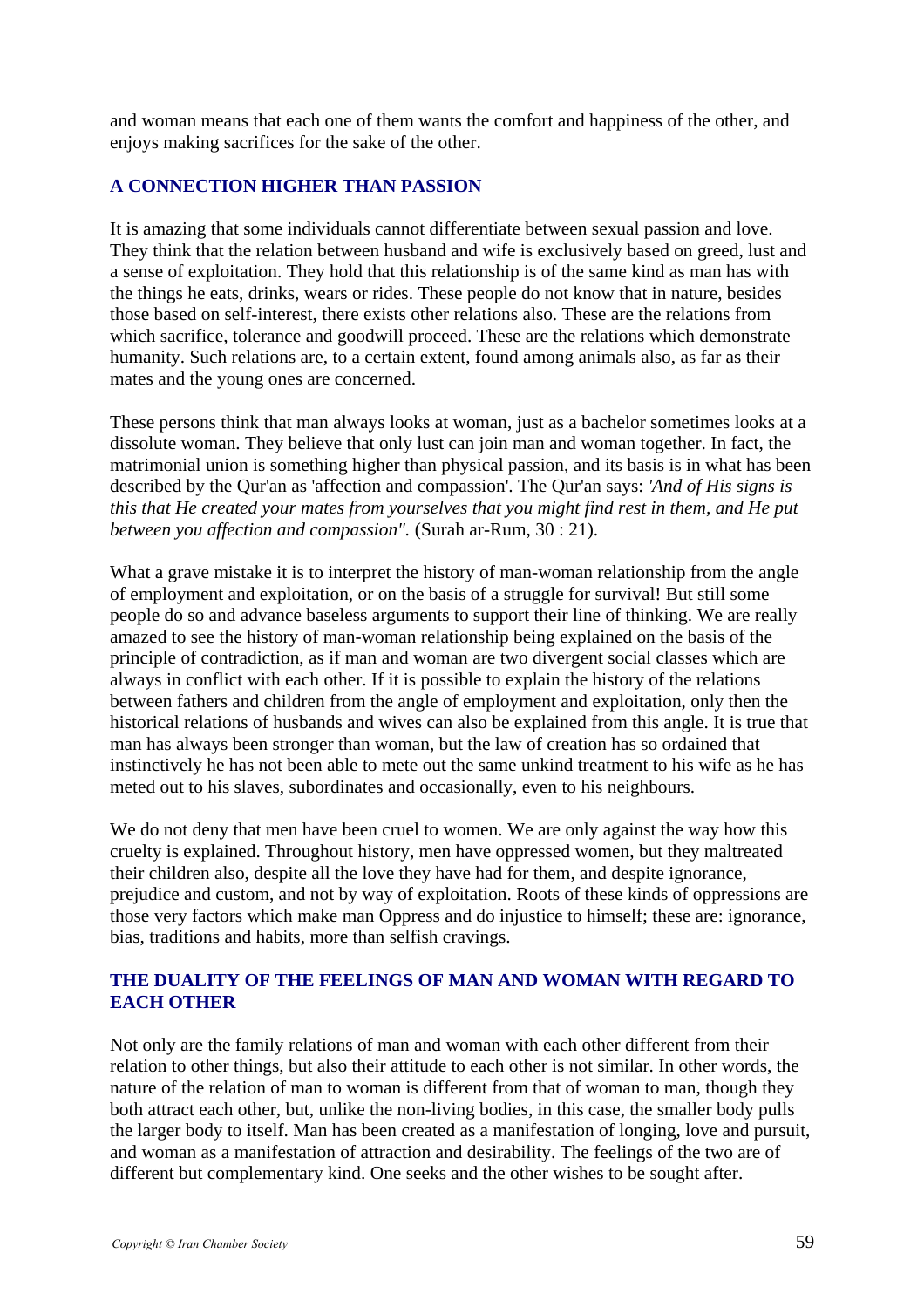and woman means that each one of them wants the comfort and happiness of the other, and enjoys making sacrifices for the sake of the other.

## A CONNECTION HIGHER THAN PASSION

It is amazing that some individuals cannot differentiate between sexual passion and love. They think that the relation between husband and wife is exclusively based on greed, lust and a sense of exploitation. They hold that this relationship is of the same kind as man has with the things he eats, drinks, wears or rides. These people do not know that in nature, besides those based on self-interest, there exists other relations also. These are the relations from which sacrifice, tolerance and goodwill proceed. These are the relations which demonstrate humanity. Such relations are, to a certain extent, found among animals also, as far as their mates and the young ones are concerned.

These persons think that man always looks at woman, just as a bachelor sometimes looks at a dissolute woman. They believe that only lust can join man and woman together. In fact, the matrimonial union is something higher than physical passion, and its basis is in what has been described by the Qur'an as 'affection and compassion'. The Qur'an says: *'And of His signs is this that He created your mates from yourselves that you might find rest in them, and He put between you affection and compassion".* (Surah ar-Rum, 30 : 21).

What a grave mistake it is to interpret the history of man-woman relationship from the angle of employment and exploitation, or on the basis of a struggle for survival! But still some people do so and advance baseless arguments to support their line of thinking. We are really amazed to see the history of man-woman relationship being explained on the basis of the principle of contradiction, as if man and woman are two divergent social classes which are always in conflict with each other. If it is possible to explain the history of the relations between fathers and children from the angle of employment and exploitation, only then the historical relations of husbands and wives can also be explained from this angle. It is true that man has always been stronger than woman, but the law of creation has so ordained that instinctively he has not been able to mete out the same unkind treatment to his wife as he has meted out to his slaves, subordinates and occasionally, even to his neighbours.

We do not deny that men have been cruel to women. We are only against the way how this cruelty is explained. Throughout history, men have oppressed women, but they maltreated their children also, despite all the love they have had for them, and despite ignorance, prejudice and custom, and not by way of exploitation. Roots of these kinds of oppressions are those very factors which make man Oppress and do injustice to himself; these are: ignorance, bias, traditions and habits, more than selfish cravings.

## THE DUALITY OF THE FEELINGS OF MAN AND WOMAN WITH REGARD TO EACH OTHER

Not only are the family relations of man and woman with each other different from their relation to other things, but also their attitude to each other is not similar. In other words, the nature of the relation of man to woman is different from that of woman to man, though they both attract each other, but, unlike the non-living bodies, in this case, the smaller body pulls the larger body to itself. Man has been created as a manifestation of longing, love and pursuit, and woman as a manifestation of attraction and desirability. The feelings of the two are of different but complementary kind. One seeks and the other wishes to be sought after.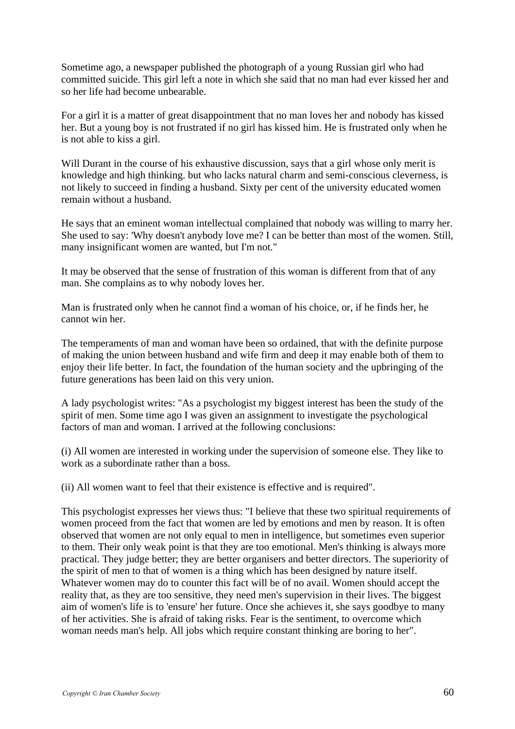Sometime ago, a newspaper published the photograph of a young Russian girl who had committed suicide. This girl left a note in which she said that no man had ever kissed her and so her life had become unbearable.

For a girl it is a matter of great disappointment that no man loves her and nobody has kissed her. But a young boy is not frustrated if no girl has kissed him. He is frustrated only when he is not able to kiss a girl.

Will Durant in the course of his exhaustive discussion, says that a girl whose only merit is knowledge and high thinking. but who lacks natural charm and semi-conscious cleverness, is not likely to succeed in finding a husband. Sixty per cent of the university educated women remain without a husband.

He says that an eminent woman intellectual complained that nobody was willing to marry her. She used to say: 'Why doesn't anybody love me? I can be better than most of the women. Still, many insignificant women are wanted, but I'm not."

It may be observed that the sense of frustration of this woman is different from that of any man. She complains as to why nobody loves her.

Man is frustrated only when he cannot find a woman of his choice, or, if he finds her, he cannot win her.

The temperaments of man and woman have been so ordained, that with the definite purpose of making the union between husband and wife firm and deep it may enable both of them to enjoy their life better. In fact, the foundation of the human society and the upbringing of the future generations has been laid on this very union.

A lady psychologist writes: "As a psychologist my biggest interest has been the study of the spirit of men. Some time ago I was given an assignment to investigate the psychological factors of man and woman. I arrived at the following conclusions:

(i) All women are interested in working under the supervision of someone else. They like to work as a subordinate rather than a boss.

(ii) All women want to feel that their existence is effective and is required".

This psychologist expresses her views thus: "I believe that these two spiritual requirements of women proceed from the fact that women are led by emotions and men by reason. It is often observed that women are not only equal to men in intelligence, but sometimes even superior to them. Their only weak point is that they are too emotional. Men's thinking is always more practical. They judge better; they are better organisers and better directors. The superiority of the spirit of men to that of women is a thing which has been designed by nature itself. Whatever women may do to counter this fact will be of no avail. Women should accept the reality that, as they are too sensitive, they need men's supervision in their lives. The biggest aim of women's life is to 'ensure' her future. Once she achieves it, she says goodbye to many of her activities. She is afraid of taking risks. Fear is the sentiment, to overcome which woman needs man's help. All jobs which require constant thinking are boring to her".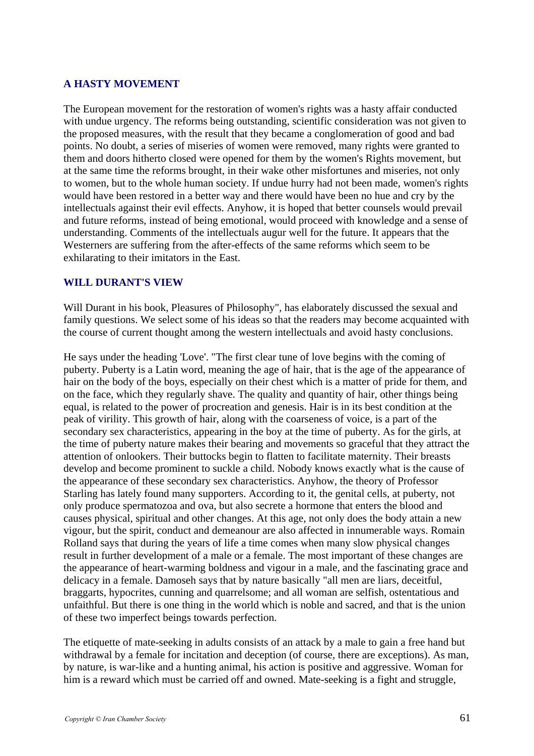## A HASTY MOVEMENT

The European movement for the restoration of women's rights was a hasty affair conducted with undue urgency. The reforms being outstanding, scientific consideration was not given to the proposed measures, with the result that they became a conglomeration of good and bad points. No doubt, a series of miseries of women were removed, many rights were granted to them and doors hitherto closed were opened for them by the women's Rights movement, but at the same time the reforms brought, in their wake other misfortunes and miseries, not only to women, but to the whole human society. If undue hurry had not been made, women's rights would have been restored in a better way and there would have been no hue and cry by the intellectuals against their evil effects. Anyhow, it is hoped that better counsels would prevail and future reforms, instead of being emotional, would proceed with knowledge and a sense of understanding. Comments of the intellectuals augur well for the future. It appears that the Westerners are suffering from the after-effects of the same reforms which seem to be exhilarating to their imitators in the East.

## WILL DURANT'S VIEW

Will Durant in his book, Pleasures of Philosophy", has elaborately discussed the sexual and family questions. We select some of his ideas so that the readers may become acquainted with the course of current thought among the western intellectuals and avoid hasty conclusions.

He says under the heading 'Love'. "The first clear tune of love begins with the coming of puberty. Puberty is a Latin word, meaning the age of hair, that is the age of the appearance of hair on the body of the boys, especially on their chest which is a matter of pride for them, and on the face, which they regularly shave. The quality and quantity of hair, other things being equal, is related to the power of procreation and genesis. Hair is in its best condition at the peak of virility. This growth of hair, along with the coarseness of voice, is a part of the secondary sex characteristics, appearing in the boy at the time of puberty. As for the girls, at the time of puberty nature makes their bearing and movements so graceful that they attract the attention of onlookers. Their buttocks begin to flatten to facilitate maternity. Their breasts develop and become prominent to suckle a child. Nobody knows exactly what is the cause of the appearance of these secondary sex characteristics. Anyhow, the theory of Professor Starling has lately found many supporters. According to it, the genital cells, at puberty, not only produce spermatozoa and ova, but also secrete a hormone that enters the blood and causes physical, spiritual and other changes. At this age, not only does the body attain a new vigour, but the spirit, conduct and demeanour are also affected in innumerable ways. Romain Rolland says that during the years of life a time comes when many slow physical changes result in further development of a male or a female. The most important of these changes are the appearance of heart-warming boldness and vigour in a male, and the fascinating grace and delicacy in a female. Damoseh says that by nature basically "all men are liars, deceitful, braggarts, hypocrites, cunning and quarrelsome; and all woman are selfish, ostentatious and unfaithful. But there is one thing in the world which is noble and sacred, and that is the union of these two imperfect beings towards perfection.

The etiquette of mate-seeking in adults consists of an attack by a male to gain a free hand but withdrawal by a female for incitation and deception (of course, there are exceptions). As man, by nature, is war-like and a hunting animal, his action is positive and aggressive. Woman for him is a reward which must be carried off and owned. Mate-seeking is a fight and struggle,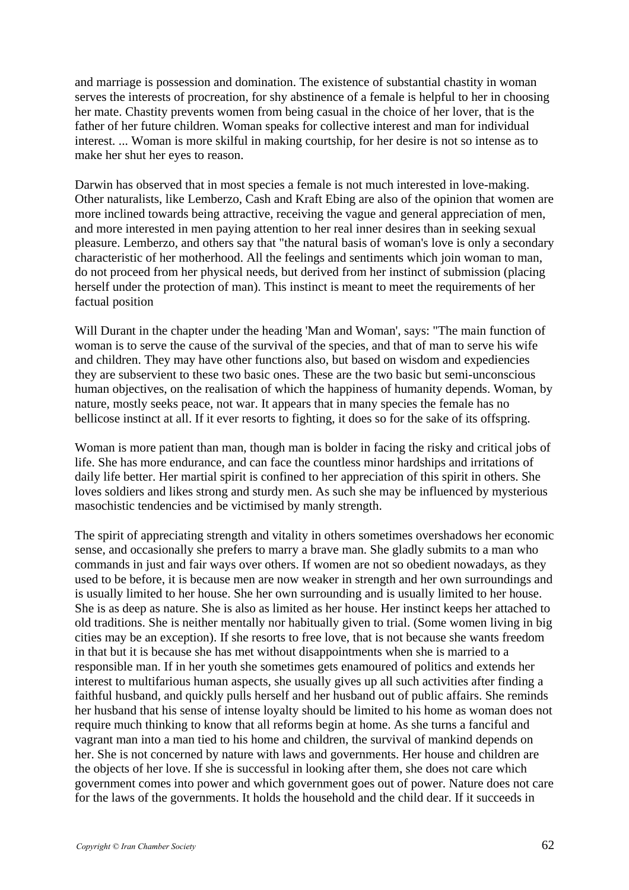and marriage is possession and domination. The existence of substantial chastity in woman serves the interests of procreation, for shy abstinence of a female is helpful to her in choosing her mate. Chastity prevents women from being casual in the choice of her lover, that is the father of her future children. Woman speaks for collective interest and man for individual interest. ... Woman is more skilful in making courtship, for her desire is not so intense as to make her shut her eyes to reason.

Darwin has observed that in most species a female is not much interested in love-making. Other naturalists, like Lemberzo, Cash and Kraft Ebing are also of the opinion that women are more inclined towards being attractive, receiving the vague and general appreciation of men, and more interested in men paying attention to her real inner desires than in seeking sexual pleasure. Lemberzo, and others say that "the natural basis of woman's love is only a secondary characteristic of her motherhood. All the feelings and sentiments which join woman to man, do not proceed from her physical needs, but derived from her instinct of submission (placing herself under the protection of man). This instinct is meant to meet the requirements of her factual position

Will Durant in the chapter under the heading 'Man and Woman', says: "The main function of woman is to serve the cause of the survival of the species, and that of man to serve his wife and children. They may have other functions also, but based on wisdom and expediencies they are subservient to these two basic ones. These are the two basic but semi-unconscious human objectives, on the realisation of which the happiness of humanity depends. Woman, by nature, mostly seeks peace, not war. It appears that in many species the female has no bellicose instinct at all. If it ever resorts to fighting, it does so for the sake of its offspring.

Woman is more patient than man, though man is bolder in facing the risky and critical jobs of life. She has more endurance, and can face the countless minor hardships and irritations of daily life better. Her martial spirit is confined to her appreciation of this spirit in others. She loves soldiers and likes strong and sturdy men. As such she may be influenced by mysterious masochistic tendencies and be victimised by manly strength.

The spirit of appreciating strength and vitality in others sometimes overshadows her economic sense, and occasionally she prefers to marry a brave man. She gladly submits to a man who commands in just and fair ways over others. If women are not so obedient nowadays, as they used to be before, it is because men are now weaker in strength and her own surroundings and is usually limited to her house. She her own surrounding and is usually limited to her house. She is as deep as nature. She is also as limited as her house. Her instinct keeps her attached to old traditions. She is neither mentally nor habitually given to trial. (Some women living in big cities may be an exception). If she resorts to free love, that is not because she wants freedom in that but it is because she has met without disappointments when she is married to a responsible man. If in her youth she sometimes gets enamoured of politics and extends her interest to multifarious human aspects, she usually gives up all such activities after finding a faithful husband, and quickly pulls herself and her husband out of public affairs. She reminds her husband that his sense of intense loyalty should be limited to his home as woman does not require much thinking to know that all reforms begin at home. As she turns a fanciful and vagrant man into a man tied to his home and children, the survival of mankind depends on her. She is not concerned by nature with laws and governments. Her house and children are the objects of her love. If she is successful in looking after them, she does not care which government comes into power and which government goes out of power. Nature does not care for the laws of the governments. It holds the household and the child dear. If it succeeds in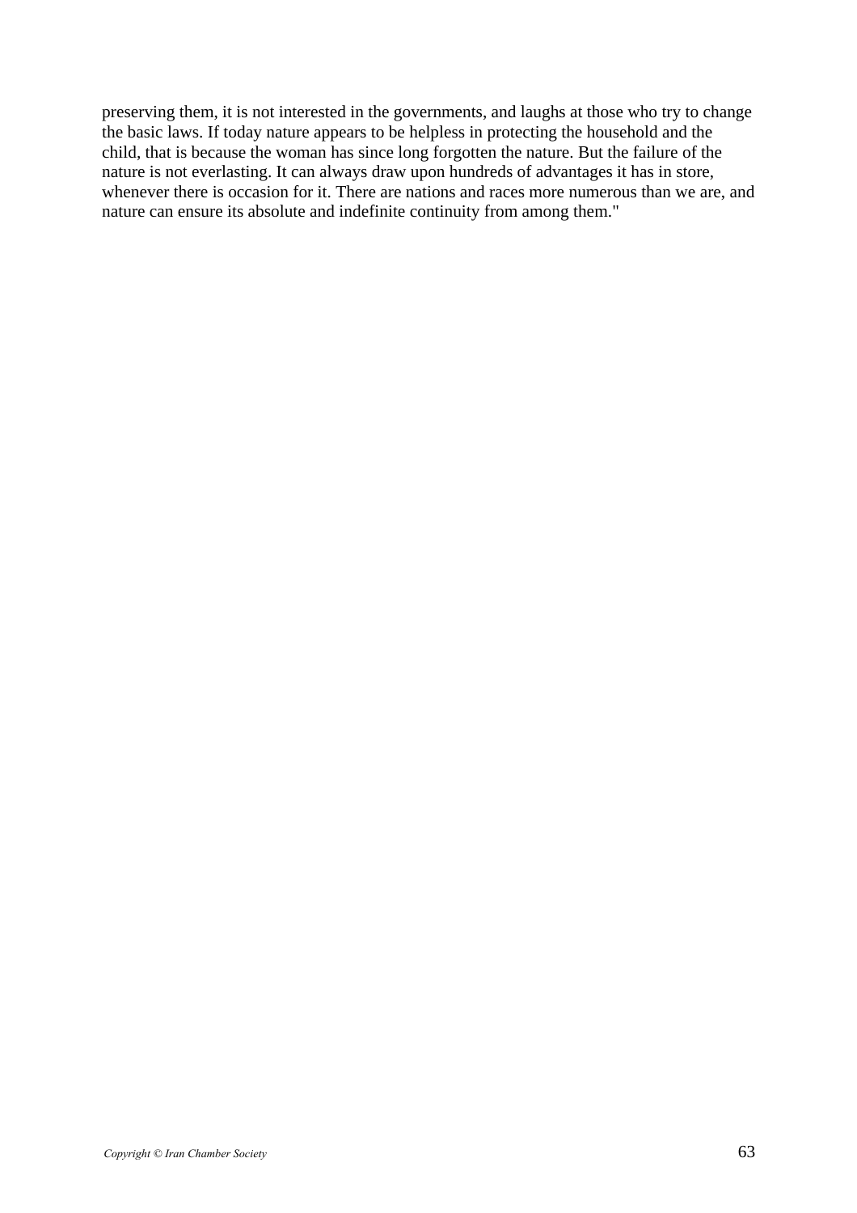preserving them, it is not interested in the governments, and laughs at those who try to change the basic laws. If today nature appears to be helpless in protecting the household and the child, that is because the woman has since long forgotten the nature. But the failure of the nature is not everlasting. It can always draw upon hundreds of advantages it has in store, whenever there is occasion for it. There are nations and races more numerous than we are, and nature can ensure its absolute and indefinite continuity from among them."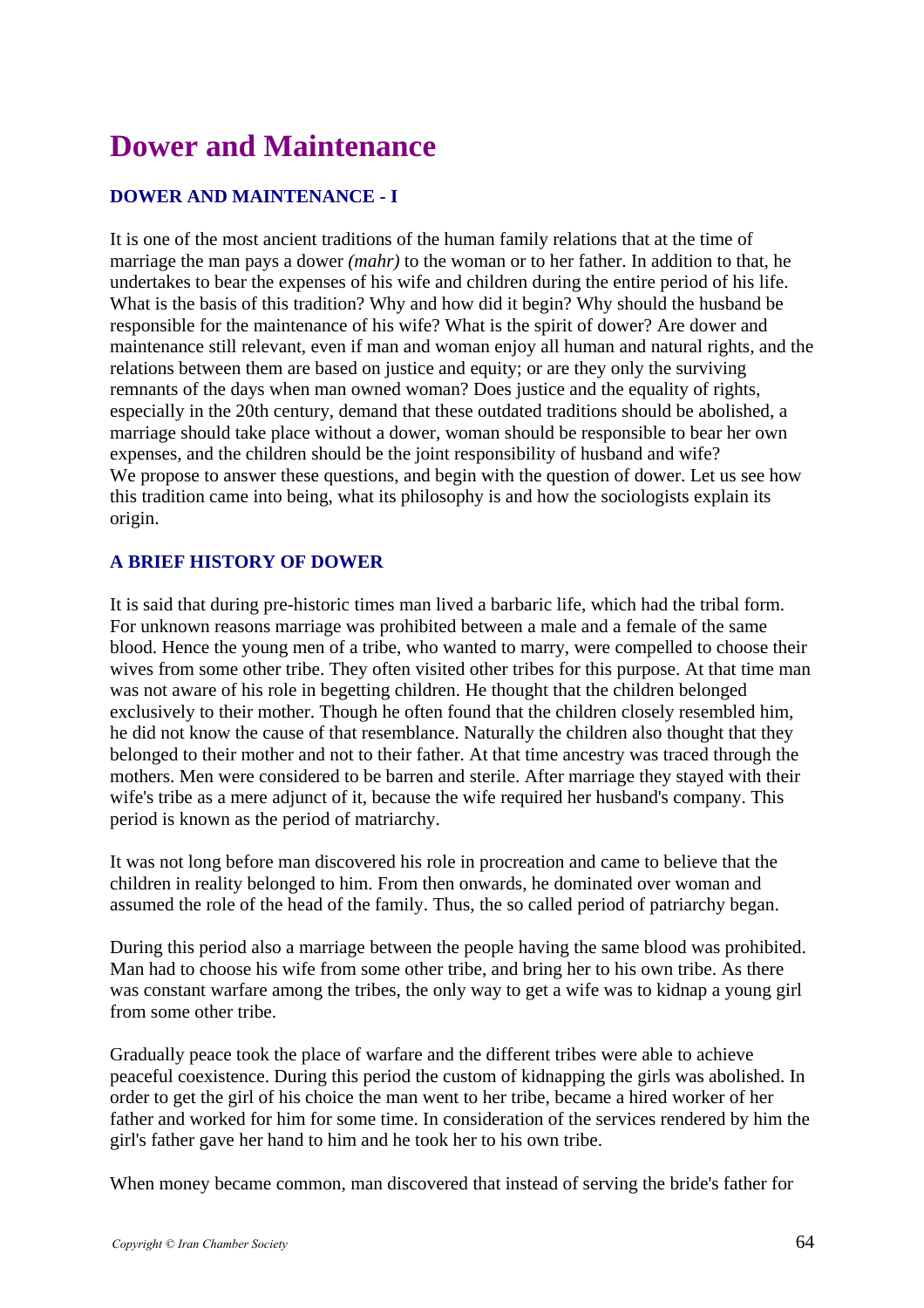# Dower and Maintenance

### DOWER AND MAINTENANCE - I

It is one of the most ancient traditions of the human family relations that at the time of marriage the man pays a dower *(mahr)* to the woman or to her father. In addition to that, he undertakes to bear the expenses of his wife and children during the entire period of his life. What is the basis of this tradition? Why and how did it begin? Why should the husband be responsible for the maintenance of his wife? What is the spirit of dower? Are dower and maintenance still relevant, even if man and woman enjoy all human and natural rights, and the relations between them are based on justice and equity; or are they only the surviving remnants of the days when man owned woman? Does justice and the equality of rights, especially in the 20th century, demand that these outdated traditions should be abolished, a marriage should take place without a dower, woman should be responsible to bear her own expenses, and the children should be the joint responsibility of husband and wife?
We propose to answer these questions, and begin with the question of dower. Let us see how this tradition came into being, what its philosophy is and how the sociologists explain its origin.

### A BRIEF HISTORY OF DOWER

It is said that during pre-historic times man lived a barbaric life, which had the tribal form. For unknown reasons marriage was prohibited between a male and a female of the same blood. Hence the young men of a tribe, who wanted to marry, were compelled to choose their wives from some other tribe. They often visited other tribes for this purpose. At that time man was not aware of his role in begetting children. He thought that the children belonged exclusively to their mother. Though he often found that the children closely resembled him, he did not know the cause of that resemblance. Naturally the children also thought that they belonged to their mother and not to their father. At that time ancestry was traced through the mothers. Men were considered to be barren and sterile. After marriage they stayed with their wife's tribe as a mere adjunct of it, because the wife required her husband's company. This period is known as the period of matriarchy.

It was not long before man discovered his role in procreation and came to believe that the children in reality belonged to him. From then onwards, he dominated over woman and assumed the role of the head of the family. Thus, the so called period of patriarchy began.

During this period also a marriage between the people having the same blood was prohibited. Man had to choose his wife from some other tribe, and bring her to his own tribe. As there was constant warfare among the tribes, the only way to get a wife was to kidnap a young girl from some other tribe.

Gradually peace took the place of warfare and the different tribes were able to achieve peaceful coexistence. During this period the custom of kidnapping the girls was abolished. In order to get the girl of his choice the man went to her tribe, became a hired worker of her father and worked for him for some time. In consideration of the services rendered by him the girl's father gave her hand to him and he took her to his own tribe.

When money became common, man discovered that instead of serving the bride's father for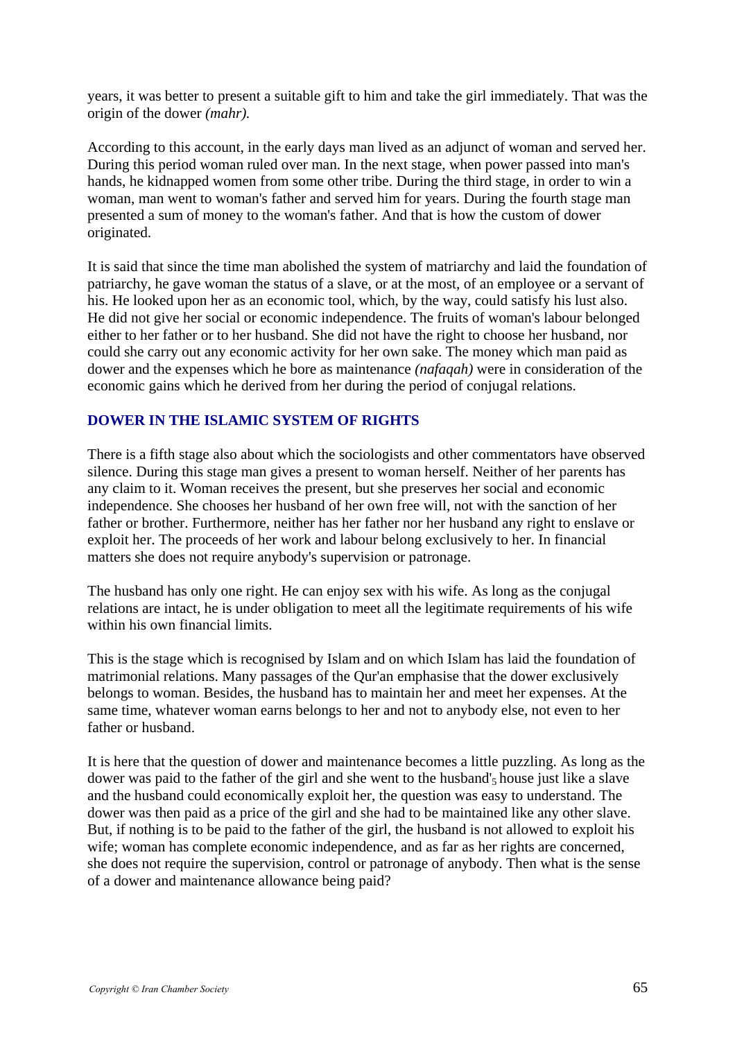years, it was better to present a suitable gift to him and take the girl immediately. That was the origin of the dower *(mahr).*

According to this account, in the early days man lived as an adjunct of woman and served her. During this period woman ruled over man. In the next stage, when power passed into man's hands, he kidnapped women from some other tribe. During the third stage, in order to win a woman, man went to woman's father and served him for years. During the fourth stage man presented a sum of money to the woman's father. And that is how the custom of dower originated.

It is said that since the time man abolished the system of matriarchy and laid the foundation of patriarchy, he gave woman the status of a slave, or at the most, of an employee or a servant of his. He looked upon her as an economic tool, which, by the way, could satisfy his lust also. He did not give her social or economic independence. The fruits of woman's labour belonged either to her father or to her husband. She did not have the right to choose her husband, nor could she carry out any economic activity for her own sake. The money which man paid as dower and the expenses which he bore as maintenance *(nafaqah)* were in consideration of the economic gains which he derived from her during the period of conjugal relations.

## DOWER IN THE ISLAMIC SYSTEM OF RIGHTS

There is a fifth stage also about which the sociologists and other commentators have observed silence. During this stage man gives a present to woman herself. Neither of her parents has any claim to it. Woman receives the present, but she preserves her social and economic independence. She chooses her husband of her own free will, not with the sanction of her father or brother. Furthermore, neither has her father nor her husband any right to enslave or exploit her. The proceeds of her work and labour belong exclusively to her. In financial matters she does not require anybody's supervision or patronage.

The husband has only one right. He can enjoy sex with his wife. As long as the conjugal relations are intact, he is under obligation to meet all the legitimate requirements of his wife within his own financial limits.

This is the stage which is recognised by Islam and on which Islam has laid the foundation of matrimonial relations. Many passages of the Qur'an emphasise that the dower exclusively belongs to woman. Besides, the husband has to maintain her and meet her expenses. At the same time, whatever woman earns belongs to her and not to anybody else, not even to her father or husband.

It is here that the question of dower and maintenance becomes a little puzzling. As long as the dower was paid to the father of the girl and she went to the husband'$_{5}$ house just like a slave and the husband could economically exploit her, the question was easy to understand. The dower was then paid as a price of the girl and she had to be maintained like any other slave. But, if nothing is to be paid to the father of the girl, the husband is not allowed to exploit his wife; woman has complete economic independence, and as far as her rights are concerned, she does not require the supervision, control or patronage of anybody. Then what is the sense of a dower and maintenance allowance being paid?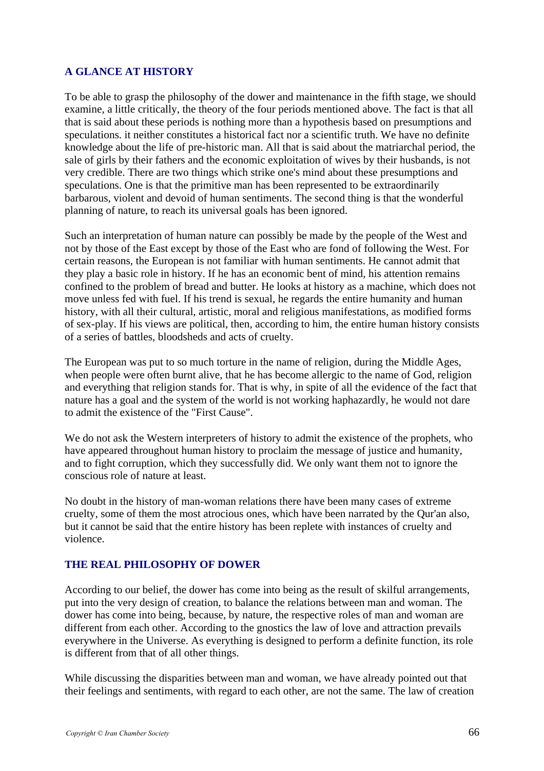## A GLANCE AT HISTORY

To be able to grasp the philosophy of the dower and maintenance in the fifth stage, we should examine, a little critically, the theory of the four periods mentioned above. The fact is that all that is said about these periods is nothing more than a hypothesis based on presumptions and speculations. it neither constitutes a historical fact nor a scientific truth. We have no definite knowledge about the life of pre-historic man. All that is said about the matriarchal period, the sale of girls by their fathers and the economic exploitation of wives by their husbands, is not very credible. There are two things which strike one's mind about these presumptions and speculations. One is that the primitive man has been represented to be extraordinarily barbarous, violent and devoid of human sentiments. The second thing is that the wonderful planning of nature, to reach its universal goals has been ignored.

Such an interpretation of human nature can possibly be made by the people of the West and not by those of the East except by those of the East who are fond of following the West. For certain reasons, the European is not familiar with human sentiments. He cannot admit that they play a basic role in history. If he has an economic bent of mind, his attention remains confined to the problem of bread and butter. He looks at history as a machine, which does not move unless fed with fuel. If his trend is sexual, he regards the entire humanity and human history, with all their cultural, artistic, moral and religious manifestations, as modified forms of sex-play. If his views are political, then, according to him, the entire human history consists of a series of battles, bloodsheds and acts of cruelty.

The European was put to so much torture in the name of religion, during the Middle Ages, when people were often burnt alive, that he has become allergic to the name of God, religion and everything that religion stands for. That is why, in spite of all the evidence of the fact that nature has a goal and the system of the world is not working haphazardly, he would not dare to admit the existence of the "First Cause".

We do not ask the Western interpreters of history to admit the existence of the prophets, who have appeared throughout human history to proclaim the message of justice and humanity, and to fight corruption, which they successfully did. We only want them not to ignore the conscious role of nature at least.

No doubt in the history of man-woman relations there have been many cases of extreme cruelty, some of them the most atrocious ones, which have been narrated by the Qur'an also, but it cannot be said that the entire history has been replete with instances of cruelty and violence.

## THE REAL PHILOSOPHY OF DOWER

According to our belief, the dower has come into being as the result of skilful arrangements, put into the very design of creation, to balance the relations between man and woman. The dower has come into being, because, by nature, the respective roles of man and woman are different from each other. According to the gnostics the law of love and attraction prevails everywhere in the Universe. As everything is designed to perform a definite function, its role is different from that of all other things.

While discussing the disparities between man and woman, we have already pointed out that their feelings and sentiments, with regard to each other, are not the same. The law of creation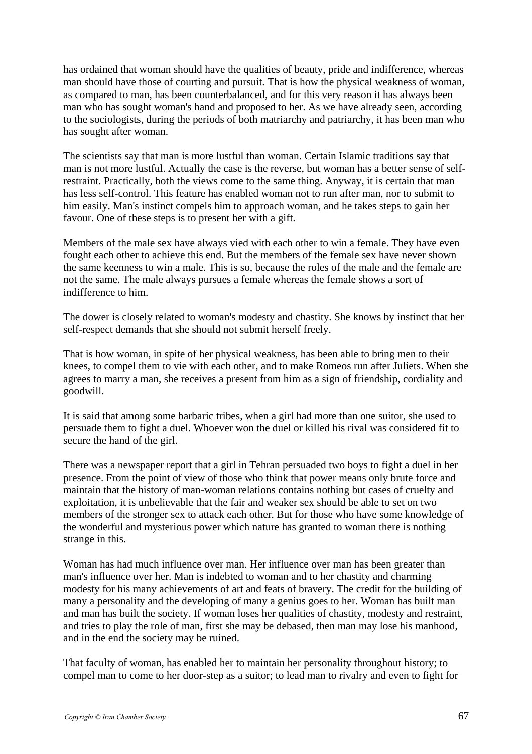has ordained that woman should have the qualities of beauty, pride and indifference, whereas man should have those of courting and pursuit. That is how the physical weakness of woman, as compared to man, has been counterbalanced, and for this very reason it has always been man who has sought woman's hand and proposed to her. As we have already seen, according to the sociologists, during the periods of both matriarchy and patriarchy, it has been man who has sought after woman.

The scientists say that man is more lustful than woman. Certain Islamic traditions say that man is not more lustful. Actually the case is the reverse, but woman has a better sense of self-restraint. Practically, both the views come to the same thing. Anyway, it is certain that man has less self-control. This feature has enabled woman not to run after man, nor to submit to him easily. Man's instinct compels him to approach woman, and he takes steps to gain her favour. One of these steps is to present her with a gift.

Members of the male sex have always vied with each other to win a female. They have even fought each other to achieve this end. But the members of the female sex have never shown the same keenness to win a male. This is so, because the roles of the male and the female are not the same. The male always pursues a female whereas the female shows a sort of indifference to him.

The dower is closely related to woman's modesty and chastity. She knows by instinct that her self-respect demands that she should not submit herself freely.

That is how woman, in spite of her physical weakness, has been able to bring men to their knees, to compel them to vie with each other, and to make Romeos run after Juliets. When she agrees to marry a man, she receives a present from him as a sign of friendship, cordiality and goodwill.

It is said that among some barbaric tribes, when a girl had more than one suitor, she used to persuade them to fight a duel. Whoever won the duel or killed his rival was considered fit to secure the hand of the girl.

There was a newspaper report that a girl in Tehran persuaded two boys to fight a duel in her presence. From the point of view of those who think that power means only brute force and maintain that the history of man-woman relations contains nothing but cases of cruelty and exploitation, it is unbelievable that the fair and weaker sex should be able to set on two members of the stronger sex to attack each other. But for those who have some knowledge of the wonderful and mysterious power which nature has granted to woman there is nothing strange in this.

Woman has had much influence over man. Her influence over man has been greater than man's influence over her. Man is indebted to woman and to her chastity and charming modesty for his many achievements of art and feats of bravery. The credit for the building of many a personality and the developing of many a genius goes to her. Woman has built man and man has built the society. If woman loses her qualities of chastity, modesty and restraint, and tries to play the role of man, first she may be debased, then man may lose his manhood, and in the end the society may be ruined.

That faculty of woman, has enabled her to maintain her personality throughout history; to compel man to come to her door-step as a suitor; to lead man to rivalry and even to fight for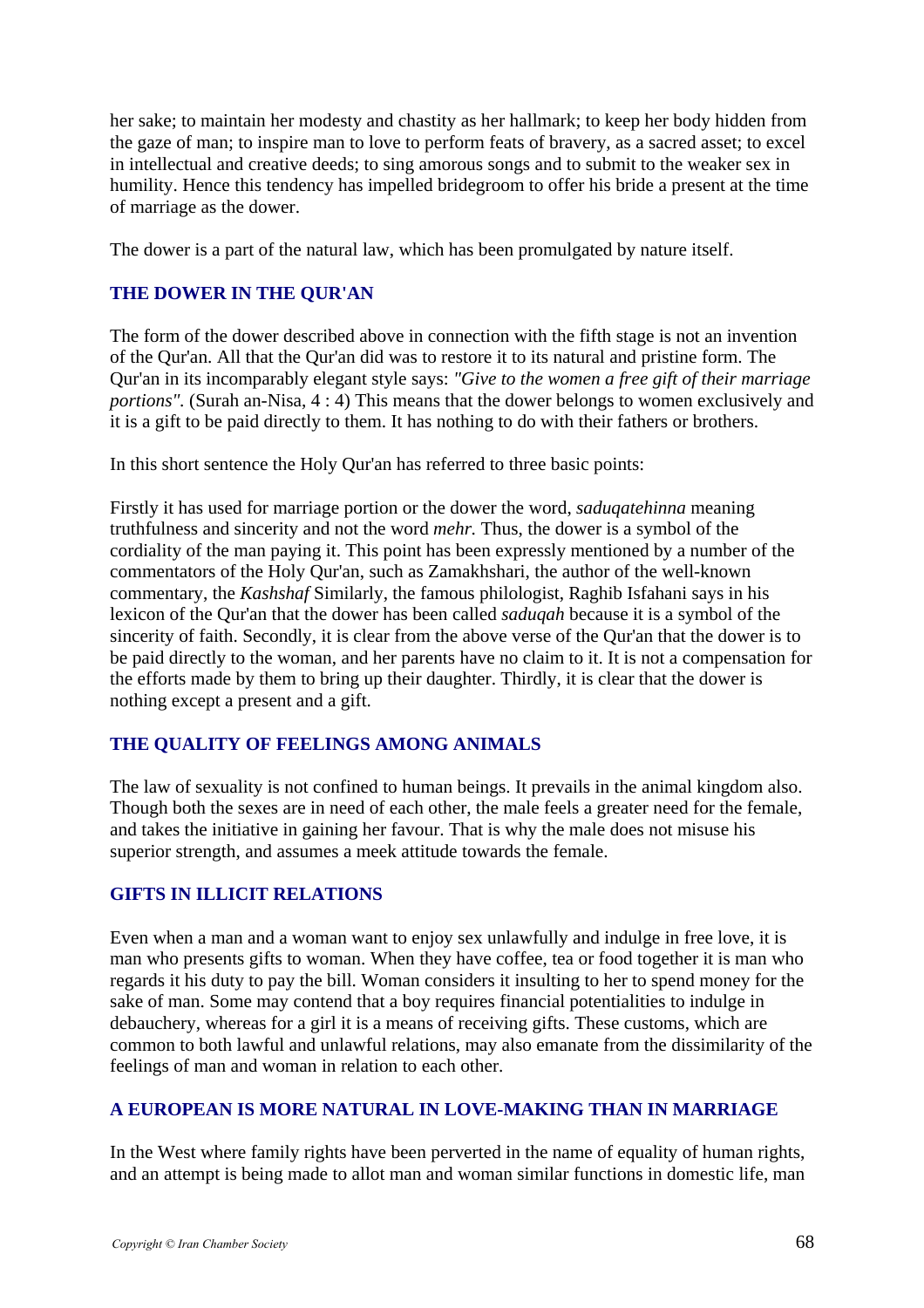her sake; to maintain her modesty and chastity as her hallmark; to keep her body hidden from the gaze of man; to inspire man to love to perform feats of bravery, as a sacred asset; to excel in intellectual and creative deeds; to sing amorous songs and to submit to the weaker sex in humility. Hence this tendency has impelled bridegroom to offer his bride a present at the time of marriage as the dower.

The dower is a part of the natural law, which has been promulgated by nature itself.

## THE DOWER IN THE QUR'AN

The form of the dower described above in connection with the fifth stage is not an invention of the Qur'an. All that the Qur'an did was to restore it to its natural and pristine form. The Qur'an in its incomparably elegant style says: *"Give to the women a free gift of their marriage portions".* (Surah an-Nisa, 4 : 4) This means that the dower belongs to women exclusively and it is a gift to be paid directly to them. It has nothing to do with their fathers or brothers.

In this short sentence the Holy Qur'an has referred to three basic points:

Firstly it has used for marriage portion or the dower the word, *saduqatehinna* meaning truthfulness and sincerity and not the word *mehr.* Thus, the dower is a symbol of the cordiality of the man paying it. This point has been expressly mentioned by a number of the commentators of the Holy Qur'an, such as Zamakhshari, the author of the well-known commentary, the *Kashshaf* Similarly, the famous philologist, Raghib Isfahani says in his lexicon of the Qur'an that the dower has been called *saduqah* because it is a symbol of the sincerity of faith. Secondly, it is clear from the above verse of the Qur'an that the dower is to be paid directly to the woman, and her parents have no claim to it. It is not a compensation for the efforts made by them to bring up their daughter. Thirdly, it is clear that the dower is nothing except a present and a gift.

## THE QUALITY OF FEELINGS AMONG ANIMALS

The law of sexuality is not confined to human beings. It prevails in the animal kingdom also. Though both the sexes are in need of each other, the male feels a greater need for the female, and takes the initiative in gaining her favour. That is why the male does not misuse his superior strength, and assumes a meek attitude towards the female.

## GIFTS IN ILLICIT RELATIONS

Even when a man and a woman want to enjoy sex unlawfully and indulge in free love, it is man who presents gifts to woman. When they have coffee, tea or food together it is man who regards it his duty to pay the bill. Woman considers it insulting to her to spend money for the sake of man. Some may contend that a boy requires financial potentialities to indulge in debauchery, whereas for a girl it is a means of receiving gifts. These customs, which are common to both lawful and unlawful relations, may also emanate from the dissimilarity of the feelings of man and woman in relation to each other.

## A EUROPEAN IS MORE NATURAL IN LOVE-MAKING THAN IN MARRIAGE

In the West where family rights have been perverted in the name of equality of human rights, and an attempt is being made to allot man and woman similar functions in domestic life, man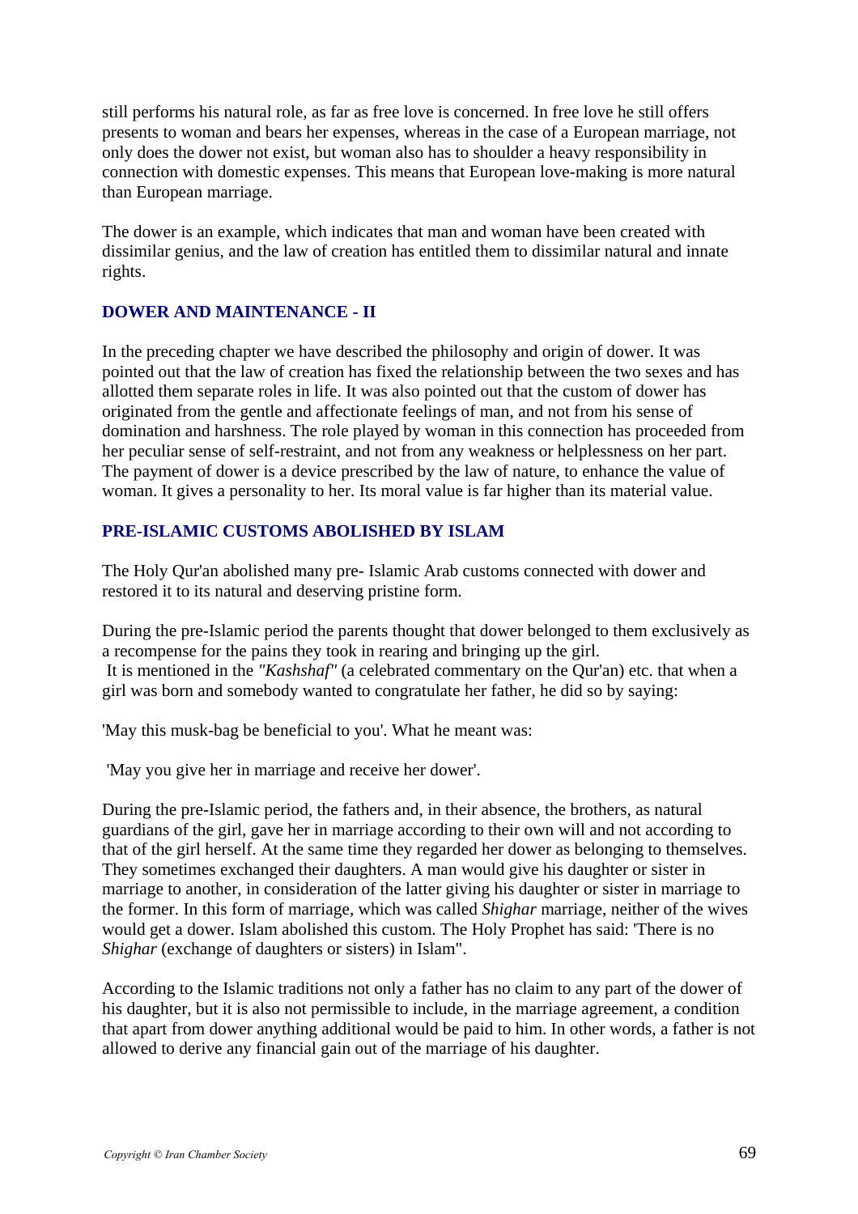still performs his natural role, as far as free love is concerned. In free love he still offers presents to woman and bears her expenses, whereas in the case of a European marriage, not only does the dower not exist, but woman also has to shoulder a heavy responsibility in connection with domestic expenses. This means that European love-making is more natural than European marriage.

The dower is an example, which indicates that man and woman have been created with dissimilar genius, and the law of creation has entitled them to dissimilar natural and innate rights.

## DOWER AND MAINTENANCE - II

In the preceding chapter we have described the philosophy and origin of dower. It was pointed out that the law of creation has fixed the relationship between the two sexes and has allotted them separate roles in life. It was also pointed out that the custom of dower has originated from the gentle and affectionate feelings of man, and not from his sense of domination and harshness. The role played by woman in this connection has proceeded from her peculiar sense of self-restraint, and not from any weakness or helplessness on her part. The payment of dower is a device prescribed by the law of nature, to enhance the value of woman. It gives a personality to her. Its moral value is far higher than its material value.

## PRE-ISLAMIC CUSTOMS ABOLISHED BY ISLAM

The Holy Qur'an abolished many pre- Islamic Arab customs connected with dower and restored it to its natural and deserving pristine form.

During the pre-Islamic period the parents thought that dower belonged to them exclusively as a recompense for the pains they took in rearing and bringing up the girl.
It is mentioned in the *"Kashshaf"* (a celebrated commentary on the Qur'an) etc. that when a girl was born and somebody wanted to congratulate her father, he did so by saying:

'May this musk-bag be beneficial to you'. What he meant was:

'May you give her in marriage and receive her dower'.

During the pre-Islamic period, the fathers and, in their absence, the brothers, as natural guardians of the girl, gave her in marriage according to their own will and not according to that of the girl herself. At the same time they regarded her dower as belonging to themselves. They sometimes exchanged their daughters. A man would give his daughter or sister in marriage to another, in consideration of the latter giving his daughter or sister in marriage to the former. In this form of marriage, which was called *Shighar* marriage, neither of the wives would get a dower. Islam abolished this custom. The Holy Prophet has said: 'There is no *Shighar* (exchange of daughters or sisters) in Islam".

According to the Islamic traditions not only a father has no claim to any part of the dower of his daughter, but it is also not permissible to include, in the marriage agreement, a condition that apart from dower anything additional would be paid to him. In other words, a father is not allowed to derive any financial gain out of the marriage of his daughter.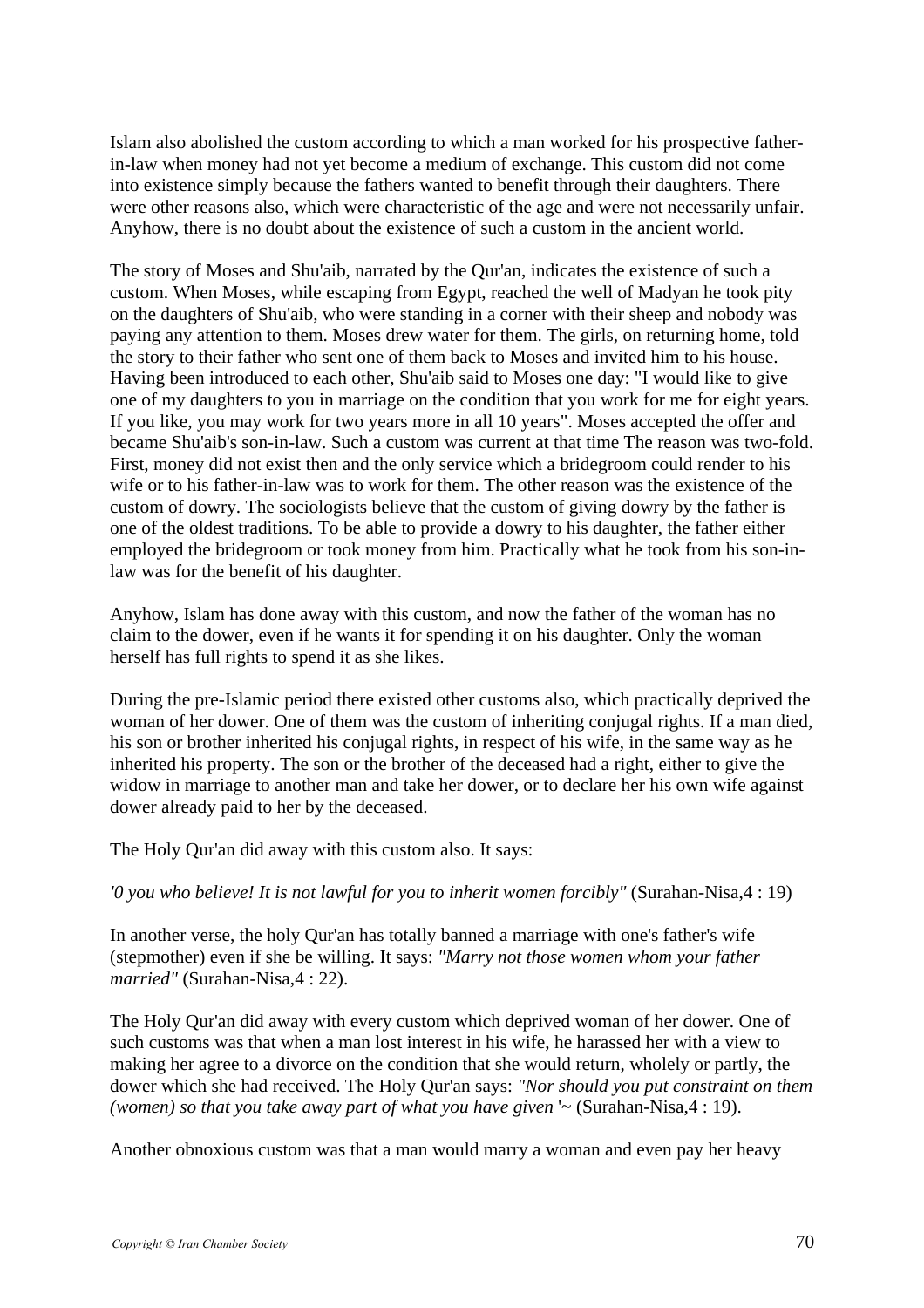Islam also abolished the custom according to which a man worked for his prospective father-in-law when money had not yet become a medium of exchange. This custom did not come into existence simply because the fathers wanted to benefit through their daughters. There were other reasons also, which were characteristic of the age and were not necessarily unfair. Anyhow, there is no doubt about the existence of such a custom in the ancient world.

The story of Moses and Shu'aib, narrated by the Qur'an, indicates the existence of such a custom. When Moses, while escaping from Egypt, reached the well of Madyan he took pity on the daughters of Shu'aib, who were standing in a corner with their sheep and nobody was paying any attention to them. Moses drew water for them. The girls, on returning home, told the story to their father who sent one of them back to Moses and invited him to his house. Having been introduced to each other, Shu'aib said to Moses one day: "I would like to give one of my daughters to you in marriage on the condition that you work for me for eight years. If you like, you may work for two years more in all 10 years". Moses accepted the offer and became Shu'aib's son-in-law. Such a custom was current at that time The reason was two-fold. First, money did not exist then and the only service which a bridegroom could render to his wife or to his father-in-law was to work for them. The other reason was the existence of the custom of dowry. The sociologists believe that the custom of giving dowry by the father is one of the oldest traditions. To be able to provide a dowry to his daughter, the father either employed the bridegroom or took money from him. Practically what he took from his son-in-law was for the benefit of his daughter.

Anyhow, Islam has done away with this custom, and now the father of the woman has no claim to the dower, even if he wants it for spending it on his daughter. Only the woman herself has full rights to spend it as she likes.

During the pre-Islamic period there existed other customs also, which practically deprived the woman of her dower. One of them was the custom of inheriting conjugal rights. If a man died, his son or brother inherited his conjugal rights, in respect of his wife, in the same way as he inherited his property. The son or the brother of the deceased had a right, either to give the widow in marriage to another man and take her dower, or to declare her his own wife against dower already paid to her by the deceased.

The Holy Qur'an did away with this custom also. It says:

*'0 you who believe! It is not lawful for you to inherit women forcibly"* (Surahan-Nisa,4 : 19)

In another verse, the holy Qur'an has totally banned a marriage with one's father's wife (stepmother) even if she be willing. It says: *"Marry not those women whom your father married"* (Surahan-Nisa,4 : 22).

The Holy Qur'an did away with every custom which deprived woman of her dower. One of such customs was that when a man lost interest in his wife, he harassed her with a view to making her agree to a divorce on the condition that she would return, wholely or partly, the dower which she had received. The Holy Qur'an says: *"Nor should you put constraint on them (women) so that you take away part of what you have given* '~ (Surahan-Nisa,4 : 19).

Another obnoxious custom was that a man would marry a woman and even pay her heavy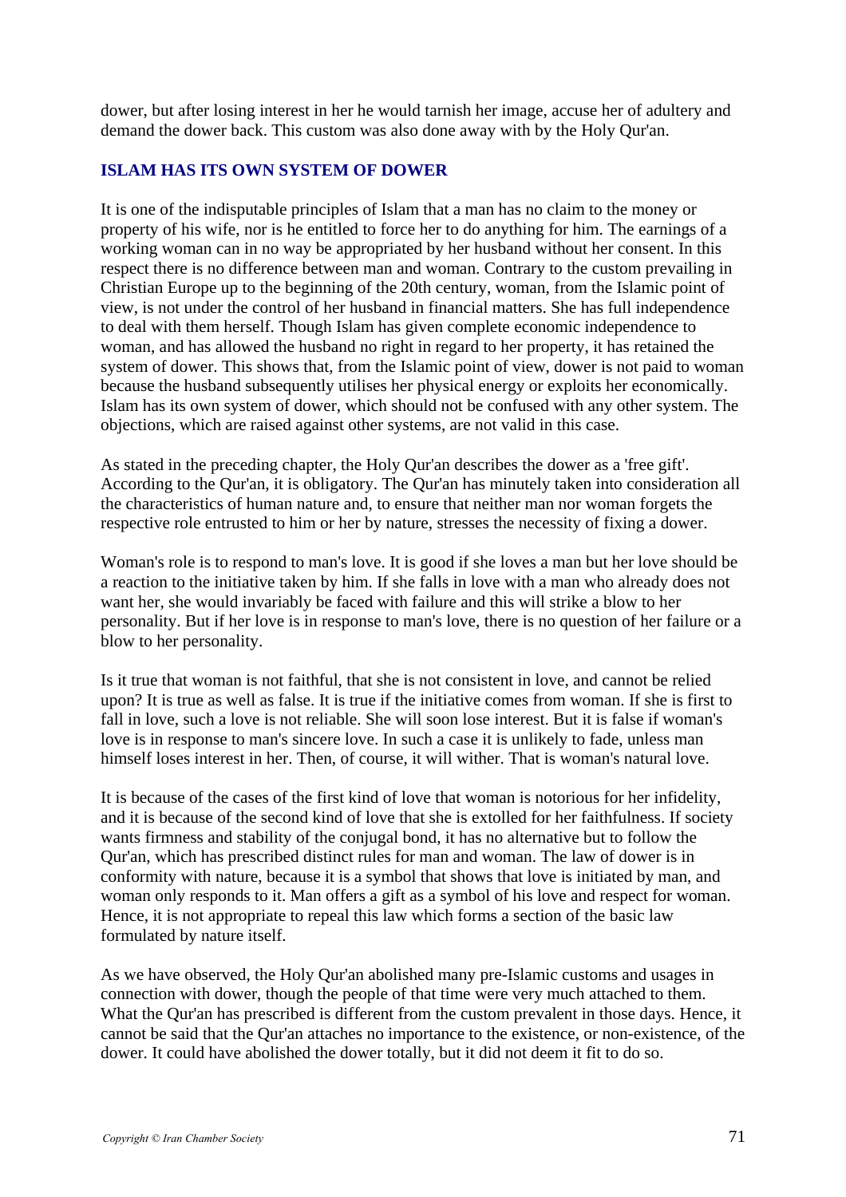dower, but after losing interest in her he would tarnish her image, accuse her of adultery and demand the dower back. This custom was also done away with by the Holy Qur'an.

## ISLAM HAS ITS OWN SYSTEM OF DOWER

It is one of the indisputable principles of Islam that a man has no claim to the money or property of his wife, nor is he entitled to force her to do anything for him. The earnings of a working woman can in no way be appropriated by her husband without her consent. In this respect there is no difference between man and woman. Contrary to the custom prevailing in Christian Europe up to the beginning of the 20th century, woman, from the Islamic point of view, is not under the control of her husband in financial matters. She has full independence to deal with them herself. Though Islam has given complete economic independence to woman, and has allowed the husband no right in regard to her property, it has retained the system of dower. This shows that, from the Islamic point of view, dower is not paid to woman because the husband subsequently utilises her physical energy or exploits her economically. Islam has its own system of dower, which should not be confused with any other system. The objections, which are raised against other systems, are not valid in this case.

As stated in the preceding chapter, the Holy Qur'an describes the dower as a 'free gift'. According to the Qur'an, it is obligatory. The Qur'an has minutely taken into consideration all the characteristics of human nature and, to ensure that neither man nor woman forgets the respective role entrusted to him or her by nature, stresses the necessity of fixing a dower.

Woman's role is to respond to man's love. It is good if she loves a man but her love should be a reaction to the initiative taken by him. If she falls in love with a man who already does not want her, she would invariably be faced with failure and this will strike a blow to her personality. But if her love is in response to man's love, there is no question of her failure or a blow to her personality.

Is it true that woman is not faithful, that she is not consistent in love, and cannot be relied upon? It is true as well as false. It is true if the initiative comes from woman. If she is first to fall in love, such a love is not reliable. She will soon lose interest. But it is false if woman's love is in response to man's sincere love. In such a case it is unlikely to fade, unless man himself loses interest in her. Then, of course, it will wither. That is woman's natural love.

It is because of the cases of the first kind of love that woman is notorious for her infidelity, and it is because of the second kind of love that she is extolled for her faithfulness. If society wants firmness and stability of the conjugal bond, it has no alternative but to follow the Qur'an, which has prescribed distinct rules for man and woman. The law of dower is in conformity with nature, because it is a symbol that shows that love is initiated by man, and woman only responds to it. Man offers a gift as a symbol of his love and respect for woman. Hence, it is not appropriate to repeal this law which forms a section of the basic law formulated by nature itself.

As we have observed, the Holy Qur'an abolished many pre-Islamic customs and usages in connection with dower, though the people of that time were very much attached to them. What the Qur'an has prescribed is different from the custom prevalent in those days. Hence, it cannot be said that the Qur'an attaches no importance to the existence, or non-existence, of the dower. It could have abolished the dower totally, but it did not deem it fit to do so.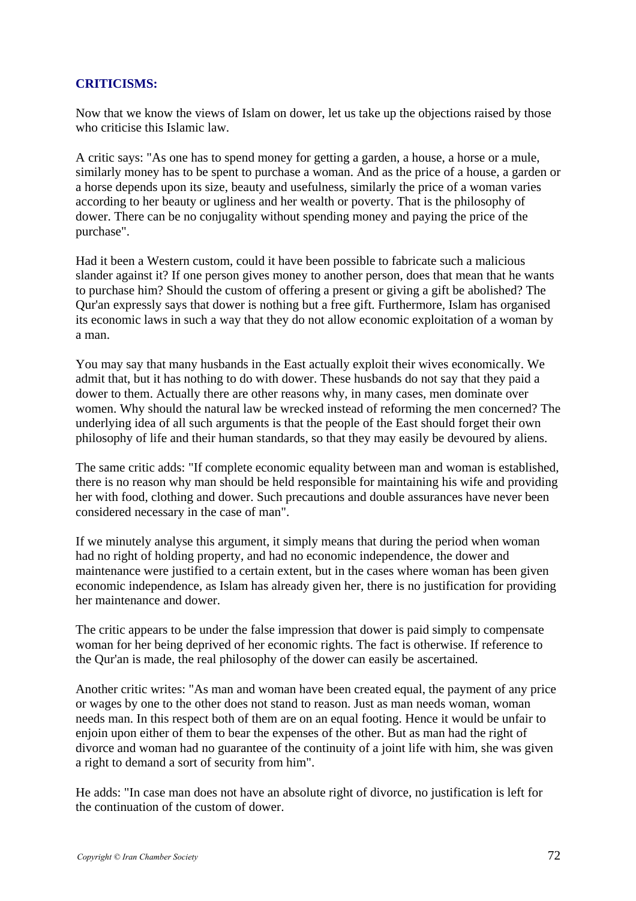## CRITICISMS:

Now that we know the views of Islam on dower, let us take up the objections raised by those who criticise this Islamic law.

A critic says: "As one has to spend money for getting a garden, a house, a horse or a mule, similarly money has to be spent to purchase a woman. And as the price of a house, a garden or a horse depends upon its size, beauty and usefulness, similarly the price of a woman varies according to her beauty or ugliness and her wealth or poverty. That is the philosophy of dower. There can be no conjugality without spending money and paying the price of the purchase".

Had it been a Western custom, could it have been possible to fabricate such a malicious slander against it? If one person gives money to another person, does that mean that he wants to purchase him? Should the custom of offering a present or giving a gift be abolished? The Qur'an expressly says that dower is nothing but a free gift. Furthermore, Islam has organised its economic laws in such a way that they do not allow economic exploitation of a woman by a man.

You may say that many husbands in the East actually exploit their wives economically. We admit that, but it has nothing to do with dower. These husbands do not say that they paid a dower to them. Actually there are other reasons why, in many cases, men dominate over women. Why should the natural law be wrecked instead of reforming the men concerned? The underlying idea of all such arguments is that the people of the East should forget their own philosophy of life and their human standards, so that they may easily be devoured by aliens.

The same critic adds: "If complete economic equality between man and woman is established, there is no reason why man should be held responsible for maintaining his wife and providing her with food, clothing and dower. Such precautions and double assurances have never been considered necessary in the case of man".

If we minutely analyse this argument, it simply means that during the period when woman had no right of holding property, and had no economic independence, the dower and maintenance were justified to a certain extent, but in the cases where woman has been given economic independence, as Islam has already given her, there is no justification for providing her maintenance and dower.

The critic appears to be under the false impression that dower is paid simply to compensate woman for her being deprived of her economic rights. The fact is otherwise. If reference to the Qur'an is made, the real philosophy of the dower can easily be ascertained.

Another critic writes: "As man and woman have been created equal, the payment of any price or wages by one to the other does not stand to reason. Just as man needs woman, woman needs man. In this respect both of them are on an equal footing. Hence it would be unfair to enjoin upon either of them to bear the expenses of the other. But as man had the right of divorce and woman had no guarantee of the continuity of a joint life with him, she was given a right to demand a sort of security from him".

He adds: "In case man does not have an absolute right of divorce, no justification is left for the continuation of the custom of dower.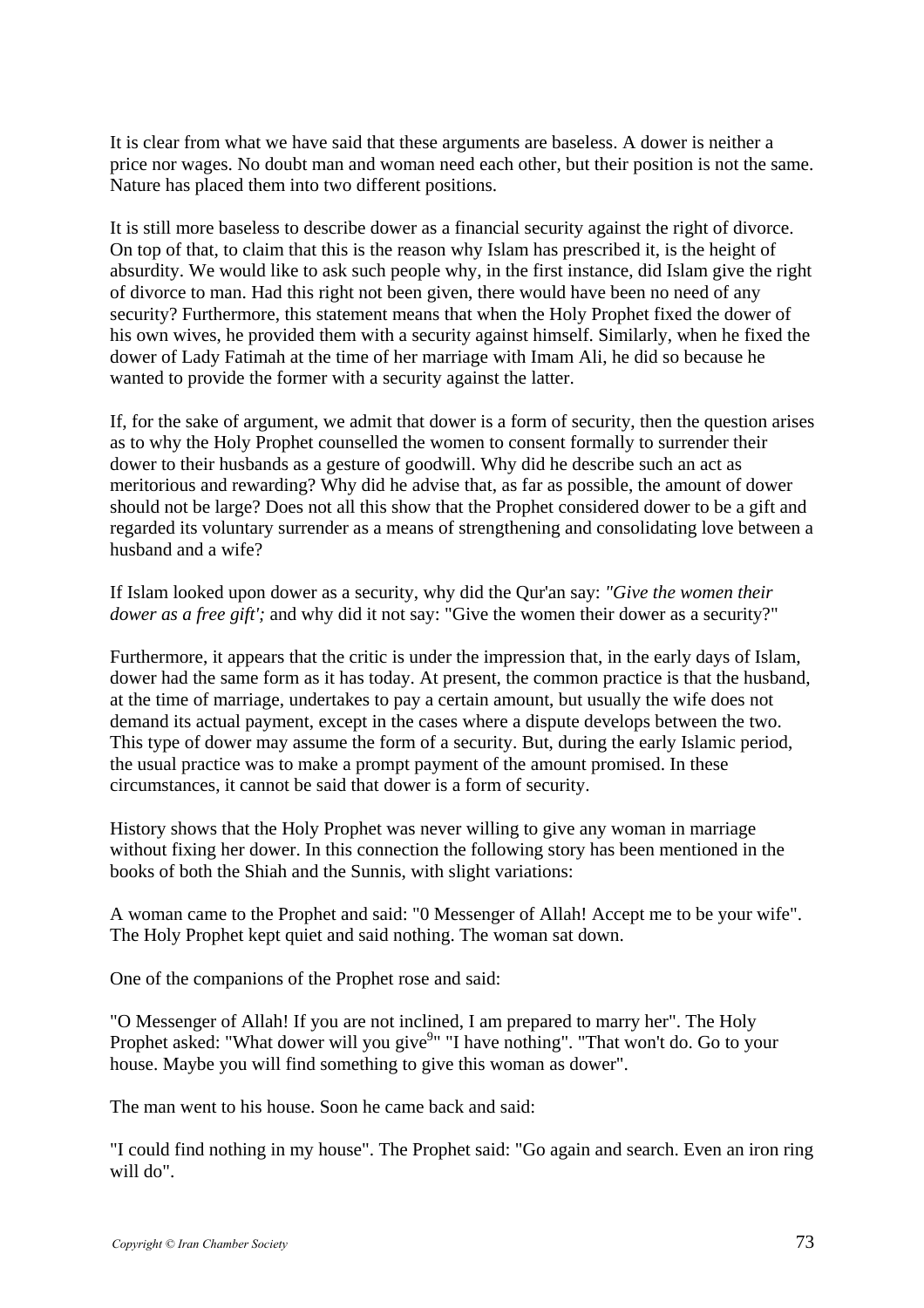It is clear from what we have said that these arguments are baseless. A dower is neither a price nor wages. No doubt man and woman need each other, but their position is not the same. Nature has placed them into two different positions.

It is still more baseless to describe dower as a financial security against the right of divorce. On top of that, to claim that this is the reason why Islam has prescribed it, is the height of absurdity. We would like to ask such people why, in the first instance, did Islam give the right of divorce to man. Had this right not been given, there would have been no need of any security? Furthermore, this statement means that when the Holy Prophet fixed the dower of his own wives, he provided them with a security against himself. Similarly, when he fixed the dower of Lady Fatimah at the time of her marriage with Imam Ali, he did so because he wanted to provide the former with a security against the latter.

If, for the sake of argument, we admit that dower is a form of security, then the question arises as to why the Holy Prophet counselled the women to consent formally to surrender their dower to their husbands as a gesture of goodwill. Why did he describe such an act as meritorious and rewarding? Why did he advise that, as far as possible, the amount of dower should not be large? Does not all this show that the Prophet considered dower to be a gift and regarded its voluntary surrender as a means of strengthening and consolidating love between a husband and a wife?

If Islam looked upon dower as a security, why did the Qur'an say: *"Give the women their dower as a free gift';* and why did it not say: "Give the women their dower as a security?"

Furthermore, it appears that the critic is under the impression that, in the early days of Islam, dower had the same form as it has today. At present, the common practice is that the husband, at the time of marriage, undertakes to pay a certain amount, but usually the wife does not demand its actual payment, except in the cases where a dispute develops between the two. This type of dower may assume the form of a security. But, during the early Islamic period, the usual practice was to make a prompt payment of the amount promised. In these circumstances, it cannot be said that dower is a form of security.

History shows that the Holy Prophet was never willing to give any woman in marriage without fixing her dower. In this connection the following story has been mentioned in the books of both the Shiah and the Sunnis, with slight variations:

A woman came to the Prophet and said: "0 Messenger of Allah! Accept me to be your wife". The Holy Prophet kept quiet and said nothing. The woman sat down.

One of the companions of the Prophet rose and said:

"O Messenger of Allah! If you are not inclined, I am prepared to marry her". The Holy Prophet asked: "What dower will you give[9]" "I have nothing". "That won't do. Go to your house. Maybe you will find something to give this woman as dower".

The man went to his house. Soon he came back and said:

"I could find nothing in my house". The Prophet said: "Go again and search. Even an iron ring will do".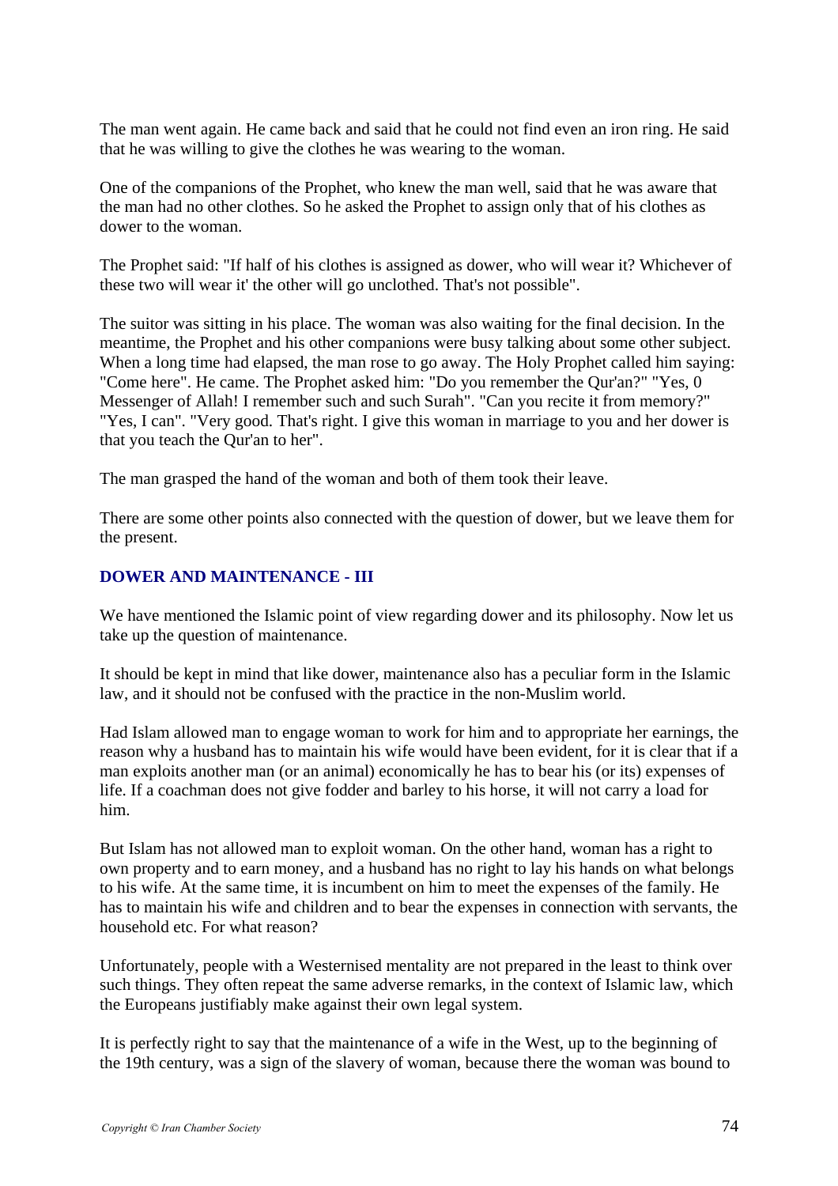The man went again. He came back and said that he could not find even an iron ring. He said that he was willing to give the clothes he was wearing to the woman.

One of the companions of the Prophet, who knew the man well, said that he was aware that the man had no other clothes. So he asked the Prophet to assign only that of his clothes as dower to the woman.

The Prophet said: "If half of his clothes is assigned as dower, who will wear it? Whichever of these two will wear it' the other will go unclothed. That's not possible".

The suitor was sitting in his place. The woman was also waiting for the final decision. In the meantime, the Prophet and his other companions were busy talking about some other subject. When a long time had elapsed, the man rose to go away. The Holy Prophet called him saying: "Come here". He came. The Prophet asked him: "Do you remember the Qur'an?" "Yes, 0 Messenger of Allah! I remember such and such Surah". "Can you recite it from memory?" "Yes, I can". "Very good. That's right. I give this woman in marriage to you and her dower is that you teach the Qur'an to her".

The man grasped the hand of the woman and both of them took their leave.

There are some other points also connected with the question of dower, but we leave them for the present.

## DOWER AND MAINTENANCE - III

We have mentioned the Islamic point of view regarding dower and its philosophy. Now let us take up the question of maintenance.

It should be kept in mind that like dower, maintenance also has a peculiar form in the Islamic law, and it should not be confused with the practice in the non-Muslim world.

Had Islam allowed man to engage woman to work for him and to appropriate her earnings, the reason why a husband has to maintain his wife would have been evident, for it is clear that if a man exploits another man (or an animal) economically he has to bear his (or its) expenses of life. If a coachman does not give fodder and barley to his horse, it will not carry a load for him.

But Islam has not allowed man to exploit woman. On the other hand, woman has a right to own property and to earn money, and a husband has no right to lay his hands on what belongs to his wife. At the same time, it is incumbent on him to meet the expenses of the family. He has to maintain his wife and children and to bear the expenses in connection with servants, the household etc. For what reason?

Unfortunately, people with a Westernised mentality are not prepared in the least to think over such things. They often repeat the same adverse remarks, in the context of Islamic law, which the Europeans justifiably make against their own legal system.

It is perfectly right to say that the maintenance of a wife in the West, up to the beginning of the 19th century, was a sign of the slavery of woman, because there the woman was bound to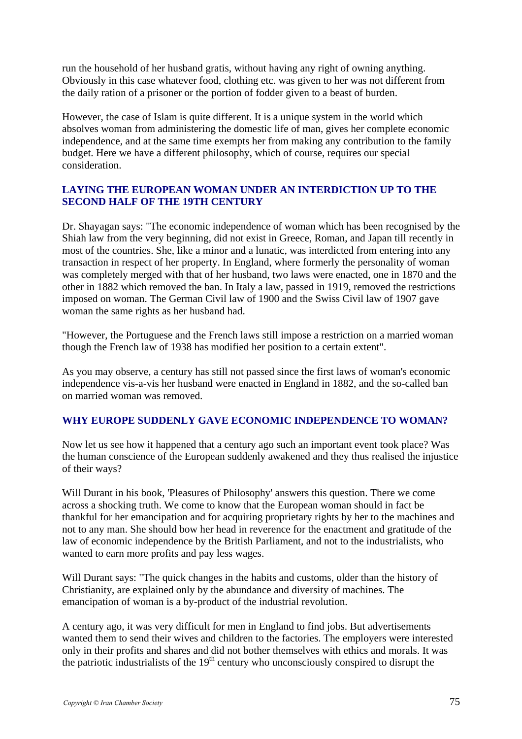run the household of her husband gratis, without having any right of owning anything. Obviously in this case whatever food, clothing etc. was given to her was not different from the daily ration of a prisoner or the portion of fodder given to a beast of burden.

However, the case of Islam is quite different. It is a unique system in the world which absolves woman from administering the domestic life of man, gives her complete economic independence, and at the same time exempts her from making any contribution to the family budget. Here we have a different philosophy, which of course, requires our special consideration.

### LAYING THE EUROPEAN WOMAN UNDER AN INTERDICTION UP TO THE SECOND HALF OF THE 19TH CENTURY

Dr. Shayagan says: "The economic independence of woman which has been recognised by the Shiah law from the very beginning, did not exist in Greece, Roman, and Japan till recently in most of the countries. She, like a minor and a lunatic, was interdicted from entering into any transaction in respect of her property. In England, where formerly the personality of woman was completely merged with that of her husband, two laws were enacted, one in 1870 and the other in 1882 which removed the ban. In Italy a law, passed in 1919, removed the restrictions imposed on woman. The German Civil law of 1900 and the Swiss Civil law of 1907 gave woman the same rights as her husband had.

"However, the Portuguese and the French laws still impose a restriction on a married woman though the French law of 1938 has modified her position to a certain extent".

As you may observe, a century has still not passed since the first laws of woman's economic independence vis-a-vis her husband were enacted in England in 1882, and the so-called ban on married woman was removed.

### WHY EUROPE SUDDENLY GAVE ECONOMIC INDEPENDENCE TO WOMAN?

Now let us see how it happened that a century ago such an important event took place? Was the human conscience of the European suddenly awakened and they thus realised the injustice of their ways?

Will Durant in his book, 'Pleasures of Philosophy' answers this question. There we come across a shocking truth. We come to know that the European woman should in fact be thankful for her emancipation and for acquiring proprietary rights by her to the machines and not to any man. She should bow her head in reverence for the enactment and gratitude of the law of economic independence by the British Parliament, and not to the industrialists, who wanted to earn more profits and pay less wages.

Will Durant says: "The quick changes in the habits and customs, older than the history of Christianity, are explained only by the abundance and diversity of machines. The emancipation of woman is a by-product of the industrial revolution.

A century ago, it was very difficult for men in England to find jobs. But advertisements wanted them to send their wives and children to the factories. The employers were interested only in their profits and shares and did not bother themselves with ethics and morals. It was the patriotic industrialists of the 19th century who unconsciously conspired to disrupt the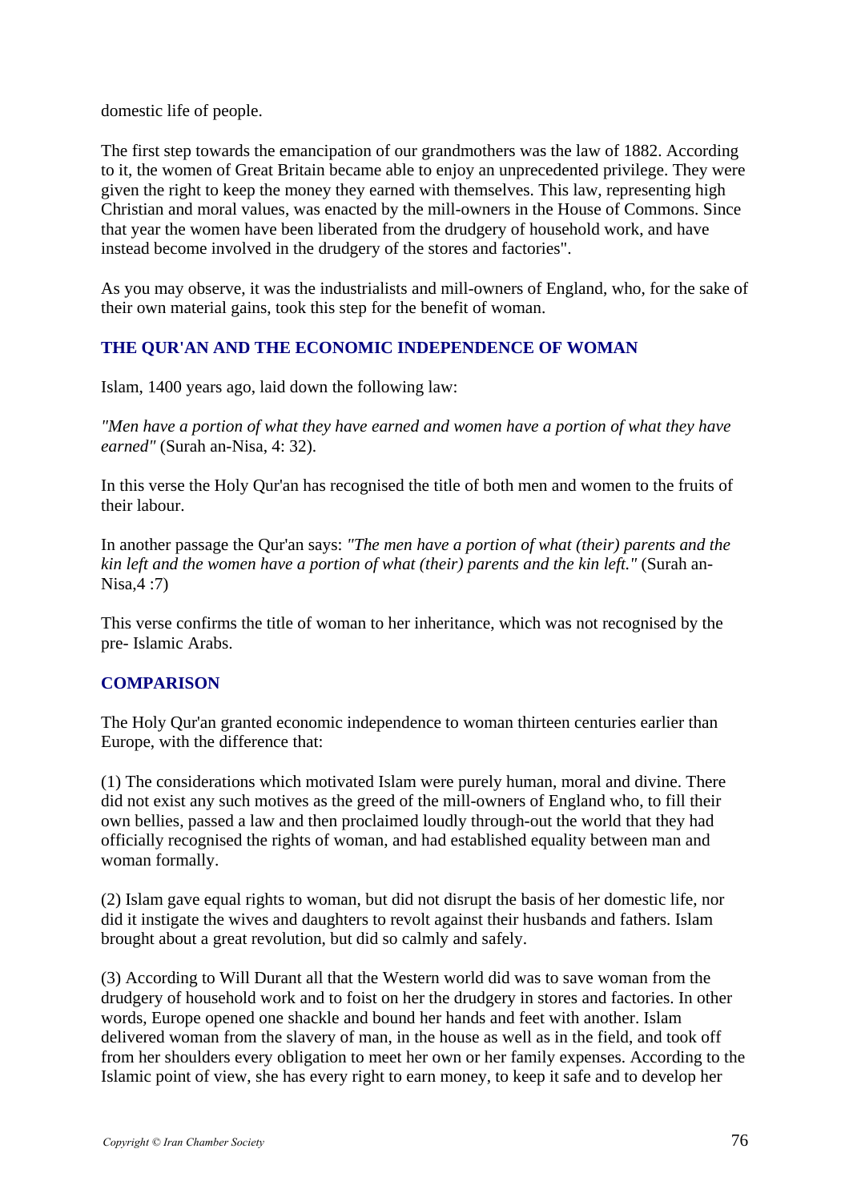domestic life of people.

The first step towards the emancipation of our grandmothers was the law of 1882. According to it, the women of Great Britain became able to enjoy an unprecedented privilege. They were given the right to keep the money they earned with themselves. This law, representing high Christian and moral values, was enacted by the mill-owners in the House of Commons. Since that year the women have been liberated from the drudgery of household work, and have instead become involved in the drudgery of the stores and factories".

As you may observe, it was the industrialists and mill-owners of England, who, for the sake of their own material gains, took this step for the benefit of woman.

## THE QUR'AN AND THE ECONOMIC INDEPENDENCE OF WOMAN

Islam, 1400 years ago, laid down the following law:

*"Men have a portion of what they have earned and women have a portion of what they have earned"* (Surah an-Nisa, 4: 32).

In this verse the Holy Qur'an has recognised the title of both men and women to the fruits of their labour.

In another passage the Qur'an says: *"The men have a portion of what (their) parents and the kin left and the women have a portion of what (their) parents and the kin left."* (Surah an-Nisa,4 :7)

This verse confirms the title of woman to her inheritance, which was not recognised by the pre- Islamic Arabs.

## COMPARISON

The Holy Qur'an granted economic independence to woman thirteen centuries earlier than Europe, with the difference that:

(1) The considerations which motivated Islam were purely human, moral and divine. There did not exist any such motives as the greed of the mill-owners of England who, to fill their own bellies, passed a law and then proclaimed loudly through-out the world that they had officially recognised the rights of woman, and had established equality between man and woman formally.

(2) Islam gave equal rights to woman, but did not disrupt the basis of her domestic life, nor did it instigate the wives and daughters to revolt against their husbands and fathers. Islam brought about a great revolution, but did so calmly and safely.

(3) According to Will Durant all that the Western world did was to save woman from the drudgery of household work and to foist on her the drudgery in stores and factories. In other words, Europe opened one shackle and bound her hands and feet with another. Islam delivered woman from the slavery of man, in the house as well as in the field, and took off from her shoulders every obligation to meet her own or her family expenses. According to the Islamic point of view, she has every right to earn money, to keep it safe and to develop her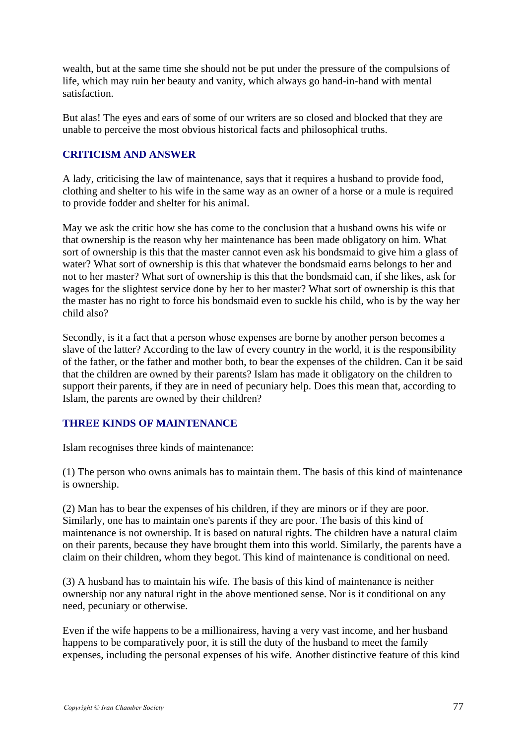wealth, but at the same time she should not be put under the pressure of the compulsions of life, which may ruin her beauty and vanity, which always go hand-in-hand with mental satisfaction.

But alas! The eyes and ears of some of our writers are so closed and blocked that they are unable to perceive the most obvious historical facts and philosophical truths.

### CRITICISM AND ANSWER

A lady, criticising the law of maintenance, says that it requires a husband to provide food, clothing and shelter to his wife in the same way as an owner of a horse or a mule is required to provide fodder and shelter for his animal.

May we ask the critic how she has come to the conclusion that a husband owns his wife or that ownership is the reason why her maintenance has been made obligatory on him. What sort of ownership is this that the master cannot even ask his bondsmaid to give him a glass of water? What sort of ownership is this that whatever the bondsmaid earns belongs to her and not to her master? What sort of ownership is this that the bondsmaid can, if she likes, ask for wages for the slightest service done by her to her master? What sort of ownership is this that the master has no right to force his bondsmaid even to suckle his child, who is by the way her child also?

Secondly, is it a fact that a person whose expenses are borne by another person becomes a slave of the latter? According to the law of every country in the world, it is the responsibility of the father, or the father and mother both, to bear the expenses of the children. Can it be said that the children are owned by their parents? Islam has made it obligatory on the children to support their parents, if they are in need of pecuniary help. Does this mean that, according to Islam, the parents are owned by their children?

### THREE KINDS OF MAINTENANCE

Islam recognises three kinds of maintenance:

(1) The person who owns animals has to maintain them. The basis of this kind of maintenance is ownership.

(2) Man has to bear the expenses of his children, if they are minors or if they are poor. Similarly, one has to maintain one's parents if they are poor. The basis of this kind of maintenance is not ownership. It is based on natural rights. The children have a natural claim on their parents, because they have brought them into this world. Similarly, the parents have a claim on their children, whom they begot. This kind of maintenance is conditional on need.

(3) A husband has to maintain his wife. The basis of this kind of maintenance is neither ownership nor any natural right in the above mentioned sense. Nor is it conditional on any need, pecuniary or otherwise.

Even if the wife happens to be a millionairess, having a very vast income, and her husband happens to be comparatively poor, it is still the duty of the husband to meet the family expenses, including the personal expenses of his wife. Another distinctive feature of this kind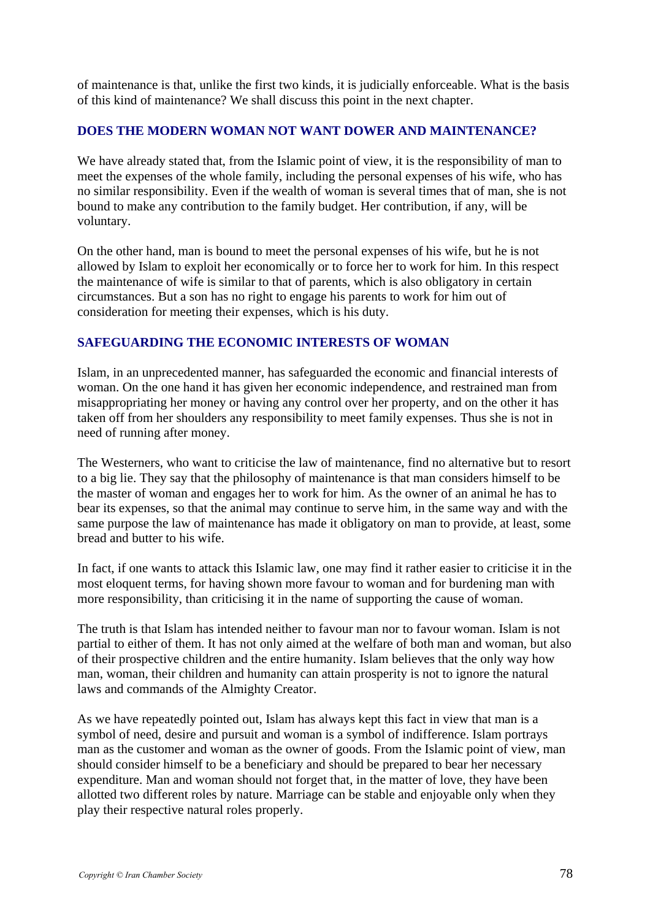of maintenance is that, unlike the first two kinds, it is judicially enforceable. What is the basis of this kind of maintenance? We shall discuss this point in the next chapter.

## DOES THE MODERN WOMAN NOT WANT DOWER AND MAINTENANCE?

We have already stated that, from the Islamic point of view, it is the responsibility of man to meet the expenses of the whole family, including the personal expenses of his wife, who has no similar responsibility. Even if the wealth of woman is several times that of man, she is not bound to make any contribution to the family budget. Her contribution, if any, will be voluntary.

On the other hand, man is bound to meet the personal expenses of his wife, but he is not allowed by Islam to exploit her economically or to force her to work for him. In this respect the maintenance of wife is similar to that of parents, which is also obligatory in certain circumstances. But a son has no right to engage his parents to work for him out of consideration for meeting their expenses, which is his duty.

## SAFEGUARDING THE ECONOMIC INTERESTS OF WOMAN

Islam, in an unprecedented manner, has safeguarded the economic and financial interests of woman. On the one hand it has given her economic independence, and restrained man from misappropriating her money or having any control over her property, and on the other it has taken off from her shoulders any responsibility to meet family expenses. Thus she is not in need of running after money.

The Westerners, who want to criticise the law of maintenance, find no alternative but to resort to a big lie. They say that the philosophy of maintenance is that man considers himself to be the master of woman and engages her to work for him. As the owner of an animal he has to bear its expenses, so that the animal may continue to serve him, in the same way and with the same purpose the law of maintenance has made it obligatory on man to provide, at least, some bread and butter to his wife.

In fact, if one wants to attack this Islamic law, one may find it rather easier to criticise it in the most eloquent terms, for having shown more favour to woman and for burdening man with more responsibility, than criticising it in the name of supporting the cause of woman.

The truth is that Islam has intended neither to favour man nor to favour woman. Islam is not partial to either of them. It has not only aimed at the welfare of both man and woman, but also of their prospective children and the entire humanity. Islam believes that the only way how man, woman, their children and humanity can attain prosperity is not to ignore the natural laws and commands of the Almighty Creator.

As we have repeatedly pointed out, Islam has always kept this fact in view that man is a symbol of need, desire and pursuit and woman is a symbol of indifference. Islam portrays man as the customer and woman as the owner of goods. From the Islamic point of view, man should consider himself to be a beneficiary and should be prepared to bear her necessary expenditure. Man and woman should not forget that, in the matter of love, they have been allotted two different roles by nature. Marriage can be stable and enjoyable only when they play their respective natural roles properly.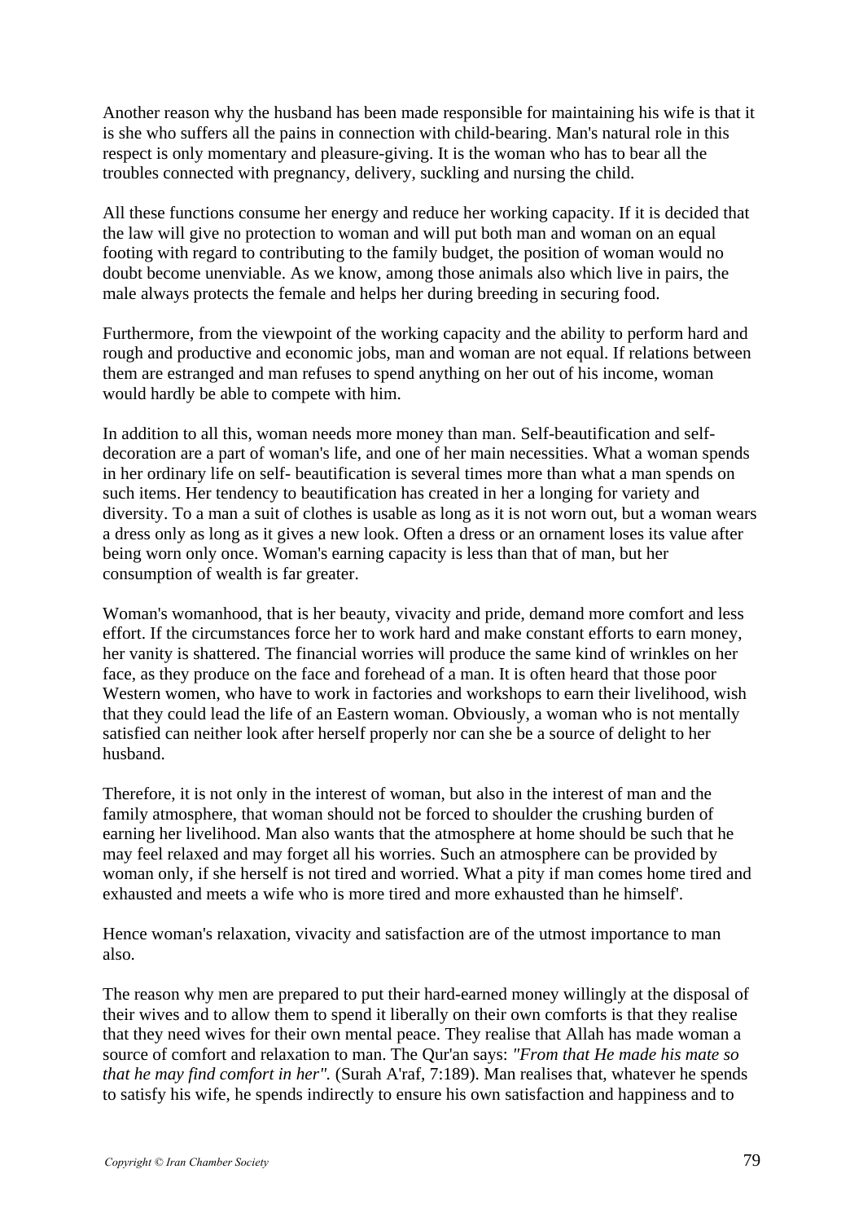Another reason why the husband has been made responsible for maintaining his wife is that it is she who suffers all the pains in connection with child-bearing. Man's natural role in this respect is only momentary and pleasure-giving. It is the woman who has to bear all the troubles connected with pregnancy, delivery, suckling and nursing the child.

All these functions consume her energy and reduce her working capacity. If it is decided that the law will give no protection to woman and will put both man and woman on an equal footing with regard to contributing to the family budget, the position of woman would no doubt become unenviable. As we know, among those animals also which live in pairs, the male always protects the female and helps her during breeding in securing food.

Furthermore, from the viewpoint of the working capacity and the ability to perform hard and rough and productive and economic jobs, man and woman are not equal. If relations between them are estranged and man refuses to spend anything on her out of his income, woman would hardly be able to compete with him.

In addition to all this, woman needs more money than man. Self-beautification and self-decoration are a part of woman's life, and one of her main necessities. What a woman spends in her ordinary life on self- beautification is several times more than what a man spends on such items. Her tendency to beautification has created in her a longing for variety and diversity. To a man a suit of clothes is usable as long as it is not worn out, but a woman wears a dress only as long as it gives a new look. Often a dress or an ornament loses its value after being worn only once. Woman's earning capacity is less than that of man, but her consumption of wealth is far greater.

Woman's womanhood, that is her beauty, vivacity and pride, demand more comfort and less effort. If the circumstances force her to work hard and make constant efforts to earn money, her vanity is shattered. The financial worries will produce the same kind of wrinkles on her face, as they produce on the face and forehead of a man. It is often heard that those poor Western women, who have to work in factories and workshops to earn their livelihood, wish that they could lead the life of an Eastern woman. Obviously, a woman who is not mentally satisfied can neither look after herself properly nor can she be a source of delight to her husband.

Therefore, it is not only in the interest of woman, but also in the interest of man and the family atmosphere, that woman should not be forced to shoulder the crushing burden of earning her livelihood. Man also wants that the atmosphere at home should be such that he may feel relaxed and may forget all his worries. Such an atmosphere can be provided by woman only, if she herself is not tired and worried. What a pity if man comes home tired and exhausted and meets a wife who is more tired and more exhausted than he himself'.

Hence woman's relaxation, vivacity and satisfaction are of the utmost importance to man also.

The reason why men are prepared to put their hard-earned money willingly at the disposal of their wives and to allow them to spend it liberally on their own comforts is that they realise that they need wives for their own mental peace. They realise that Allah has made woman a source of comfort and relaxation to man. The Qur'an says: *"From that He made his mate so that he may find comfort in her".* (Surah A'raf, 7:189). Man realises that, whatever he spends to satisfy his wife, he spends indirectly to ensure his own satisfaction and happiness and to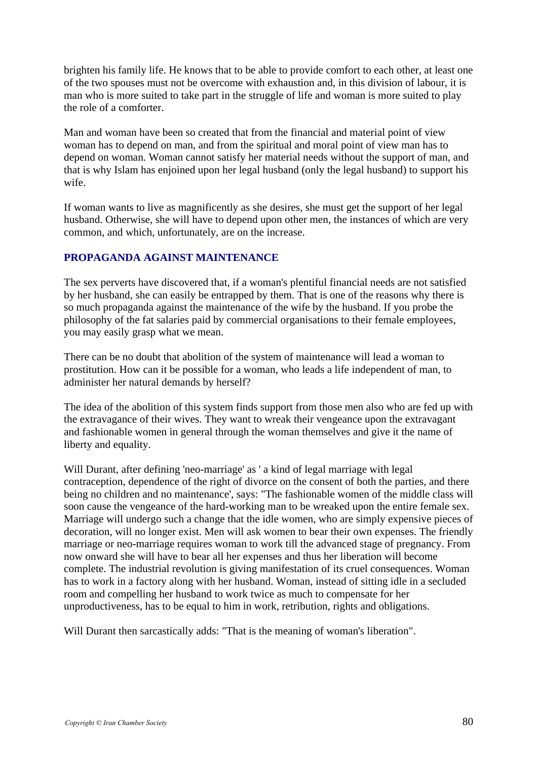brighten his family life. He knows that to be able to provide comfort to each other, at least one of the two spouses must not be overcome with exhaustion and, in this division of labour, it is man who is more suited to take part in the struggle of life and woman is more suited to play the role of a comforter.

Man and woman have been so created that from the financial and material point of view woman has to depend on man, and from the spiritual and moral point of view man has to depend on woman. Woman cannot satisfy her material needs without the support of man, and that is why Islam has enjoined upon her legal husband (only the legal husband) to support his wife.

If woman wants to live as magnificently as she desires, she must get the support of her legal husband. Otherwise, she will have to depend upon other men, the instances of which are very common, and which, unfortunately, are on the increase.

## PROPAGANDA AGAINST MAINTENANCE

The sex perverts have discovered that, if a woman's plentiful financial needs are not satisfied by her husband, she can easily be entrapped by them. That is one of the reasons why there is so much propaganda against the maintenance of the wife by the husband. If you probe the philosophy of the fat salaries paid by commercial organisations to their female employees, you may easily grasp what we mean.

There can be no doubt that abolition of the system of maintenance will lead a woman to prostitution. How can it be possible for a woman, who leads a life independent of man, to administer her natural demands by herself?

The idea of the abolition of this system finds support from those men also who are fed up with the extravagance of their wives. They want to wreak their vengeance upon the extravagant and fashionable women in general through the woman themselves and give it the name of liberty and equality.

Will Durant, after defining 'neo-marriage' as ' a kind of legal marriage with legal contraception, dependence of the right of divorce on the consent of both the parties, and there being no children and no maintenance', says: "The fashionable women of the middle class will soon cause the vengeance of the hard-working man to be wreaked upon the entire female sex. Marriage will undergo such a change that the idle women, who are simply expensive pieces of decoration, will no longer exist. Men will ask women to bear their own expenses. The friendly marriage or neo-marriage requires woman to work till the advanced stage of pregnancy. From now onward she will have to bear all her expenses and thus her liberation will become complete. The industrial revolution is giving manifestation of its cruel consequences. Woman has to work in a factory along with her husband. Woman, instead of sitting idle in a secluded room and compelling her husband to work twice as much to compensate for her unproductiveness, has to be equal to him in work, retribution, rights and obligations.

Will Durant then sarcastically adds: "That is the meaning of woman's liberation".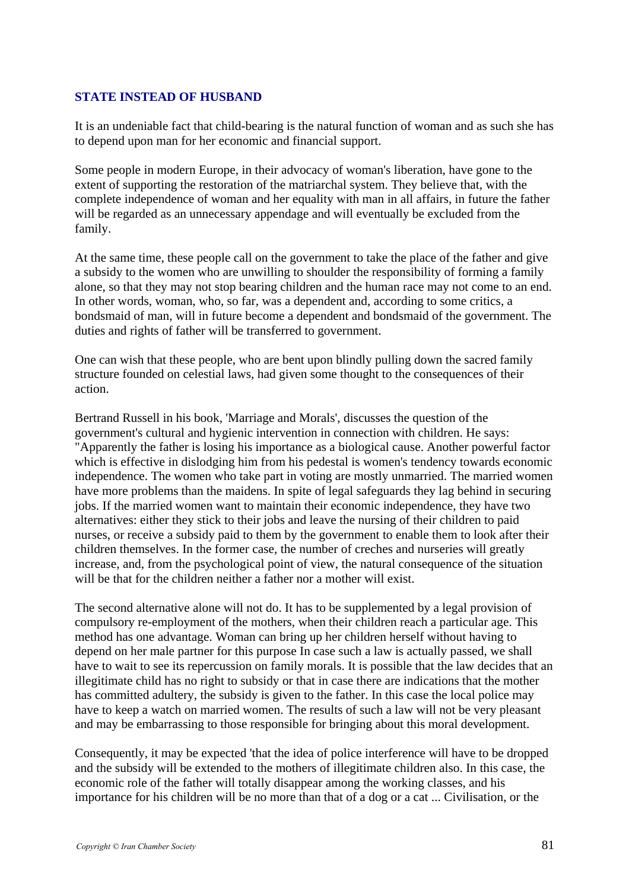## STATE INSTEAD OF HUSBAND

It is an undeniable fact that child-bearing is the natural function of woman and as such she has to depend upon man for her economic and financial support.

Some people in modern Europe, in their advocacy of woman's liberation, have gone to the extent of supporting the restoration of the matriarchal system. They believe that, with the complete independence of woman and her equality with man in all affairs, in future the father will be regarded as an unnecessary appendage and will eventually be excluded from the family.

At the same time, these people call on the government to take the place of the father and give a subsidy to the women who are unwilling to shoulder the responsibility of forming a family alone, so that they may not stop bearing children and the human race may not come to an end. In other words, woman, who, so far, was a dependent and, according to some critics, a bondsmaid of man, will in future become a dependent and bondsmaid of the government. The duties and rights of father will be transferred to government.

One can wish that these people, who are bent upon blindly pulling down the sacred family structure founded on celestial laws, had given some thought to the consequences of their action.

Bertrand Russell in his book, 'Marriage and Morals', discusses the question of the government's cultural and hygienic intervention in connection with children. He says: "Apparently the father is losing his importance as a biological cause. Another powerful factor which is effective in dislodging him from his pedestal is women's tendency towards economic independence. The women who take part in voting are mostly unmarried. The married women have more problems than the maidens. In spite of legal safeguards they lag behind in securing jobs. If the married women want to maintain their economic independence, they have two alternatives: either they stick to their jobs and leave the nursing of their children to paid nurses, or receive a subsidy paid to them by the government to enable them to look after their children themselves. In the former case, the number of creches and nurseries will greatly increase, and, from the psychological point of view, the natural consequence of the situation will be that for the children neither a father nor a mother will exist.

The second alternative alone will not do. It has to be supplemented by a legal provision of compulsory re-employment of the mothers, when their children reach a particular age. This method has one advantage. Woman can bring up her children herself without having to depend on her male partner for this purpose In case such a law is actually passed, we shall have to wait to see its repercussion on family morals. It is possible that the law decides that an illegitimate child has no right to subsidy or that in case there are indications that the mother has committed adultery, the subsidy is given to the father. In this case the local police may have to keep a watch on married women. The results of such a law will not be very pleasant and may be embarrassing to those responsible for bringing about this moral development.

Consequently, it may be expected 'that the idea of police interference will have to be dropped and the subsidy will be extended to the mothers of illegitimate children also. In this case, the economic role of the father will totally disappear among the working classes, and his importance for his children will be no more than that of a dog or a cat ... Civilisation, or the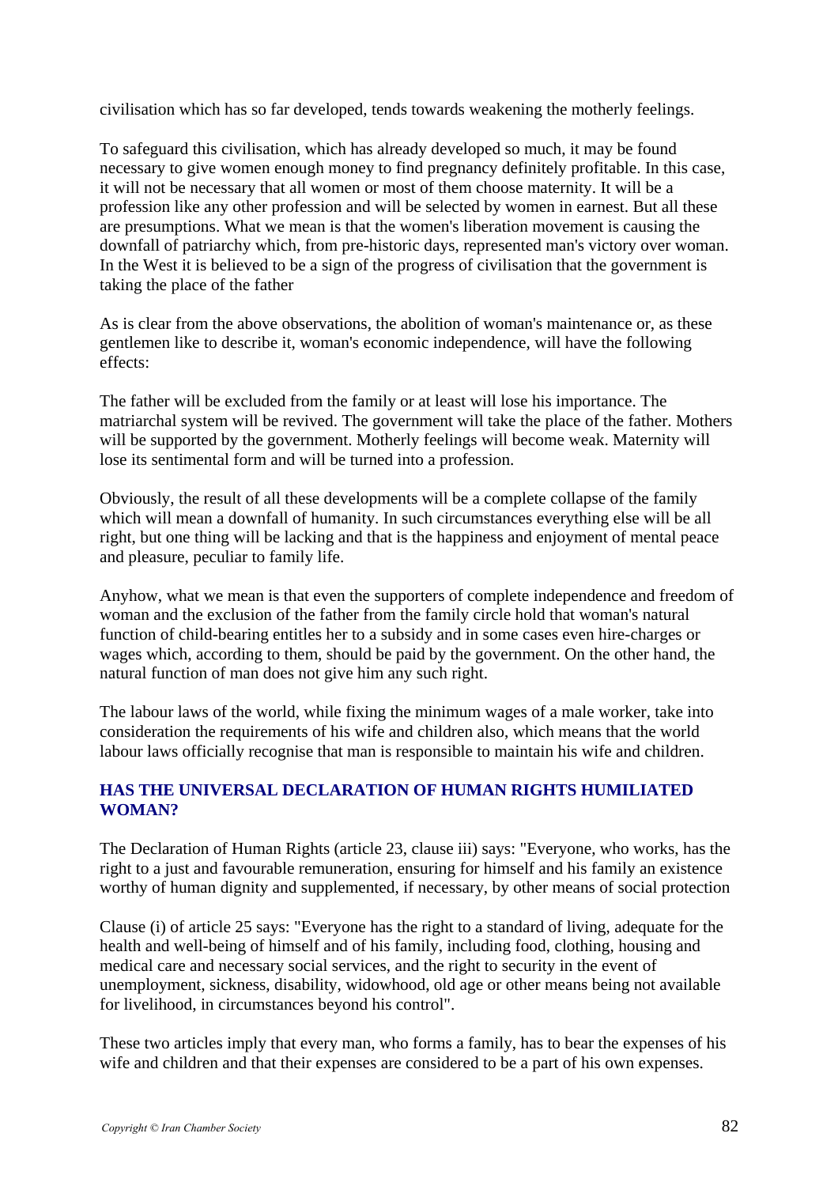civilisation which has so far developed, tends towards weakening the motherly feelings.

To safeguard this civilisation, which has already developed so much, it may be found necessary to give women enough money to find pregnancy definitely profitable. In this case, it will not be necessary that all women or most of them choose maternity. It will be a profession like any other profession and will be selected by women in earnest. But all these are presumptions. What we mean is that the women's liberation movement is causing the downfall of patriarchy which, from pre-historic days, represented man's victory over woman. In the West it is believed to be a sign of the progress of civilisation that the government is taking the place of the father

As is clear from the above observations, the abolition of woman's maintenance or, as these gentlemen like to describe it, woman's economic independence, will have the following effects:

The father will be excluded from the family or at least will lose his importance. The matriarchal system will be revived. The government will take the place of the father. Mothers will be supported by the government. Motherly feelings will become weak. Maternity will lose its sentimental form and will be turned into a profession.

Obviously, the result of all these developments will be a complete collapse of the family which will mean a downfall of humanity. In such circumstances everything else will be all right, but one thing will be lacking and that is the happiness and enjoyment of mental peace and pleasure, peculiar to family life.

Anyhow, what we mean is that even the supporters of complete independence and freedom of woman and the exclusion of the father from the family circle hold that woman's natural function of child-bearing entitles her to a subsidy and in some cases even hire-charges or wages which, according to them, should be paid by the government. On the other hand, the natural function of man does not give him any such right.

The labour laws of the world, while fixing the minimum wages of a male worker, take into consideration the requirements of his wife and children also, which means that the world labour laws officially recognise that man is responsible to maintain his wife and children.

## HAS THE UNIVERSAL DECLARATION OF HUMAN RIGHTS HUMILIATED WOMAN?

The Declaration of Human Rights (article 23, clause iii) says: "Everyone, who works, has the right to a just and favourable remuneration, ensuring for himself and his family an existence worthy of human dignity and supplemented, if necessary, by other means of social protection

Clause (i) of article 25 says: "Everyone has the right to a standard of living, adequate for the health and well-being of himself and of his family, including food, clothing, housing and medical care and necessary social services, and the right to security in the event of unemployment, sickness, disability, widowhood, old age or other means being not available for livelihood, in circumstances beyond his control".

These two articles imply that every man, who forms a family, has to bear the expenses of his wife and children and that their expenses are considered to be a part of his own expenses.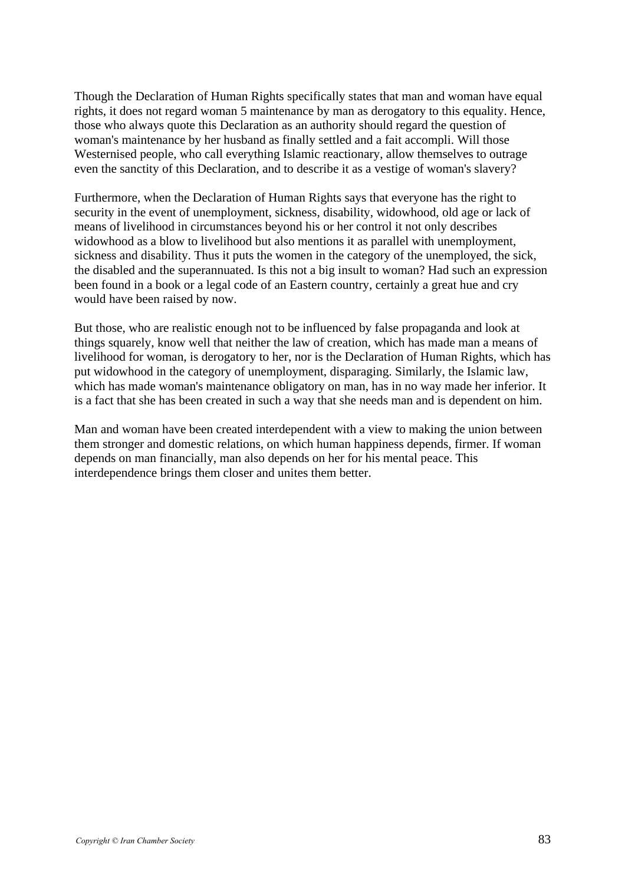Though the Declaration of Human Rights specifically states that man and woman have equal rights, it does not regard woman 5 maintenance by man as derogatory to this equality. Hence, those who always quote this Declaration as an authority should regard the question of woman's maintenance by her husband as finally settled and a fait accompli. Will those Westernised people, who call everything Islamic reactionary, allow themselves to outrage even the sanctity of this Declaration, and to describe it as a vestige of woman's slavery?

Furthermore, when the Declaration of Human Rights says that everyone has the right to security in the event of unemployment, sickness, disability, widowhood, old age or lack of means of livelihood in circumstances beyond his or her control it not only describes widowhood as a blow to livelihood but also mentions it as parallel with unemployment, sickness and disability. Thus it puts the women in the category of the unemployed, the sick, the disabled and the superannuated. Is this not a big insult to woman? Had such an expression been found in a book or a legal code of an Eastern country, certainly a great hue and cry would have been raised by now.

But those, who are realistic enough not to be influenced by false propaganda and look at things squarely, know well that neither the law of creation, which has made man a means of livelihood for woman, is derogatory to her, nor is the Declaration of Human Rights, which has put widowhood in the category of unemployment, disparaging. Similarly, the Islamic law, which has made woman's maintenance obligatory on man, has in no way made her inferior. It is a fact that she has been created in such a way that she needs man and is dependent on him.

Man and woman have been created interdependent with a view to making the union between them stronger and domestic relations, on which human happiness depends, firmer. If woman depends on man financially, man also depends on her for his mental peace. This interdependence brings them closer and unites them better.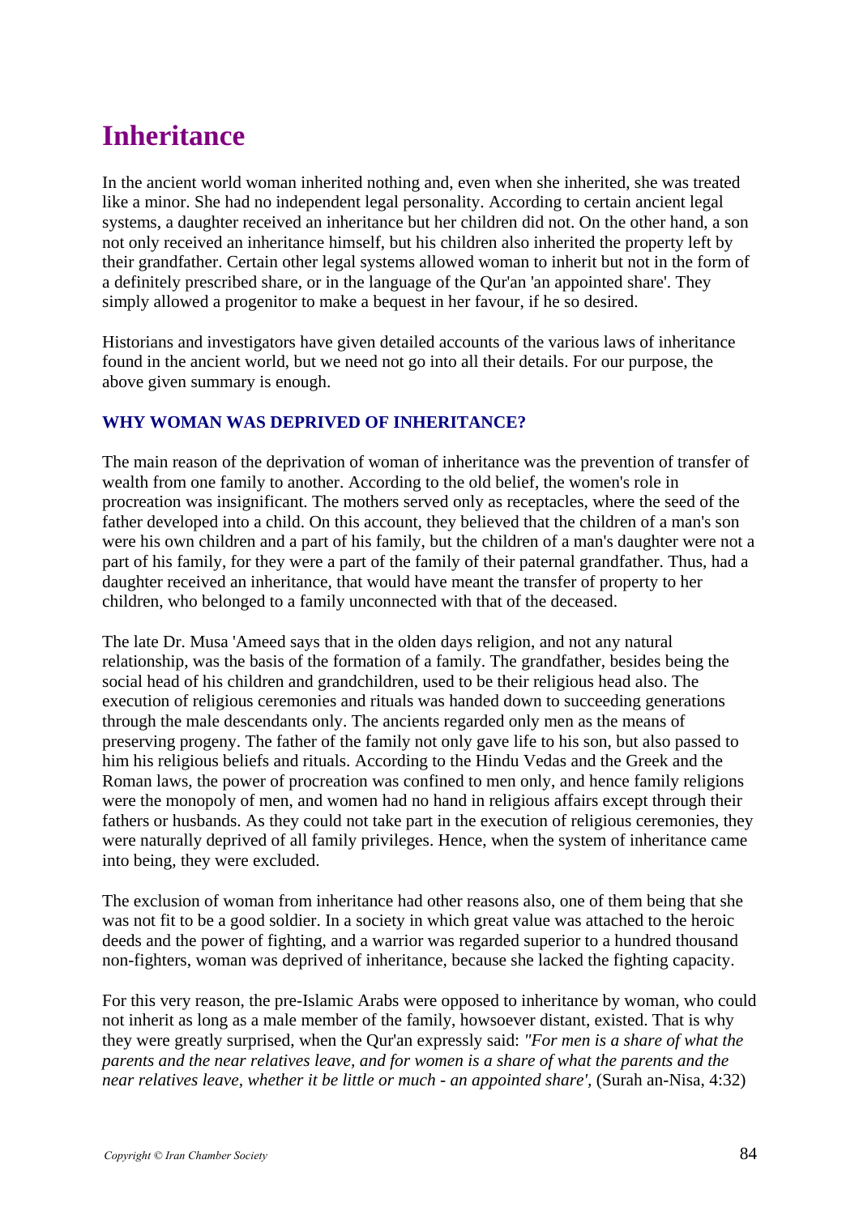# Inheritance

In the ancient world woman inherited nothing and, even when she inherited, she was treated like a minor. She had no independent legal personality. According to certain ancient legal systems, a daughter received an inheritance but her children did not. On the other hand, a son not only received an inheritance himself, but his children also inherited the property left by their grandfather. Certain other legal systems allowed woman to inherit but not in the form of a definitely prescribed share, or in the language of the Qur'an 'an appointed share'. They simply allowed a progenitor to make a bequest in her favour, if he so desired.

Historians and investigators have given detailed accounts of the various laws of inheritance found in the ancient world, but we need not go into all their details. For our purpose, the above given summary is enough.

### WHY WOMAN WAS DEPRIVED OF INHERITANCE?

The main reason of the deprivation of woman of inheritance was the prevention of transfer of wealth from one family to another. According to the old belief, the women's role in procreation was insignificant. The mothers served only as receptacles, where the seed of the father developed into a child. On this account, they believed that the children of a man's son were his own children and a part of his family, but the children of a man's daughter were not a part of his family, for they were a part of the family of their paternal grandfather. Thus, had a daughter received an inheritance, that would have meant the transfer of property to her children, who belonged to a family unconnected with that of the deceased.

The late Dr. Musa 'Ameed says that in the olden days religion, and not any natural relationship, was the basis of the formation of a family. The grandfather, besides being the social head of his children and grandchildren, used to be their religious head also. The execution of religious ceremonies and rituals was handed down to succeeding generations through the male descendants only. The ancients regarded only men as the means of preserving progeny. The father of the family not only gave life to his son, but also passed to him his religious beliefs and rituals. According to the Hindu Vedas and the Greek and the Roman laws, the power of procreation was confined to men only, and hence family religions were the monopoly of men, and women had no hand in religious affairs except through their fathers or husbands. As they could not take part in the execution of religious ceremonies, they were naturally deprived of all family privileges. Hence, when the system of inheritance came into being, they were excluded.

The exclusion of woman from inheritance had other reasons also, one of them being that she was not fit to be a good soldier. In a society in which great value was attached to the heroic deeds and the power of fighting, and a warrior was regarded superior to a hundred thousand non-fighters, woman was deprived of inheritance, because she lacked the fighting capacity.

For this very reason, the pre-Islamic Arabs were opposed to inheritance by woman, who could not inherit as long as a male member of the family, howsoever distant, existed. That is why they were greatly surprised, when the Qur'an expressly said: *"For men is a share of what the parents and the near relatives leave, and for women is a share of what the parents and the near relatives leave, whether it be little or much - an appointed share',* (Surah an-Nisa, 4:32)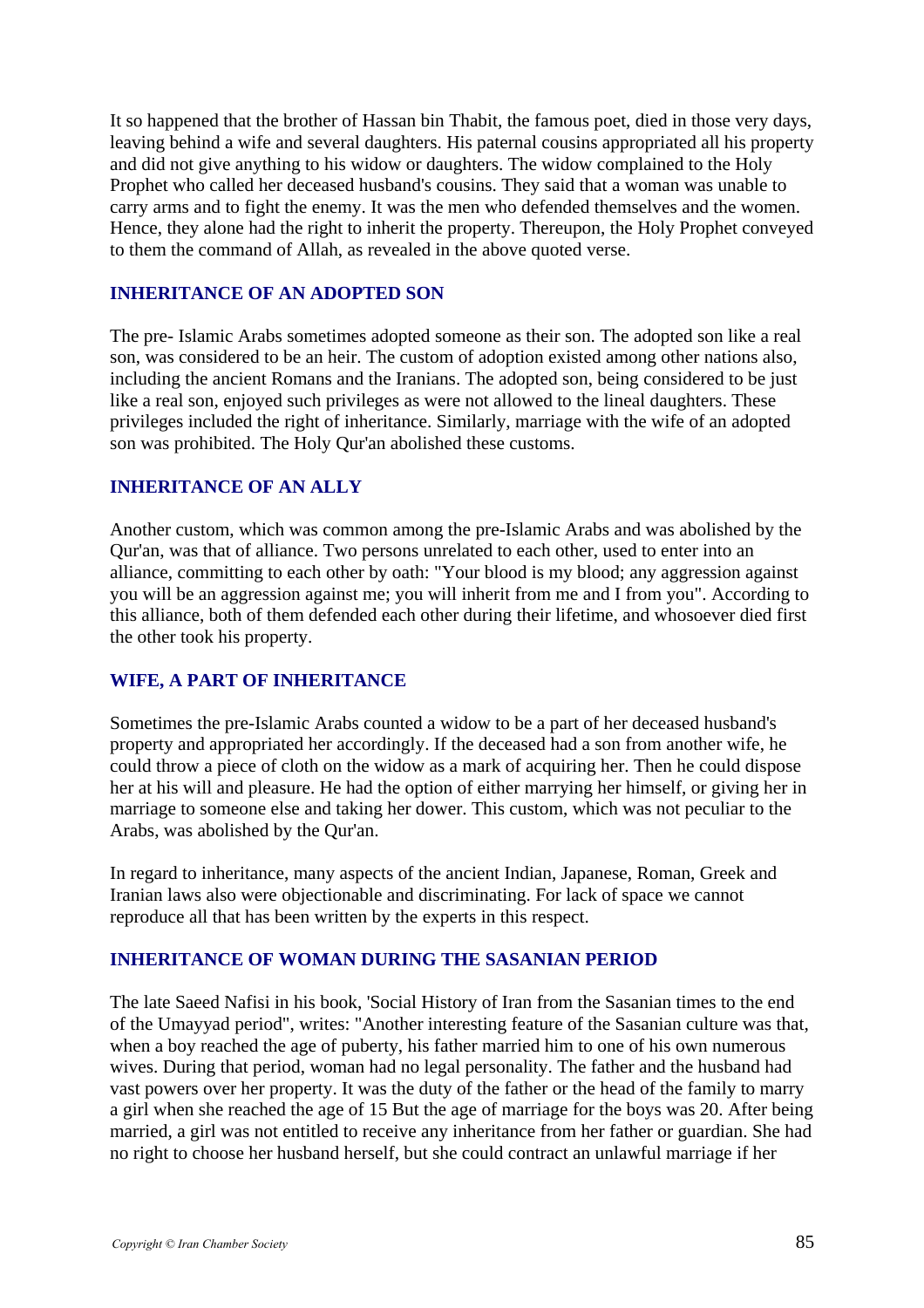It so happened that the brother of Hassan bin Thabit, the famous poet, died in those very days, leaving behind a wife and several daughters. His paternal cousins appropriated all his property and did not give anything to his widow or daughters. The widow complained to the Holy Prophet who called her deceased husband's cousins. They said that a woman was unable to carry arms and to fight the enemy. It was the men who defended themselves and the women. Hence, they alone had the right to inherit the property. Thereupon, the Holy Prophet conveyed to them the command of Allah, as revealed in the above quoted verse.

### INHERITANCE OF AN ADOPTED SON

The pre- Islamic Arabs sometimes adopted someone as their son. The adopted son like a real son, was considered to be an heir. The custom of adoption existed among other nations also, including the ancient Romans and the Iranians. The adopted son, being considered to be just like a real son, enjoyed such privileges as were not allowed to the lineal daughters. These privileges included the right of inheritance. Similarly, marriage with the wife of an adopted son was prohibited. The Holy Qur'an abolished these customs.

### INHERITANCE OF AN ALLY

Another custom, which was common among the pre-Islamic Arabs and was abolished by the Qur'an, was that of alliance. Two persons unrelated to each other, used to enter into an alliance, committing to each other by oath: "Your blood is my blood; any aggression against you will be an aggression against me; you will inherit from me and I from you". According to this alliance, both of them defended each other during their lifetime, and whosoever died first the other took his property.

### WIFE, A PART OF INHERITANCE

Sometimes the pre-Islamic Arabs counted a widow to be a part of her deceased husband's property and appropriated her accordingly. If the deceased had a son from another wife, he could throw a piece of cloth on the widow as a mark of acquiring her. Then he could dispose her at his will and pleasure. He had the option of either marrying her himself, or giving her in marriage to someone else and taking her dower. This custom, which was not peculiar to the Arabs, was abolished by the Qur'an.

In regard to inheritance, many aspects of the ancient Indian, Japanese, Roman, Greek and Iranian laws also were objectionable and discriminating. For lack of space we cannot reproduce all that has been written by the experts in this respect.

### INHERITANCE OF WOMAN DURING THE SASANIAN PERIOD

The late Saeed Nafisi in his book, 'Social History of Iran from the Sasanian times to the end of the Umayyad period", writes: "Another interesting feature of the Sasanian culture was that, when a boy reached the age of puberty, his father married him to one of his own numerous wives. During that period, woman had no legal personality. The father and the husband had vast powers over her property. It was the duty of the father or the head of the family to marry a girl when she reached the age of 15 But the age of marriage for the boys was 20. After being married, a girl was not entitled to receive any inheritance from her father or guardian. She had no right to choose her husband herself, but she could contract an unlawful marriage if her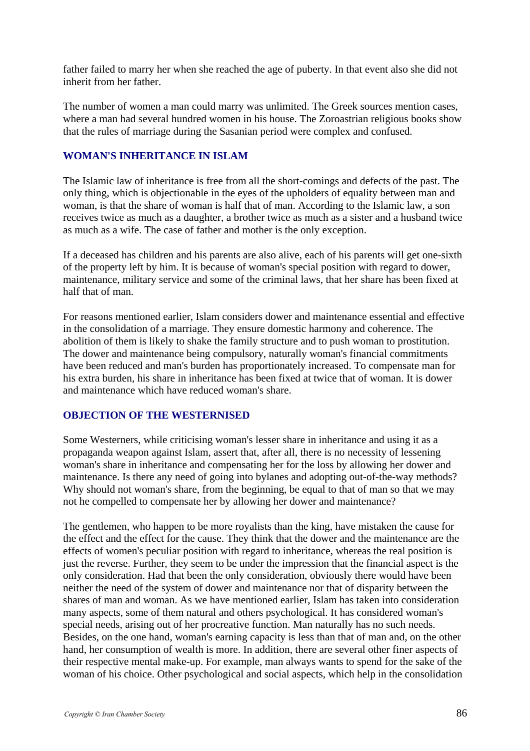father failed to marry her when she reached the age of puberty. In that event also she did not inherit from her father.

The number of women a man could marry was unlimited. The Greek sources mention cases, where a man had several hundred women in his house. The Zoroastrian religious books show that the rules of marriage during the Sasanian period were complex and confused.

### WOMAN'S INHERITANCE IN ISLAM

The Islamic law of inheritance is free from all the short-comings and defects of the past. The only thing, which is objectionable in the eyes of the upholders of equality between man and woman, is that the share of woman is half that of man. According to the Islamic law, a son receives twice as much as a daughter, a brother twice as much as a sister and a husband twice as much as a wife. The case of father and mother is the only exception.

If a deceased has children and his parents are also alive, each of his parents will get one-sixth of the property left by him. It is because of woman's special position with regard to dower, maintenance, military service and some of the criminal laws, that her share has been fixed at half that of man.

For reasons mentioned earlier, Islam considers dower and maintenance essential and effective in the consolidation of a marriage. They ensure domestic harmony and coherence. The abolition of them is likely to shake the family structure and to push woman to prostitution. The dower and maintenance being compulsory, naturally woman's financial commitments have been reduced and man's burden has proportionately increased. To compensate man for his extra burden, his share in inheritance has been fixed at twice that of woman. It is dower and maintenance which have reduced woman's share.

### OBJECTION OF THE WESTERNISED

Some Westerners, while criticising woman's lesser share in inheritance and using it as a propaganda weapon against Islam, assert that, after all, there is no necessity of lessening woman's share in inheritance and compensating her for the loss by allowing her dower and maintenance. Is there any need of going into bylanes and adopting out-of-the-way methods? Why should not woman's share, from the beginning, be equal to that of man so that we may not he compelled to compensate her by allowing her dower and maintenance?

The gentlemen, who happen to be more royalists than the king, have mistaken the cause for the effect and the effect for the cause. They think that the dower and the maintenance are the effects of women's peculiar position with regard to inheritance, whereas the real position is just the reverse. Further, they seem to be under the impression that the financial aspect is the only consideration. Had that been the only consideration, obviously there would have been neither the need of the system of dower and maintenance nor that of disparity between the shares of man and woman. As we have mentioned earlier, Islam has taken into consideration many aspects, some of them natural and others psychological. It has considered woman's special needs, arising out of her procreative function. Man naturally has no such needs. Besides, on the one hand, woman's earning capacity is less than that of man and, on the other hand, her consumption of wealth is more. In addition, there are several other finer aspects of their respective mental make-up. For example, man always wants to spend for the sake of the woman of his choice. Other psychological and social aspects, which help in the consolidation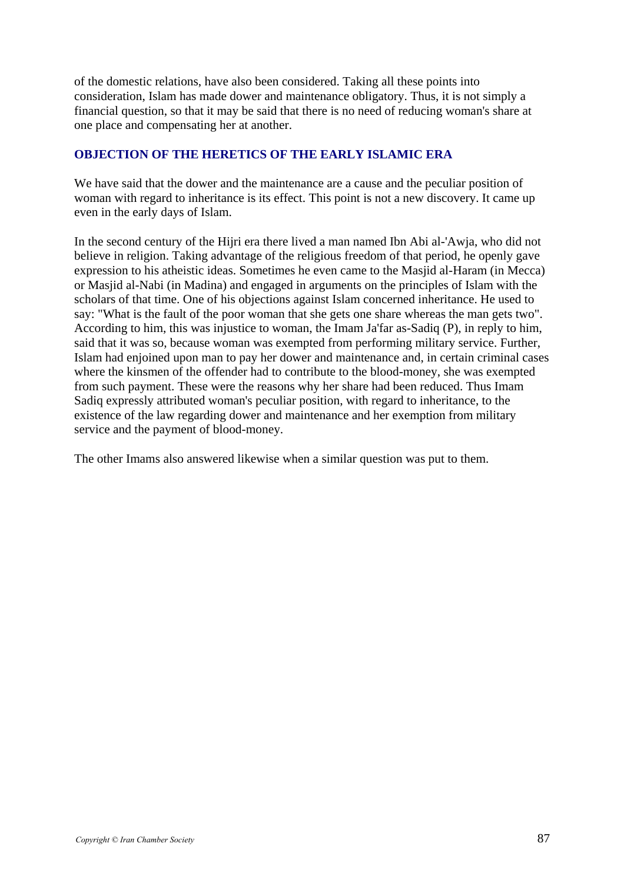of the domestic relations, have also been considered. Taking all these points into consideration, Islam has made dower and maintenance obligatory. Thus, it is not simply a financial question, so that it may be said that there is no need of reducing woman's share at one place and compensating her at another.

## OBJECTION OF THE HERETICS OF THE EARLY ISLAMIC ERA

We have said that the dower and the maintenance are a cause and the peculiar position of woman with regard to inheritance is its effect. This point is not a new discovery. It came up even in the early days of Islam.

In the second century of the Hijri era there lived a man named Ibn Abi al-'Awja, who did not believe in religion. Taking advantage of the religious freedom of that period, he openly gave expression to his atheistic ideas. Sometimes he even came to the Masjid al-Haram (in Mecca) or Masjid al-Nabi (in Madina) and engaged in arguments on the principles of Islam with the scholars of that time. One of his objections against Islam concerned inheritance. He used to say: "What is the fault of the poor woman that she gets one share whereas the man gets two". According to him, this was injustice to woman, the Imam Ja'far as-Sadiq (P), in reply to him, said that it was so, because woman was exempted from performing military service. Further, Islam had enjoined upon man to pay her dower and maintenance and, in certain criminal cases where the kinsmen of the offender had to contribute to the blood-money, she was exempted from such payment. These were the reasons why her share had been reduced. Thus Imam Sadiq expressly attributed woman's peculiar position, with regard to inheritance, to the existence of the law regarding dower and maintenance and her exemption from military service and the payment of blood-money.

The other Imams also answered likewise when a similar question was put to them.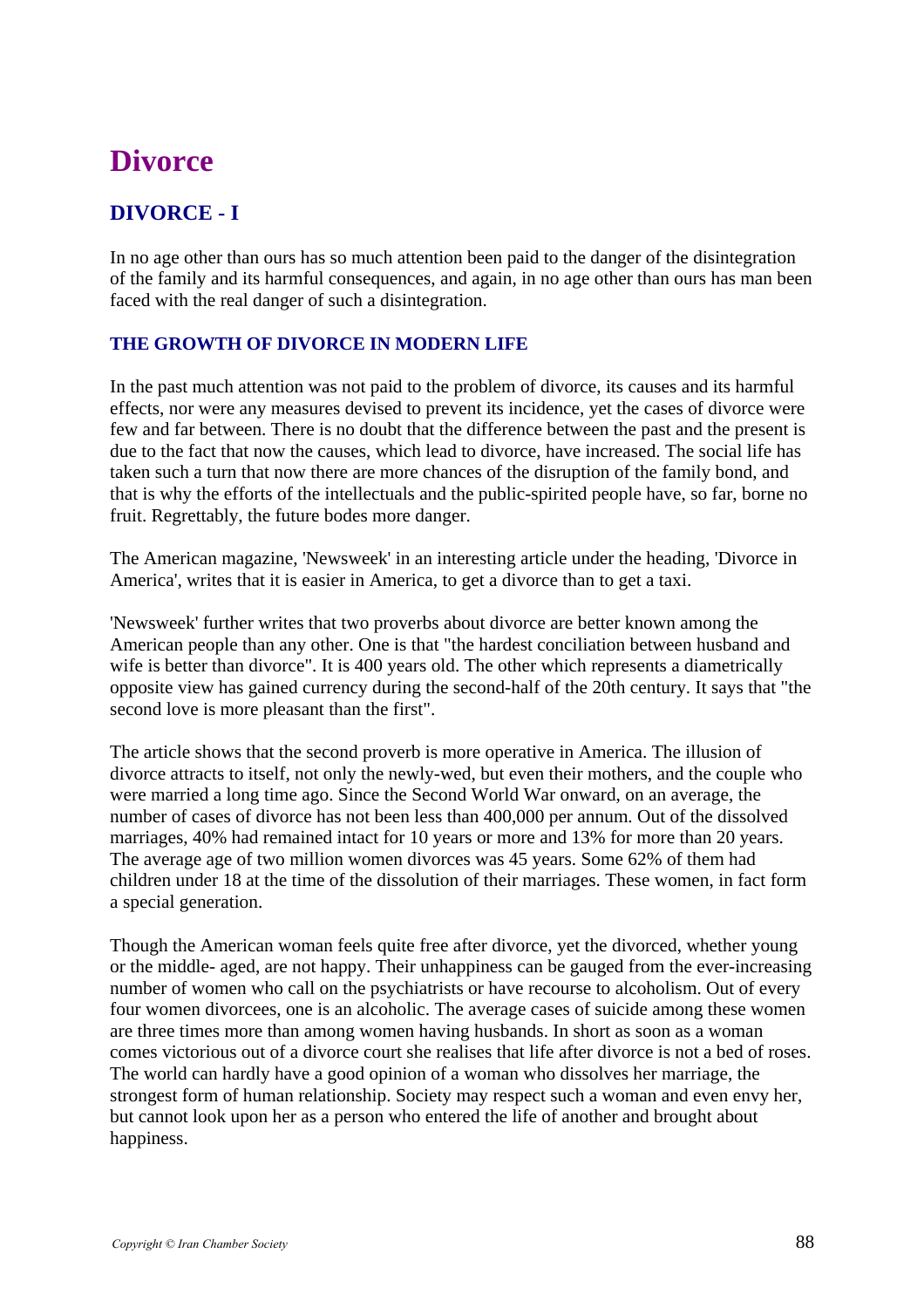# Divorce

## DIVORCE - I

In no age other than ours has so much attention been paid to the danger of the disintegration of the family and its harmful consequences, and again, in no age other than ours has man been faced with the real danger of such a disintegration.

### THE GROWTH OF DIVORCE IN MODERN LIFE

In the past much attention was not paid to the problem of divorce, its causes and its harmful effects, nor were any measures devised to prevent its incidence, yet the cases of divorce were few and far between. There is no doubt that the difference between the past and the present is due to the fact that now the causes, which lead to divorce, have increased. The social life has taken such a turn that now there are more chances of the disruption of the family bond, and that is why the efforts of the intellectuals and the public-spirited people have, so far, borne no fruit. Regrettably, the future bodes more danger.

The American magazine, 'Newsweek' in an interesting article under the heading, 'Divorce in America', writes that it is easier in America, to get a divorce than to get a taxi.

'Newsweek' further writes that two proverbs about divorce are better known among the American people than any other. One is that "the hardest conciliation between husband and wife is better than divorce". It is 400 years old. The other which represents a diametrically opposite view has gained currency during the second-half of the 20th century. It says that "the second love is more pleasant than the first".

The article shows that the second proverb is more operative in America. The illusion of divorce attracts to itself, not only the newly-wed, but even their mothers, and the couple who were married a long time ago. Since the Second World War onward, on an average, the number of cases of divorce has not been less than 400,000 per annum. Out of the dissolved marriages, 40% had remained intact for 10 years or more and 13% for more than 20 years. The average age of two million women divorces was 45 years. Some 62% of them had children under 18 at the time of the dissolution of their marriages. These women, in fact form a special generation.

Though the American woman feels quite free after divorce, yet the divorced, whether young or the middle- aged, are not happy. Their unhappiness can be gauged from the ever-increasing number of women who call on the psychiatrists or have recourse to alcoholism. Out of every four women divorcees, one is an alcoholic. The average cases of suicide among these women are three times more than among women having husbands. In short as soon as a woman comes victorious out of a divorce court she realises that life after divorce is not a bed of roses. The world can hardly have a good opinion of a woman who dissolves her marriage, the strongest form of human relationship. Society may respect such a woman and even envy her, but cannot look upon her as a person who entered the life of another and brought about happiness.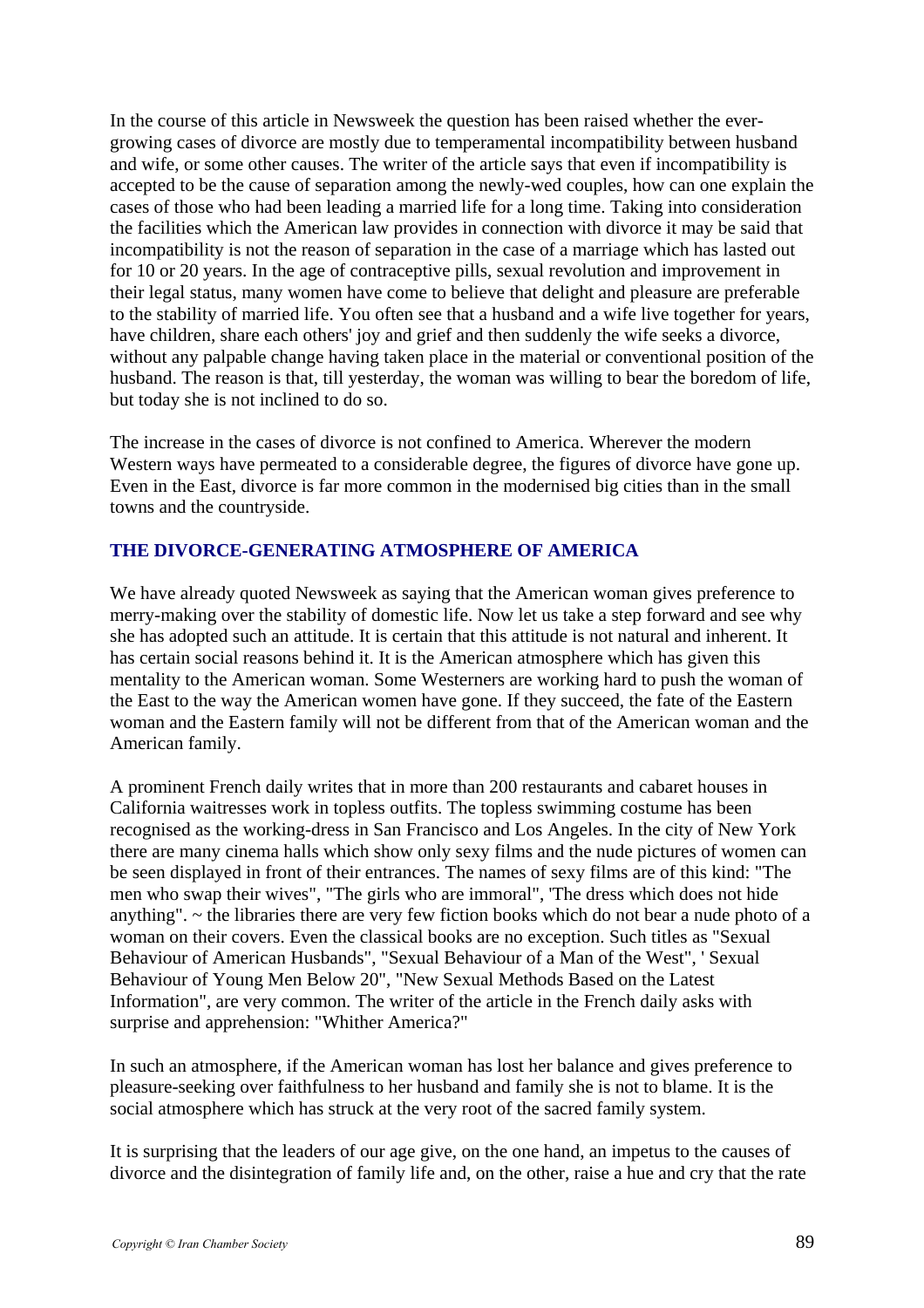In the course of this article in Newsweek the question has been raised whether the ever-growing cases of divorce are mostly due to temperamental incompatibility between husband and wife, or some other causes. The writer of the article says that even if incompatibility is accepted to be the cause of separation among the newly-wed couples, how can one explain the cases of those who had been leading a married life for a long time. Taking into consideration the facilities which the American law provides in connection with divorce it may be said that incompatibility is not the reason of separation in the case of a marriage which has lasted out for 10 or 20 years. In the age of contraceptive pills, sexual revolution and improvement in their legal status, many women have come to believe that delight and pleasure are preferable to the stability of married life. You often see that a husband and a wife live together for years, have children, share each others' joy and grief and then suddenly the wife seeks a divorce, without any palpable change having taken place in the material or conventional position of the husband. The reason is that, till yesterday, the woman was willing to bear the boredom of life, but today she is not inclined to do so.

The increase in the cases of divorce is not confined to America. Wherever the modern Western ways have permeated to a considerable degree, the figures of divorce have gone up. Even in the East, divorce is far more common in the modernised big cities than in the small towns and the countryside.

## THE DIVORCE-GENERATING ATMOSPHERE OF AMERICA

We have already quoted Newsweek as saying that the American woman gives preference to merry-making over the stability of domestic life. Now let us take a step forward and see why she has adopted such an attitude. It is certain that this attitude is not natural and inherent. It has certain social reasons behind it. It is the American atmosphere which has given this mentality to the American woman. Some Westerners are working hard to push the woman of the East to the way the American women have gone. If they succeed, the fate of the Eastern woman and the Eastern family will not be different from that of the American woman and the American family.

A prominent French daily writes that in more than 200 restaurants and cabaret houses in California waitresses work in topless outfits. The topless swimming costume has been recognised as the working-dress in San Francisco and Los Angeles. In the city of New York there are many cinema halls which show only sexy films and the nude pictures of women can be seen displayed in front of their entrances. The names of sexy films are of this kind: "The men who swap their wives", "The girls who are immoral", 'The dress which does not hide anything". ~ the libraries there are very few fiction books which do not bear a nude photo of a woman on their covers. Even the classical books are no exception. Such titles as "Sexual Behaviour of American Husbands", "Sexual Behaviour of a Man of the West", ' Sexual Behaviour of Young Men Below 20", "New Sexual Methods Based on the Latest Information", are very common. The writer of the article in the French daily asks with surprise and apprehension: "Whither America?"

In such an atmosphere, if the American woman has lost her balance and gives preference to pleasure-seeking over faithfulness to her husband and family she is not to blame. It is the social atmosphere which has struck at the very root of the sacred family system.

It is surprising that the leaders of our age give, on the one hand, an impetus to the causes of divorce and the disintegration of family life and, on the other, raise a hue and cry that the rate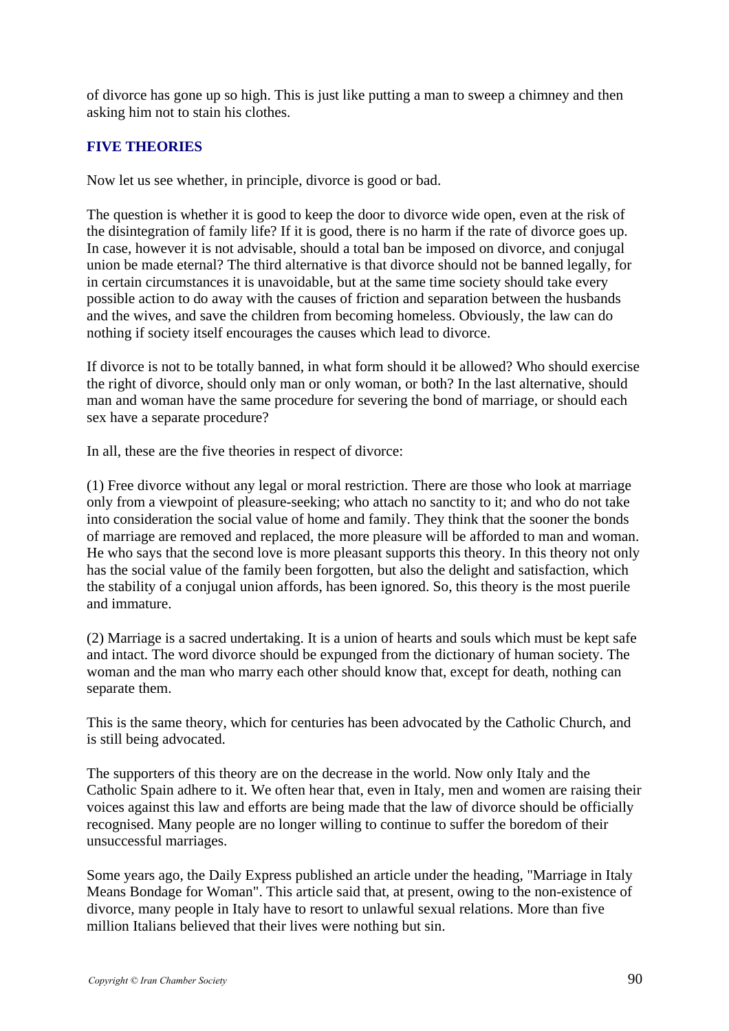of divorce has gone up so high. This is just like putting a man to sweep a chimney and then asking him not to stain his clothes.

## FIVE THEORIES

Now let us see whether, in principle, divorce is good or bad.

The question is whether it is good to keep the door to divorce wide open, even at the risk of the disintegration of family life? If it is good, there is no harm if the rate of divorce goes up. In case, however it is not advisable, should a total ban be imposed on divorce, and conjugal union be made eternal? The third alternative is that divorce should not be banned legally, for in certain circumstances it is unavoidable, but at the same time society should take every possible action to do away with the causes of friction and separation between the husbands and the wives, and save the children from becoming homeless. Obviously, the law can do nothing if society itself encourages the causes which lead to divorce.

If divorce is not to be totally banned, in what form should it be allowed? Who should exercise the right of divorce, should only man or only woman, or both? In the last alternative, should man and woman have the same procedure for severing the bond of marriage, or should each sex have a separate procedure?

In all, these are the five theories in respect of divorce:

(1) Free divorce without any legal or moral restriction. There are those who look at marriage only from a viewpoint of pleasure-seeking; who attach no sanctity to it; and who do not take into consideration the social value of home and family. They think that the sooner the bonds of marriage are removed and replaced, the more pleasure will be afforded to man and woman. He who says that the second love is more pleasant supports this theory. In this theory not only has the social value of the family been forgotten, but also the delight and satisfaction, which the stability of a conjugal union affords, has been ignored. So, this theory is the most puerile and immature.

(2) Marriage is a sacred undertaking. It is a union of hearts and souls which must be kept safe and intact. The word divorce should be expunged from the dictionary of human society. The woman and the man who marry each other should know that, except for death, nothing can separate them.

This is the same theory, which for centuries has been advocated by the Catholic Church, and is still being advocated.

The supporters of this theory are on the decrease in the world. Now only Italy and the Catholic Spain adhere to it. We often hear that, even in Italy, men and women are raising their voices against this law and efforts are being made that the law of divorce should be officially recognised. Many people are no longer willing to continue to suffer the boredom of their unsuccessful marriages.

Some years ago, the Daily Express published an article under the heading, "Marriage in Italy Means Bondage for Woman". This article said that, at present, owing to the non-existence of divorce, many people in Italy have to resort to unlawful sexual relations. More than five million Italians believed that their lives were nothing but sin.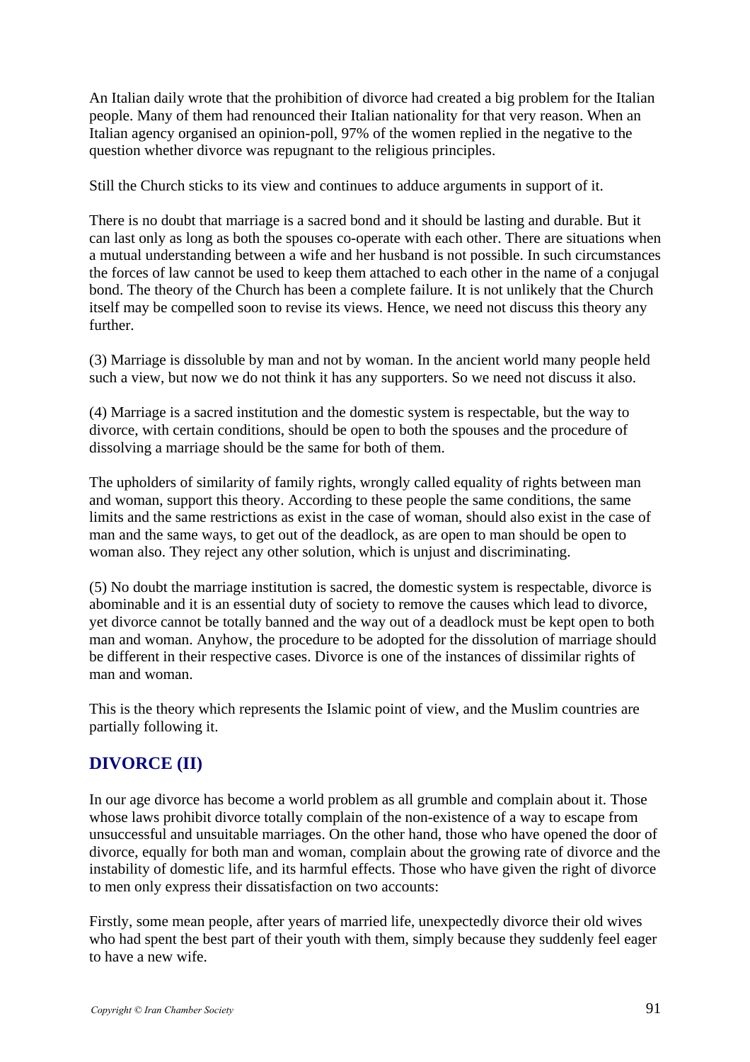An Italian daily wrote that the prohibition of divorce had created a big problem for the Italian people. Many of them had renounced their Italian nationality for that very reason. When an Italian agency organised an opinion-poll, 97% of the women replied in the negative to the question whether divorce was repugnant to the religious principles.

Still the Church sticks to its view and continues to adduce arguments in support of it.

There is no doubt that marriage is a sacred bond and it should be lasting and durable. But it can last only as long as both the spouses co-operate with each other. There are situations when a mutual understanding between a wife and her husband is not possible. In such circumstances the forces of law cannot be used to keep them attached to each other in the name of a conjugal bond. The theory of the Church has been a complete failure. It is not unlikely that the Church itself may be compelled soon to revise its views. Hence, we need not discuss this theory any further.

(3) Marriage is dissoluble by man and not by woman. In the ancient world many people held such a view, but now we do not think it has any supporters. So we need not discuss it also.

(4) Marriage is a sacred institution and the domestic system is respectable, but the way to divorce, with certain conditions, should be open to both the spouses and the procedure of dissolving a marriage should be the same for both of them.

The upholders of similarity of family rights, wrongly called equality of rights between man and woman, support this theory. According to these people the same conditions, the same limits and the same restrictions as exist in the case of woman, should also exist in the case of man and the same ways, to get out of the deadlock, as are open to man should be open to woman also. They reject any other solution, which is unjust and discriminating.

(5) No doubt the marriage institution is sacred, the domestic system is respectable, divorce is abominable and it is an essential duty of society to remove the causes which lead to divorce, yet divorce cannot be totally banned and the way out of a deadlock must be kept open to both man and woman. Anyhow, the procedure to be adopted for the dissolution of marriage should be different in their respective cases. Divorce is one of the instances of dissimilar rights of man and woman.

This is the theory which represents the Islamic point of view, and the Muslim countries are partially following it.

## DIVORCE (II)

In our age divorce has become a world problem as all grumble and complain about it. Those whose laws prohibit divorce totally complain of the non-existence of a way to escape from unsuccessful and unsuitable marriages. On the other hand, those who have opened the door of divorce, equally for both man and woman, complain about the growing rate of divorce and the instability of domestic life, and its harmful effects. Those who have given the right of divorce to men only express their dissatisfaction on two accounts:

Firstly, some mean people, after years of married life, unexpectedly divorce their old wives who had spent the best part of their youth with them, simply because they suddenly feel eager to have a new wife.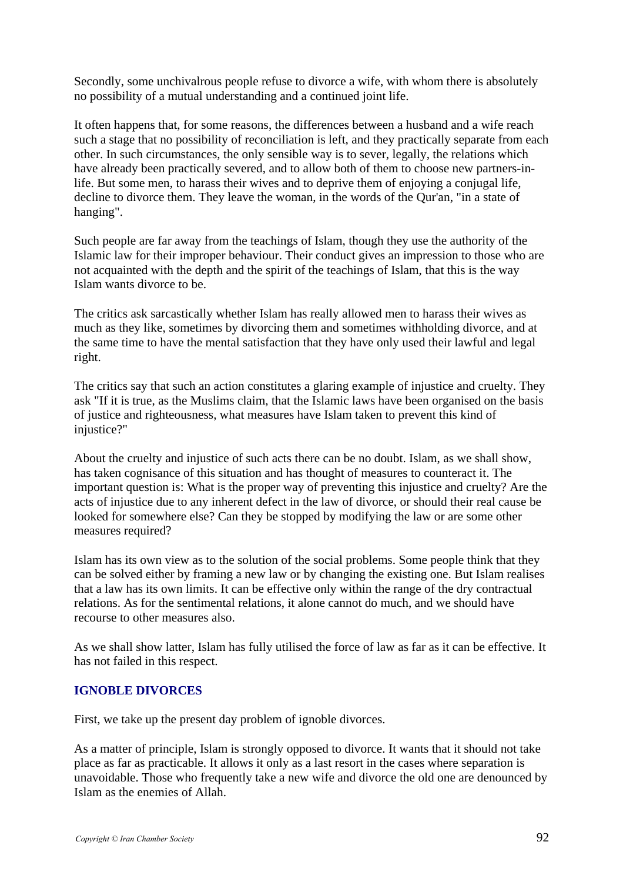Secondly, some unchivalrous people refuse to divorce a wife, with whom there is absolutely no possibility of a mutual understanding and a continued joint life.

It often happens that, for some reasons, the differences between a husband and a wife reach such a stage that no possibility of reconciliation is left, and they practically separate from each other. In such circumstances, the only sensible way is to sever, legally, the relations which have already been practically severed, and to allow both of them to choose new partners-in-life. But some men, to harass their wives and to deprive them of enjoying a conjugal life, decline to divorce them. They leave the woman, in the words of the Qur'an, "in a state of hanging".

Such people are far away from the teachings of Islam, though they use the authority of the Islamic law for their improper behaviour. Their conduct gives an impression to those who are not acquainted with the depth and the spirit of the teachings of Islam, that this is the way Islam wants divorce to be.

The critics ask sarcastically whether Islam has really allowed men to harass their wives as much as they like, sometimes by divorcing them and sometimes withholding divorce, and at the same time to have the mental satisfaction that they have only used their lawful and legal right.

The critics say that such an action constitutes a glaring example of injustice and cruelty. They ask "If it is true, as the Muslims claim, that the Islamic laws have been organised on the basis of justice and righteousness, what measures have Islam taken to prevent this kind of injustice?"

About the cruelty and injustice of such acts there can be no doubt. Islam, as we shall show, has taken cognisance of this situation and has thought of measures to counteract it. The important question is: What is the proper way of preventing this injustice and cruelty? Are the acts of injustice due to any inherent defect in the law of divorce, or should their real cause be looked for somewhere else? Can they be stopped by modifying the law or are some other measures required?

Islam has its own view as to the solution of the social problems. Some people think that they can be solved either by framing a new law or by changing the existing one. But Islam realises that a law has its own limits. It can be effective only within the range of the dry contractual relations. As for the sentimental relations, it alone cannot do much, and we should have recourse to other measures also.

As we shall show latter, Islam has fully utilised the force of law as far as it can be effective. It has not failed in this respect.

## IGNOBLE DIVORCES

First, we take up the present day problem of ignoble divorces.

As a matter of principle, Islam is strongly opposed to divorce. It wants that it should not take place as far as practicable. It allows it only as a last resort in the cases where separation is unavoidable. Those who frequently take a new wife and divorce the old one are denounced by Islam as the enemies of Allah.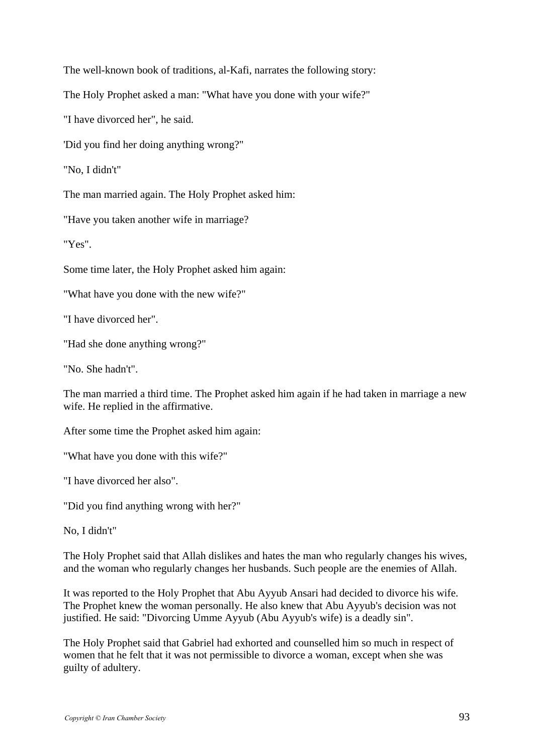The well-known book of traditions, al-Kafi, narrates the following story:

The Holy Prophet asked a man: "What have you done with your wife?"

"I have divorced her", he said.

'Did you find her doing anything wrong?"

"No, I didn't"

The man married again. The Holy Prophet asked him:

"Have you taken another wife in marriage?

"Yes".

Some time later, the Holy Prophet asked him again:

"What have you done with the new wife?"

"I have divorced her".

"Had she done anything wrong?"

"No. She hadn't".

The man married a third time. The Prophet asked him again if he had taken in marriage a new wife. He replied in the affirmative.

After some time the Prophet asked him again:

"What have you done with this wife?"

"I have divorced her also".

"Did you find anything wrong with her?"

No, I didn't"

The Holy Prophet said that Allah dislikes and hates the man who regularly changes his wives, and the woman who regularly changes her husbands. Such people are the enemies of Allah.

It was reported to the Holy Prophet that Abu Ayyub Ansari had decided to divorce his wife. The Prophet knew the woman personally. He also knew that Abu Ayyub's decision was not justified. He said: "Divorcing Umme Ayyub (Abu Ayyub's wife) is a deadly sin".

The Holy Prophet said that Gabriel had exhorted and counselled him so much in respect of women that he felt that it was not permissible to divorce a woman, except when she was guilty of adultery.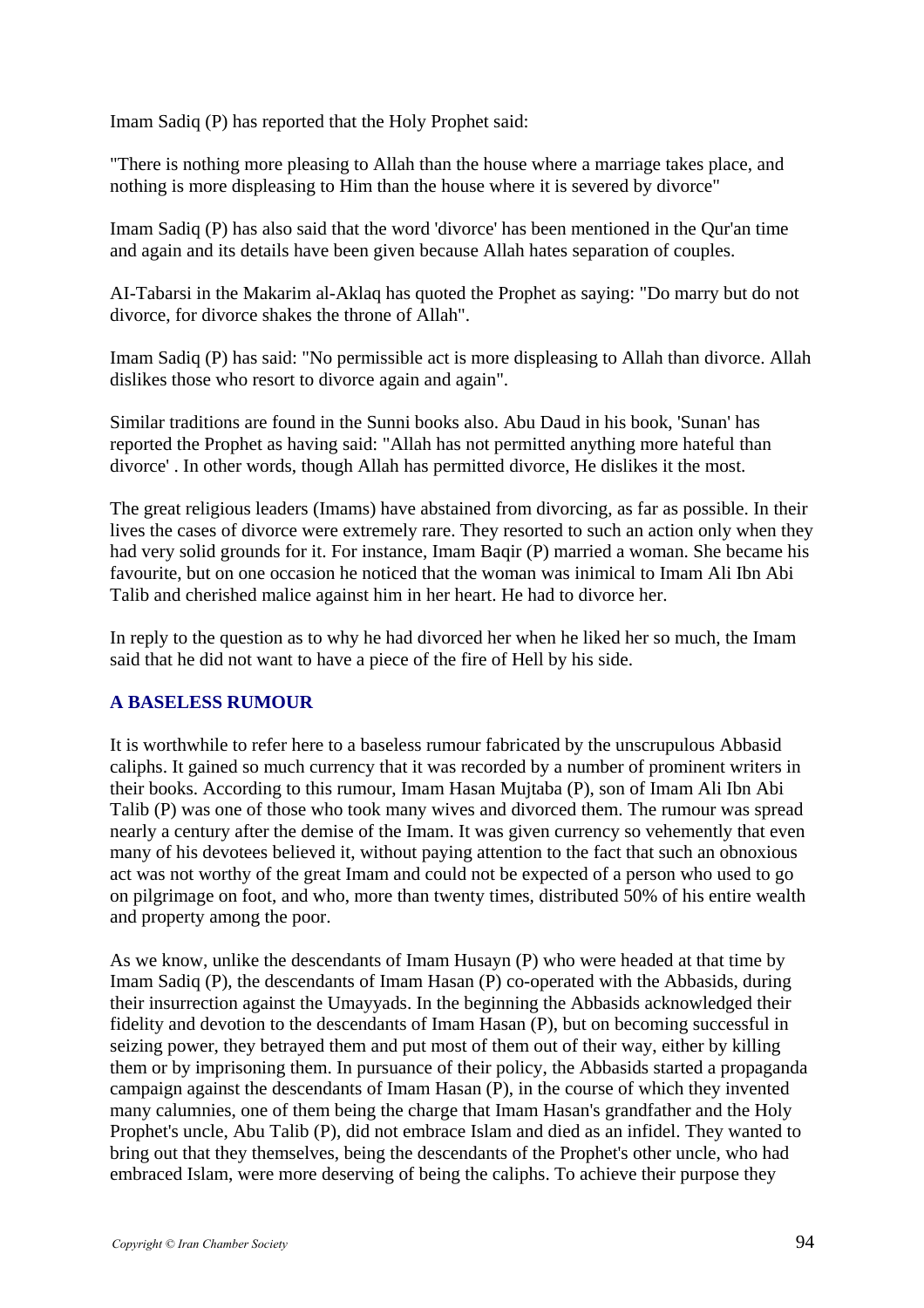Imam Sadiq (P) has reported that the Holy Prophet said:

"There is nothing more pleasing to Allah than the house where a marriage takes place, and nothing is more displeasing to Him than the house where it is severed by divorce"

Imam Sadiq (P) has also said that the word 'divorce' has been mentioned in the Qur'an time and again and its details have been given because Allah hates separation of couples.

AI-Tabarsi in the Makarim al-Aklaq has quoted the Prophet as saying: "Do marry but do not divorce, for divorce shakes the throne of Allah".

Imam Sadiq (P) has said: "No permissible act is more displeasing to Allah than divorce. Allah dislikes those who resort to divorce again and again".

Similar traditions are found in the Sunni books also. Abu Daud in his book, 'Sunan' has reported the Prophet as having said: "Allah has not permitted anything more hateful than divorce' . In other words, though Allah has permitted divorce, He dislikes it the most.

The great religious leaders (Imams) have abstained from divorcing, as far as possible. In their lives the cases of divorce were extremely rare. They resorted to such an action only when they had very solid grounds for it. For instance, Imam Baqir (P) married a woman. She became his favourite, but on one occasion he noticed that the woman was inimical to Imam Ali Ibn Abi Talib and cherished malice against him in her heart. He had to divorce her.

In reply to the question as to why he had divorced her when he liked her so much, the Imam said that he did not want to have a piece of the fire of Hell by his side.

### A BASELESS RUMOUR

It is worthwhile to refer here to a baseless rumour fabricated by the unscrupulous Abbasid caliphs. It gained so much currency that it was recorded by a number of prominent writers in their books. According to this rumour, Imam Hasan Mujtaba (P), son of Imam Ali Ibn Abi Talib (P) was one of those who took many wives and divorced them. The rumour was spread nearly a century after the demise of the Imam. It was given currency so vehemently that even many of his devotees believed it, without paying attention to the fact that such an obnoxious act was not worthy of the great Imam and could not be expected of a person who used to go on pilgrimage on foot, and who, more than twenty times, distributed 50% of his entire wealth and property among the poor.

As we know, unlike the descendants of Imam Husayn (P) who were headed at that time by Imam Sadiq (P), the descendants of Imam Hasan (P) co-operated with the Abbasids, during their insurrection against the Umayyads. In the beginning the Abbasids acknowledged their fidelity and devotion to the descendants of Imam Hasan (P), but on becoming successful in seizing power, they betrayed them and put most of them out of their way, either by killing them or by imprisoning them. In pursuance of their policy, the Abbasids started a propaganda campaign against the descendants of Imam Hasan (P), in the course of which they invented many calumnies, one of them being the charge that Imam Hasan's grandfather and the Holy Prophet's uncle, Abu Talib (P), did not embrace Islam and died as an infidel. They wanted to bring out that they themselves, being the descendants of the Prophet's other uncle, who had embraced Islam, were more deserving of being the caliphs. To achieve their purpose they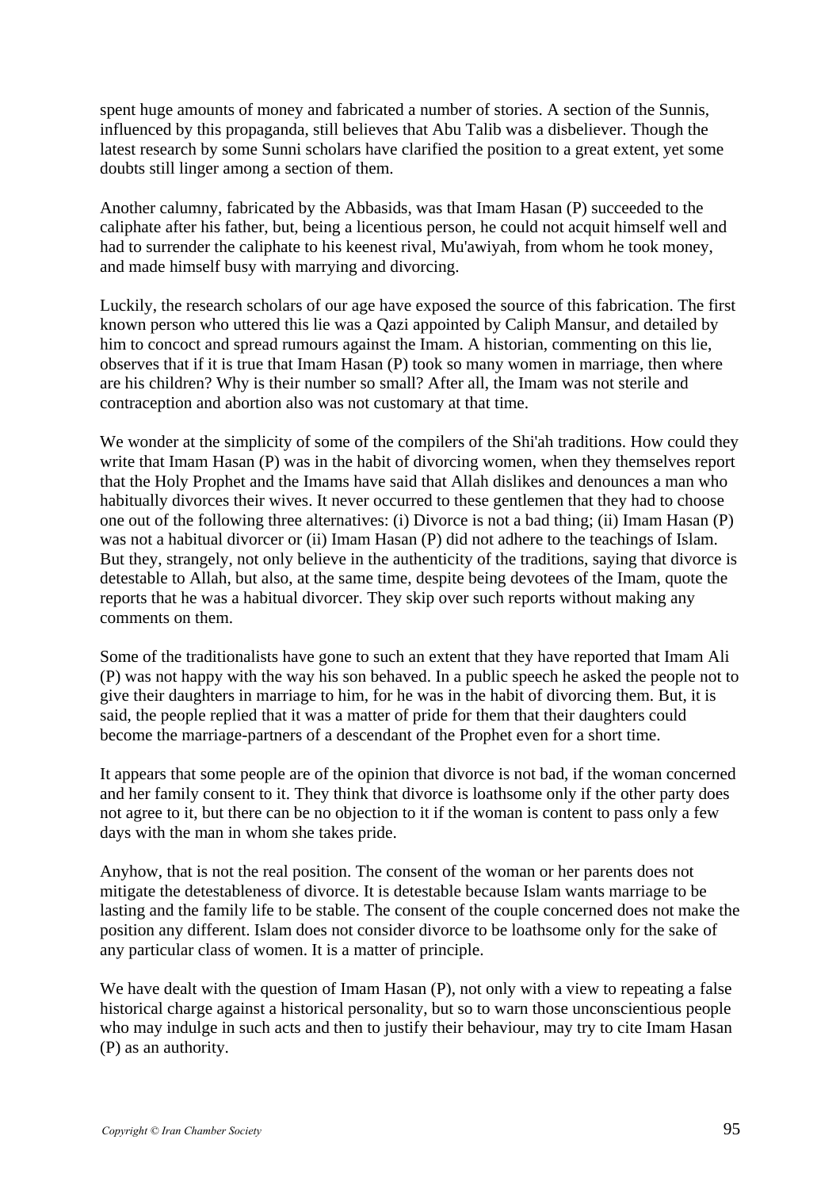spent huge amounts of money and fabricated a number of stories. A section of the Sunnis, influenced by this propaganda, still believes that Abu Talib was a disbeliever. Though the latest research by some Sunni scholars have clarified the position to a great extent, yet some doubts still linger among a section of them.

Another calumny, fabricated by the Abbasids, was that Imam Hasan (P) succeeded to the caliphate after his father, but, being a licentious person, he could not acquit himself well and had to surrender the caliphate to his keenest rival, Mu'awiyah, from whom he took money, and made himself busy with marrying and divorcing.

Luckily, the research scholars of our age have exposed the source of this fabrication. The first known person who uttered this lie was a Qazi appointed by Caliph Mansur, and detailed by him to concoct and spread rumours against the Imam. A historian, commenting on this lie, observes that if it is true that Imam Hasan (P) took so many women in marriage, then where are his children? Why is their number so small? After all, the Imam was not sterile and contraception and abortion also was not customary at that time.

We wonder at the simplicity of some of the compilers of the Shi'ah traditions. How could they write that Imam Hasan (P) was in the habit of divorcing women, when they themselves report that the Holy Prophet and the Imams have said that Allah dislikes and denounces a man who habitually divorces their wives. It never occurred to these gentlemen that they had to choose one out of the following three alternatives: (i) Divorce is not a bad thing; (ii) Imam Hasan (P) was not a habitual divorcer or (ii) Imam Hasan (P) did not adhere to the teachings of Islam. But they, strangely, not only believe in the authenticity of the traditions, saying that divorce is detestable to Allah, but also, at the same time, despite being devotees of the Imam, quote the reports that he was a habitual divorcer. They skip over such reports without making any comments on them.

Some of the traditionalists have gone to such an extent that they have reported that Imam Ali (P) was not happy with the way his son behaved. In a public speech he asked the people not to give their daughters in marriage to him, for he was in the habit of divorcing them. But, it is said, the people replied that it was a matter of pride for them that their daughters could become the marriage-partners of a descendant of the Prophet even for a short time.

It appears that some people are of the opinion that divorce is not bad, if the woman concerned and her family consent to it. They think that divorce is loathsome only if the other party does not agree to it, but there can be no objection to it if the woman is content to pass only a few days with the man in whom she takes pride.

Anyhow, that is not the real position. The consent of the woman or her parents does not mitigate the detestableness of divorce. It is detestable because Islam wants marriage to be lasting and the family life to be stable. The consent of the couple concerned does not make the position any different. Islam does not consider divorce to be loathsome only for the sake of any particular class of women. It is a matter of principle.

We have dealt with the question of Imam Hasan (P), not only with a view to repeating a false historical charge against a historical personality, but so to warn those unconscientious people who may indulge in such acts and then to justify their behaviour, may try to cite Imam Hasan (P) as an authority.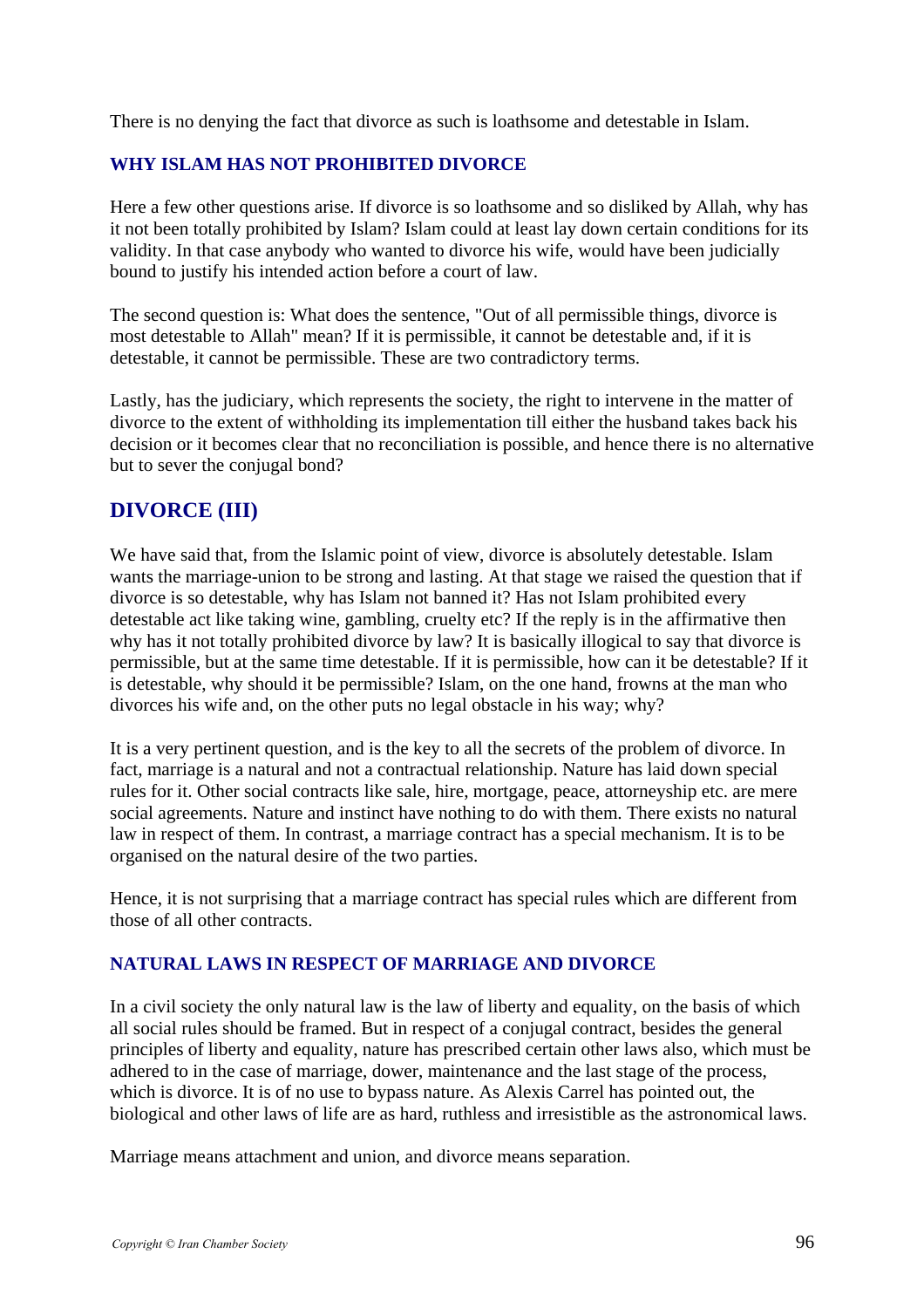There is no denying the fact that divorce as such is loathsome and detestable in Islam.

### WHY ISLAM HAS NOT PROHIBITED DIVORCE

Here a few other questions arise. If divorce is so loathsome and so disliked by Allah, why has it not been totally prohibited by Islam? Islam could at least lay down certain conditions for its validity. In that case anybody who wanted to divorce his wife, would have been judicially bound to justify his intended action before a court of law.

The second question is: What does the sentence, "Out of all permissible things, divorce is most detestable to Allah" mean? If it is permissible, it cannot be detestable and, if it is detestable, it cannot be permissible. These are two contradictory terms.

Lastly, has the judiciary, which represents the society, the right to intervene in the matter of divorce to the extent of withholding its implementation till either the husband takes back his decision or it becomes clear that no reconciliation is possible, and hence there is no alternative but to sever the conjugal bond?

## DIVORCE (III)

We have said that, from the Islamic point of view, divorce is absolutely detestable. Islam wants the marriage-union to be strong and lasting. At that stage we raised the question that if divorce is so detestable, why has Islam not banned it? Has not Islam prohibited every detestable act like taking wine, gambling, cruelty etc? If the reply is in the affirmative then why has it not totally prohibited divorce by law? It is basically illogical to say that divorce is permissible, but at the same time detestable. If it is permissible, how can it be detestable? If it is detestable, why should it be permissible? Islam, on the one hand, frowns at the man who divorces his wife and, on the other puts no legal obstacle in his way; why?

It is a very pertinent question, and is the key to all the secrets of the problem of divorce. In fact, marriage is a natural and not a contractual relationship. Nature has laid down special rules for it. Other social contracts like sale, hire, mortgage, peace, attorneyship etc. are mere social agreements. Nature and instinct have nothing to do with them. There exists no natural law in respect of them. In contrast, a marriage contract has a special mechanism. It is to be organised on the natural desire of the two parties.

Hence, it is not surprising that a marriage contract has special rules which are different from those of all other contracts.

### NATURAL LAWS IN RESPECT OF MARRIAGE AND DIVORCE

In a civil society the only natural law is the law of liberty and equality, on the basis of which all social rules should be framed. But in respect of a conjugal contract, besides the general principles of liberty and equality, nature has prescribed certain other laws also, which must be adhered to in the case of marriage, dower, maintenance and the last stage of the process, which is divorce. It is of no use to bypass nature. As Alexis Carrel has pointed out, the biological and other laws of life are as hard, ruthless and irresistible as the astronomical laws.

Marriage means attachment and union, and divorce means separation.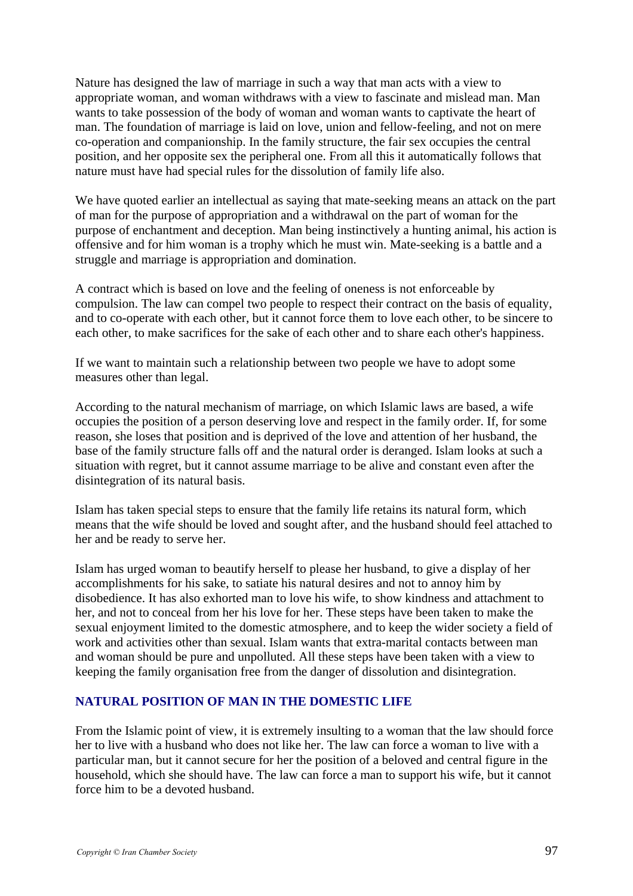Nature has designed the law of marriage in such a way that man acts with a view to appropriate woman, and woman withdraws with a view to fascinate and mislead man. Man wants to take possession of the body of woman and woman wants to captivate the heart of man. The foundation of marriage is laid on love, union and fellow-feeling, and not on mere co-operation and companionship. In the family structure, the fair sex occupies the central position, and her opposite sex the peripheral one. From all this it automatically follows that nature must have had special rules for the dissolution of family life also.

We have quoted earlier an intellectual as saying that mate-seeking means an attack on the part of man for the purpose of appropriation and a withdrawal on the part of woman for the purpose of enchantment and deception. Man being instinctively a hunting animal, his action is offensive and for him woman is a trophy which he must win. Mate-seeking is a battle and a struggle and marriage is appropriation and domination.

A contract which is based on love and the feeling of oneness is not enforceable by compulsion. The law can compel two people to respect their contract on the basis of equality, and to co-operate with each other, but it cannot force them to love each other, to be sincere to each other, to make sacrifices for the sake of each other and to share each other's happiness.

If we want to maintain such a relationship between two people we have to adopt some measures other than legal.

According to the natural mechanism of marriage, on which Islamic laws are based, a wife occupies the position of a person deserving love and respect in the family order. If, for some reason, she loses that position and is deprived of the love and attention of her husband, the base of the family structure falls off and the natural order is deranged. Islam looks at such a situation with regret, but it cannot assume marriage to be alive and constant even after the disintegration of its natural basis.

Islam has taken special steps to ensure that the family life retains its natural form, which means that the wife should be loved and sought after, and the husband should feel attached to her and be ready to serve her.

Islam has urged woman to beautify herself to please her husband, to give a display of her accomplishments for his sake, to satiate his natural desires and not to annoy him by disobedience. It has also exhorted man to love his wife, to show kindness and attachment to her, and not to conceal from her his love for her. These steps have been taken to make the sexual enjoyment limited to the domestic atmosphere, and to keep the wider society a field of work and activities other than sexual. Islam wants that extra-marital contacts between man and woman should be pure and unpolluted. All these steps have been taken with a view to keeping the family organisation free from the danger of dissolution and disintegration.

## NATURAL POSITION OF MAN IN THE DOMESTIC LIFE

From the Islamic point of view, it is extremely insulting to a woman that the law should force her to live with a husband who does not like her. The law can force a woman to live with a particular man, but it cannot secure for her the position of a beloved and central figure in the household, which she should have. The law can force a man to support his wife, but it cannot force him to be a devoted husband.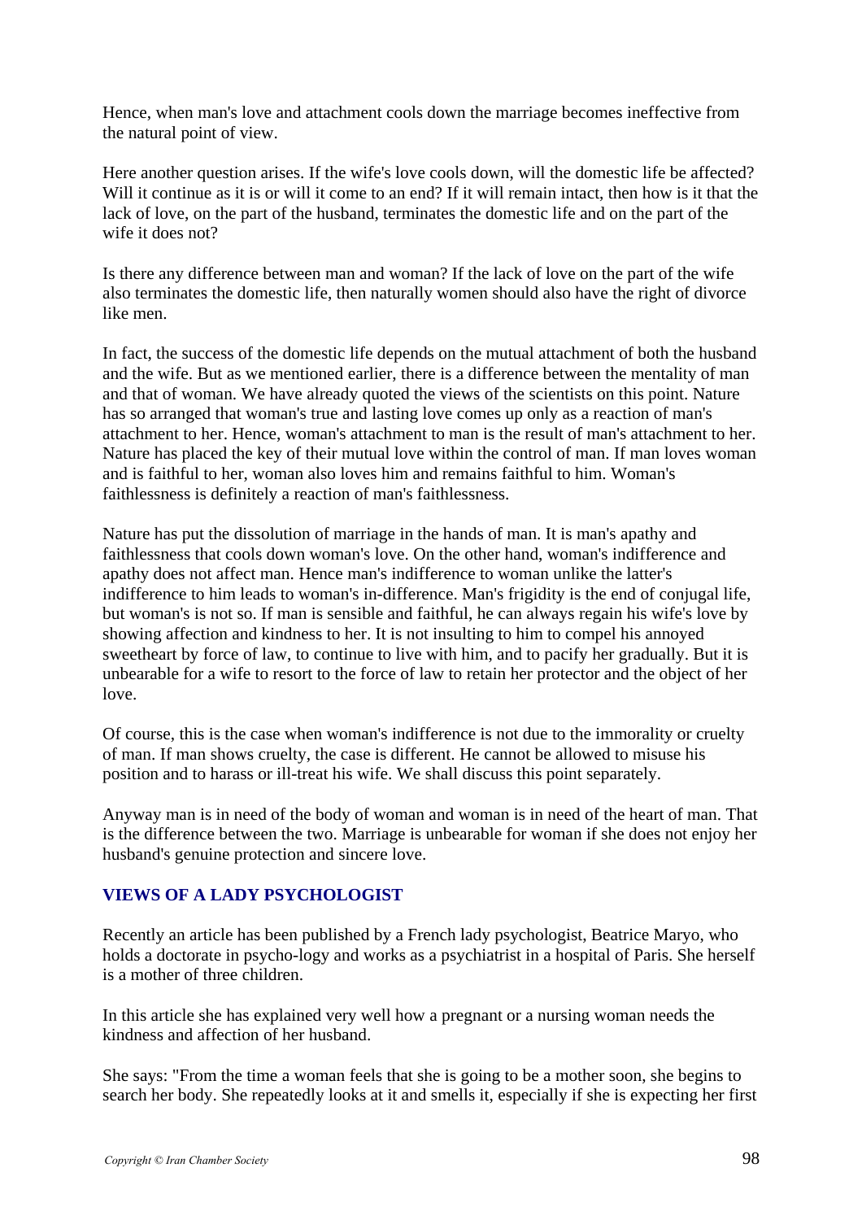Hence, when man's love and attachment cools down the marriage becomes ineffective from the natural point of view.

Here another question arises. If the wife's love cools down, will the domestic life be affected? Will it continue as it is or will it come to an end? If it will remain intact, then how is it that the lack of love, on the part of the husband, terminates the domestic life and on the part of the wife it does not?

Is there any difference between man and woman? If the lack of love on the part of the wife also terminates the domestic life, then naturally women should also have the right of divorce like men.

In fact, the success of the domestic life depends on the mutual attachment of both the husband and the wife. But as we mentioned earlier, there is a difference between the mentality of man and that of woman. We have already quoted the views of the scientists on this point. Nature has so arranged that woman's true and lasting love comes up only as a reaction of man's attachment to her. Hence, woman's attachment to man is the result of man's attachment to her. Nature has placed the key of their mutual love within the control of man. If man loves woman and is faithful to her, woman also loves him and remains faithful to him. Woman's faithlessness is definitely a reaction of man's faithlessness.

Nature has put the dissolution of marriage in the hands of man. It is man's apathy and faithlessness that cools down woman's love. On the other hand, woman's indifference and apathy does not affect man. Hence man's indifference to woman unlike the latter's indifference to him leads to woman's in-difference. Man's frigidity is the end of conjugal life, but woman's is not so. If man is sensible and faithful, he can always regain his wife's love by showing affection and kindness to her. It is not insulting to him to compel his annoyed sweetheart by force of law, to continue to live with him, and to pacify her gradually. But it is unbearable for a wife to resort to the force of law to retain her protector and the object of her love.

Of course, this is the case when woman's indifference is not due to the immorality or cruelty of man. If man shows cruelty, the case is different. He cannot be allowed to misuse his position and to harass or ill-treat his wife. We shall discuss this point separately.

Anyway man is in need of the body of woman and woman is in need of the heart of man. That is the difference between the two. Marriage is unbearable for woman if she does not enjoy her husband's genuine protection and sincere love.

## VIEWS OF A LADY PSYCHOLOGIST

Recently an article has been published by a French lady psychologist, Beatrice Maryo, who holds a doctorate in psycho-logy and works as a psychiatrist in a hospital of Paris. She herself is a mother of three children.

In this article she has explained very well how a pregnant or a nursing woman needs the kindness and affection of her husband.

She says: "From the time a woman feels that she is going to be a mother soon, she begins to search her body. She repeatedly looks at it and smells it, especially if she is expecting her first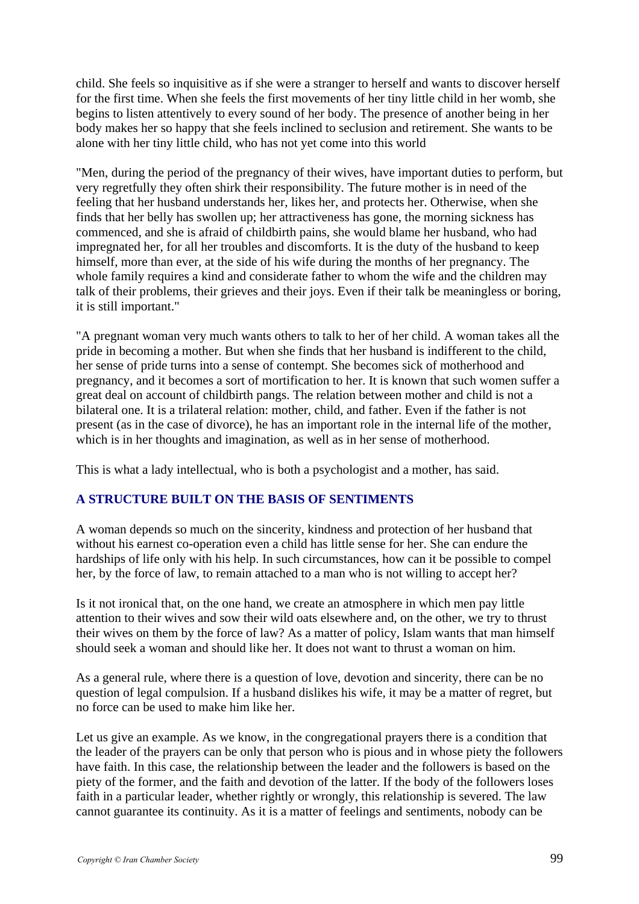child. She feels so inquisitive as if she were a stranger to herself and wants to discover herself for the first time. When she feels the first movements of her tiny little child in her womb, she begins to listen attentively to every sound of her body. The presence of another being in her body makes her so happy that she feels inclined to seclusion and retirement. She wants to be alone with her tiny little child, who has not yet come into this world

"Men, during the period of the pregnancy of their wives, have important duties to perform, but very regretfully they often shirk their responsibility. The future mother is in need of the feeling that her husband understands her, likes her, and protects her. Otherwise, when she finds that her belly has swollen up; her attractiveness has gone, the morning sickness has commenced, and she is afraid of childbirth pains, she would blame her husband, who had impregnated her, for all her troubles and discomforts. It is the duty of the husband to keep himself, more than ever, at the side of his wife during the months of her pregnancy. The whole family requires a kind and considerate father to whom the wife and the children may talk of their problems, their grieves and their joys. Even if their talk be meaningless or boring, it is still important."

"A pregnant woman very much wants others to talk to her of her child. A woman takes all the pride in becoming a mother. But when she finds that her husband is indifferent to the child, her sense of pride turns into a sense of contempt. She becomes sick of motherhood and pregnancy, and it becomes a sort of mortification to her. It is known that such women suffer a great deal on account of childbirth pangs. The relation between mother and child is not a bilateral one. It is a trilateral relation: mother, child, and father. Even if the father is not present (as in the case of divorce), he has an important role in the internal life of the mother, which is in her thoughts and imagination, as well as in her sense of motherhood.

This is what a lady intellectual, who is both a psychologist and a mother, has said.

## A STRUCTURE BUILT ON THE BASIS OF SENTIMENTS

A woman depends so much on the sincerity, kindness and protection of her husband that without his earnest co-operation even a child has little sense for her. She can endure the hardships of life only with his help. In such circumstances, how can it be possible to compel her, by the force of law, to remain attached to a man who is not willing to accept her?

Is it not ironical that, on the one hand, we create an atmosphere in which men pay little attention to their wives and sow their wild oats elsewhere and, on the other, we try to thrust their wives on them by the force of law? As a matter of policy, Islam wants that man himself should seek a woman and should like her. It does not want to thrust a woman on him.

As a general rule, where there is a question of love, devotion and sincerity, there can be no question of legal compulsion. If a husband dislikes his wife, it may be a matter of regret, but no force can be used to make him like her.

Let us give an example. As we know, in the congregational prayers there is a condition that the leader of the prayers can be only that person who is pious and in whose piety the followers have faith. In this case, the relationship between the leader and the followers is based on the piety of the former, and the faith and devotion of the latter. If the body of the followers loses faith in a particular leader, whether rightly or wrongly, this relationship is severed. The law cannot guarantee its continuity. As it is a matter of feelings and sentiments, nobody can be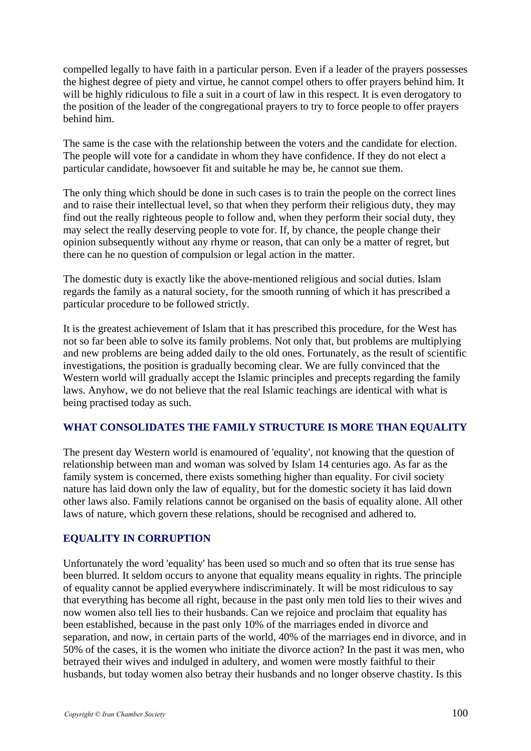compelled legally to have faith in a particular person. Even if a leader of the prayers possesses the highest degree of piety and virtue, he cannot compel others to offer prayers behind him. It will be highly ridiculous to file a suit in a court of law in this respect. It is even derogatory to the position of the leader of the congregational prayers to try to force people to offer prayers behind him.

The same is the case with the relationship between the voters and the candidate for election. The people will vote for a candidate in whom they have confidence. If they do not elect a particular candidate, howsoever fit and suitable he may be, he cannot sue them.

The only thing which should be done in such cases is to train the people on the correct lines and to raise their intellectual level, so that when they perform their religious duty, they may find out the really righteous people to follow and, when they perform their social duty, they may select the really deserving people to vote for. If, by chance, the people change their opinion subsequently without any rhyme or reason, that can only be a matter of regret, but there can he no question of compulsion or legal action in the matter.

The domestic duty is exactly like the above-mentioned religious and social duties. Islam regards the family as a natural society, for the smooth running of which it has prescribed a particular procedure to be followed strictly.

It is the greatest achievement of Islam that it has prescribed this procedure, for the West has not so far been able to solve its family problems. Not only that, but problems are multiplying and new problems are being added daily to the old ones. Fortunately, as the result of scientific investigations, the position is gradually becoming clear. We are fully convinced that the Western world will gradually accept the Islamic principles and precepts regarding the family laws. Anyhow, we do not believe that the real Islamic teachings are identical with what is being practised today as such.

## WHAT CONSOLIDATES THE FAMILY STRUCTURE IS MORE THAN EQUALITY

The present day Western world is enamoured of 'equality', not knowing that the question of relationship between man and woman was solved by Islam 14 centuries ago. As far as the family system is concerned, there exists something higher than equality. For civil society nature has laid down only the law of equality, but for the domestic society it has laid down other laws also. Family relations cannot be organised on the basis of equality alone. All other laws of nature, which govern these relations, should be recognised and adhered to.

## EQUALITY IN CORRUPTION

Unfortunately the word 'equality' has been used so much and so often that its true sense has been blurred. It seldom occurs to anyone that equality means equality in rights. The principle of equality cannot be applied everywhere indiscriminately. It will be most ridiculous to say that everything has become all right, because in the past only men told lies to their wives and now women also tell lies to their husbands. Can we rejoice and proclaim that equality has been established, because in the past only 10% of the marriages ended in divorce and separation, and now, in certain parts of the world, 40% of the marriages end in divorce, and in 50% of the cases, it is the women who initiate the divorce action? In the past it was men, who betrayed their wives and indulged in adultery, and women were mostly faithful to their husbands, but today women also betray their husbands and no longer observe chastity. Is this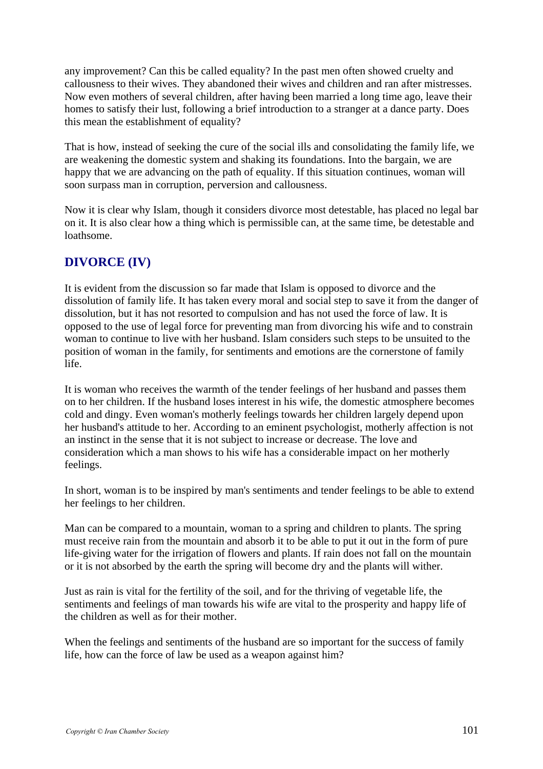any improvement? Can this be called equality? In the past men often showed cruelty and callousness to their wives. They abandoned their wives and children and ran after mistresses. Now even mothers of several children, after having been married a long time ago, leave their homes to satisfy their lust, following a brief introduction to a stranger at a dance party. Does this mean the establishment of equality?

That is how, instead of seeking the cure of the social ills and consolidating the family life, we are weakening the domestic system and shaking its foundations. Into the bargain, we are happy that we are advancing on the path of equality. If this situation continues, woman will soon surpass man in corruption, perversion and callousness.

Now it is clear why Islam, though it considers divorce most detestable, has placed no legal bar on it. It is also clear how a thing which is permissible can, at the same time, be detestable and loathsome.

## DIVORCE (IV)

It is evident from the discussion so far made that Islam is opposed to divorce and the dissolution of family life. It has taken every moral and social step to save it from the danger of dissolution, but it has not resorted to compulsion and has not used the force of law. It is opposed to the use of legal force for preventing man from divorcing his wife and to constrain woman to continue to live with her husband. Islam considers such steps to be unsuited to the position of woman in the family, for sentiments and emotions are the cornerstone of family life.

It is woman who receives the warmth of the tender feelings of her husband and passes them on to her children. If the husband loses interest in his wife, the domestic atmosphere becomes cold and dingy. Even woman's motherly feelings towards her children largely depend upon her husband's attitude to her. According to an eminent psychologist, motherly affection is not an instinct in the sense that it is not subject to increase or decrease. The love and consideration which a man shows to his wife has a considerable impact on her motherly feelings.

In short, woman is to be inspired by man's sentiments and tender feelings to be able to extend her feelings to her children.

Man can be compared to a mountain, woman to a spring and children to plants. The spring must receive rain from the mountain and absorb it to be able to put it out in the form of pure life-giving water for the irrigation of flowers and plants. If rain does not fall on the mountain or it is not absorbed by the earth the spring will become dry and the plants will wither.

Just as rain is vital for the fertility of the soil, and for the thriving of vegetable life, the sentiments and feelings of man towards his wife are vital to the prosperity and happy life of the children as well as for their mother.

When the feelings and sentiments of the husband are so important for the success of family life, how can the force of law be used as a weapon against him?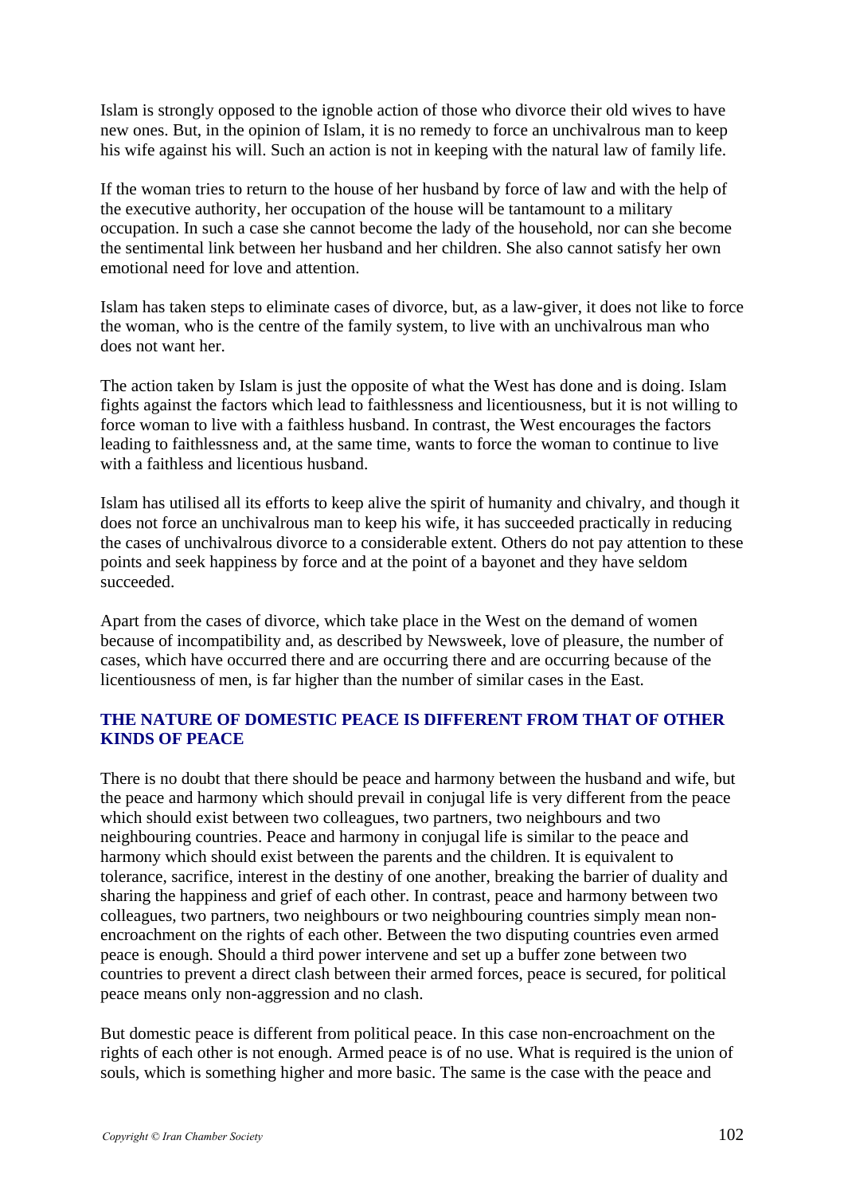Islam is strongly opposed to the ignoble action of those who divorce their old wives to have new ones. But, in the opinion of Islam, it is no remedy to force an unchivalrous man to keep his wife against his will. Such an action is not in keeping with the natural law of family life.

If the woman tries to return to the house of her husband by force of law and with the help of the executive authority, her occupation of the house will be tantamount to a military occupation. In such a case she cannot become the lady of the household, nor can she become the sentimental link between her husband and her children. She also cannot satisfy her own emotional need for love and attention.

Islam has taken steps to eliminate cases of divorce, but, as a law-giver, it does not like to force the woman, who is the centre of the family system, to live with an unchivalrous man who does not want her.

The action taken by Islam is just the opposite of what the West has done and is doing. Islam fights against the factors which lead to faithlessness and licentiousness, but it is not willing to force woman to live with a faithless husband. In contrast, the West encourages the factors leading to faithlessness and, at the same time, wants to force the woman to continue to live with a faithless and licentious husband.

Islam has utilised all its efforts to keep alive the spirit of humanity and chivalry, and though it does not force an unchivalrous man to keep his wife, it has succeeded practically in reducing the cases of unchivalrous divorce to a considerable extent. Others do not pay attention to these points and seek happiness by force and at the point of a bayonet and they have seldom succeeded.

Apart from the cases of divorce, which take place in the West on the demand of women because of incompatibility and, as described by Newsweek, love of pleasure, the number of cases, which have occurred there and are occurring there and are occurring because of the licentiousness of men, is far higher than the number of similar cases in the East.

## THE NATURE OF DOMESTIC PEACE IS DIFFERENT FROM THAT OF OTHER KINDS OF PEACE

There is no doubt that there should be peace and harmony between the husband and wife, but the peace and harmony which should prevail in conjugal life is very different from the peace which should exist between two colleagues, two partners, two neighbours and two neighbouring countries. Peace and harmony in conjugal life is similar to the peace and harmony which should exist between the parents and the children. It is equivalent to tolerance, sacrifice, interest in the destiny of one another, breaking the barrier of duality and sharing the happiness and grief of each other. In contrast, peace and harmony between two colleagues, two partners, two neighbours or two neighbouring countries simply mean non-encroachment on the rights of each other. Between the two disputing countries even armed peace is enough. Should a third power intervene and set up a buffer zone between two countries to prevent a direct clash between their armed forces, peace is secured, for political peace means only non-aggression and no clash.

But domestic peace is different from political peace. In this case non-encroachment on the rights of each other is not enough. Armed peace is of no use. What is required is the union of souls, which is something higher and more basic. The same is the case with the peace and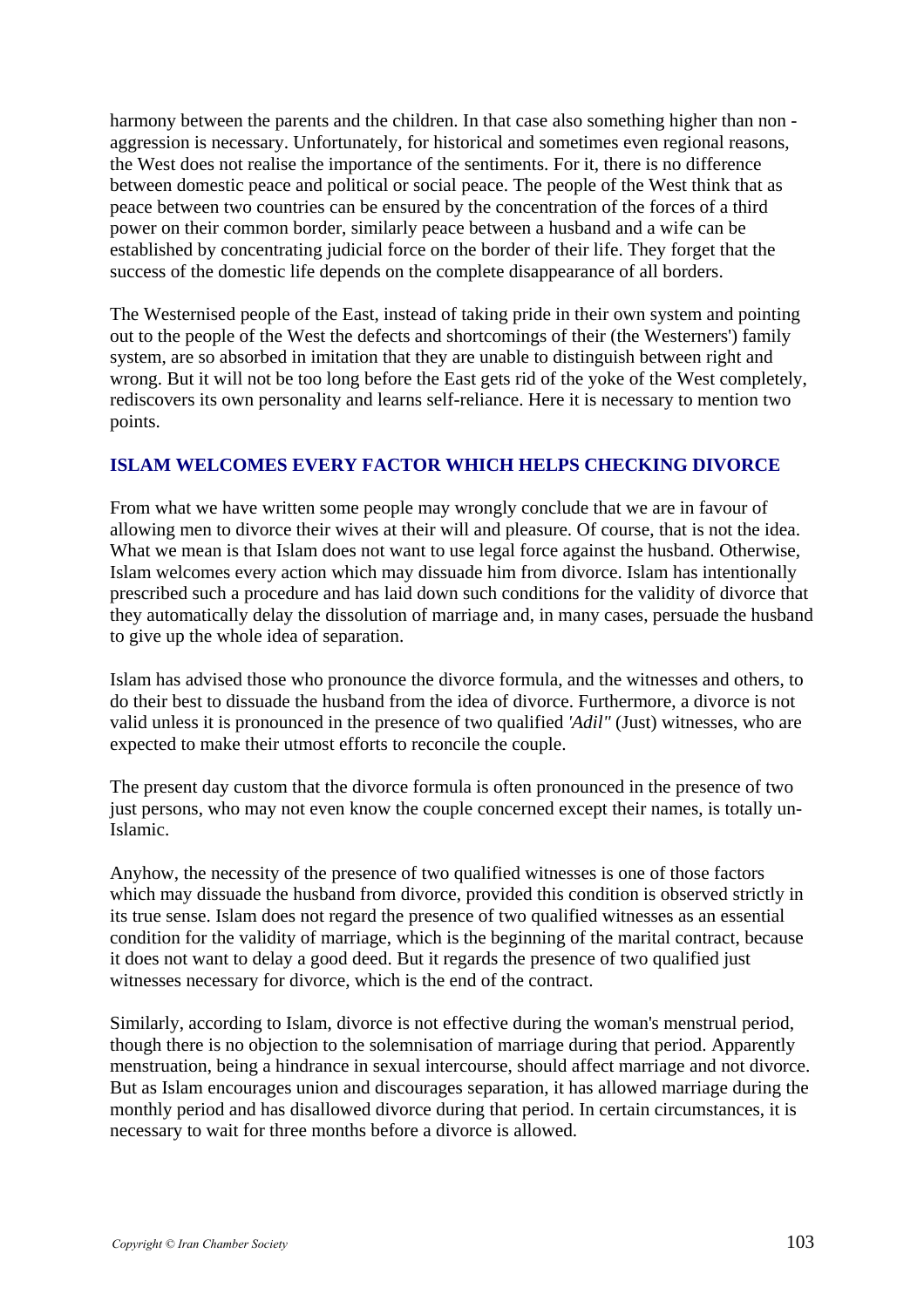harmony between the parents and the children. In that case also something higher than non - aggression is necessary. Unfortunately, for historical and sometimes even regional reasons, the West does not realise the importance of the sentiments. For it, there is no difference between domestic peace and political or social peace. The people of the West think that as peace between two countries can be ensured by the concentration of the forces of a third power on their common border, similarly peace between a husband and a wife can be established by concentrating judicial force on the border of their life. They forget that the success of the domestic life depends on the complete disappearance of all borders.

The Westernised people of the East, instead of taking pride in their own system and pointing out to the people of the West the defects and shortcomings of their (the Westerners') family system, are so absorbed in imitation that they are unable to distinguish between right and wrong. But it will not be too long before the East gets rid of the yoke of the West completely, rediscovers its own personality and learns self-reliance. Here it is necessary to mention two points.

### ISLAM WELCOMES EVERY FACTOR WHICH HELPS CHECKING DIVORCE

From what we have written some people may wrongly conclude that we are in favour of allowing men to divorce their wives at their will and pleasure. Of course, that is not the idea. What we mean is that Islam does not want to use legal force against the husband. Otherwise, Islam welcomes every action which may dissuade him from divorce. Islam has intentionally prescribed such a procedure and has laid down such conditions for the validity of divorce that they automatically delay the dissolution of marriage and, in many cases, persuade the husband to give up the whole idea of separation.

Islam has advised those who pronounce the divorce formula, and the witnesses and others, to do their best to dissuade the husband from the idea of divorce. Furthermore, a divorce is not valid unless it is pronounced in the presence of two qualified *'Adil"* (Just) witnesses, who are expected to make their utmost efforts to reconcile the couple.

The present day custom that the divorce formula is often pronounced in the presence of two just persons, who may not even know the couple concerned except their names, is totally un-Islamic.

Anyhow, the necessity of the presence of two qualified witnesses is one of those factors which may dissuade the husband from divorce, provided this condition is observed strictly in its true sense. Islam does not regard the presence of two qualified witnesses as an essential condition for the validity of marriage, which is the beginning of the marital contract, because it does not want to delay a good deed. But it regards the presence of two qualified just witnesses necessary for divorce, which is the end of the contract.

Similarly, according to Islam, divorce is not effective during the woman's menstrual period, though there is no objection to the solemnisation of marriage during that period. Apparently menstruation, being a hindrance in sexual intercourse, should affect marriage and not divorce. But as Islam encourages union and discourages separation, it has allowed marriage during the monthly period and has disallowed divorce during that period. In certain circumstances, it is necessary to wait for three months before a divorce is allowed.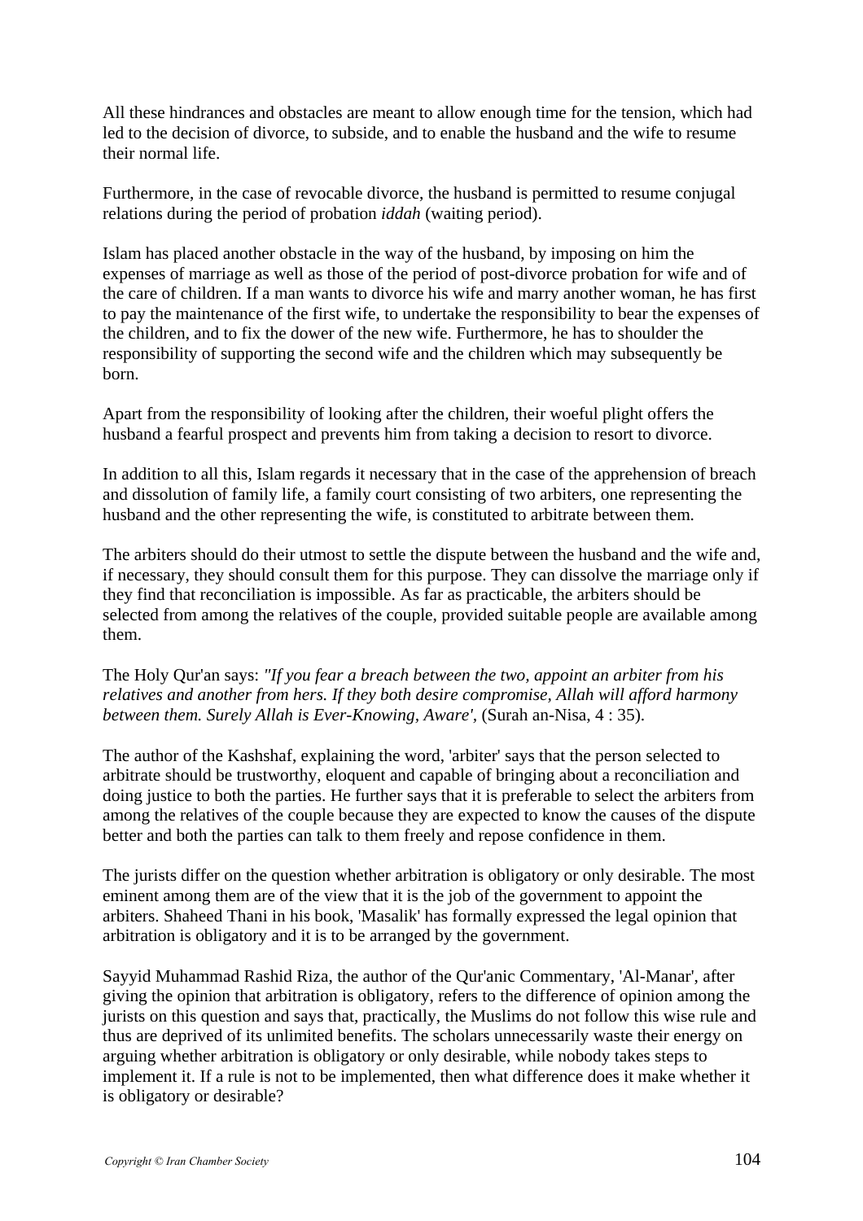All these hindrances and obstacles are meant to allow enough time for the tension, which had led to the decision of divorce, to subside, and to enable the husband and the wife to resume their normal life.

Furthermore, in the case of revocable divorce, the husband is permitted to resume conjugal relations during the period of probation *iddah* (waiting period).

Islam has placed another obstacle in the way of the husband, by imposing on him the expenses of marriage as well as those of the period of post-divorce probation for wife and of the care of children. If a man wants to divorce his wife and marry another woman, he has first to pay the maintenance of the first wife, to undertake the responsibility to bear the expenses of the children, and to fix the dower of the new wife. Furthermore, he has to shoulder the responsibility of supporting the second wife and the children which may subsequently be born.

Apart from the responsibility of looking after the children, their woeful plight offers the husband a fearful prospect and prevents him from taking a decision to resort to divorce.

In addition to all this, Islam regards it necessary that in the case of the apprehension of breach and dissolution of family life, a family court consisting of two arbiters, one representing the husband and the other representing the wife, is constituted to arbitrate between them.

The arbiters should do their utmost to settle the dispute between the husband and the wife and, if necessary, they should consult them for this purpose. They can dissolve the marriage only if they find that reconciliation is impossible. As far as practicable, the arbiters should be selected from among the relatives of the couple, provided suitable people are available among them.

The Holy Qur'an says: *"If you fear a breach between the two, appoint an arbiter from his relatives and another from hers. If they both desire compromise, Allah will afford harmony between them. Surely Allah is Ever-Knowing, Aware'*, (Surah an-Nisa, 4 : 35).

The author of the Kashshaf, explaining the word, 'arbiter' says that the person selected to arbitrate should be trustworthy, eloquent and capable of bringing about a reconciliation and doing justice to both the parties. He further says that it is preferable to select the arbiters from among the relatives of the couple because they are expected to know the causes of the dispute better and both the parties can talk to them freely and repose confidence in them.

The jurists differ on the question whether arbitration is obligatory or only desirable. The most eminent among them are of the view that it is the job of the government to appoint the arbiters. Shaheed Thani in his book, 'Masalik' has formally expressed the legal opinion that arbitration is obligatory and it is to be arranged by the government.

Sayyid Muhammad Rashid Riza, the author of the Qur'anic Commentary, 'Al-Manar', after giving the opinion that arbitration is obligatory, refers to the difference of opinion among the jurists on this question and says that, practically, the Muslims do not follow this wise rule and thus are deprived of its unlimited benefits. The scholars unnecessarily waste their energy on arguing whether arbitration is obligatory or only desirable, while nobody takes steps to implement it. If a rule is not to be implemented, then what difference does it make whether it is obligatory or desirable?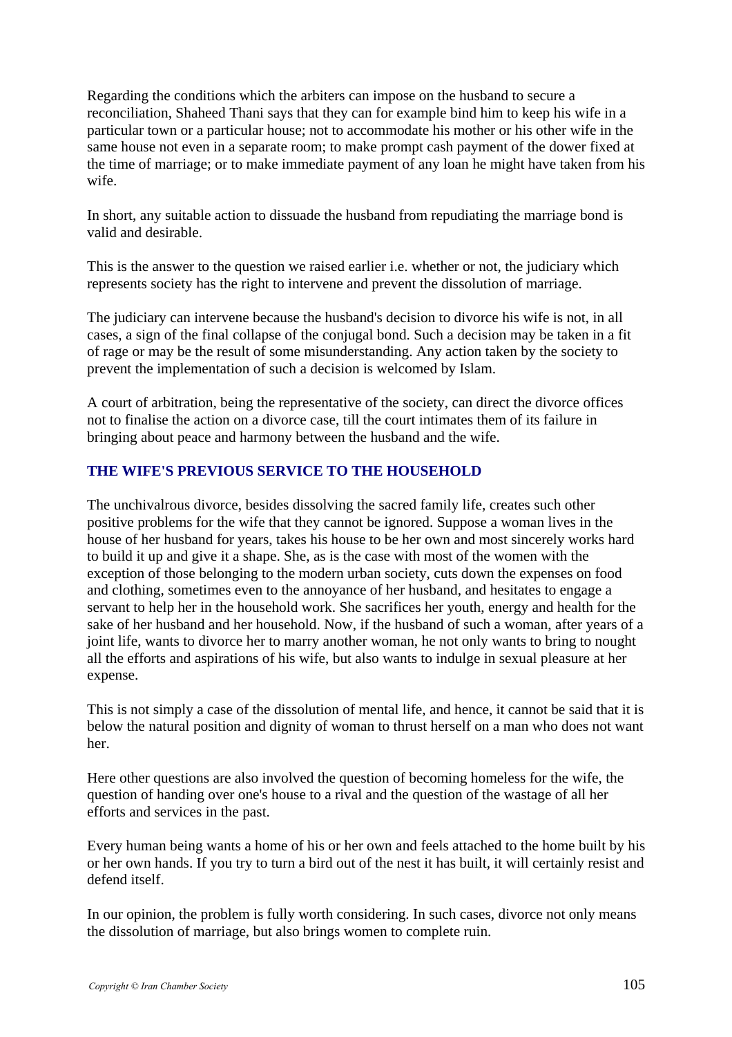Regarding the conditions which the arbiters can impose on the husband to secure a reconciliation, Shaheed Thani says that they can for example bind him to keep his wife in a particular town or a particular house; not to accommodate his mother or his other wife in the same house not even in a separate room; to make prompt cash payment of the dower fixed at the time of marriage; or to make immediate payment of any loan he might have taken from his wife.

In short, any suitable action to dissuade the husband from repudiating the marriage bond is valid and desirable.

This is the answer to the question we raised earlier i.e. whether or not, the judiciary which represents society has the right to intervene and prevent the dissolution of marriage.

The judiciary can intervene because the husband's decision to divorce his wife is not, in all cases, a sign of the final collapse of the conjugal bond. Such a decision may be taken in a fit of rage or may be the result of some misunderstanding. Any action taken by the society to prevent the implementation of such a decision is welcomed by Islam.

A court of arbitration, being the representative of the society, can direct the divorce offices not to finalise the action on a divorce case, till the court intimates them of its failure in bringing about peace and harmony between the husband and the wife.

## THE WIFE'S PREVIOUS SERVICE TO THE HOUSEHOLD

The unchivalrous divorce, besides dissolving the sacred family life, creates such other positive problems for the wife that they cannot be ignored. Suppose a woman lives in the house of her husband for years, takes his house to be her own and most sincerely works hard to build it up and give it a shape. She, as is the case with most of the women with the exception of those belonging to the modern urban society, cuts down the expenses on food and clothing, sometimes even to the annoyance of her husband, and hesitates to engage a servant to help her in the household work. She sacrifices her youth, energy and health for the sake of her husband and her household. Now, if the husband of such a woman, after years of a joint life, wants to divorce her to marry another woman, he not only wants to bring to nought all the efforts and aspirations of his wife, but also wants to indulge in sexual pleasure at her expense.

This is not simply a case of the dissolution of mental life, and hence, it cannot be said that it is below the natural position and dignity of woman to thrust herself on a man who does not want her.

Here other questions are also involved the question of becoming homeless for the wife, the question of handing over one's house to a rival and the question of the wastage of all her efforts and services in the past.

Every human being wants a home of his or her own and feels attached to the home built by his or her own hands. If you try to turn a bird out of the nest it has built, it will certainly resist and defend itself.

In our opinion, the problem is fully worth considering. In such cases, divorce not only means the dissolution of marriage, but also brings women to complete ruin.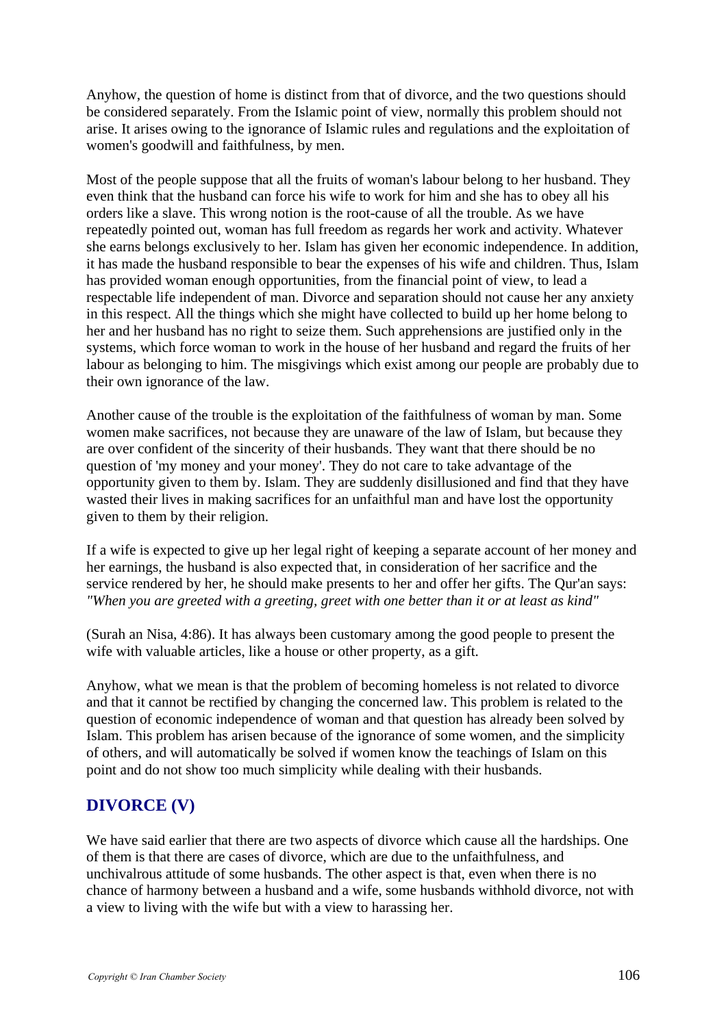Anyhow, the question of home is distinct from that of divorce, and the two questions should be considered separately. From the Islamic point of view, normally this problem should not arise. It arises owing to the ignorance of Islamic rules and regulations and the exploitation of women's goodwill and faithfulness, by men.

Most of the people suppose that all the fruits of woman's labour belong to her husband. They even think that the husband can force his wife to work for him and she has to obey all his orders like a slave. This wrong notion is the root-cause of all the trouble. As we have repeatedly pointed out, woman has full freedom as regards her work and activity. Whatever she earns belongs exclusively to her. Islam has given her economic independence. In addition, it has made the husband responsible to bear the expenses of his wife and children. Thus, Islam has provided woman enough opportunities, from the financial point of view, to lead a respectable life independent of man. Divorce and separation should not cause her any anxiety in this respect. All the things which she might have collected to build up her home belong to her and her husband has no right to seize them. Such apprehensions are justified only in the systems, which force woman to work in the house of her husband and regard the fruits of her labour as belonging to him. The misgivings which exist among our people are probably due to their own ignorance of the law.

Another cause of the trouble is the exploitation of the faithfulness of woman by man. Some women make sacrifices, not because they are unaware of the law of Islam, but because they are over confident of the sincerity of their husbands. They want that there should be no question of 'my money and your money'. They do not care to take advantage of the opportunity given to them by. Islam. They are suddenly disillusioned and find that they have wasted their lives in making sacrifices for an unfaithful man and have lost the opportunity given to them by their religion.

If a wife is expected to give up her legal right of keeping a separate account of her money and her earnings, the husband is also expected that, in consideration of her sacrifice and the service rendered by her, he should make presents to her and offer her gifts. The Qur'an says: *"When you are greeted with a greeting, greet with one better than it or at least as kind"*

(Surah an Nisa, 4:86). It has always been customary among the good people to present the wife with valuable articles, like a house or other property, as a gift.

Anyhow, what we mean is that the problem of becoming homeless is not related to divorce and that it cannot be rectified by changing the concerned law. This problem is related to the question of economic independence of woman and that question has already been solved by Islam. This problem has arisen because of the ignorance of some women, and the simplicity of others, and will automatically be solved if women know the teachings of Islam on this point and do not show too much simplicity while dealing with their husbands.

## DIVORCE (V)

We have said earlier that there are two aspects of divorce which cause all the hardships. One of them is that there are cases of divorce, which are due to the unfaithfulness, and unchivalrous attitude of some husbands. The other aspect is that, even when there is no chance of harmony between a husband and a wife, some husbands withhold divorce, not with a view to living with the wife but with a view to harassing her.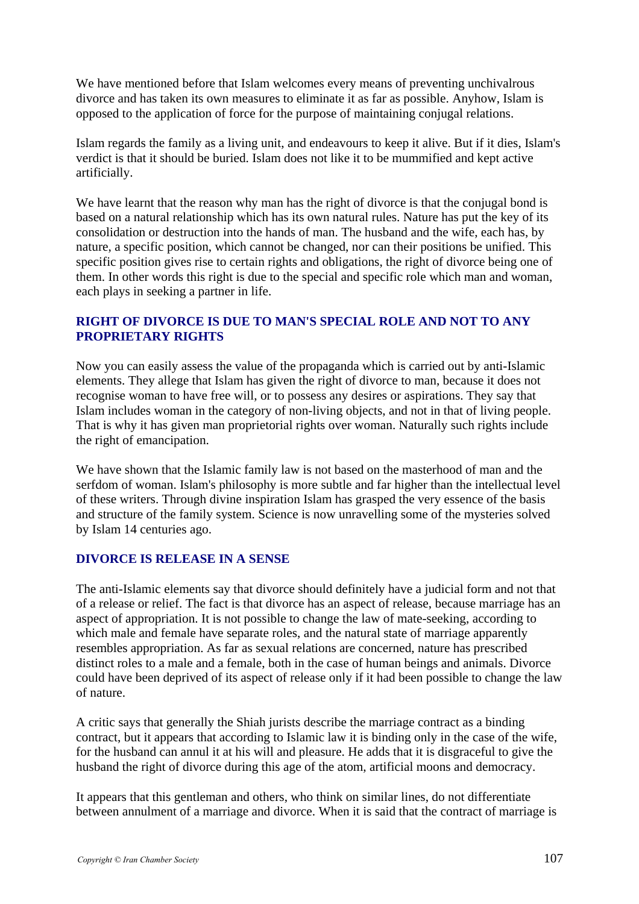We have mentioned before that Islam welcomes every means of preventing unchivalrous divorce and has taken its own measures to eliminate it as far as possible. Anyhow, Islam is opposed to the application of force for the purpose of maintaining conjugal relations.

Islam regards the family as a living unit, and endeavours to keep it alive. But if it dies, Islam's verdict is that it should be buried. Islam does not like it to be mummified and kept active artificially.

We have learnt that the reason why man has the right of divorce is that the conjugal bond is based on a natural relationship which has its own natural rules. Nature has put the key of its consolidation or destruction into the hands of man. The husband and the wife, each has, by nature, a specific position, which cannot be changed, nor can their positions be unified. This specific position gives rise to certain rights and obligations, the right of divorce being one of them. In other words this right is due to the special and specific role which man and woman, each plays in seeking a partner in life.

## RIGHT OF DIVORCE IS DUE TO MAN'S SPECIAL ROLE AND NOT TO ANY PROPRIETARY RIGHTS

Now you can easily assess the value of the propaganda which is carried out by anti-Islamic elements. They allege that Islam has given the right of divorce to man, because it does not recognise woman to have free will, or to possess any desires or aspirations. They say that Islam includes woman in the category of non-living objects, and not in that of living people. That is why it has given man proprietorial rights over woman. Naturally such rights include the right of emancipation.

We have shown that the Islamic family law is not based on the masterhood of man and the serfdom of woman. Islam's philosophy is more subtle and far higher than the intellectual level of these writers. Through divine inspiration Islam has grasped the very essence of the basis and structure of the family system. Science is now unravelling some of the mysteries solved by Islam 14 centuries ago.

## DIVORCE IS RELEASE IN A SENSE

The anti-Islamic elements say that divorce should definitely have a judicial form and not that of a release or relief. The fact is that divorce has an aspect of release, because marriage has an aspect of appropriation. It is not possible to change the law of mate-seeking, according to which male and female have separate roles, and the natural state of marriage apparently resembles appropriation. As far as sexual relations are concerned, nature has prescribed distinct roles to a male and a female, both in the case of human beings and animals. Divorce could have been deprived of its aspect of release only if it had been possible to change the law of nature.

A critic says that generally the Shiah jurists describe the marriage contract as a binding contract, but it appears that according to Islamic law it is binding only in the case of the wife, for the husband can annul it at his will and pleasure. He adds that it is disgraceful to give the husband the right of divorce during this age of the atom, artificial moons and democracy.

It appears that this gentleman and others, who think on similar lines, do not differentiate between annulment of a marriage and divorce. When it is said that the contract of marriage is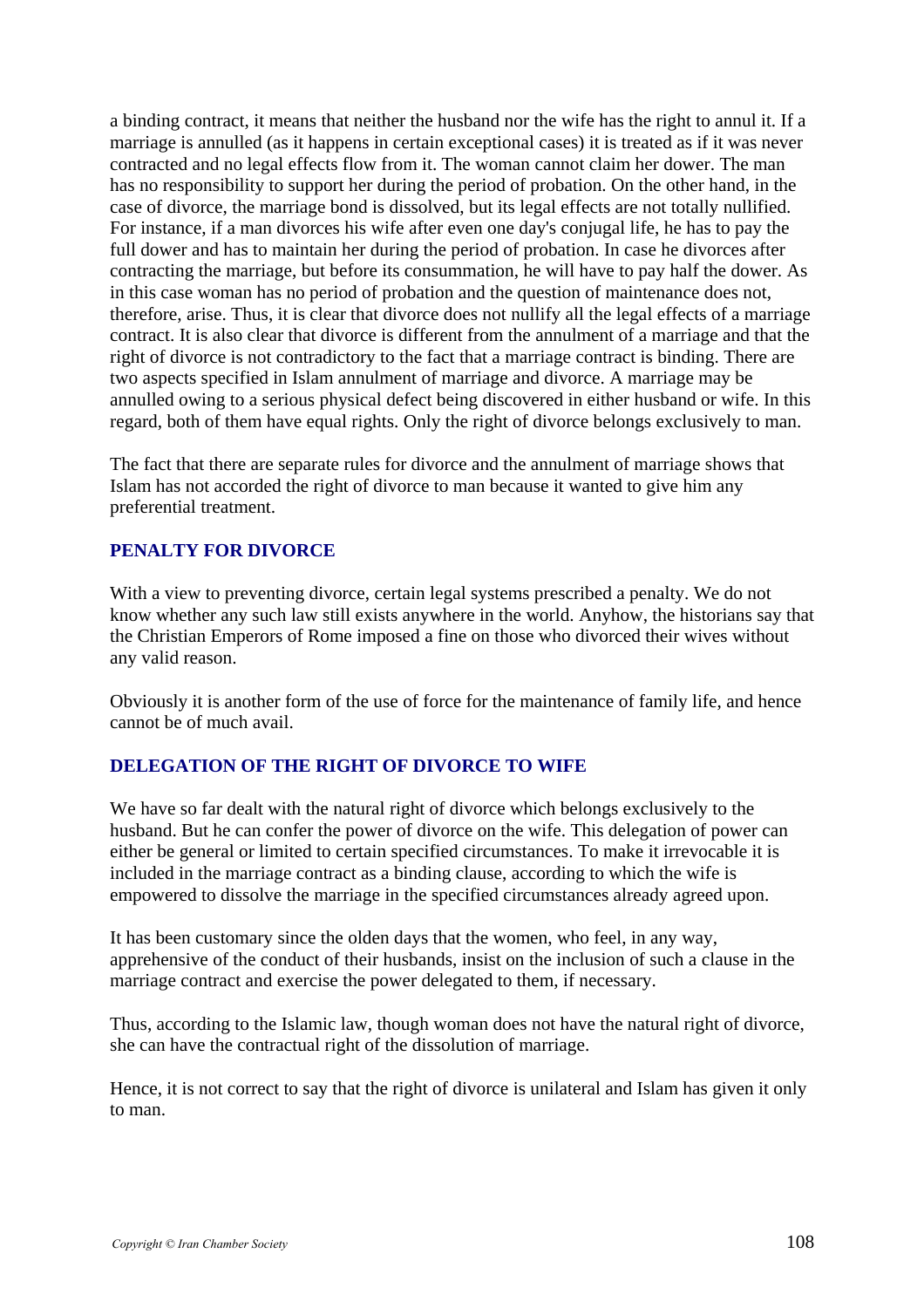a binding contract, it means that neither the husband nor the wife has the right to annul it. If a marriage is annulled (as it happens in certain exceptional cases) it is treated as if it was never contracted and no legal effects flow from it. The woman cannot claim her dower. The man has no responsibility to support her during the period of probation. On the other hand, in the case of divorce, the marriage bond is dissolved, but its legal effects are not totally nullified. For instance, if a man divorces his wife after even one day's conjugal life, he has to pay the full dower and has to maintain her during the period of probation. In case he divorces after contracting the marriage, but before its consummation, he will have to pay half the dower. As in this case woman has no period of probation and the question of maintenance does not, therefore, arise. Thus, it is clear that divorce does not nullify all the legal effects of a marriage contract. It is also clear that divorce is different from the annulment of a marriage and that the right of divorce is not contradictory to the fact that a marriage contract is binding. There are two aspects specified in Islam annulment of marriage and divorce. A marriage may be annulled owing to a serious physical defect being discovered in either husband or wife. In this regard, both of them have equal rights. Only the right of divorce belongs exclusively to man.

The fact that there are separate rules for divorce and the annulment of marriage shows that Islam has not accorded the right of divorce to man because it wanted to give him any preferential treatment.

## PENALTY FOR DIVORCE

With a view to preventing divorce, certain legal systems prescribed a penalty. We do not know whether any such law still exists anywhere in the world. Anyhow, the historians say that the Christian Emperors of Rome imposed a fine on those who divorced their wives without any valid reason.

Obviously it is another form of the use of force for the maintenance of family life, and hence cannot be of much avail.

## DELEGATION OF THE RIGHT OF DIVORCE TO WIFE

We have so far dealt with the natural right of divorce which belongs exclusively to the husband. But he can confer the power of divorce on the wife. This delegation of power can either be general or limited to certain specified circumstances. To make it irrevocable it is included in the marriage contract as a binding clause, according to which the wife is empowered to dissolve the marriage in the specified circumstances already agreed upon.

It has been customary since the olden days that the women, who feel, in any way, apprehensive of the conduct of their husbands, insist on the inclusion of such a clause in the marriage contract and exercise the power delegated to them, if necessary.

Thus, according to the Islamic law, though woman does not have the natural right of divorce, she can have the contractual right of the dissolution of marriage.

Hence, it is not correct to say that the right of divorce is unilateral and Islam has given it only to man.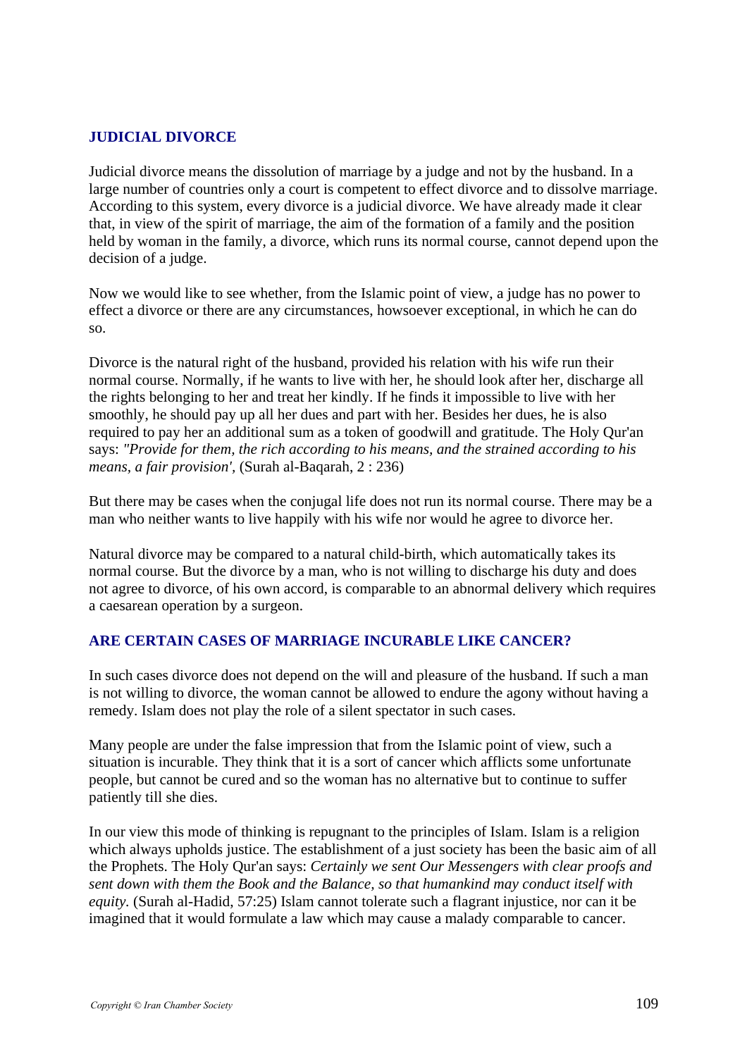## JUDICIAL DIVORCE

Judicial divorce means the dissolution of marriage by a judge and not by the husband. In a large number of countries only a court is competent to effect divorce and to dissolve marriage. According to this system, every divorce is a judicial divorce. We have already made it clear that, in view of the spirit of marriage, the aim of the formation of a family and the position held by woman in the family, a divorce, which runs its normal course, cannot depend upon the decision of a judge.

Now we would like to see whether, from the Islamic point of view, a judge has no power to effect a divorce or there are any circumstances, howsoever exceptional, in which he can do so.

Divorce is the natural right of the husband, provided his relation with his wife run their normal course. Normally, if he wants to live with her, he should look after her, discharge all the rights belonging to her and treat her kindly. If he finds it impossible to live with her smoothly, he should pay up all her dues and part with her. Besides her dues, he is also required to pay her an additional sum as a token of goodwill and gratitude. The Holy Qur'an says: *"Provide for them, the rich according to his means, and the strained according to his means, a fair provision'*, (Surah al-Baqarah, 2 : 236)

But there may be cases when the conjugal life does not run its normal course. There may be a man who neither wants to live happily with his wife nor would he agree to divorce her.

Natural divorce may be compared to a natural child-birth, which automatically takes its normal course. But the divorce by a man, who is not willing to discharge his duty and does not agree to divorce, of his own accord, is comparable to an abnormal delivery which requires a caesarean operation by a surgeon.

## ARE CERTAIN CASES OF MARRIAGE INCURABLE LIKE CANCER?

In such cases divorce does not depend on the will and pleasure of the husband. If such a man is not willing to divorce, the woman cannot be allowed to endure the agony without having a remedy. Islam does not play the role of a silent spectator in such cases.

Many people are under the false impression that from the Islamic point of view, such a situation is incurable. They think that it is a sort of cancer which afflicts some unfortunate people, but cannot be cured and so the woman has no alternative but to continue to suffer patiently till she dies.

In our view this mode of thinking is repugnant to the principles of Islam. Islam is a religion which always upholds justice. The establishment of a just society has been the basic aim of all the Prophets. The Holy Qur'an says: *Certainly we sent Our Messengers with clear proofs and sent down with them the Book and the Balance, so that humankind may conduct itself with equity.* (Surah al-Hadid, 57:25) Islam cannot tolerate such a flagrant injustice, nor can it be imagined that it would formulate a law which may cause a malady comparable to cancer.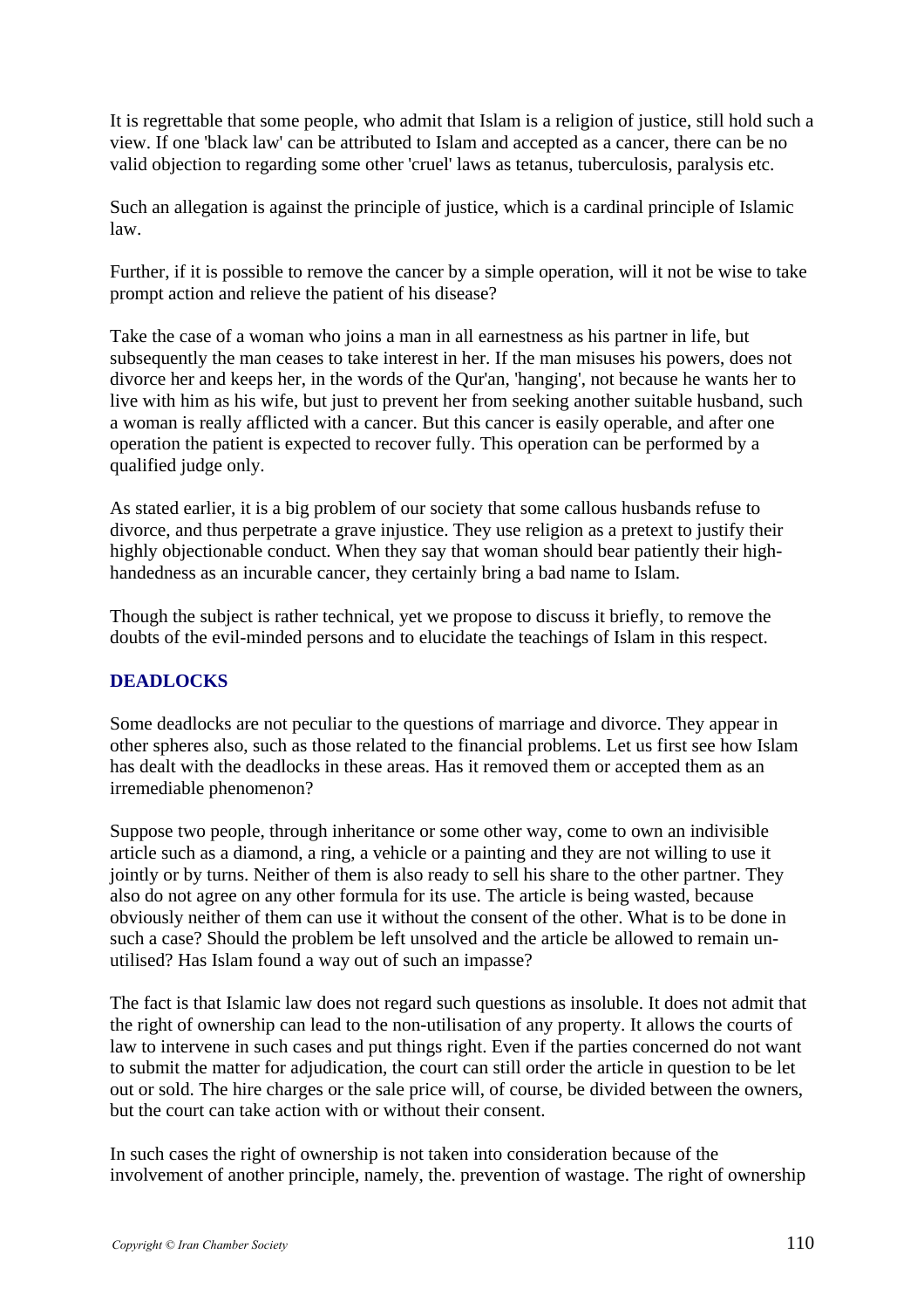It is regrettable that some people, who admit that Islam is a religion of justice, still hold such a view. If one 'black law' can be attributed to Islam and accepted as a cancer, there can be no valid objection to regarding some other 'cruel' laws as tetanus, tuberculosis, paralysis etc.

Such an allegation is against the principle of justice, which is a cardinal principle of Islamic law.

Further, if it is possible to remove the cancer by a simple operation, will it not be wise to take prompt action and relieve the patient of his disease?

Take the case of a woman who joins a man in all earnestness as his partner in life, but subsequently the man ceases to take interest in her. If the man misuses his powers, does not divorce her and keeps her, in the words of the Qur'an, 'hanging', not because he wants her to live with him as his wife, but just to prevent her from seeking another suitable husband, such a woman is really afflicted with a cancer. But this cancer is easily operable, and after one operation the patient is expected to recover fully. This operation can be performed by a qualified judge only.

As stated earlier, it is a big problem of our society that some callous husbands refuse to divorce, and thus perpetrate a grave injustice. They use religion as a pretext to justify their highly objectionable conduct. When they say that woman should bear patiently their high-handedness as an incurable cancer, they certainly bring a bad name to Islam.

Though the subject is rather technical, yet we propose to discuss it briefly, to remove the doubts of the evil-minded persons and to elucidate the teachings of Islam in this respect.

### DEADLOCKS

Some deadlocks are not peculiar to the questions of marriage and divorce. They appear in other spheres also, such as those related to the financial problems. Let us first see how Islam has dealt with the deadlocks in these areas. Has it removed them or accepted them as an irremediable phenomenon?

Suppose two people, through inheritance or some other way, come to own an indivisible article such as a diamond, a ring, a vehicle or a painting and they are not willing to use it jointly or by turns. Neither of them is also ready to sell his share to the other partner. They also do not agree on any other formula for its use. The article is being wasted, because obviously neither of them can use it without the consent of the other. What is to be done in such a case? Should the problem be left unsolved and the article be allowed to remain un-utilised? Has Islam found a way out of such an impasse?

The fact is that Islamic law does not regard such questions as insoluble. It does not admit that the right of ownership can lead to the non-utilisation of any property. It allows the courts of law to intervene in such cases and put things right. Even if the parties concerned do not want to submit the matter for adjudication, the court can still order the article in question to be let out or sold. The hire charges or the sale price will, of course, be divided between the owners, but the court can take action with or without their consent.

In such cases the right of ownership is not taken into consideration because of the involvement of another principle, namely, the. prevention of wastage. The right of ownership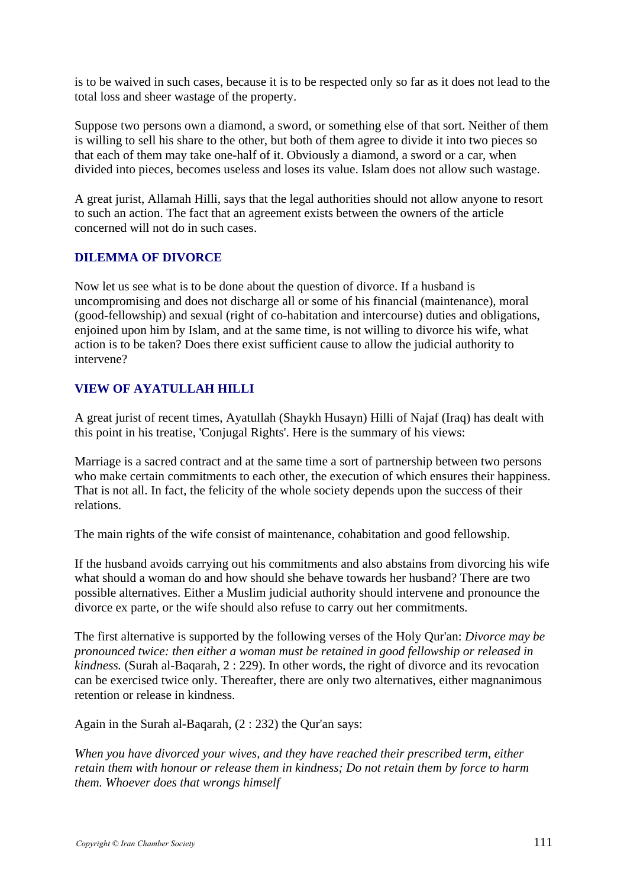is to be waived in such cases, because it is to be respected only so far as it does not lead to the total loss and sheer wastage of the property.

Suppose two persons own a diamond, a sword, or something else of that sort. Neither of them is willing to sell his share to the other, but both of them agree to divide it into two pieces so that each of them may take one-half of it. Obviously a diamond, a sword or a car, when divided into pieces, becomes useless and loses its value. Islam does not allow such wastage.

A great jurist, Allamah Hilli, says that the legal authorities should not allow anyone to resort to such an action. The fact that an agreement exists between the owners of the article concerned will not do in such cases.

## DILEMMA OF DIVORCE

Now let us see what is to be done about the question of divorce. If a husband is uncompromising and does not discharge all or some of his financial (maintenance), moral (good-fellowship) and sexual (right of co-habitation and intercourse) duties and obligations, enjoined upon him by Islam, and at the same time, is not willing to divorce his wife, what action is to be taken? Does there exist sufficient cause to allow the judicial authority to intervene?

## VIEW OF AYATULLAH HILLI

A great jurist of recent times, Ayatullah (Shaykh Husayn) Hilli of Najaf (Iraq) has dealt with this point in his treatise, 'Conjugal Rights'. Here is the summary of his views:

Marriage is a sacred contract and at the same time a sort of partnership between two persons who make certain commitments to each other, the execution of which ensures their happiness. That is not all. In fact, the felicity of the whole society depends upon the success of their relations.

The main rights of the wife consist of maintenance, cohabitation and good fellowship.

If the husband avoids carrying out his commitments and also abstains from divorcing his wife what should a woman do and how should she behave towards her husband? There are two possible alternatives. Either a Muslim judicial authority should intervene and pronounce the divorce ex parte, or the wife should also refuse to carry out her commitments.

The first alternative is supported by the following verses of the Holy Qur'an: *Divorce may be pronounced twice: then either a woman must be retained in good fellowship or released in kindness.* (Surah al-Baqarah, 2 : 229). In other words, the right of divorce and its revocation can be exercised twice only. Thereafter, there are only two alternatives, either magnanimous retention or release in kindness.

Again in the Surah al-Baqarah, (2 : 232) the Qur'an says:

*When you have divorced your wives, and they have reached their prescribed term, either retain them with honour or release them in kindness; Do not retain them by force to harm them. Whoever does that wrongs himself*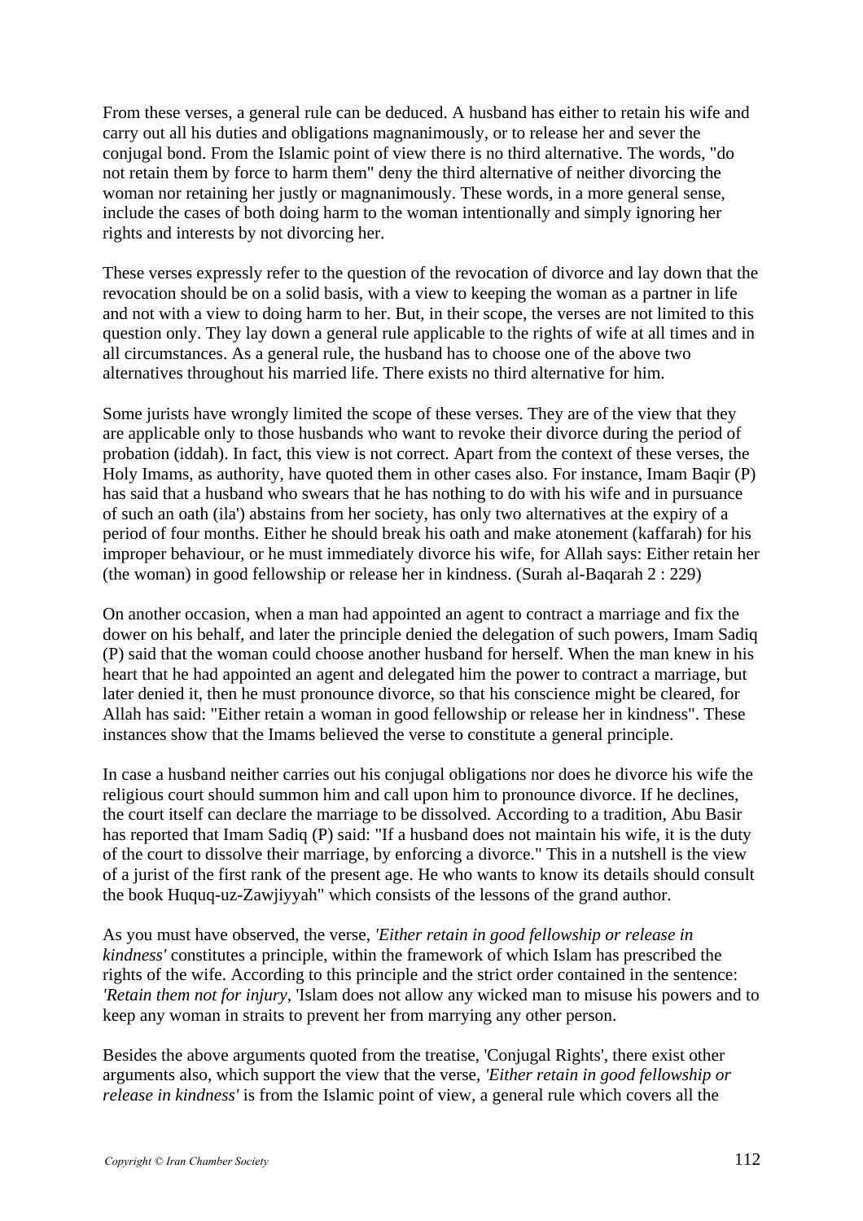From these verses, a general rule can be deduced. A husband has either to retain his wife and carry out all his duties and obligations magnanimously, or to release her and sever the conjugal bond. From the Islamic point of view there is no third alternative. The words, "do not retain them by force to harm them" deny the third alternative of neither divorcing the woman nor retaining her justly or magnanimously. These words, in a more general sense, include the cases of both doing harm to the woman intentionally and simply ignoring her rights and interests by not divorcing her.

These verses expressly refer to the question of the revocation of divorce and lay down that the revocation should be on a solid basis, with a view to keeping the woman as a partner in life and not with a view to doing harm to her. But, in their scope, the verses are not limited to this question only. They lay down a general rule applicable to the rights of wife at all times and in all circumstances. As a general rule, the husband has to choose one of the above two alternatives throughout his married life. There exists no third alternative for him.

Some jurists have wrongly limited the scope of these verses. They are of the view that they are applicable only to those husbands who want to revoke their divorce during the period of probation (iddah). In fact, this view is not correct. Apart from the context of these verses, the Holy Imams, as authority, have quoted them in other cases also. For instance, Imam Baqir (P) has said that a husband who swears that he has nothing to do with his wife and in pursuance of such an oath (ila') abstains from her society, has only two alternatives at the expiry of a period of four months. Either he should break his oath and make atonement (kaffarah) for his improper behaviour, or he must immediately divorce his wife, for Allah says: Either retain her (the woman) in good fellowship or release her in kindness. (Surah al-Baqarah 2 : 229)

On another occasion, when a man had appointed an agent to contract a marriage and fix the dower on his behalf, and later the principle denied the delegation of such powers, Imam Sadiq (P) said that the woman could choose another husband for herself. When the man knew in his heart that he had appointed an agent and delegated him the power to contract a marriage, but later denied it, then he must pronounce divorce, so that his conscience might be cleared, for Allah has said: "Either retain a woman in good fellowship or release her in kindness". These instances show that the Imams believed the verse to constitute a general principle.

In case a husband neither carries out his conjugal obligations nor does he divorce his wife the religious court should summon him and call upon him to pronounce divorce. If he declines, the court itself can declare the marriage to be dissolved. According to a tradition, Abu Basir has reported that Imam Sadiq (P) said: "If a husband does not maintain his wife, it is the duty of the court to dissolve their marriage, by enforcing a divorce." This in a nutshell is the view of a jurist of the first rank of the present age. He who wants to know its details should consult the book Huquq-uz-Zawjiyyah" which consists of the lessons of the grand author.

As you must have observed, the verse, *'Either retain in good fellowship or release in kindness'* constitutes a principle, within the framework of which Islam has prescribed the rights of the wife. According to this principle and the strict order contained in the sentence: *'Retain them not for injury*, 'Islam does not allow any wicked man to misuse his powers and to keep any woman in straits to prevent her from marrying any other person.

Besides the above arguments quoted from the treatise, 'Conjugal Rights', there exist other arguments also, which support the view that the verse, *'Either retain in good fellowship or release in kindness'* is from the Islamic point of view, a general rule which covers all the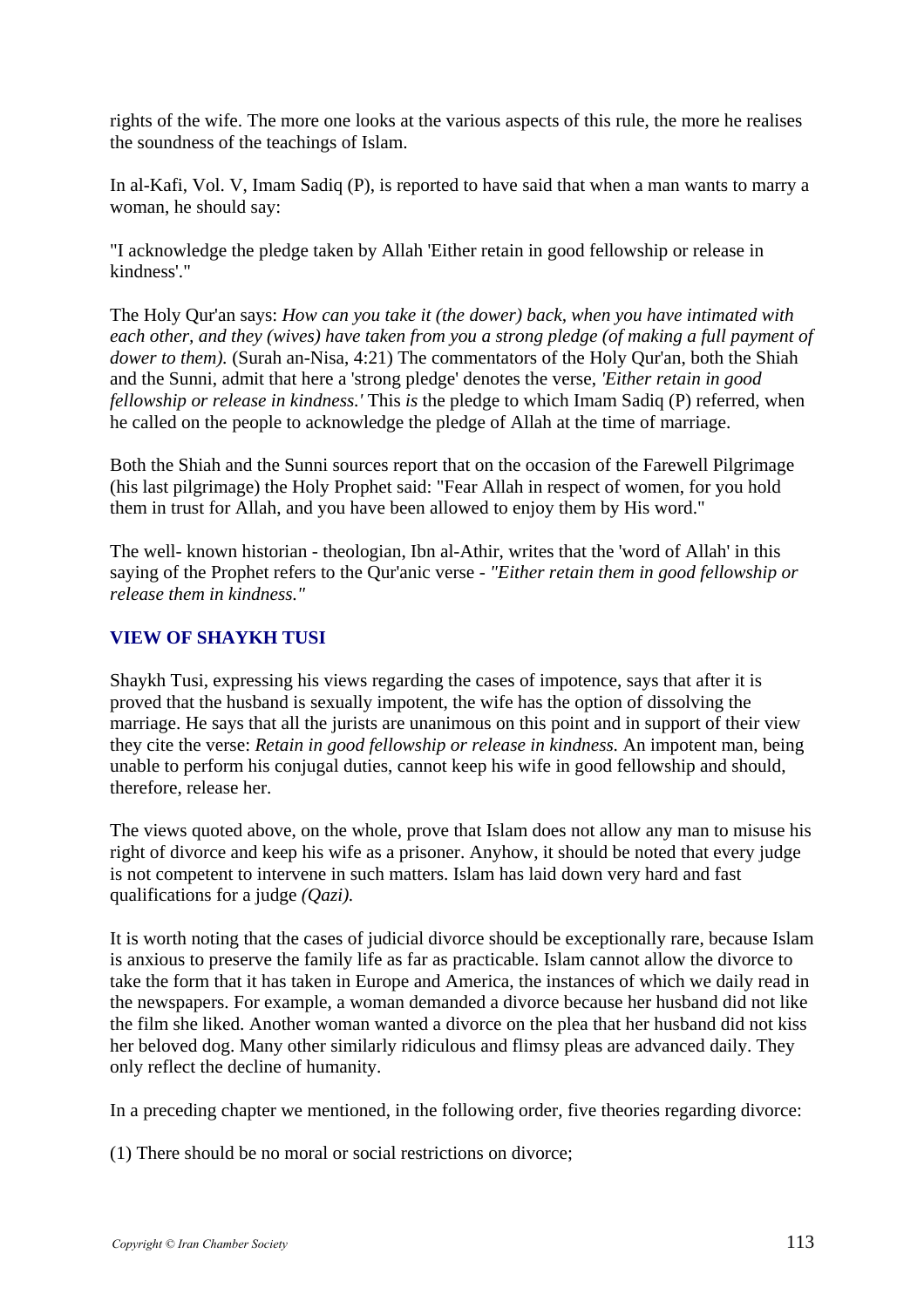rights of the wife. The more one looks at the various aspects of this rule, the more he realises the soundness of the teachings of Islam.

In al-Kafi, Vol. V, Imam Sadiq (P), is reported to have said that when a man wants to marry a woman, he should say:

"I acknowledge the pledge taken by Allah 'Either retain in good fellowship or release in kindness'."

The Holy Qur'an says: *How can you take it (the dower) back, when you have intimated with each other, and they (wives) have taken from you a strong pledge (of making a full payment of dower to them).* (Surah an-Nisa, 4:21) The commentators of the Holy Qur'an, both the Shiah and the Sunni, admit that here a 'strong pledge' denotes the verse, *'Either retain in good fellowship or release in kindness.'* This *is* the pledge to which Imam Sadiq (P) referred, when he called on the people to acknowledge the pledge of Allah at the time of marriage.

Both the Shiah and the Sunni sources report that on the occasion of the Farewell Pilgrimage (his last pilgrimage) the Holy Prophet said: "Fear Allah in respect of women, for you hold them in trust for Allah, and you have been allowed to enjoy them by His word."

The well- known historian - theologian, Ibn al-Athir, writes that the 'word of Allah' in this saying of the Prophet refers to the Qur'anic verse - *"Either retain them in good fellowship or release them in kindness."*

### VIEW OF SHAYKH TUSI

Shaykh Tusi, expressing his views regarding the cases of impotence, says that after it is proved that the husband is sexually impotent, the wife has the option of dissolving the marriage. He says that all the jurists are unanimous on this point and in support of their view they cite the verse: *Retain in good fellowship or release in kindness.* An impotent man, being unable to perform his conjugal duties, cannot keep his wife in good fellowship and should, therefore, release her.

The views quoted above, on the whole, prove that Islam does not allow any man to misuse his right of divorce and keep his wife as a prisoner. Anyhow, it should be noted that every judge is not competent to intervene in such matters. Islam has laid down very hard and fast qualifications for a judge *(Qazi).*

It is worth noting that the cases of judicial divorce should be exceptionally rare, because Islam is anxious to preserve the family life as far as practicable. Islam cannot allow the divorce to take the form that it has taken in Europe and America, the instances of which we daily read in the newspapers. For example, a woman demanded a divorce because her husband did not like the film she liked. Another woman wanted a divorce on the plea that her husband did not kiss her beloved dog. Many other similarly ridiculous and flimsy pleas are advanced daily. They only reflect the decline of humanity.

In a preceding chapter we mentioned, in the following order, five theories regarding divorce:

(1) There should be no moral or social restrictions on divorce;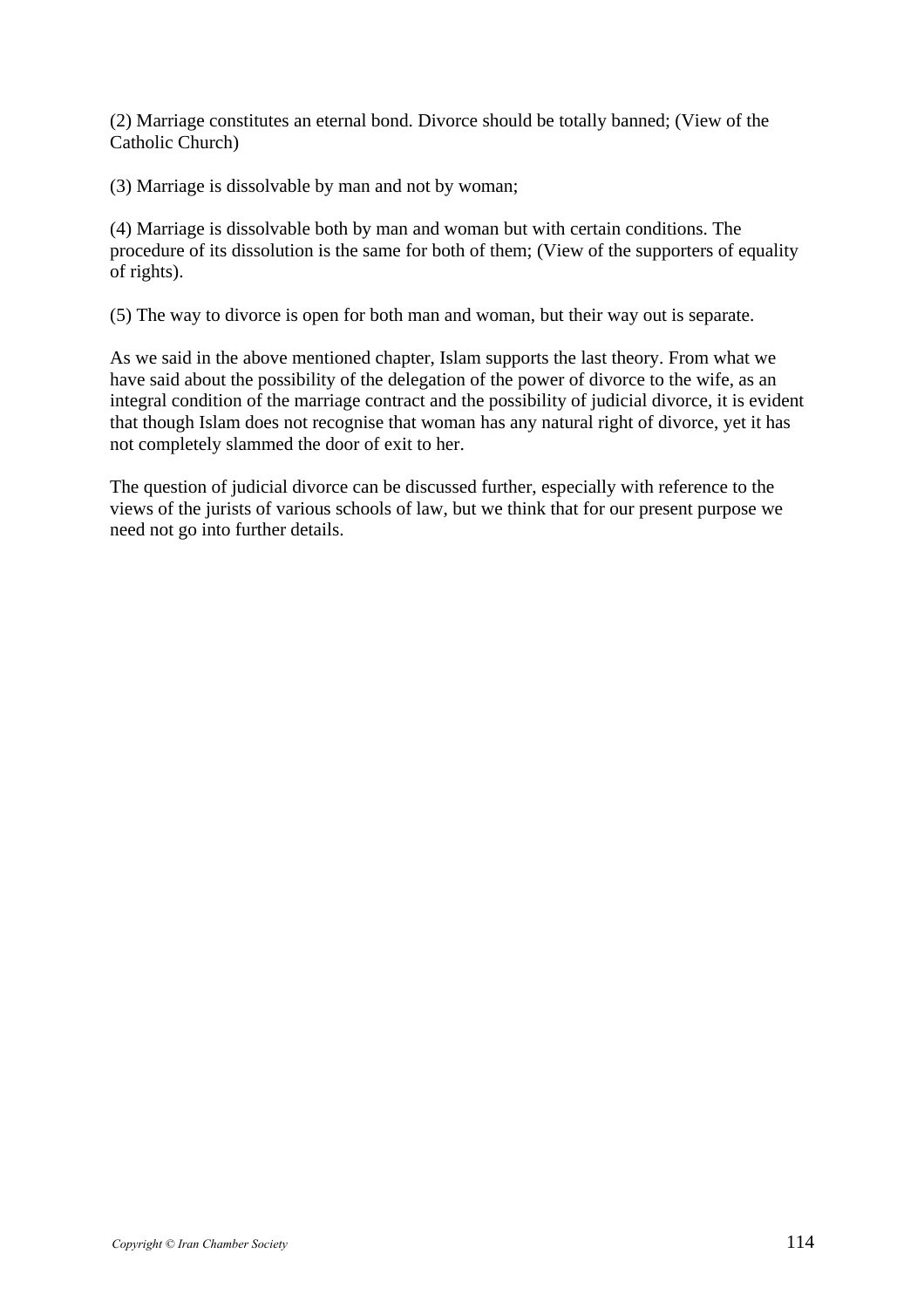(2) Marriage constitutes an eternal bond. Divorce should be totally banned; (View of the Catholic Church)

(3) Marriage is dissolvable by man and not by woman;

(4) Marriage is dissolvable both by man and woman but with certain conditions. The procedure of its dissolution is the same for both of them; (View of the supporters of equality of rights).

(5) The way to divorce is open for both man and woman, but their way out is separate.

As we said in the above mentioned chapter, Islam supports the last theory. From what we have said about the possibility of the delegation of the power of divorce to the wife, as an integral condition of the marriage contract and the possibility of judicial divorce, it is evident that though Islam does not recognise that woman has any natural right of divorce, yet it has not completely slammed the door of exit to her.

The question of judicial divorce can be discussed further, especially with reference to the views of the jurists of various schools of law, but we think that for our present purpose we need not go into further details.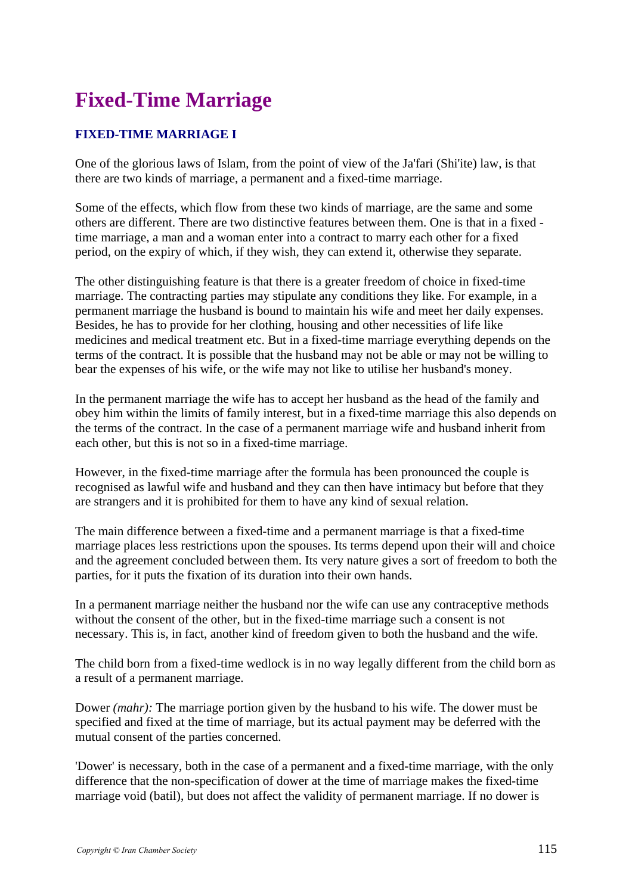# Fixed-Time Marriage

## FIXED-TIME MARRIAGE I

One of the glorious laws of Islam, from the point of view of the Ja'fari (Shi'ite) law, is that there are two kinds of marriage, a permanent and a fixed-time marriage.

Some of the effects, which flow from these two kinds of marriage, are the same and some others are different. There are two distinctive features between them. One is that in a fixed - time marriage, a man and a woman enter into a contract to marry each other for a fixed period, on the expiry of which, if they wish, they can extend it, otherwise they separate.

The other distinguishing feature is that there is a greater freedom of choice in fixed-time marriage. The contracting parties may stipulate any conditions they like. For example, in a permanent marriage the husband is bound to maintain his wife and meet her daily expenses. Besides, he has to provide for her clothing, housing and other necessities of life like medicines and medical treatment etc. But in a fixed-time marriage everything depends on the terms of the contract. It is possible that the husband may not be able or may not be willing to bear the expenses of his wife, or the wife may not like to utilise her husband's money.

In the permanent marriage the wife has to accept her husband as the head of the family and obey him within the limits of family interest, but in a fixed-time marriage this also depends on the terms of the contract. In the case of a permanent marriage wife and husband inherit from each other, but this is not so in a fixed-time marriage.

However, in the fixed-time marriage after the formula has been pronounced the couple is recognised as lawful wife and husband and they can then have intimacy but before that they are strangers and it is prohibited for them to have any kind of sexual relation.

The main difference between a fixed-time and a permanent marriage is that a fixed-time marriage places less restrictions upon the spouses. Its terms depend upon their will and choice and the agreement concluded between them. Its very nature gives a sort of freedom to both the parties, for it puts the fixation of its duration into their own hands.

In a permanent marriage neither the husband nor the wife can use any contraceptive methods without the consent of the other, but in the fixed-time marriage such a consent is not necessary. This is, in fact, another kind of freedom given to both the husband and the wife.

The child born from a fixed-time wedlock is in no way legally different from the child born as a result of a permanent marriage.

Dower *(mahr):* The marriage portion given by the husband to his wife. The dower must be specified and fixed at the time of marriage, but its actual payment may be deferred with the mutual consent of the parties concerned.

'Dower' is necessary, both in the case of a permanent and a fixed-time marriage, with the only difference that the non-specification of dower at the time of marriage makes the fixed-time marriage void (batil), but does not affect the validity of permanent marriage. If no dower is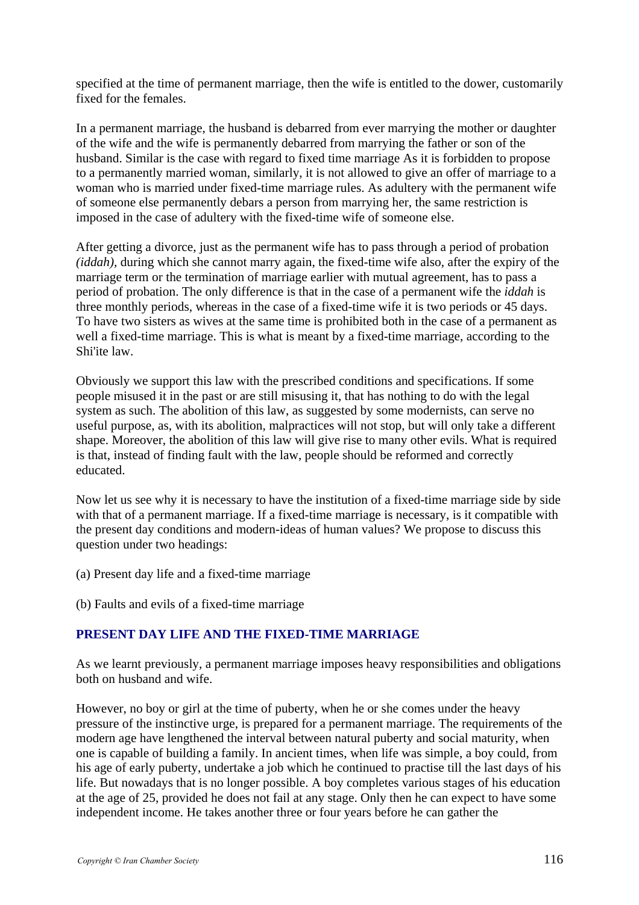specified at the time of permanent marriage, then the wife is entitled to the dower, customarily fixed for the females.

In a permanent marriage, the husband is debarred from ever marrying the mother or daughter of the wife and the wife is permanently debarred from marrying the father or son of the husband. Similar is the case with regard to fixed time marriage As it is forbidden to propose to a permanently married woman, similarly, it is not allowed to give an offer of marriage to a woman who is married under fixed-time marriage rules. As adultery with the permanent wife of someone else permanently debars a person from marrying her, the same restriction is imposed in the case of adultery with the fixed-time wife of someone else.

After getting a divorce, just as the permanent wife has to pass through a period of probation *(iddah)*, during which she cannot marry again, the fixed-time wife also, after the expiry of the marriage term or the termination of marriage earlier with mutual agreement, has to pass a period of probation. The only difference is that in the case of a permanent wife the *iddah* is three monthly periods, whereas in the case of a fixed-time wife it is two periods or 45 days. To have two sisters as wives at the same time is prohibited both in the case of a permanent as well a fixed-time marriage. This is what is meant by a fixed-time marriage, according to the Shi'ite law.

Obviously we support this law with the prescribed conditions and specifications. If some people misused it in the past or are still misusing it, that has nothing to do with the legal system as such. The abolition of this law, as suggested by some modernists, can serve no useful purpose, as, with its abolition, malpractices will not stop, but will only take a different shape. Moreover, the abolition of this law will give rise to many other evils. What is required is that, instead of finding fault with the law, people should be reformed and correctly educated.

Now let us see why it is necessary to have the institution of a fixed-time marriage side by side with that of a permanent marriage. If a fixed-time marriage is necessary, is it compatible with the present day conditions and modern-ideas of human values? We propose to discuss this question under two headings:

(a) Present day life and a fixed-time marriage

(b) Faults and evils of a fixed-time marriage

## PRESENT DAY LIFE AND THE FIXED-TIME MARRIAGE

As we learnt previously, a permanent marriage imposes heavy responsibilities and obligations both on husband and wife.

However, no boy or girl at the time of puberty, when he or she comes under the heavy pressure of the instinctive urge, is prepared for a permanent marriage. The requirements of the modern age have lengthened the interval between natural puberty and social maturity, when one is capable of building a family. In ancient times, when life was simple, a boy could, from his age of early puberty, undertake a job which he continued to practise till the last days of his life. But nowadays that is no longer possible. A boy completes various stages of his education at the age of 25, provided he does not fail at any stage. Only then he can expect to have some independent income. He takes another three or four years before he can gather the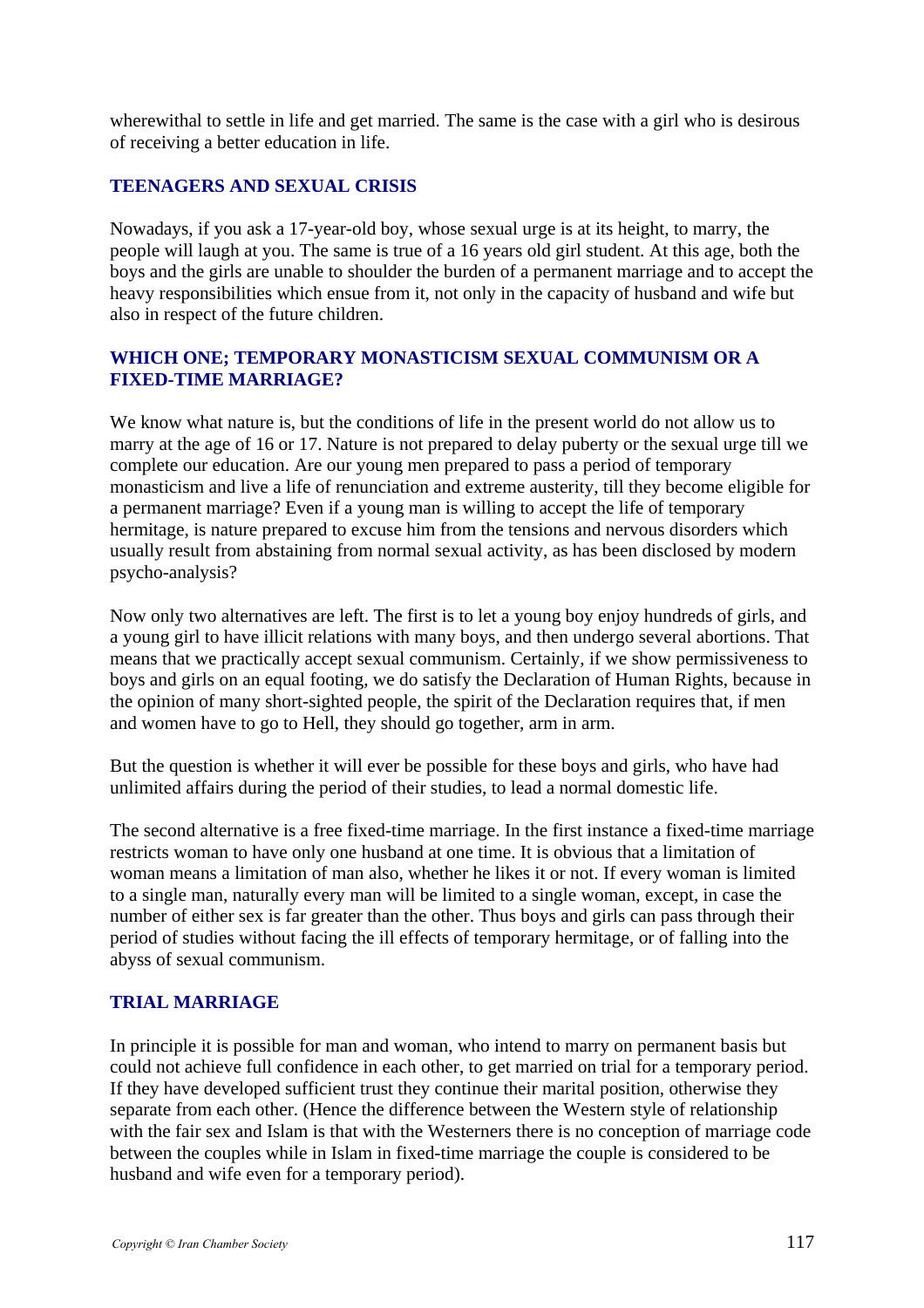wherewithal to settle in life and get married. The same is the case with a girl who is desirous of receiving a better education in life.

## TEENAGERS AND SEXUAL CRISIS

Nowadays, if you ask a 17-year-old boy, whose sexual urge is at its height, to marry, the people will laugh at you. The same is true of a 16 years old girl student. At this age, both the boys and the girls are unable to shoulder the burden of a permanent marriage and to accept the heavy responsibilities which ensue from it, not only in the capacity of husband and wife but also in respect of the future children.

## WHICH ONE; TEMPORARY MONASTICISM SEXUAL COMMUNISM OR A FIXED-TIME MARRIAGE?

We know what nature is, but the conditions of life in the present world do not allow us to marry at the age of 16 or 17. Nature is not prepared to delay puberty or the sexual urge till we complete our education. Are our young men prepared to pass a period of temporary monasticism and live a life of renunciation and extreme austerity, till they become eligible for a permanent marriage? Even if a young man is willing to accept the life of temporary hermitage, is nature prepared to excuse him from the tensions and nervous disorders which usually result from abstaining from normal sexual activity, as has been disclosed by modern psycho-analysis?

Now only two alternatives are left. The first is to let a young boy enjoy hundreds of girls, and a young girl to have illicit relations with many boys, and then undergo several abortions. That means that we practically accept sexual communism. Certainly, if we show permissiveness to boys and girls on an equal footing, we do satisfy the Declaration of Human Rights, because in the opinion of many short-sighted people, the spirit of the Declaration requires that, if men and women have to go to Hell, they should go together, arm in arm.

But the question is whether it will ever be possible for these boys and girls, who have had unlimited affairs during the period of their studies, to lead a normal domestic life.

The second alternative is a free fixed-time marriage. In the first instance a fixed-time marriage restricts woman to have only one husband at one time. It is obvious that a limitation of woman means a limitation of man also, whether he likes it or not. If every woman is limited to a single man, naturally every man will be limited to a single woman, except, in case the number of either sex is far greater than the other. Thus boys and girls can pass through their period of studies without facing the ill effects of temporary hermitage, or of falling into the abyss of sexual communism.

## TRIAL MARRIAGE

In principle it is possible for man and woman, who intend to marry on permanent basis but could not achieve full confidence in each other, to get married on trial for a temporary period. If they have developed sufficient trust they continue their marital position, otherwise they separate from each other. (Hence the difference between the Western style of relationship with the fair sex and Islam is that with the Westerners there is no conception of marriage code between the couples while in Islam in fixed-time marriage the couple is considered to be husband and wife even for a temporary period).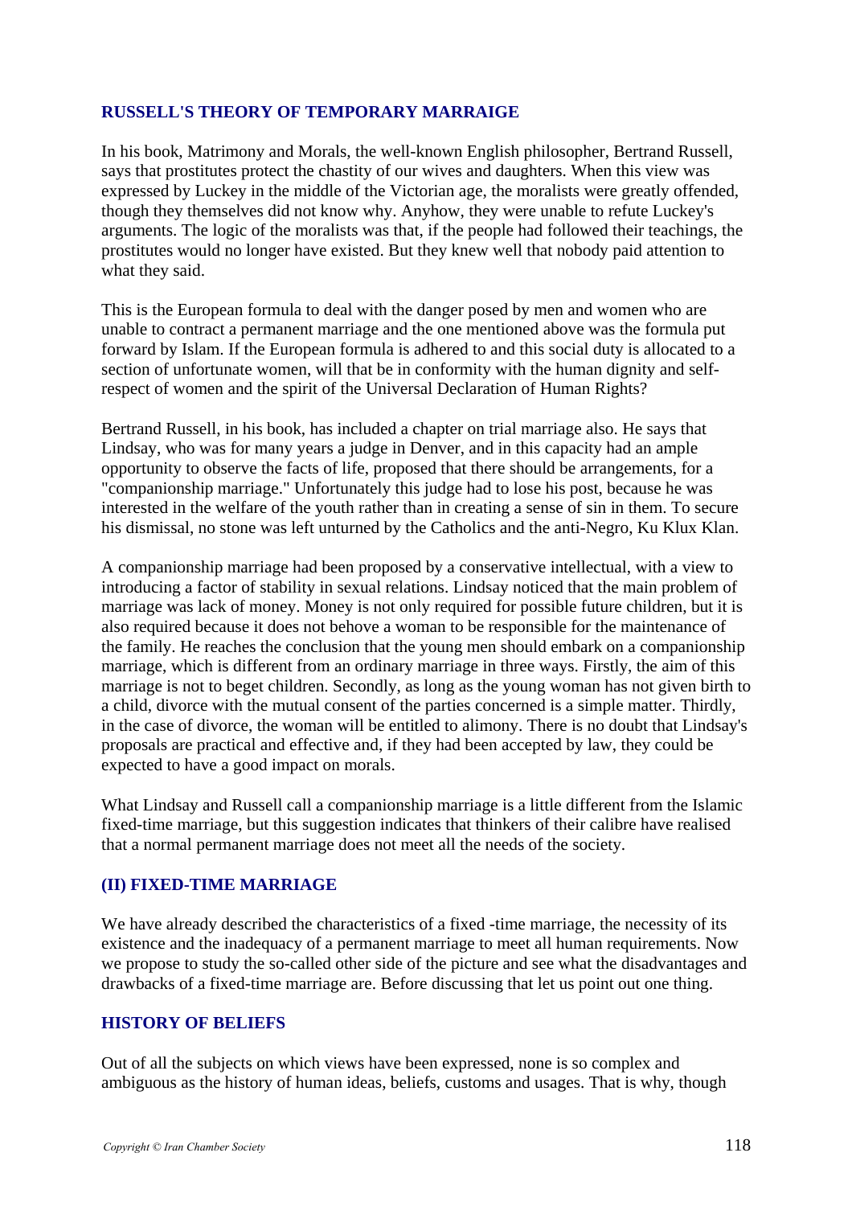## RUSSELL'S THEORY OF TEMPORARY MARRAIGE

In his book, Matrimony and Morals, the well-known English philosopher, Bertrand Russell, says that prostitutes protect the chastity of our wives and daughters. When this view was expressed by Luckey in the middle of the Victorian age, the moralists were greatly offended, though they themselves did not know why. Anyhow, they were unable to refute Luckey's arguments. The logic of the moralists was that, if the people had followed their teachings, the prostitutes would no longer have existed. But they knew well that nobody paid attention to what they said.

This is the European formula to deal with the danger posed by men and women who are unable to contract a permanent marriage and the one mentioned above was the formula put forward by Islam. If the European formula is adhered to and this social duty is allocated to a section of unfortunate women, will that be in conformity with the human dignity and self-respect of women and the spirit of the Universal Declaration of Human Rights?

Bertrand Russell, in his book, has included a chapter on trial marriage also. He says that Lindsay, who was for many years a judge in Denver, and in this capacity had an ample opportunity to observe the facts of life, proposed that there should be arrangements, for a "companionship marriage." Unfortunately this judge had to lose his post, because he was interested in the welfare of the youth rather than in creating a sense of sin in them. To secure his dismissal, no stone was left unturned by the Catholics and the anti-Negro, Ku Klux Klan.

A companionship marriage had been proposed by a conservative intellectual, with a view to introducing a factor of stability in sexual relations. Lindsay noticed that the main problem of marriage was lack of money. Money is not only required for possible future children, but it is also required because it does not behove a woman to be responsible for the maintenance of the family. He reaches the conclusion that the young men should embark on a companionship marriage, which is different from an ordinary marriage in three ways. Firstly, the aim of this marriage is not to beget children. Secondly, as long as the young woman has not given birth to a child, divorce with the mutual consent of the parties concerned is a simple matter. Thirdly, in the case of divorce, the woman will be entitled to alimony. There is no doubt that Lindsay's proposals are practical and effective and, if they had been accepted by law, they could be expected to have a good impact on morals.

What Lindsay and Russell call a companionship marriage is a little different from the Islamic fixed-time marriage, but this suggestion indicates that thinkers of their calibre have realised that a normal permanent marriage does not meet all the needs of the society.

## (II) FIXED-TIME MARRIAGE

We have already described the characteristics of a fixed -time marriage, the necessity of its existence and the inadequacy of a permanent marriage to meet all human requirements. Now we propose to study the so-called other side of the picture and see what the disadvantages and drawbacks of a fixed-time marriage are. Before discussing that let us point out one thing.

## HISTORY OF BELIEFS

Out of all the subjects on which views have been expressed, none is so complex and ambiguous as the history of human ideas, beliefs, customs and usages. That is why, though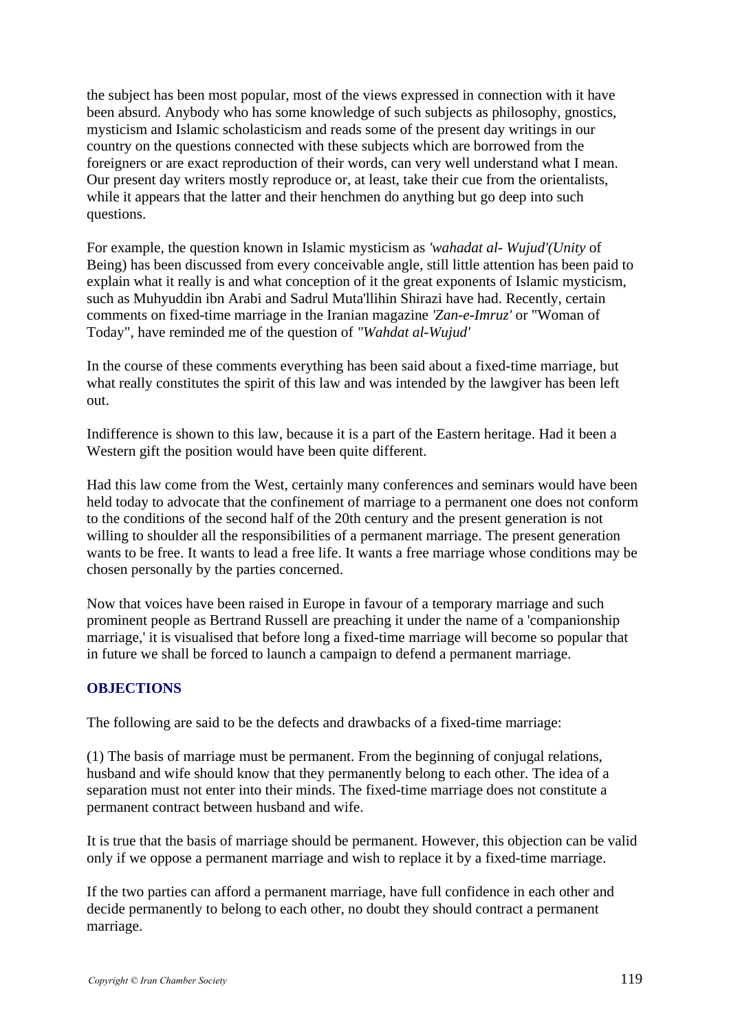the subject has been most popular, most of the views expressed in connection with it have been absurd. Anybody who has some knowledge of such subjects as philosophy, gnostics, mysticism and Islamic scholasticism and reads some of the present day writings in our country on the questions connected with these subjects which are borrowed from the foreigners or are exact reproduction of their words, can very well understand what I mean. Our present day writers mostly reproduce or, at least, take their cue from the orientalists, while it appears that the latter and their henchmen do anything but go deep into such questions.

For example, the question known in Islamic mysticism as *'wahadat al- Wujud'(Unity* of Being) has been discussed from every conceivable angle, still little attention has been paid to explain what it really is and what conception of it the great exponents of Islamic mysticism, such as Muhyuddin ibn Arabi and Sadrul Muta'llihin Shirazi have had. Recently, certain comments on fixed-time marriage in the Iranian magazine *'Zan-e-Imruz'* or "Woman of Today", have reminded me of the question of *"Wahdat al-Wujud'*

In the course of these comments everything has been said about a fixed-time marriage, but what really constitutes the spirit of this law and was intended by the lawgiver has been left out.

Indifference is shown to this law, because it is a part of the Eastern heritage. Had it been a Western gift the position would have been quite different.

Had this law come from the West, certainly many conferences and seminars would have been held today to advocate that the confinement of marriage to a permanent one does not conform to the conditions of the second half of the 20th century and the present generation is not willing to shoulder all the responsibilities of a permanent marriage. The present generation wants to be free. It wants to lead a free life. It wants a free marriage whose conditions may be chosen personally by the parties concerned.

Now that voices have been raised in Europe in favour of a temporary marriage and such prominent people as Bertrand Russell are preaching it under the name of a 'companionship marriage,' it is visualised that before long a fixed-time marriage will become so popular that in future we shall be forced to launch a campaign to defend a permanent marriage.

## OBJECTIONS

The following are said to be the defects and drawbacks of a fixed-time marriage:

(1) The basis of marriage must be permanent. From the beginning of conjugal relations, husband and wife should know that they permanently belong to each other. The idea of a separation must not enter into their minds. The fixed-time marriage does not constitute a permanent contract between husband and wife.

It is true that the basis of marriage should be permanent. However, this objection can be valid only if we oppose a permanent marriage and wish to replace it by a fixed-time marriage.

If the two parties can afford a permanent marriage, have full confidence in each other and decide permanently to belong to each other, no doubt they should contract a permanent marriage.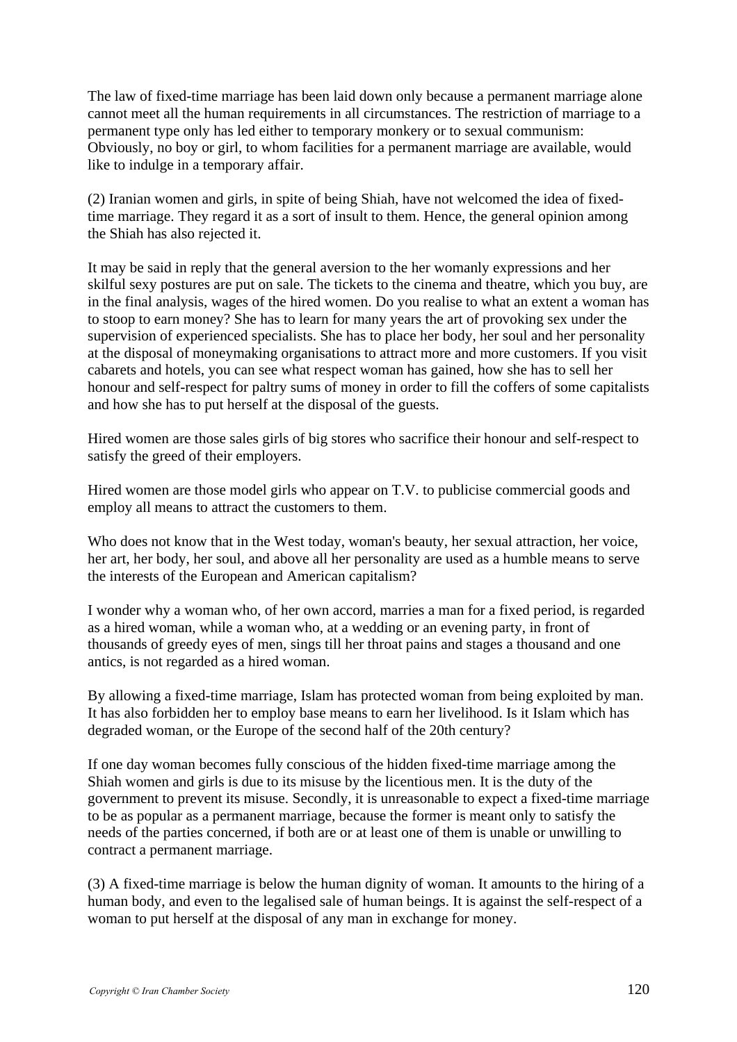The law of fixed-time marriage has been laid down only because a permanent marriage alone cannot meet all the human requirements in all circumstances. The restriction of marriage to a permanent type only has led either to temporary monkery or to sexual communism: Obviously, no boy or girl, to whom facilities for a permanent marriage are available, would like to indulge in a temporary affair.

(2) Iranian women and girls, in spite of being Shiah, have not welcomed the idea of fixed-time marriage. They regard it as a sort of insult to them. Hence, the general opinion among the Shiah has also rejected it.

It may be said in reply that the general aversion to the her womanly expressions and her skilful sexy postures are put on sale. The tickets to the cinema and theatre, which you buy, are in the final analysis, wages of the hired women. Do you realise to what an extent a woman has to stoop to earn money? She has to learn for many years the art of provoking sex under the supervision of experienced specialists. She has to place her body, her soul and her personality at the disposal of moneymaking organisations to attract more and more customers. If you visit cabarets and hotels, you can see what respect woman has gained, how she has to sell her honour and self-respect for paltry sums of money in order to fill the coffers of some capitalists and how she has to put herself at the disposal of the guests.

Hired women are those sales girls of big stores who sacrifice their honour and self-respect to satisfy the greed of their employers.

Hired women are those model girls who appear on T.V. to publicise commercial goods and employ all means to attract the customers to them.

Who does not know that in the West today, woman's beauty, her sexual attraction, her voice, her art, her body, her soul, and above all her personality are used as a humble means to serve the interests of the European and American capitalism?

I wonder why a woman who, of her own accord, marries a man for a fixed period, is regarded as a hired woman, while a woman who, at a wedding or an evening party, in front of thousands of greedy eyes of men, sings till her throat pains and stages a thousand and one antics, is not regarded as a hired woman.

By allowing a fixed-time marriage, Islam has protected woman from being exploited by man. It has also forbidden her to employ base means to earn her livelihood. Is it Islam which has degraded woman, or the Europe of the second half of the 20th century?

If one day woman becomes fully conscious of the hidden fixed-time marriage among the Shiah women and girls is due to its misuse by the licentious men. It is the duty of the government to prevent its misuse. Secondly, it is unreasonable to expect a fixed-time marriage to be as popular as a permanent marriage, because the former is meant only to satisfy the needs of the parties concerned, if both are or at least one of them is unable or unwilling to contract a permanent marriage.

(3) A fixed-time marriage is below the human dignity of woman. It amounts to the hiring of a human body, and even to the legalised sale of human beings. It is against the self-respect of a woman to put herself at the disposal of any man in exchange for money.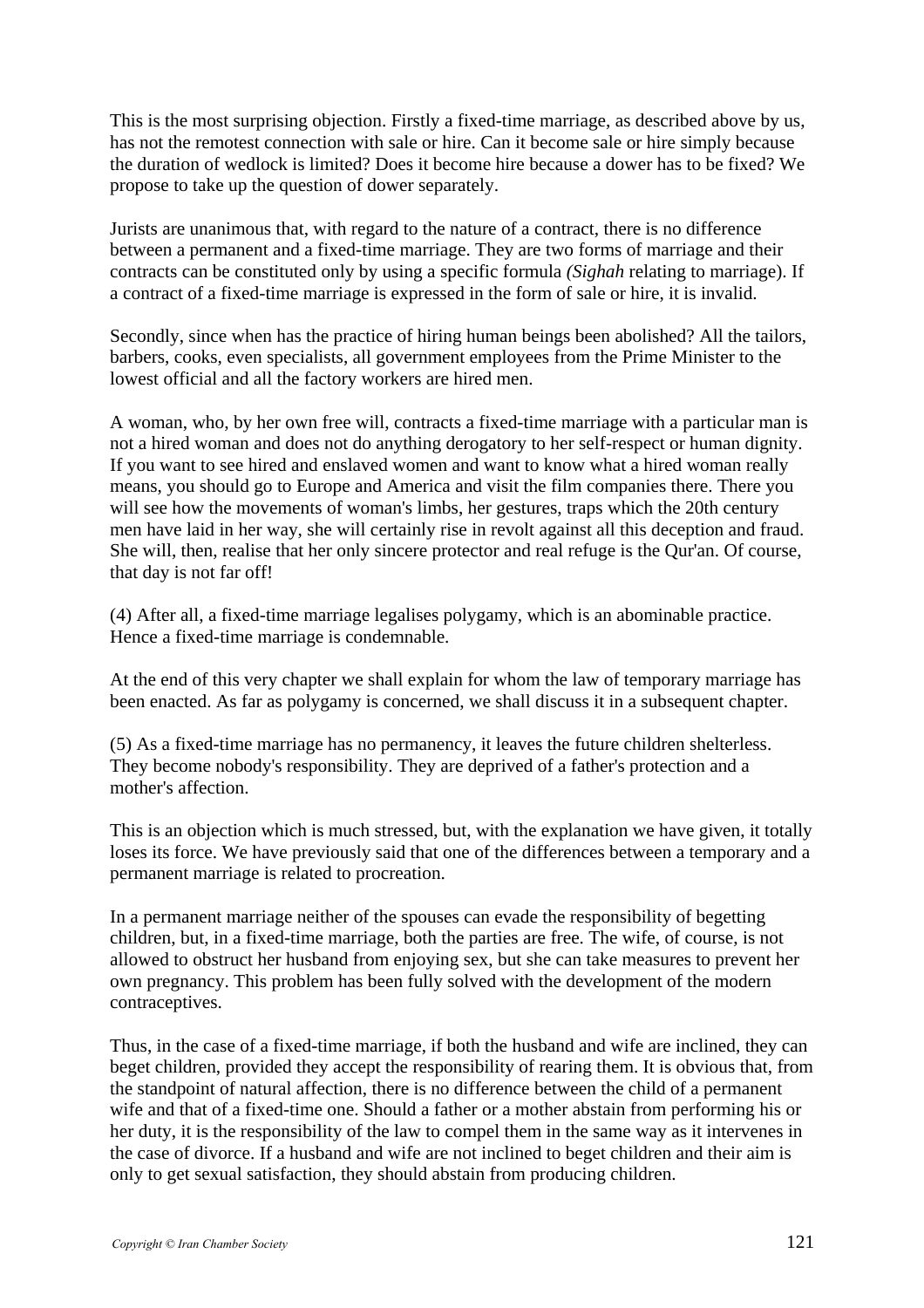This is the most surprising objection. Firstly a fixed-time marriage, as described above by us, has not the remotest connection with sale or hire. Can it become sale or hire simply because the duration of wedlock is limited? Does it become hire because a dower has to be fixed? We propose to take up the question of dower separately.

Jurists are unanimous that, with regard to the nature of a contract, there is no difference between a permanent and a fixed-time marriage. They are two forms of marriage and their contracts can be constituted only by using a specific formula *(Sighah* relating to marriage). If a contract of a fixed-time marriage is expressed in the form of sale or hire, it is invalid.

Secondly, since when has the practice of hiring human beings been abolished? All the tailors, barbers, cooks, even specialists, all government employees from the Prime Minister to the lowest official and all the factory workers are hired men.

A woman, who, by her own free will, contracts a fixed-time marriage with a particular man is not a hired woman and does not do anything derogatory to her self-respect or human dignity. If you want to see hired and enslaved women and want to know what a hired woman really means, you should go to Europe and America and visit the film companies there. There you will see how the movements of woman's limbs, her gestures, traps which the 20th century men have laid in her way, she will certainly rise in revolt against all this deception and fraud. She will, then, realise that her only sincere protector and real refuge is the Qur'an. Of course, that day is not far off!

(4) After all, a fixed-time marriage legalises polygamy, which is an abominable practice. Hence a fixed-time marriage is condemnable.

At the end of this very chapter we shall explain for whom the law of temporary marriage has been enacted. As far as polygamy is concerned, we shall discuss it in a subsequent chapter.

(5) As a fixed-time marriage has no permanency, it leaves the future children shelterless. They become nobody's responsibility. They are deprived of a father's protection and a mother's affection.

This is an objection which is much stressed, but, with the explanation we have given, it totally loses its force. We have previously said that one of the differences between a temporary and a permanent marriage is related to procreation.

In a permanent marriage neither of the spouses can evade the responsibility of begetting children, but, in a fixed-time marriage, both the parties are free. The wife, of course, is not allowed to obstruct her husband from enjoying sex, but she can take measures to prevent her own pregnancy. This problem has been fully solved with the development of the modern contraceptives.

Thus, in the case of a fixed-time marriage, if both the husband and wife are inclined, they can beget children, provided they accept the responsibility of rearing them. It is obvious that, from the standpoint of natural affection, there is no difference between the child of a permanent wife and that of a fixed-time one. Should a father or a mother abstain from performing his or her duty, it is the responsibility of the law to compel them in the same way as it intervenes in the case of divorce. If a husband and wife are not inclined to beget children and their aim is only to get sexual satisfaction, they should abstain from producing children.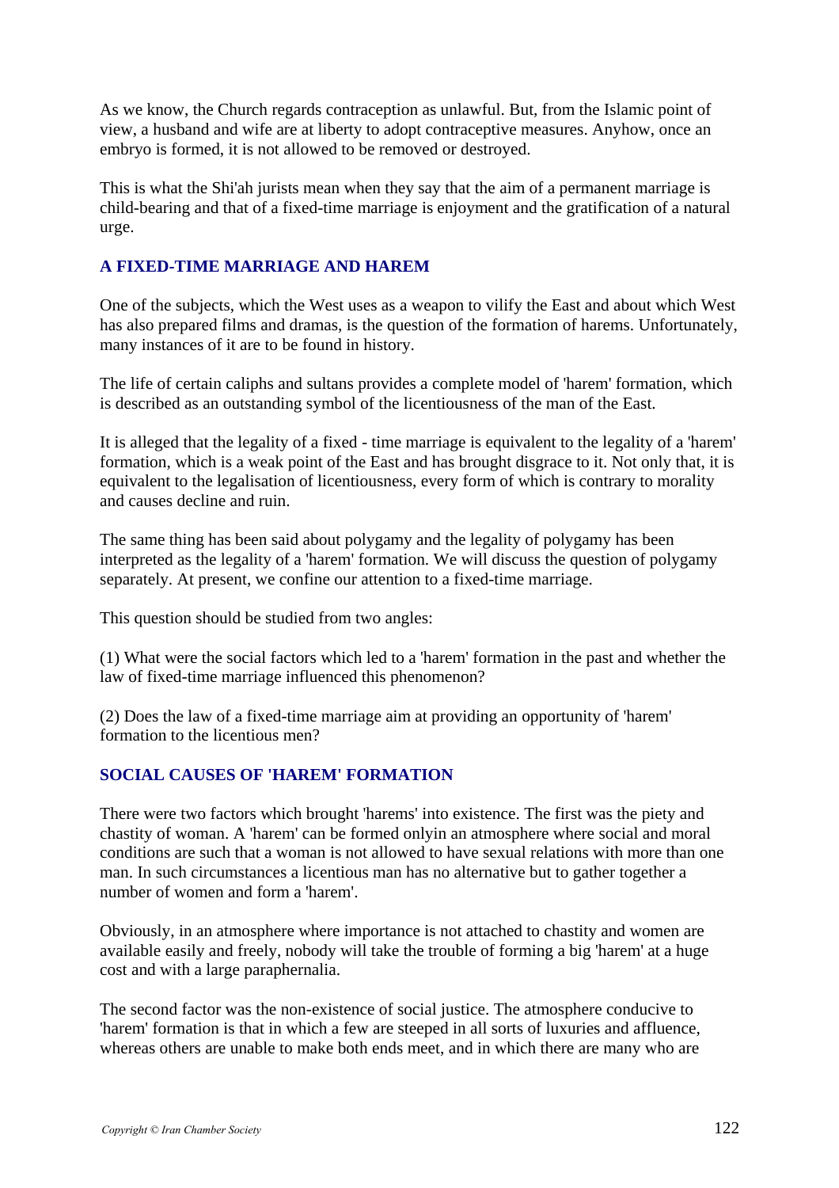As we know, the Church regards contraception as unlawful. But, from the Islamic point of view, a husband and wife are at liberty to adopt contraceptive measures. Anyhow, once an embryo is formed, it is not allowed to be removed or destroyed.

This is what the Shi'ah jurists mean when they say that the aim of a permanent marriage is child-bearing and that of a fixed-time marriage is enjoyment and the gratification of a natural urge.

### A FIXED-TIME MARRIAGE AND HAREM

One of the subjects, which the West uses as a weapon to vilify the East and about which West has also prepared films and dramas, is the question of the formation of harems. Unfortunately, many instances of it are to be found in history.

The life of certain caliphs and sultans provides a complete model of 'harem' formation, which is described as an outstanding symbol of the licentiousness of the man of the East.

It is alleged that the legality of a fixed - time marriage is equivalent to the legality of a 'harem' formation, which is a weak point of the East and has brought disgrace to it. Not only that, it is equivalent to the legalisation of licentiousness, every form of which is contrary to morality and causes decline and ruin.

The same thing has been said about polygamy and the legality of polygamy has been interpreted as the legality of a 'harem' formation. We will discuss the question of polygamy separately. At present, we confine our attention to a fixed-time marriage.

This question should be studied from two angles:

(1) What were the social factors which led to a 'harem' formation in the past and whether the law of fixed-time marriage influenced this phenomenon?

(2) Does the law of a fixed-time marriage aim at providing an opportunity of 'harem' formation to the licentious men?

### SOCIAL CAUSES OF 'HAREM' FORMATION

There were two factors which brought 'harems' into existence. The first was the piety and chastity of woman. A 'harem' can be formed onlyin an atmosphere where social and moral conditions are such that a woman is not allowed to have sexual relations with more than one man. In such circumstances a licentious man has no alternative but to gather together a number of women and form a 'harem'.

Obviously, in an atmosphere where importance is not attached to chastity and women are available easily and freely, nobody will take the trouble of forming a big 'harem' at a huge cost and with a large paraphernalia.

The second factor was the non-existence of social justice. The atmosphere conducive to 'harem' formation is that in which a few are steeped in all sorts of luxuries and affluence, whereas others are unable to make both ends meet, and in which there are many who are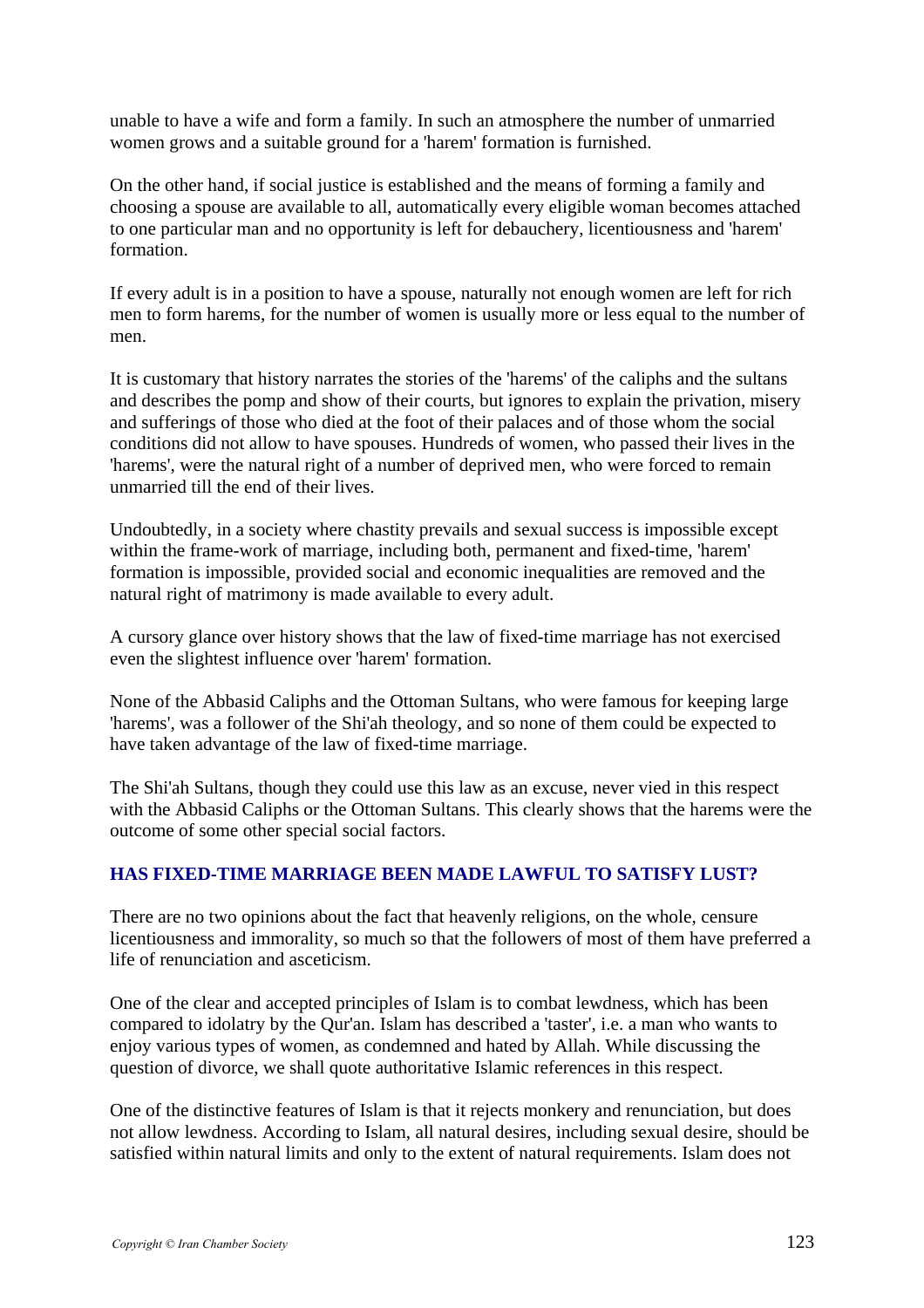unable to have a wife and form a family. In such an atmosphere the number of unmarried women grows and a suitable ground for a 'harem' formation is furnished.

On the other hand, if social justice is established and the means of forming a family and choosing a spouse are available to all, automatically every eligible woman becomes attached to one particular man and no opportunity is left for debauchery, licentiousness and 'harem' formation.

If every adult is in a position to have a spouse, naturally not enough women are left for rich men to form harems, for the number of women is usually more or less equal to the number of men.

It is customary that history narrates the stories of the 'harems' of the caliphs and the sultans and describes the pomp and show of their courts, but ignores to explain the privation, misery and sufferings of those who died at the foot of their palaces and of those whom the social conditions did not allow to have spouses. Hundreds of women, who passed their lives in the 'harems', were the natural right of a number of deprived men, who were forced to remain unmarried till the end of their lives.

Undoubtedly, in a society where chastity prevails and sexual success is impossible except within the frame-work of marriage, including both, permanent and fixed-time, 'harem' formation is impossible, provided social and economic inequalities are removed and the natural right of matrimony is made available to every adult.

A cursory glance over history shows that the law of fixed-time marriage has not exercised even the slightest influence over 'harem' formation.

None of the Abbasid Caliphs and the Ottoman Sultans, who were famous for keeping large 'harems', was a follower of the Shi'ah theology, and so none of them could be expected to have taken advantage of the law of fixed-time marriage.

The Shi'ah Sultans, though they could use this law as an excuse, never vied in this respect with the Abbasid Caliphs or the Ottoman Sultans. This clearly shows that the harems were the outcome of some other special social factors.

## HAS FIXED-TIME MARRIAGE BEEN MADE LAWFUL TO SATISFY LUST?

There are no two opinions about the fact that heavenly religions, on the whole, censure licentiousness and immorality, so much so that the followers of most of them have preferred a life of renunciation and asceticism.

One of the clear and accepted principles of Islam is to combat lewdness, which has been compared to idolatry by the Qur'an. Islam has described a 'taster', i.e. a man who wants to enjoy various types of women, as condemned and hated by Allah. While discussing the question of divorce, we shall quote authoritative Islamic references in this respect.

One of the distinctive features of Islam is that it rejects monkery and renunciation, but does not allow lewdness. According to Islam, all natural desires, including sexual desire, should be satisfied within natural limits and only to the extent of natural requirements. Islam does not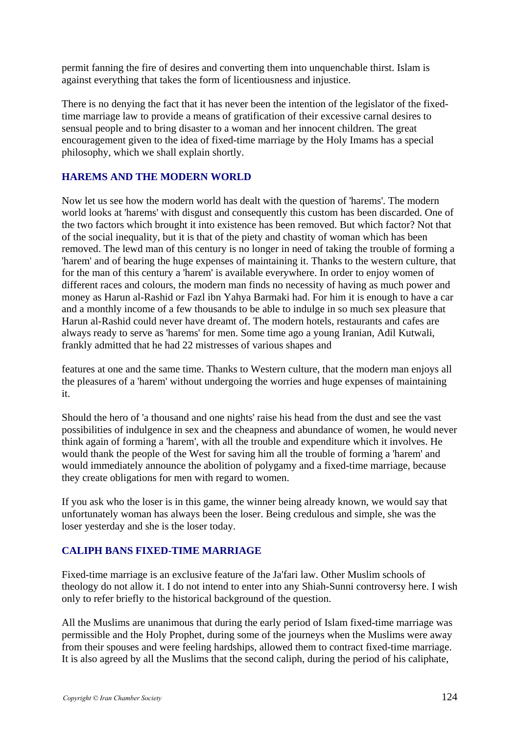permit fanning the fire of desires and converting them into unquenchable thirst. Islam is against everything that takes the form of licentiousness and injustice.

There is no denying the fact that it has never been the intention of the legislator of the fixed-time marriage law to provide a means of gratification of their excessive carnal desires to sensual people and to bring disaster to a woman and her innocent children. The great encouragement given to the idea of fixed-time marriage by the Holy Imams has a special philosophy, which we shall explain shortly.

## HAREMS AND THE MODERN WORLD

Now let us see how the modern world has dealt with the question of 'harems'. The modern world looks at 'harems' with disgust and consequently this custom has been discarded. One of the two factors which brought it into existence has been removed. But which factor? Not that of the social inequality, but it is that of the piety and chastity of woman which has been removed. The lewd man of this century is no longer in need of taking the trouble of forming a 'harem' and of bearing the huge expenses of maintaining it. Thanks to the western culture, that for the man of this century a 'harem' is available everywhere. In order to enjoy women of different races and colours, the modern man finds no necessity of having as much power and money as Harun al-Rashid or Fazl ibn Yahya Barmaki had. For him it is enough to have a car and a monthly income of a few thousands to be able to indulge in so much sex pleasure that Harun al-Rashid could never have dreamt of. The modern hotels, restaurants and cafes are always ready to serve as 'harems' for men. Some time ago a young Iranian, Adil Kutwali, frankly admitted that he had 22 mistresses of various shapes and features at one and the same time. Thanks to Western culture, that the modern man enjoys all the pleasures of a 'harem' without undergoing the worries and huge expenses of maintaining it.

Should the hero of 'a thousand and one nights' raise his head from the dust and see the vast possibilities of indulgence in sex and the cheapness and abundance of women, he would never think again of forming a 'harem', with all the trouble and expenditure which it involves. He would thank the people of the West for saving him all the trouble of forming a 'harem' and would immediately announce the abolition of polygamy and a fixed-time marriage, because they create obligations for men with regard to women.

If you ask who the loser is in this game, the winner being already known, we would say that unfortunately woman has always been the loser. Being credulous and simple, she was the loser yesterday and she is the loser today.

## CALIPH BANS FIXED-TIME MARRIAGE

Fixed-time marriage is an exclusive feature of the Ja'fari law. Other Muslim schools of theology do not allow it. I do not intend to enter into any Shiah-Sunni controversy here. I wish only to refer briefly to the historical background of the question.

All the Muslims are unanimous that during the early period of Islam fixed-time marriage was permissible and the Holy Prophet, during some of the journeys when the Muslims were away from their spouses and were feeling hardships, allowed them to contract fixed-time marriage. It is also agreed by all the Muslims that the second caliph, during the period of his caliphate,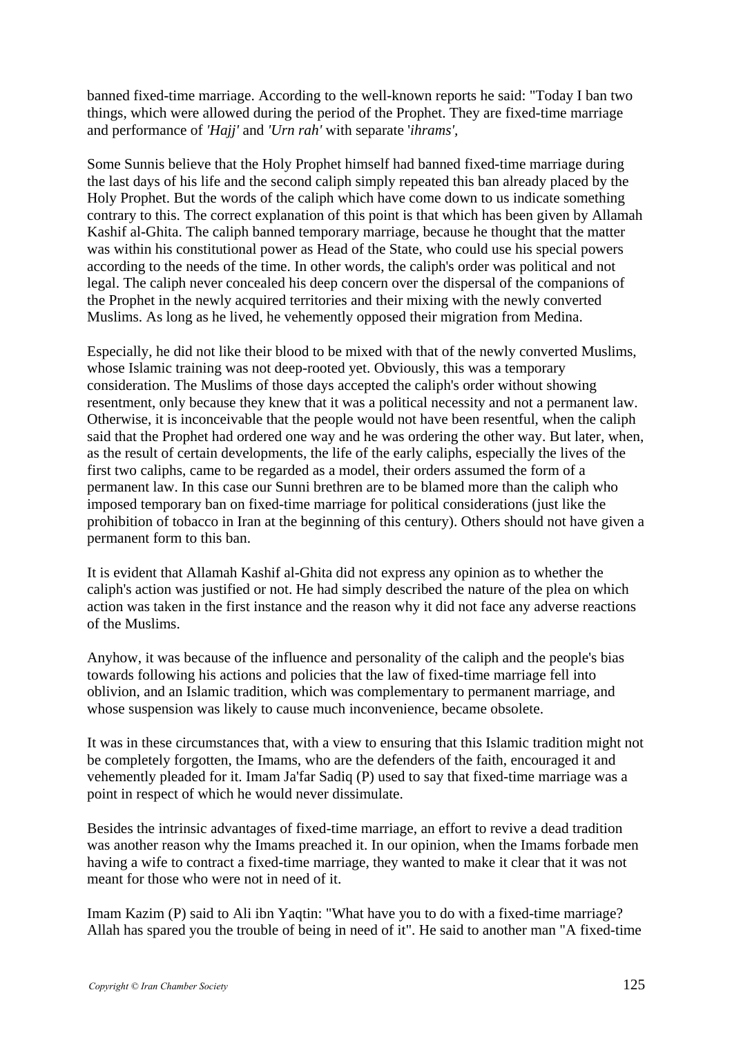banned fixed-time marriage. According to the well-known reports he said: "Today I ban two things, which were allowed during the period of the Prophet. They are fixed-time marriage and performance of *'Hajj'* and *'Urn rah'* with separate '*ihrams'*,

Some Sunnis believe that the Holy Prophet himself had banned fixed-time marriage during the last days of his life and the second caliph simply repeated this ban already placed by the Holy Prophet. But the words of the caliph which have come down to us indicate something contrary to this. The correct explanation of this point is that which has been given by Allamah Kashif al-Ghita. The caliph banned temporary marriage, because he thought that the matter was within his constitutional power as Head of the State, who could use his special powers according to the needs of the time. In other words, the caliph's order was political and not legal. The caliph never concealed his deep concern over the dispersal of the companions of the Prophet in the newly acquired territories and their mixing with the newly converted Muslims. As long as he lived, he vehemently opposed their migration from Medina.

Especially, he did not like their blood to be mixed with that of the newly converted Muslims, whose Islamic training was not deep-rooted yet. Obviously, this was a temporary consideration. The Muslims of those days accepted the caliph's order without showing resentment, only because they knew that it was a political necessity and not a permanent law. Otherwise, it is inconceivable that the people would not have been resentful, when the caliph said that the Prophet had ordered one way and he was ordering the other way. But later, when, as the result of certain developments, the life of the early caliphs, especially the lives of the first two caliphs, came to be regarded as a model, their orders assumed the form of a permanent law. In this case our Sunni brethren are to be blamed more than the caliph who imposed temporary ban on fixed-time marriage for political considerations (just like the prohibition of tobacco in Iran at the beginning of this century). Others should not have given a permanent form to this ban.

It is evident that Allamah Kashif al-Ghita did not express any opinion as to whether the caliph's action was justified or not. He had simply described the nature of the plea on which action was taken in the first instance and the reason why it did not face any adverse reactions of the Muslims.

Anyhow, it was because of the influence and personality of the caliph and the people's bias towards following his actions and policies that the law of fixed-time marriage fell into oblivion, and an Islamic tradition, which was complementary to permanent marriage, and whose suspension was likely to cause much inconvenience, became obsolete.

It was in these circumstances that, with a view to ensuring that this Islamic tradition might not be completely forgotten, the Imams, who are the defenders of the faith, encouraged it and vehemently pleaded for it. Imam Ja'far Sadiq (P) used to say that fixed-time marriage was a point in respect of which he would never dissimulate.

Besides the intrinsic advantages of fixed-time marriage, an effort to revive a dead tradition was another reason why the Imams preached it. In our opinion, when the Imams forbade men having a wife to contract a fixed-time marriage, they wanted to make it clear that it was not meant for those who were not in need of it.

Imam Kazim (P) said to Ali ibn Yaqtin: "What have you to do with a fixed-time marriage? Allah has spared you the trouble of being in need of it". He said to another man "A fixed-time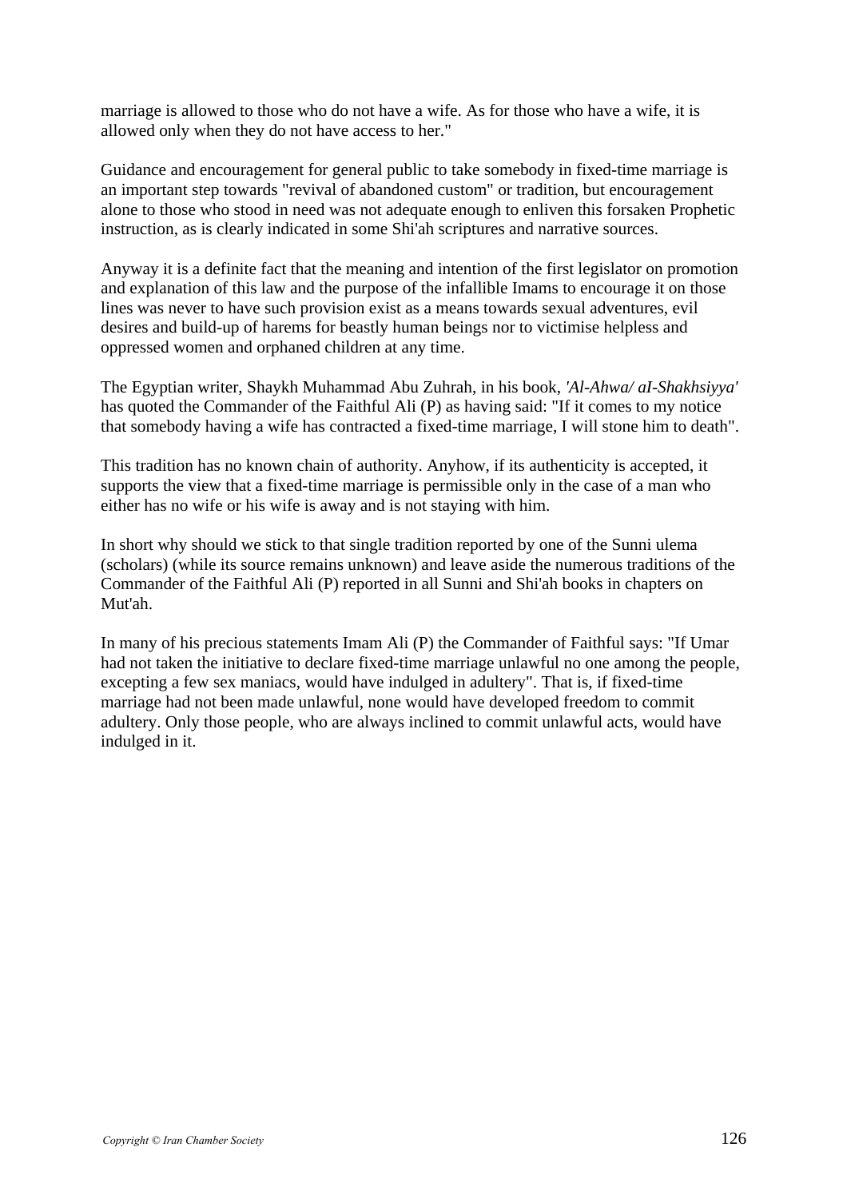marriage is allowed to those who do not have a wife. As for those who have a wife, it is allowed only when they do not have access to her."

Guidance and encouragement for general public to take somebody in fixed-time marriage is an important step towards "revival of abandoned custom" or tradition, but encouragement alone to those who stood in need was not adequate enough to enliven this forsaken Prophetic instruction, as is clearly indicated in some Shi'ah scriptures and narrative sources.

Anyway it is a definite fact that the meaning and intention of the first legislator on promotion and explanation of this law and the purpose of the infallible Imams to encourage it on those lines was never to have such provision exist as a means towards sexual adventures, evil desires and build-up of harems for beastly human beings nor to victimise helpless and oppressed women and orphaned children at any time.

The Egyptian writer, Shaykh Muhammad Abu Zuhrah, in his book, *'Al-Ahwa/ aI-Shakhsiyya'* has quoted the Commander of the Faithful Ali (P) as having said: "If it comes to my notice that somebody having a wife has contracted a fixed-time marriage, I will stone him to death".

This tradition has no known chain of authority. Anyhow, if its authenticity is accepted, it supports the view that a fixed-time marriage is permissible only in the case of a man who either has no wife or his wife is away and is not staying with him.

In short why should we stick to that single tradition reported by one of the Sunni ulema (scholars) (while its source remains unknown) and leave aside the numerous traditions of the Commander of the Faithful Ali (P) reported in all Sunni and Shi'ah books in chapters on Mut'ah.

In many of his precious statements Imam Ali (P) the Commander of Faithful says: "If Umar had not taken the initiative to declare fixed-time marriage unlawful no one among the people, excepting a few sex maniacs, would have indulged in adultery". That is, if fixed-time marriage had not been made unlawful, none would have developed freedom to commit adultery. Only those people, who are always inclined to commit unlawful acts, would have indulged in it.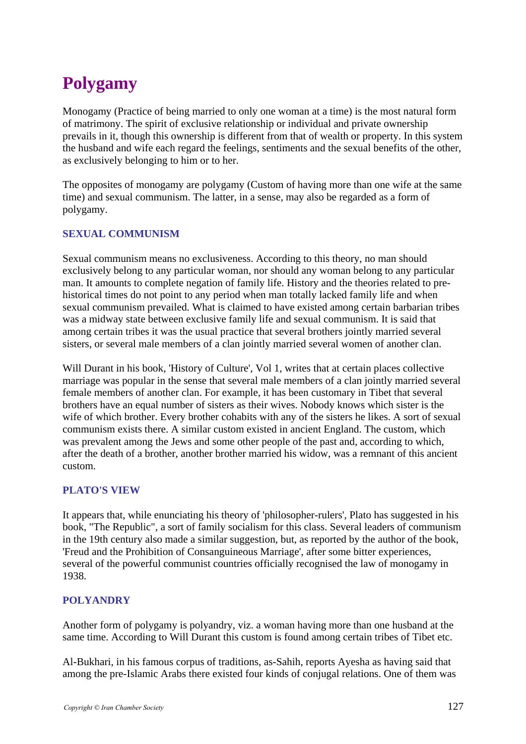# Polygamy

Monogamy (Practice of being married to only one woman at a time) is the most natural form of matrimony. The spirit of exclusive relationship or individual and private ownership prevails in it, though this ownership is different from that of wealth or property. In this system the husband and wife each regard the feelings, sentiments and the sexual benefits of the other, as exclusively belonging to him or to her.

The opposites of monogamy are polygamy (Custom of having more than one wife at the same time) and sexual communism. The latter, in a sense, may also be regarded as a form of polygamy.

### SEXUAL COMMUNISM

Sexual communism means no exclusiveness. According to this theory, no man should exclusively belong to any particular woman, nor should any woman belong to any particular man. It amounts to complete negation of family life. History and the theories related to pre-historical times do not point to any period when man totally lacked family life and when sexual communism prevailed. What is claimed to have existed among certain barbarian tribes was a midway state between exclusive family life and sexual communism. It is said that among certain tribes it was the usual practice that several brothers jointly married several sisters, or several male members of a clan jointly married several women of another clan.

Will Durant in his book, 'History of Culture', Vol 1, writes that at certain places collective marriage was popular in the sense that several male members of a clan jointly married several female members of another clan. For example, it has been customary in Tibet that several brothers have an equal number of sisters as their wives. Nobody knows which sister is the wife of which brother. Every brother cohabits with any of the sisters he likes. A sort of sexual communism exists there. A similar custom existed in ancient England. The custom, which was prevalent among the Jews and some other people of the past and, according to which, after the death of a brother, another brother married his widow, was a remnant of this ancient custom.

### PLATO'S VIEW

It appears that, while enunciating his theory of 'philosopher-rulers', Plato has suggested in his book, "The Republic", a sort of family socialism for this class. Several leaders of communism in the 19th century also made a similar suggestion, but, as reported by the author of the book, 'Freud and the Prohibition of Consanguineous Marriage', after some bitter experiences, several of the powerful communist countries officially recognised the law of monogamy in 1938.

### POLYANDRY

Another form of polygamy is polyandry, viz. a woman having more than one husband at the same time. According to Will Durant this custom is found among certain tribes of Tibet etc.

Al-Bukhari, in his famous corpus of traditions, as-Sahih, reports Ayesha as having said that among the pre-Islamic Arabs there existed four kinds of conjugal relations. One of them was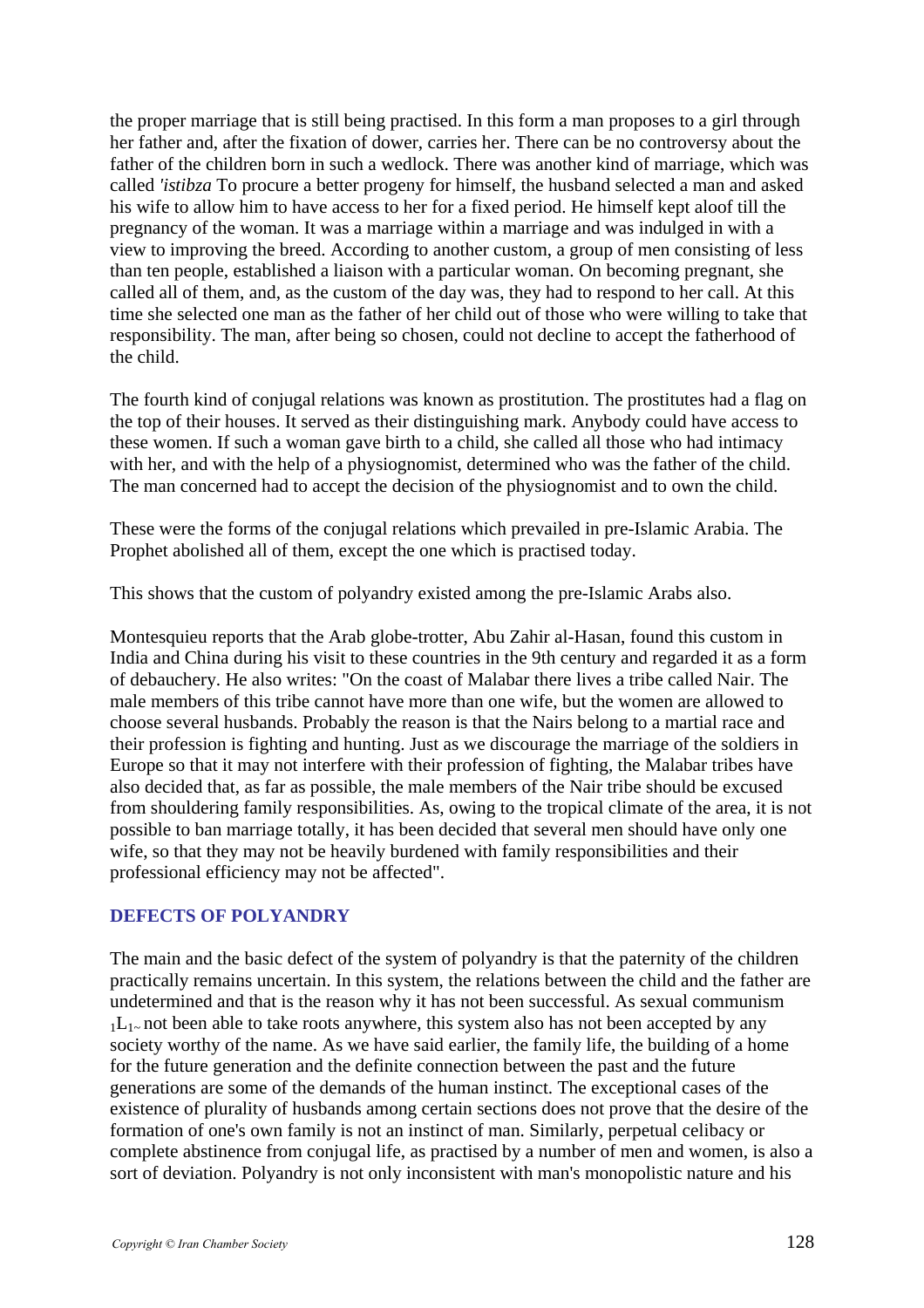the proper marriage that is still being practised. In this form a man proposes to a girl through her father and, after the fixation of dower, carries her. There can be no controversy about the father of the children born in such a wedlock. There was another kind of marriage, which was called *'istibza* To procure a better progeny for himself, the husband selected a man and asked his wife to allow him to have access to her for a fixed period. He himself kept aloof till the pregnancy of the woman. It was a marriage within a marriage and was indulged in with a view to improving the breed. According to another custom, a group of men consisting of less than ten people, established a liaison with a particular woman. On becoming pregnant, she called all of them, and, as the custom of the day was, they had to respond to her call. At this time she selected one man as the father of her child out of those who were willing to take that responsibility. The man, after being so chosen, could not decline to accept the fatherhood of the child.

The fourth kind of conjugal relations was known as prostitution. The prostitutes had a flag on the top of their houses. It served as their distinguishing mark. Anybody could have access to these women. If such a woman gave birth to a child, she called all those who had intimacy with her, and with the help of a physiognomist, determined who was the father of the child. The man concerned had to accept the decision of the physiognomist and to own the child.

These were the forms of the conjugal relations which prevailed in pre-Islamic Arabia. The Prophet abolished all of them, except the one which is practised today.

This shows that the custom of polyandry existed among the pre-Islamic Arabs also.

Montesquieu reports that the Arab globe-trotter, Abu Zahir al-Hasan, found this custom in India and China during his visit to these countries in the 9th century and regarded it as a form of debauchery. He also writes: "On the coast of Malabar there lives a tribe called Nair. The male members of this tribe cannot have more than one wife, but the women are allowed to choose several husbands. Probably the reason is that the Nairs belong to a martial race and their profession is fighting and hunting. Just as we discourage the marriage of the soldiers in Europe so that it may not interfere with their profession of fighting, the Malabar tribes have also decided that, as far as possible, the male members of the Nair tribe should be excused from shouldering family responsibilities. As, owing to the tropical climate of the area, it is not possible to ban marriage totally, it has been decided that several men should have only one wife, so that they may not be heavily burdened with family responsibilities and their professional efficiency may not be affected".

## DEFECTS OF POLYANDRY

The main and the basic defect of the system of polyandry is that the paternity of the children practically remains uncertain. In this system, the relations between the child and the father are undetermined and that is the reason why it has not been successful. As sexual communism $_1L_{1\sim}$ not been able to take roots anywhere, this system also has not been accepted by any society worthy of the name. As we have said earlier, the family life, the building of a home for the future generation and the definite connection between the past and the future generations are some of the demands of the human instinct. The exceptional cases of the existence of plurality of husbands among certain sections does not prove that the desire of the formation of one's own family is not an instinct of man. Similarly, perpetual celibacy or complete abstinence from conjugal life, as practised by a number of men and women, is also a sort of deviation. Polyandry is not only inconsistent with man's monopolistic nature and his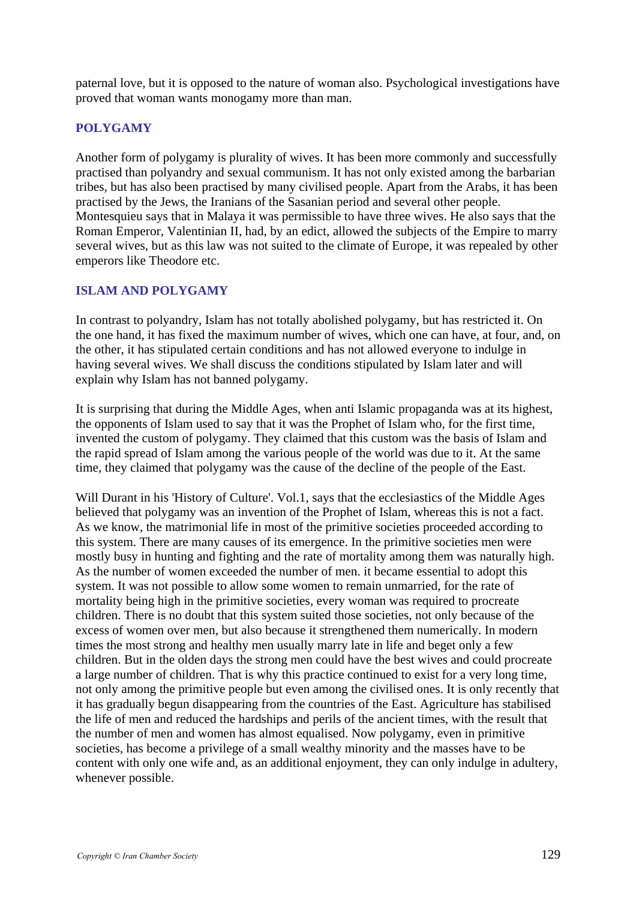paternal love, but it is opposed to the nature of woman also. Psychological investigations have proved that woman wants monogamy more than man.

## POLYGAMY

Another form of polygamy is plurality of wives. It has been more commonly and successfully practised than polyandry and sexual communism. It has not only existed among the barbarian tribes, but has also been practised by many civilised people. Apart from the Arabs, it has been practised by the Jews, the Iranians of the Sasanian period and several other people. Montesquieu says that in Malaya it was permissible to have three wives. He also says that the Roman Emperor, Valentinian II, had, by an edict, allowed the subjects of the Empire to marry several wives, but as this law was not suited to the climate of Europe, it was repealed by other emperors like Theodore etc.

## ISLAM AND POLYGAMY

In contrast to polyandry, Islam has not totally abolished polygamy, but has restricted it. On the one hand, it has fixed the maximum number of wives, which one can have, at four, and, on the other, it has stipulated certain conditions and has not allowed everyone to indulge in having several wives. We shall discuss the conditions stipulated by Islam later and will explain why Islam has not banned polygamy.

It is surprising that during the Middle Ages, when anti Islamic propaganda was at its highest, the opponents of Islam used to say that it was the Prophet of Islam who, for the first time, invented the custom of polygamy. They claimed that this custom was the basis of Islam and the rapid spread of Islam among the various people of the world was due to it. At the same time, they claimed that polygamy was the cause of the decline of the people of the East.

Will Durant in his 'History of Culture'. Vol.1, says that the ecclesiastics of the Middle Ages believed that polygamy was an invention of the Prophet of Islam, whereas this is not a fact. As we know, the matrimonial life in most of the primitive societies proceeded according to this system. There are many causes of its emergence. In the primitive societies men were mostly busy in hunting and fighting and the rate of mortality among them was naturally high. As the number of women exceeded the number of men. it became essential to adopt this system. It was not possible to allow some women to remain unmarried, for the rate of mortality being high in the primitive societies, every woman was required to procreate children. There is no doubt that this system suited those societies, not only because of the excess of women over men, but also because it strengthened them numerically. In modern times the most strong and healthy men usually marry late in life and beget only a few children. But in the olden days the strong men could have the best wives and could procreate a large number of children. That is why this practice continued to exist for a very long time, not only among the primitive people but even among the civilised ones. It is only recently that it has gradually begun disappearing from the countries of the East. Agriculture has stabilised the life of men and reduced the hardships and perils of the ancient times, with the result that the number of men and women has almost equalised. Now polygamy, even in primitive societies, has become a privilege of a small wealthy minority and the masses have to be content with only one wife and, as an additional enjoyment, they can only indulge in adultery, whenever possible.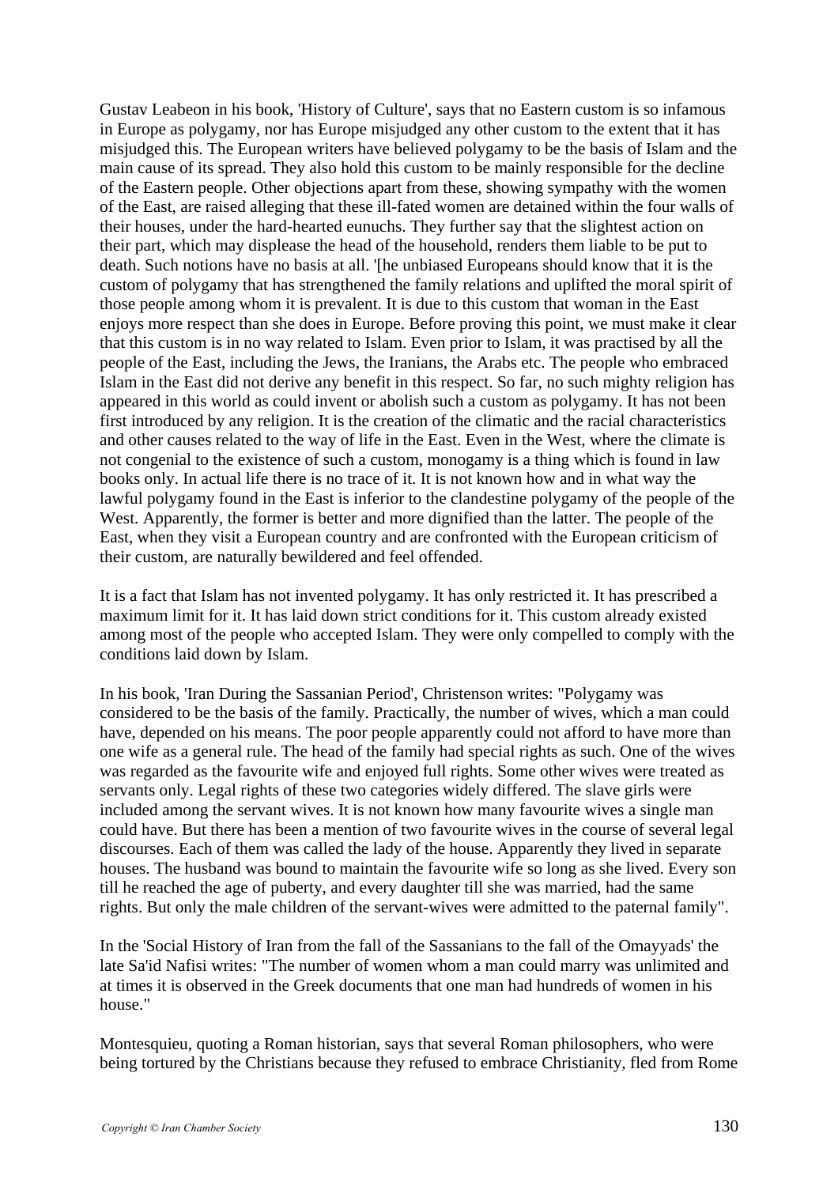Gustav Leabeon in his book, 'History of Culture', says that no Eastern custom is so infamous in Europe as polygamy, nor has Europe misjudged any other custom to the extent that it has misjudged this. The European writers have believed polygamy to be the basis of Islam and the main cause of its spread. They also hold this custom to be mainly responsible for the decline of the Eastern people. Other objections apart from these, showing sympathy with the women of the East, are raised alleging that these ill-fated women are detained within the four walls of their houses, under the hard-hearted eunuchs. They further say that the slightest action on their part, which may displease the head of the household, renders them liable to be put to death. Such notions have no basis at all. '[he unbiased Europeans should know that it is the custom of polygamy that has strengthened the family relations and uplifted the moral spirit of those people among whom it is prevalent. It is due to this custom that woman in the East enjoys more respect than she does in Europe. Before proving this point, we must make it clear that this custom is in no way related to Islam. Even prior to Islam, it was practised by all the people of the East, including the Jews, the Iranians, the Arabs etc. The people who embraced Islam in the East did not derive any benefit in this respect. So far, no such mighty religion has appeared in this world as could invent or abolish such a custom as polygamy. It has not been first introduced by any religion. It is the creation of the climatic and the racial characteristics and other causes related to the way of life in the East. Even in the West, where the climate is not congenial to the existence of such a custom, monogamy is a thing which is found in law books only. In actual life there is no trace of it. It is not known how and in what way the lawful polygamy found in the East is inferior to the clandestine polygamy of the people of the West. Apparently, the former is better and more dignified than the latter. The people of the East, when they visit a European country and are confronted with the European criticism of their custom, are naturally bewildered and feel offended.

It is a fact that Islam has not invented polygamy. It has only restricted it. It has prescribed a maximum limit for it. It has laid down strict conditions for it. This custom already existed among most of the people who accepted Islam. They were only compelled to comply with the conditions laid down by Islam.

In his book, 'Iran During the Sassanian Period', Christenson writes: "Polygamy was considered to be the basis of the family. Practically, the number of wives, which a man could have, depended on his means. The poor people apparently could not afford to have more than one wife as a general rule. The head of the family had special rights as such. One of the wives was regarded as the favourite wife and enjoyed full rights. Some other wives were treated as servants only. Legal rights of these two categories widely differed. The slave girls were included among the servant wives. It is not known how many favourite wives a single man could have. But there has been a mention of two favourite wives in the course of several legal discourses. Each of them was called the lady of the house. Apparently they lived in separate houses. The husband was bound to maintain the favourite wife so long as she lived. Every son till he reached the age of puberty, and every daughter till she was married, had the same rights. But only the male children of the servant-wives were admitted to the paternal family".

In the 'Social History of Iran from the fall of the Sassanians to the fall of the Omayyads' the late Sa'id Nafisi writes: "The number of women whom a man could marry was unlimited and at times it is observed in the Greek documents that one man had hundreds of women in his house."

Montesquieu, quoting a Roman historian, says that several Roman philosophers, who were being tortured by the Christians because they refused to embrace Christianity, fled from Rome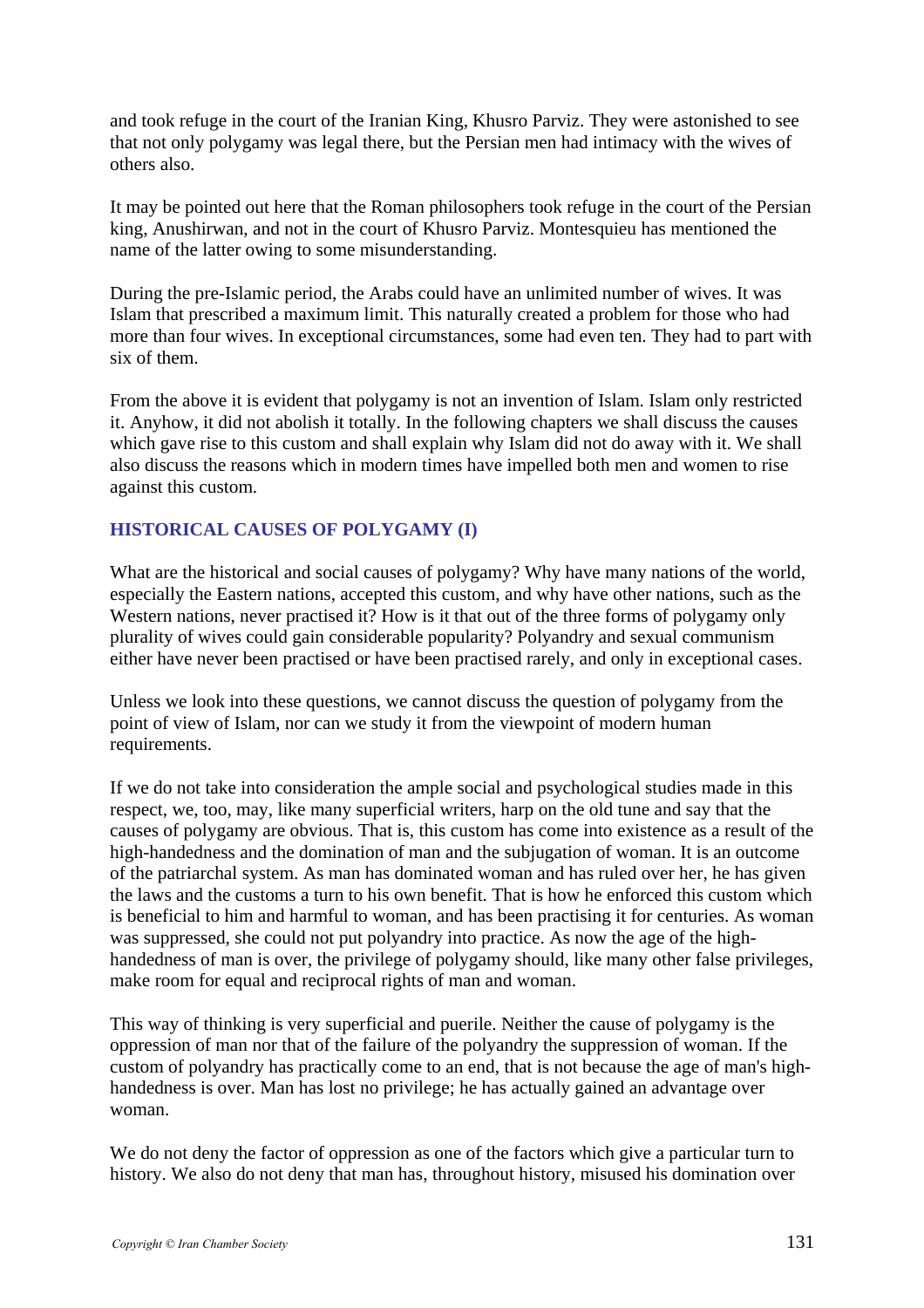and took refuge in the court of the Iranian King, Khusro Parviz. They were astonished to see that not only polygamy was legal there, but the Persian men had intimacy with the wives of others also.

It may be pointed out here that the Roman philosophers took refuge in the court of the Persian king, Anushirwan, and not in the court of Khusro Parviz. Montesquieu has mentioned the name of the latter owing to some misunderstanding.

During the pre-Islamic period, the Arabs could have an unlimited number of wives. It was Islam that prescribed a maximum limit. This naturally created a problem for those who had more than four wives. In exceptional circumstances, some had even ten. They had to part with six of them.

From the above it is evident that polygamy is not an invention of Islam. Islam only restricted it. Anyhow, it did not abolish it totally. In the following chapters we shall discuss the causes which gave rise to this custom and shall explain why Islam did not do away with it. We shall also discuss the reasons which in modern times have impelled both men and women to rise against this custom.

## HISTORICAL CAUSES OF POLYGAMY (I)

What are the historical and social causes of polygamy? Why have many nations of the world, especially the Eastern nations, accepted this custom, and why have other nations, such as the Western nations, never practised it? How is it that out of the three forms of polygamy only plurality of wives could gain considerable popularity? Polyandry and sexual communism either have never been practised or have been practised rarely, and only in exceptional cases.

Unless we look into these questions, we cannot discuss the question of polygamy from the point of view of Islam, nor can we study it from the viewpoint of modern human requirements.

If we do not take into consideration the ample social and psychological studies made in this respect, we, too, may, like many superficial writers, harp on the old tune and say that the causes of polygamy are obvious. That is, this custom has come into existence as a result of the high-handedness and the domination of man and the subjugation of woman. It is an outcome of the patriarchal system. As man has dominated woman and has ruled over her, he has given the laws and the customs a turn to his own benefit. That is how he enforced this custom which is beneficial to him and harmful to woman, and has been practising it for centuries. As woman was suppressed, she could not put polyandry into practice. As now the age of the high-handedness of man is over, the privilege of polygamy should, like many other false privileges, make room for equal and reciprocal rights of man and woman.

This way of thinking is very superficial and puerile. Neither the cause of polygamy is the oppression of man nor that of the failure of the polyandry the suppression of woman. If the custom of polyandry has practically come to an end, that is not because the age of man's high-handedness is over. Man has lost no privilege; he has actually gained an advantage over woman.

We do not deny the factor of oppression as one of the factors which give a particular turn to history. We also do not deny that man has, throughout history, misused his domination over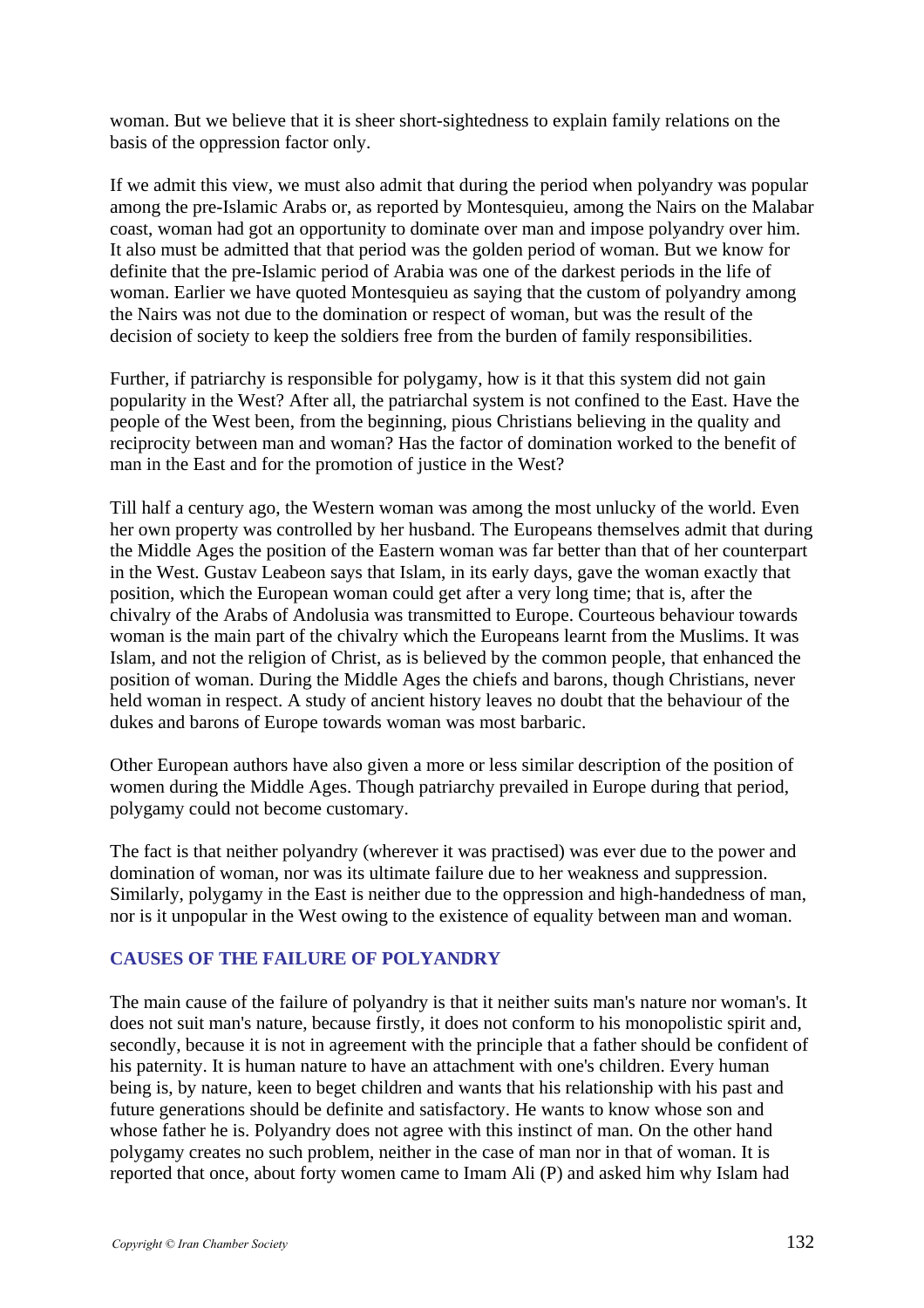woman. But we believe that it is sheer short-sightedness to explain family relations on the basis of the oppression factor only.

If we admit this view, we must also admit that during the period when polyandry was popular among the pre-Islamic Arabs or, as reported by Montesquieu, among the Nairs on the Malabar coast, woman had got an opportunity to dominate over man and impose polyandry over him. It also must be admitted that that period was the golden period of woman. But we know for definite that the pre-Islamic period of Arabia was one of the darkest periods in the life of woman. Earlier we have quoted Montesquieu as saying that the custom of polyandry among the Nairs was not due to the domination or respect of woman, but was the result of the decision of society to keep the soldiers free from the burden of family responsibilities.

Further, if patriarchy is responsible for polygamy, how is it that this system did not gain popularity in the West? After all, the patriarchal system is not confined to the East. Have the people of the West been, from the beginning, pious Christians believing in the quality and reciprocity between man and woman? Has the factor of domination worked to the benefit of man in the East and for the promotion of justice in the West?

Till half a century ago, the Western woman was among the most unlucky of the world. Even her own property was controlled by her husband. The Europeans themselves admit that during the Middle Ages the position of the Eastern woman was far better than that of her counterpart in the West. Gustav Leabeon says that Islam, in its early days, gave the woman exactly that position, which the European woman could get after a very long time; that is, after the chivalry of the Arabs of Andolusia was transmitted to Europe. Courteous behaviour towards woman is the main part of the chivalry which the Europeans learnt from the Muslims. It was Islam, and not the religion of Christ, as is believed by the common people, that enhanced the position of woman. During the Middle Ages the chiefs and barons, though Christians, never held woman in respect. A study of ancient history leaves no doubt that the behaviour of the dukes and barons of Europe towards woman was most barbaric.

Other European authors have also given a more or less similar description of the position of women during the Middle Ages. Though patriarchy prevailed in Europe during that period, polygamy could not become customary.

The fact is that neither polyandry (wherever it was practised) was ever due to the power and domination of woman, nor was its ultimate failure due to her weakness and suppression. Similarly, polygamy in the East is neither due to the oppression and high-handedness of man, nor is it unpopular in the West owing to the existence of equality between man and woman.

## CAUSES OF THE FAILURE OF POLYANDRY

The main cause of the failure of polyandry is that it neither suits man's nature nor woman's. It does not suit man's nature, because firstly, it does not conform to his monopolistic spirit and, secondly, because it is not in agreement with the principle that a father should be confident of his paternity. It is human nature to have an attachment with one's children. Every human being is, by nature, keen to beget children and wants that his relationship with his past and future generations should be definite and satisfactory. He wants to know whose son and whose father he is. Polyandry does not agree with this instinct of man. On the other hand polygamy creates no such problem, neither in the case of man nor in that of woman. It is reported that once, about forty women came to Imam Ali (P) and asked him why Islam had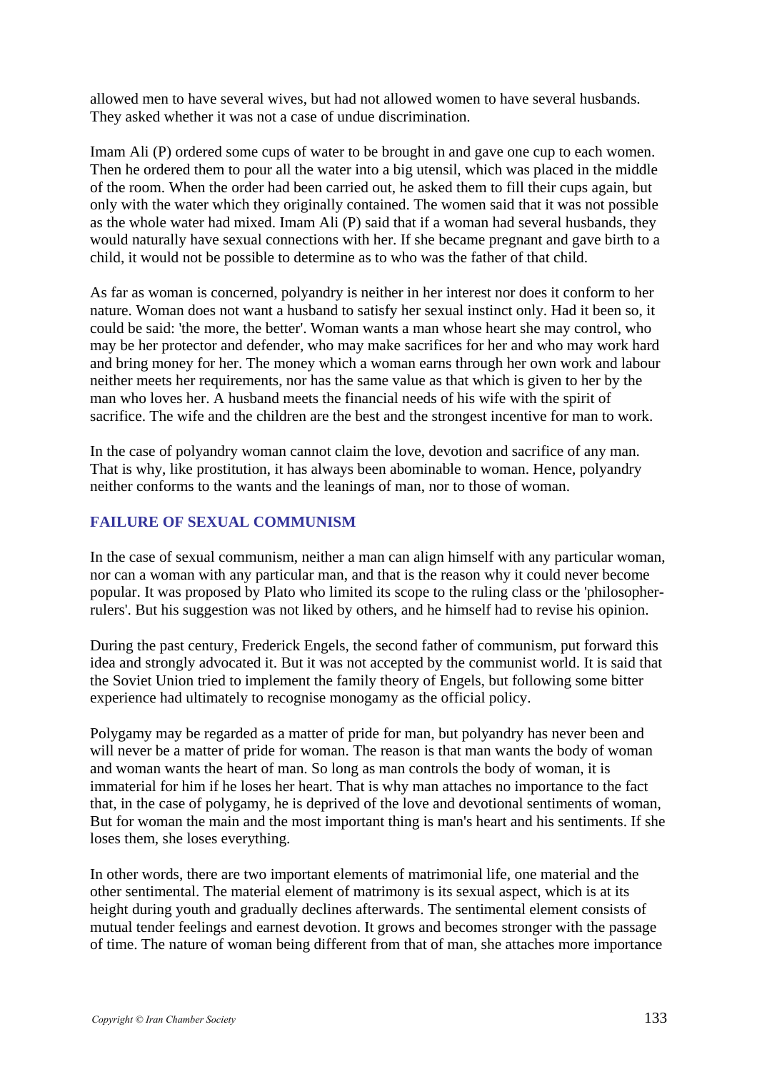allowed men to have several wives, but had not allowed women to have several husbands. They asked whether it was not a case of undue discrimination.

Imam Ali (P) ordered some cups of water to be brought in and gave one cup to each women. Then he ordered them to pour all the water into a big utensil, which was placed in the middle of the room. When the order had been carried out, he asked them to fill their cups again, but only with the water which they originally contained. The women said that it was not possible as the whole water had mixed. Imam Ali (P) said that if a woman had several husbands, they would naturally have sexual connections with her. If she became pregnant and gave birth to a child, it would not be possible to determine as to who was the father of that child.

As far as woman is concerned, polyandry is neither in her interest nor does it conform to her nature. Woman does not want a husband to satisfy her sexual instinct only. Had it been so, it could be said: 'the more, the better'. Woman wants a man whose heart she may control, who may be her protector and defender, who may make sacrifices for her and who may work hard and bring money for her. The money which a woman earns through her own work and labour neither meets her requirements, nor has the same value as that which is given to her by the man who loves her. A husband meets the financial needs of his wife with the spirit of sacrifice. The wife and the children are the best and the strongest incentive for man to work.

In the case of polyandry woman cannot claim the love, devotion and sacrifice of any man. That is why, like prostitution, it has always been abominable to woman. Hence, polyandry neither conforms to the wants and the leanings of man, nor to those of woman.

## FAILURE OF SEXUAL COMMUNISM

In the case of sexual communism, neither a man can align himself with any particular woman, nor can a woman with any particular man, and that is the reason why it could never become popular. It was proposed by Plato who limited its scope to the ruling class or the 'philosopher-rulers'. But his suggestion was not liked by others, and he himself had to revise his opinion.

During the past century, Frederick Engels, the second father of communism, put forward this idea and strongly advocated it. But it was not accepted by the communist world. It is said that the Soviet Union tried to implement the family theory of Engels, but following some bitter experience had ultimately to recognise monogamy as the official policy.

Polygamy may be regarded as a matter of pride for man, but polyandry has never been and will never be a matter of pride for woman. The reason is that man wants the body of woman and woman wants the heart of man. So long as man controls the body of woman, it is immaterial for him if he loses her heart. That is why man attaches no importance to the fact that, in the case of polygamy, he is deprived of the love and devotional sentiments of woman, But for woman the main and the most important thing is man's heart and his sentiments. If she loses them, she loses everything.

In other words, there are two important elements of matrimonial life, one material and the other sentimental. The material element of matrimony is its sexual aspect, which is at its height during youth and gradually declines afterwards. The sentimental element consists of mutual tender feelings and earnest devotion. It grows and becomes stronger with the passage of time. The nature of woman being different from that of man, she attaches more importance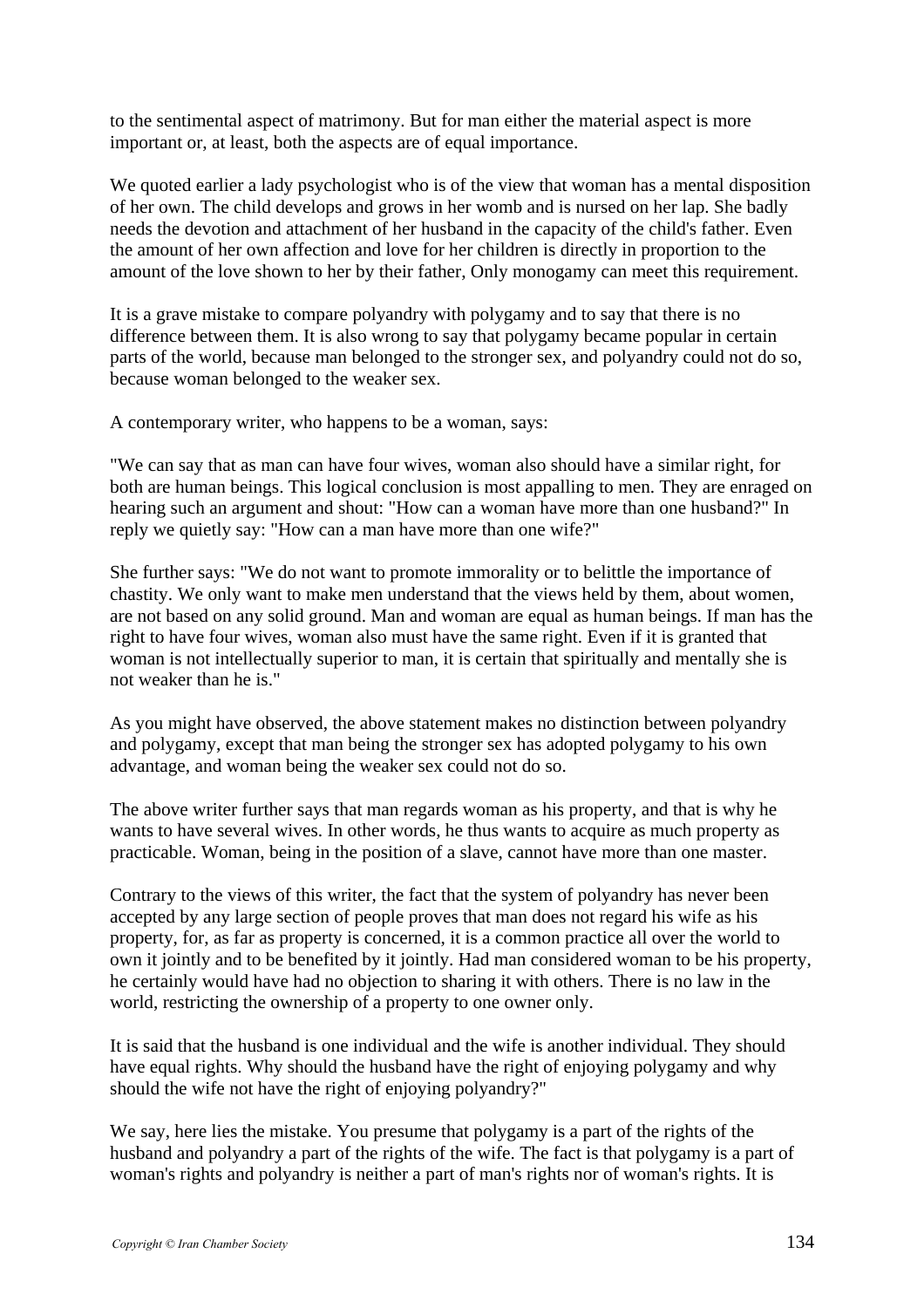to the sentimental aspect of matrimony. But for man either the material aspect is more important or, at least, both the aspects are of equal importance.

We quoted earlier a lady psychologist who is of the view that woman has a mental disposition of her own. The child develops and grows in her womb and is nursed on her lap. She badly needs the devotion and attachment of her husband in the capacity of the child's father. Even the amount of her own affection and love for her children is directly in proportion to the amount of the love shown to her by their father, Only monogamy can meet this requirement.

It is a grave mistake to compare polyandry with polygamy and to say that there is no difference between them. It is also wrong to say that polygamy became popular in certain parts of the world, because man belonged to the stronger sex, and polyandry could not do so, because woman belonged to the weaker sex.

A contemporary writer, who happens to be a woman, says:

"We can say that as man can have four wives, woman also should have a similar right, for both are human beings. This logical conclusion is most appalling to men. They are enraged on hearing such an argument and shout: "How can a woman have more than one husband?" In reply we quietly say: "How can a man have more than one wife?"

She further says: "We do not want to promote immorality or to belittle the importance of chastity. We only want to make men understand that the views held by them, about women, are not based on any solid ground. Man and woman are equal as human beings. If man has the right to have four wives, woman also must have the same right. Even if it is granted that woman is not intellectually superior to man, it is certain that spiritually and mentally she is not weaker than he is."

As you might have observed, the above statement makes no distinction between polyandry and polygamy, except that man being the stronger sex has adopted polygamy to his own advantage, and woman being the weaker sex could not do so.

The above writer further says that man regards woman as his property, and that is why he wants to have several wives. In other words, he thus wants to acquire as much property as practicable. Woman, being in the position of a slave, cannot have more than one master.

Contrary to the views of this writer, the fact that the system of polyandry has never been accepted by any large section of people proves that man does not regard his wife as his property, for, as far as property is concerned, it is a common practice all over the world to own it jointly and to be benefited by it jointly. Had man considered woman to be his property, he certainly would have had no objection to sharing it with others. There is no law in the world, restricting the ownership of a property to one owner only.

It is said that the husband is one individual and the wife is another individual. They should have equal rights. Why should the husband have the right of enjoying polygamy and why should the wife not have the right of enjoying polyandry?"

We say, here lies the mistake. You presume that polygamy is a part of the rights of the husband and polyandry a part of the rights of the wife. The fact is that polygamy is a part of woman's rights and polyandry is neither a part of man's rights nor of woman's rights. It is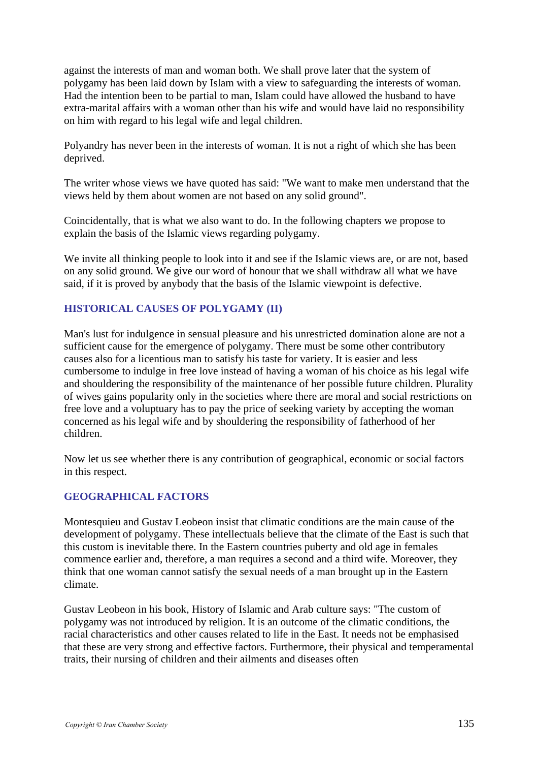against the interests of man and woman both. We shall prove later that the system of polygamy has been laid down by Islam with a view to safeguarding the interests of woman. Had the intention been to be partial to man, Islam could have allowed the husband to have extra-marital affairs with a woman other than his wife and would have laid no responsibility on him with regard to his legal wife and legal children.

Polyandry has never been in the interests of woman. It is not a right of which she has been deprived.

The writer whose views we have quoted has said: "We want to make men understand that the views held by them about women are not based on any solid ground".

Coincidentally, that is what we also want to do. In the following chapters we propose to explain the basis of the Islamic views regarding polygamy.

We invite all thinking people to look into it and see if the Islamic views are, or are not, based on any solid ground. We give our word of honour that we shall withdraw all what we have said, if it is proved by anybody that the basis of the Islamic viewpoint is defective.

## HISTORICAL CAUSES OF POLYGAMY (II)

Man's lust for indulgence in sensual pleasure and his unrestricted domination alone are not a sufficient cause for the emergence of polygamy. There must be some other contributory causes also for a licentious man to satisfy his taste for variety. It is easier and less cumbersome to indulge in free love instead of having a woman of his choice as his legal wife and shouldering the responsibility of the maintenance of her possible future children. Plurality of wives gains popularity only in the societies where there are moral and social restrictions on free love and a voluptuary has to pay the price of seeking variety by accepting the woman concerned as his legal wife and by shouldering the responsibility of fatherhood of her children.

Now let us see whether there is any contribution of geographical, economic or social factors in this respect.

## GEOGRAPHICAL FACTORS

Montesquieu and Gustav Leobeon insist that climatic conditions are the main cause of the development of polygamy. These intellectuals believe that the climate of the East is such that this custom is inevitable there. In the Eastern countries puberty and old age in females commence earlier and, therefore, a man requires a second and a third wife. Moreover, they think that one woman cannot satisfy the sexual needs of a man brought up in the Eastern climate.

Gustav Leobeon in his book, History of Islamic and Arab culture says: "The custom of polygamy was not introduced by religion. It is an outcome of the climatic conditions, the racial characteristics and other causes related to life in the East. It needs not be emphasised that these are very strong and effective factors. Furthermore, their physical and temperamental traits, their nursing of children and their ailments and diseases often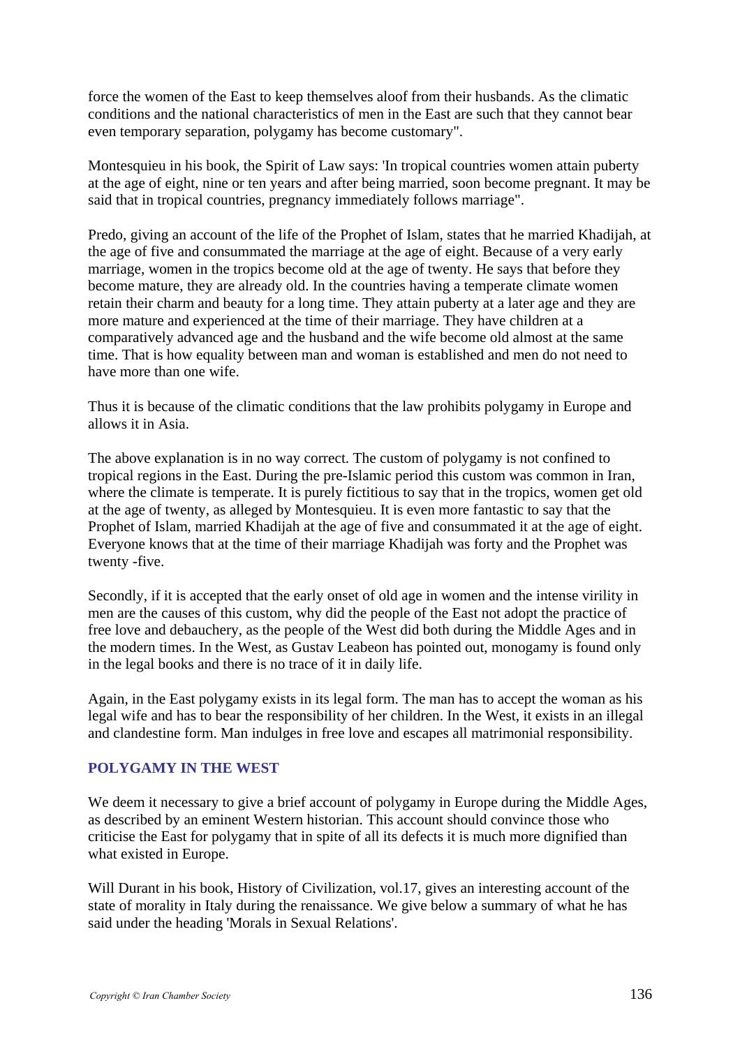force the women of the East to keep themselves aloof from their husbands. As the climatic conditions and the national characteristics of men in the East are such that they cannot bear even temporary separation, polygamy has become customary".

Montesquieu in his book, the Spirit of Law says: 'In tropical countries women attain puberty at the age of eight, nine or ten years and after being married, soon become pregnant. It may be said that in tropical countries, pregnancy immediately follows marriage".

Predo, giving an account of the life of the Prophet of Islam, states that he married Khadijah, at the age of five and consummated the marriage at the age of eight. Because of a very early marriage, women in the tropics become old at the age of twenty. He says that before they become mature, they are already old. In the countries having a temperate climate women retain their charm and beauty for a long time. They attain puberty at a later age and they are more mature and experienced at the time of their marriage. They have children at a comparatively advanced age and the husband and the wife become old almost at the same time. That is how equality between man and woman is established and men do not need to have more than one wife.

Thus it is because of the climatic conditions that the law prohibits polygamy in Europe and allows it in Asia.

The above explanation is in no way correct. The custom of polygamy is not confined to tropical regions in the East. During the pre-Islamic period this custom was common in Iran, where the climate is temperate. It is purely fictitious to say that in the tropics, women get old at the age of twenty, as alleged by Montesquieu. It is even more fantastic to say that the Prophet of Islam, married Khadijah at the age of five and consummated it at the age of eight. Everyone knows that at the time of their marriage Khadijah was forty and the Prophet was twenty -five.

Secondly, if it is accepted that the early onset of old age in women and the intense virility in men are the causes of this custom, why did the people of the East not adopt the practice of free love and debauchery, as the people of the West did both during the Middle Ages and in the modern times. In the West, as Gustav Leabeon has pointed out, monogamy is found only in the legal books and there is no trace of it in daily life.

Again, in the East polygamy exists in its legal form. The man has to accept the woman as his legal wife and has to bear the responsibility of her children. In the West, it exists in an illegal and clandestine form. Man indulges in free love and escapes all matrimonial responsibility.

### POLYGAMY IN THE WEST

We deem it necessary to give a brief account of polygamy in Europe during the Middle Ages, as described by an eminent Western historian. This account should convince those who criticise the East for polygamy that in spite of all its defects it is much more dignified than what existed in Europe.

Will Durant in his book, History of Civilization, vol.17, gives an interesting account of the state of morality in Italy during the renaissance. We give below a summary of what he has said under the heading 'Morals in Sexual Relations'.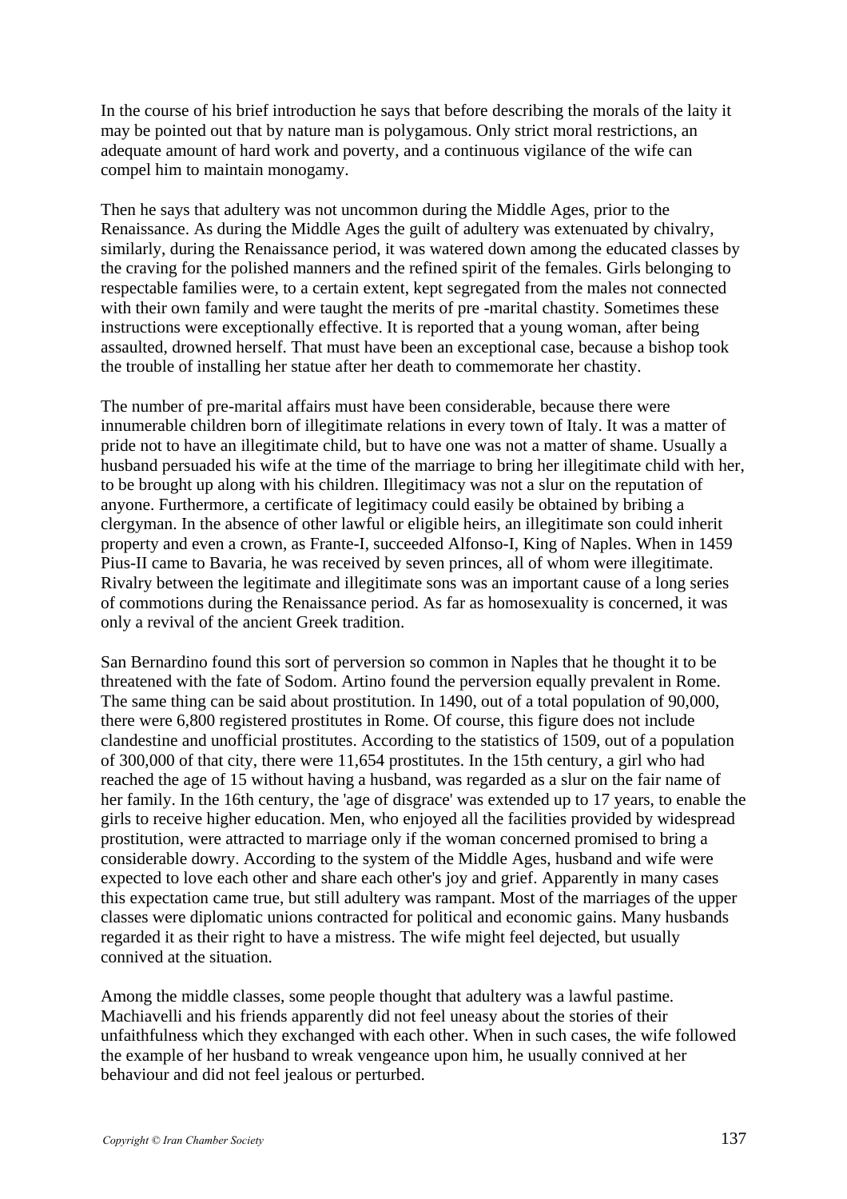In the course of his brief introduction he says that before describing the morals of the laity it may be pointed out that by nature man is polygamous. Only strict moral restrictions, an adequate amount of hard work and poverty, and a continuous vigilance of the wife can compel him to maintain monogamy.

Then he says that adultery was not uncommon during the Middle Ages, prior to the Renaissance. As during the Middle Ages the guilt of adultery was extenuated by chivalry, similarly, during the Renaissance period, it was watered down among the educated classes by the craving for the polished manners and the refined spirit of the females. Girls belonging to respectable families were, to a certain extent, kept segregated from the males not connected with their own family and were taught the merits of pre -marital chastity. Sometimes these instructions were exceptionally effective. It is reported that a young woman, after being assaulted, drowned herself. That must have been an exceptional case, because a bishop took the trouble of installing her statue after her death to commemorate her chastity.

The number of pre-marital affairs must have been considerable, because there were innumerable children born of illegitimate relations in every town of Italy. It was a matter of pride not to have an illegitimate child, but to have one was not a matter of shame. Usually a husband persuaded his wife at the time of the marriage to bring her illegitimate child with her, to be brought up along with his children. Illegitimacy was not a slur on the reputation of anyone. Furthermore, a certificate of legitimacy could easily be obtained by bribing a clergyman. In the absence of other lawful or eligible heirs, an illegitimate son could inherit property and even a crown, as Frante-I, succeeded Alfonso-I, King of Naples. When in 1459 Pius-II came to Bavaria, he was received by seven princes, all of whom were illegitimate. Rivalry between the legitimate and illegitimate sons was an important cause of a long series of commotions during the Renaissance period. As far as homosexuality is concerned, it was only a revival of the ancient Greek tradition.

San Bernardino found this sort of perversion so common in Naples that he thought it to be threatened with the fate of Sodom. Artino found the perversion equally prevalent in Rome. The same thing can be said about prostitution. In 1490, out of a total population of 90,000, there were 6,800 registered prostitutes in Rome. Of course, this figure does not include clandestine and unofficial prostitutes. According to the statistics of 1509, out of a population of 300,000 of that city, there were 11,654 prostitutes. In the 15th century, a girl who had reached the age of 15 without having a husband, was regarded as a slur on the fair name of her family. In the 16th century, the 'age of disgrace' was extended up to 17 years, to enable the girls to receive higher education. Men, who enjoyed all the facilities provided by widespread prostitution, were attracted to marriage only if the woman concerned promised to bring a considerable dowry. According to the system of the Middle Ages, husband and wife were expected to love each other and share each other's joy and grief. Apparently in many cases this expectation came true, but still adultery was rampant. Most of the marriages of the upper classes were diplomatic unions contracted for political and economic gains. Many husbands regarded it as their right to have a mistress. The wife might feel dejected, but usually connived at the situation.

Among the middle classes, some people thought that adultery was a lawful pastime. Machiavelli and his friends apparently did not feel uneasy about the stories of their unfaithfulness which they exchanged with each other. When in such cases, the wife followed the example of her husband to wreak vengeance upon him, he usually connived at her behaviour and did not feel jealous or perturbed.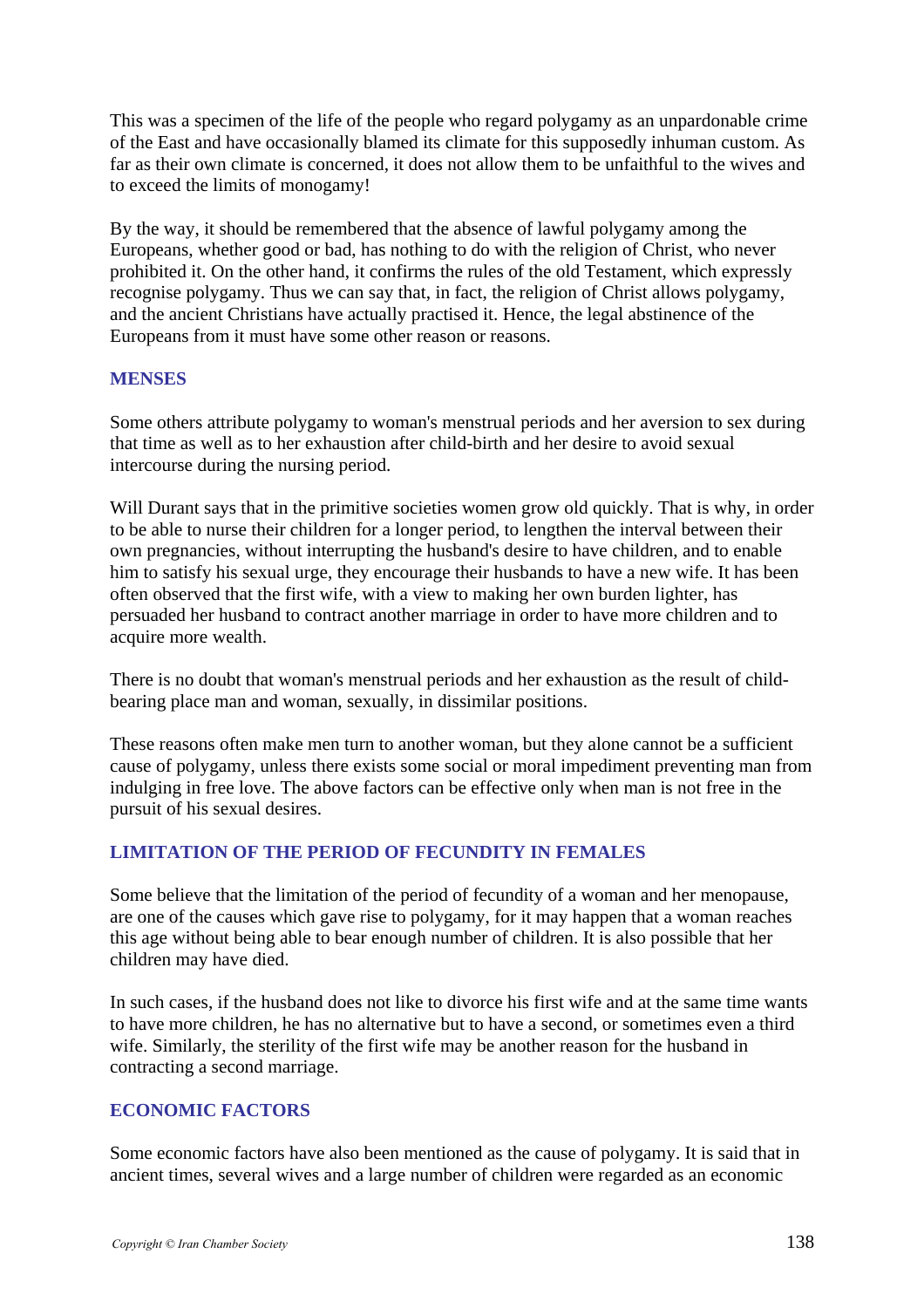This was a specimen of the life of the people who regard polygamy as an unpardonable crime of the East and have occasionally blamed its climate for this supposedly inhuman custom. As far as their own climate is concerned, it does not allow them to be unfaithful to the wives and to exceed the limits of monogamy!

By the way, it should be remembered that the absence of lawful polygamy among the Europeans, whether good or bad, has nothing to do with the religion of Christ, who never prohibited it. On the other hand, it confirms the rules of the old Testament, which expressly recognise polygamy. Thus we can say that, in fact, the religion of Christ allows polygamy, and the ancient Christians have actually practised it. Hence, the legal abstinence of the Europeans from it must have some other reason or reasons.

### MENSES

Some others attribute polygamy to woman's menstrual periods and her aversion to sex during that time as well as to her exhaustion after child-birth and her desire to avoid sexual intercourse during the nursing period.

Will Durant says that in the primitive societies women grow old quickly. That is why, in order to be able to nurse their children for a longer period, to lengthen the interval between their own pregnancies, without interrupting the husband's desire to have children, and to enable him to satisfy his sexual urge, they encourage their husbands to have a new wife. It has been often observed that the first wife, with a view to making her own burden lighter, has persuaded her husband to contract another marriage in order to have more children and to acquire more wealth.

There is no doubt that woman's menstrual periods and her exhaustion as the result of child-bearing place man and woman, sexually, in dissimilar positions.

These reasons often make men turn to another woman, but they alone cannot be a sufficient cause of polygamy, unless there exists some social or moral impediment preventing man from indulging in free love. The above factors can be effective only when man is not free in the pursuit of his sexual desires.

### LIMITATION OF THE PERIOD OF FECUNDITY IN FEMALES

Some believe that the limitation of the period of fecundity of a woman and her menopause, are one of the causes which gave rise to polygamy, for it may happen that a woman reaches this age without being able to bear enough number of children. It is also possible that her children may have died.

In such cases, if the husband does not like to divorce his first wife and at the same time wants to have more children, he has no alternative but to have a second, or sometimes even a third wife. Similarly, the sterility of the first wife may be another reason for the husband in contracting a second marriage.

### ECONOMIC FACTORS

Some economic factors have also been mentioned as the cause of polygamy. It is said that in ancient times, several wives and a large number of children were regarded as an economic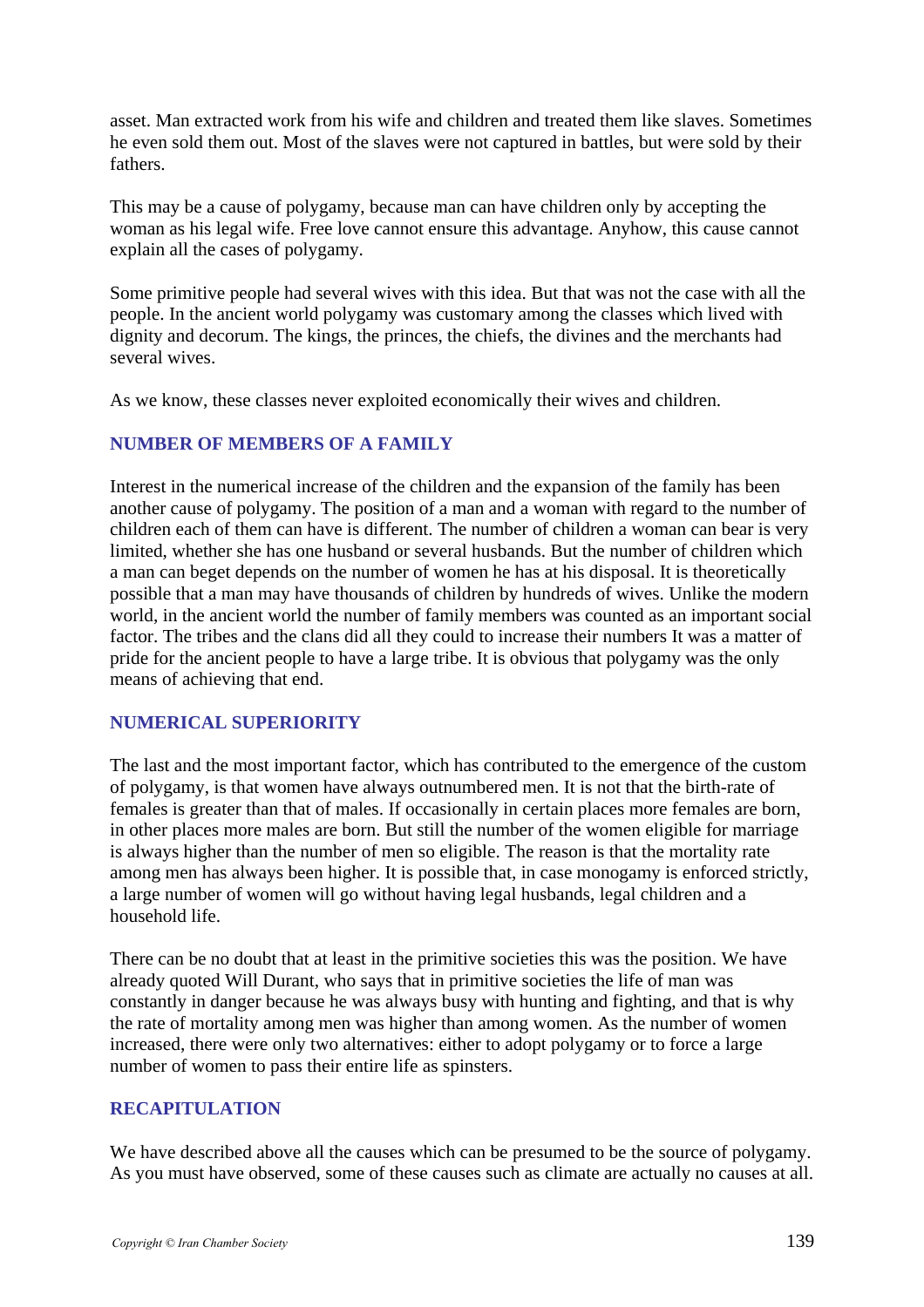asset. Man extracted work from his wife and children and treated them like slaves. Sometimes he even sold them out. Most of the slaves were not captured in battles, but were sold by their fathers.

This may be a cause of polygamy, because man can have children only by accepting the woman as his legal wife. Free love cannot ensure this advantage. Anyhow, this cause cannot explain all the cases of polygamy.

Some primitive people had several wives with this idea. But that was not the case with all the people. In the ancient world polygamy was customary among the classes which lived with dignity and decorum. The kings, the princes, the chiefs, the divines and the merchants had several wives.

As we know, these classes never exploited economically their wives and children.

### NUMBER OF MEMBERS OF A FAMILY

Interest in the numerical increase of the children and the expansion of the family has been another cause of polygamy. The position of a man and a woman with regard to the number of children each of them can have is different. The number of children a woman can bear is very limited, whether she has one husband or several husbands. But the number of children which a man can beget depends on the number of women he has at his disposal. It is theoretically possible that a man may have thousands of children by hundreds of wives. Unlike the modern world, in the ancient world the number of family members was counted as an important social factor. The tribes and the clans did all they could to increase their numbers It was a matter of pride for the ancient people to have a large tribe. It is obvious that polygamy was the only means of achieving that end.

### NUMERICAL SUPERIORITY

The last and the most important factor, which has contributed to the emergence of the custom of polygamy, is that women have always outnumbered men. It is not that the birth-rate of females is greater than that of males. If occasionally in certain places more females are born, in other places more males are born. But still the number of the women eligible for marriage is always higher than the number of men so eligible. The reason is that the mortality rate among men has always been higher. It is possible that, in case monogamy is enforced strictly, a large number of women will go without having legal husbands, legal children and a household life.

There can be no doubt that at least in the primitive societies this was the position. We have already quoted Will Durant, who says that in primitive societies the life of man was constantly in danger because he was always busy with hunting and fighting, and that is why the rate of mortality among men was higher than among women. As the number of women increased, there were only two alternatives: either to adopt polygamy or to force a large number of women to pass their entire life as spinsters.

### RECAPITULATION

We have described above all the causes which can be presumed to be the source of polygamy. As you must have observed, some of these causes such as climate are actually no causes at all.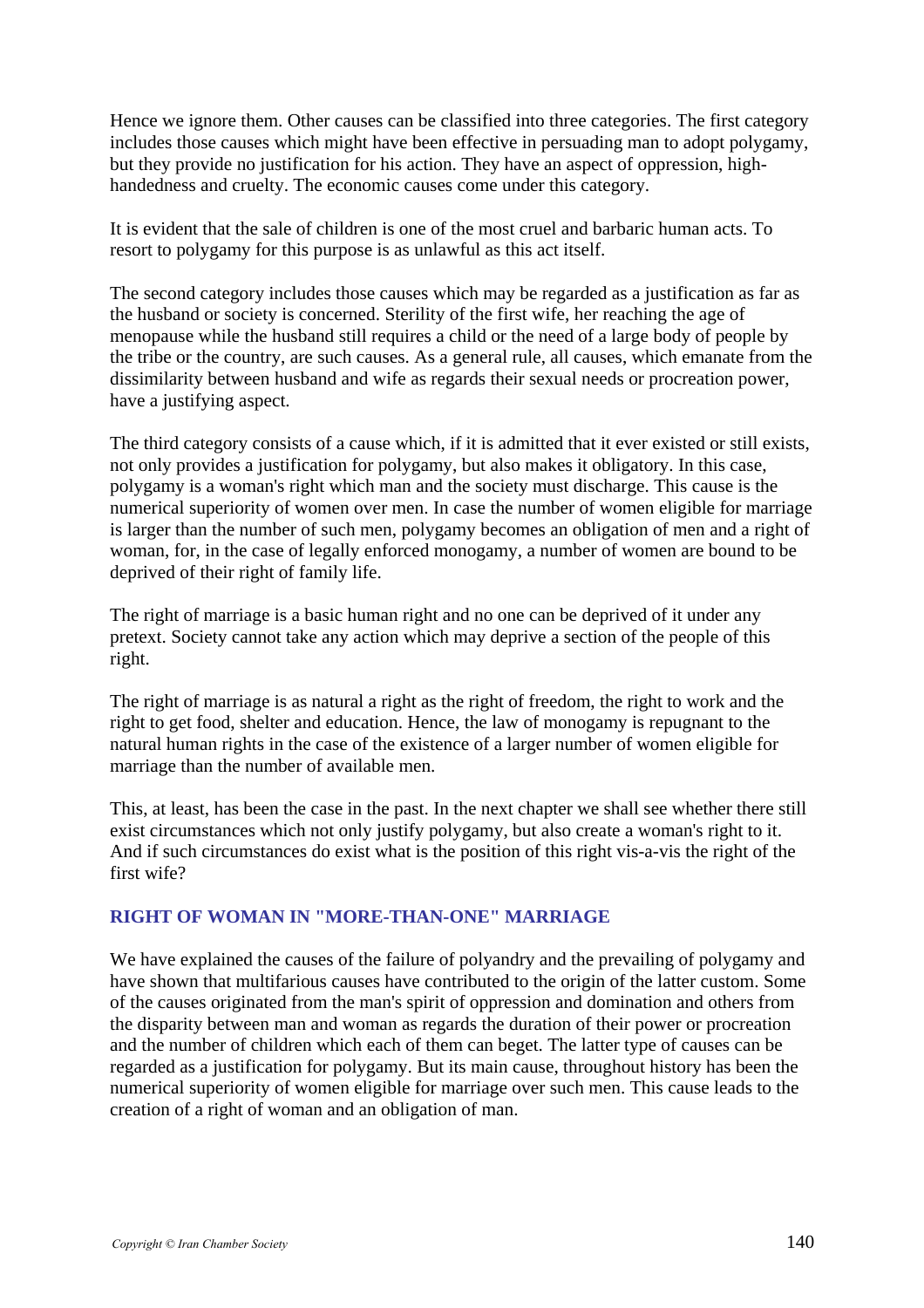Hence we ignore them. Other causes can be classified into three categories. The first category includes those causes which might have been effective in persuading man to adopt polygamy, but they provide no justification for his action. They have an aspect of oppression, high-handedness and cruelty. The economic causes come under this category.

It is evident that the sale of children is one of the most cruel and barbaric human acts. To resort to polygamy for this purpose is as unlawful as this act itself.

The second category includes those causes which may be regarded as a justification as far as the husband or society is concerned. Sterility of the first wife, her reaching the age of menopause while the husband still requires a child or the need of a large body of people by the tribe or the country, are such causes. As a general rule, all causes, which emanate from the dissimilarity between husband and wife as regards their sexual needs or procreation power, have a justifying aspect.

The third category consists of a cause which, if it is admitted that it ever existed or still exists, not only provides a justification for polygamy, but also makes it obligatory. In this case, polygamy is a woman's right which man and the society must discharge. This cause is the numerical superiority of women over men. In case the number of women eligible for marriage is larger than the number of such men, polygamy becomes an obligation of men and a right of woman, for, in the case of legally enforced monogamy, a number of women are bound to be deprived of their right of family life.

The right of marriage is a basic human right and no one can be deprived of it under any pretext. Society cannot take any action which may deprive a section of the people of this right.

The right of marriage is as natural a right as the right of freedom, the right to work and the right to get food, shelter and education. Hence, the law of monogamy is repugnant to the natural human rights in the case of the existence of a larger number of women eligible for marriage than the number of available men.

This, at least, has been the case in the past. In the next chapter we shall see whether there still exist circumstances which not only justify polygamy, but also create a woman's right to it. And if such circumstances do exist what is the position of this right vis-a-vis the right of the first wife?

## RIGHT OF WOMAN IN "MORE-THAN-ONE" MARRIAGE

We have explained the causes of the failure of polyandry and the prevailing of polygamy and have shown that multifarious causes have contributed to the origin of the latter custom. Some of the causes originated from the man's spirit of oppression and domination and others from the disparity between man and woman as regards the duration of their power or procreation and the number of children which each of them can beget. The latter type of causes can be regarded as a justification for polygamy. But its main cause, throughout history has been the numerical superiority of women eligible for marriage over such men. This cause leads to the creation of a right of woman and an obligation of man.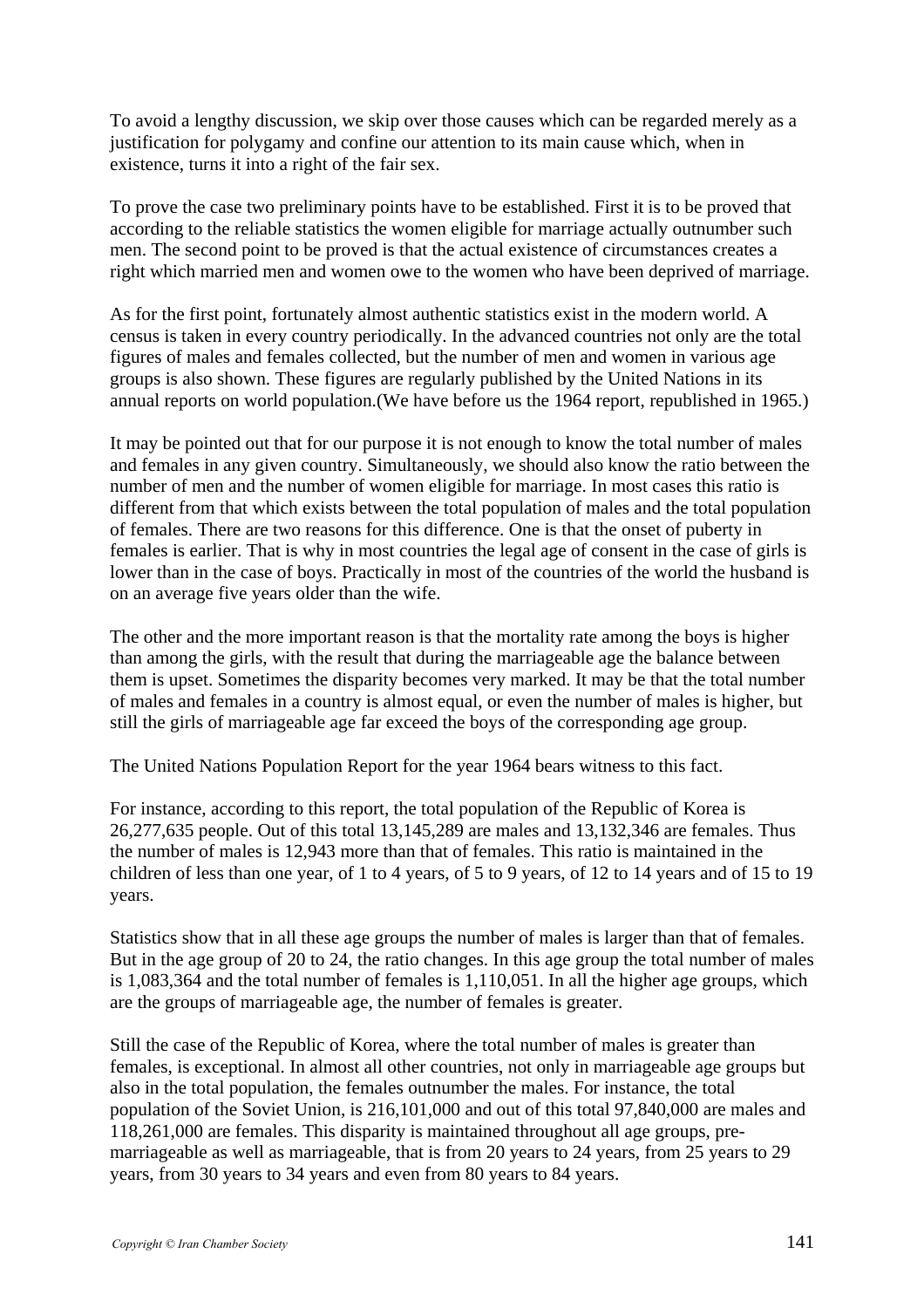To avoid a lengthy discussion, we skip over those causes which can be regarded merely as a justification for polygamy and confine our attention to its main cause which, when in existence, turns it into a right of the fair sex.

To prove the case two preliminary points have to be established. First it is to be proved that according to the reliable statistics the women eligible for marriage actually outnumber such men. The second point to be proved is that the actual existence of circumstances creates a right which married men and women owe to the women who have been deprived of marriage.

As for the first point, fortunately almost authentic statistics exist in the modern world. A census is taken in every country periodically. In the advanced countries not only are the total figures of males and females collected, but the number of men and women in various age groups is also shown. These figures are regularly published by the United Nations in its annual reports on world population.(We have before us the 1964 report, republished in 1965.)

It may be pointed out that for our purpose it is not enough to know the total number of males and females in any given country. Simultaneously, we should also know the ratio between the number of men and the number of women eligible for marriage. In most cases this ratio is different from that which exists between the total population of males and the total population of females. There are two reasons for this difference. One is that the onset of puberty in females is earlier. That is why in most countries the legal age of consent in the case of girls is lower than in the case of boys. Practically in most of the countries of the world the husband is on an average five years older than the wife.

The other and the more important reason is that the mortality rate among the boys is higher than among the girls, with the result that during the marriageable age the balance between them is upset. Sometimes the disparity becomes very marked. It may be that the total number of males and females in a country is almost equal, or even the number of males is higher, but still the girls of marriageable age far exceed the boys of the corresponding age group.

The United Nations Population Report for the year 1964 bears witness to this fact.

For instance, according to this report, the total population of the Republic of Korea is 26,277,635 people. Out of this total 13,145,289 are males and 13,132,346 are females. Thus the number of males is 12,943 more than that of females. This ratio is maintained in the children of less than one year, of 1 to 4 years, of 5 to 9 years, of 12 to 14 years and of 15 to 19 years.

Statistics show that in all these age groups the number of males is larger than that of females. But in the age group of 20 to 24, the ratio changes. In this age group the total number of males is 1,083,364 and the total number of females is 1,110,051. In all the higher age groups, which are the groups of marriageable age, the number of females is greater.

Still the case of the Republic of Korea, where the total number of males is greater than females, is exceptional. In almost all other countries, not only in marriageable age groups but also in the total population, the females outnumber the males. For instance, the total population of the Soviet Union, is 216,101,000 and out of this total 97,840,000 are males and 118,261,000 are females. This disparity is maintained throughout all age groups, pre-marriageable as well as marriageable, that is from 20 years to 24 years, from 25 years to 29 years, from 30 years to 34 years and even from 80 years to 84 years.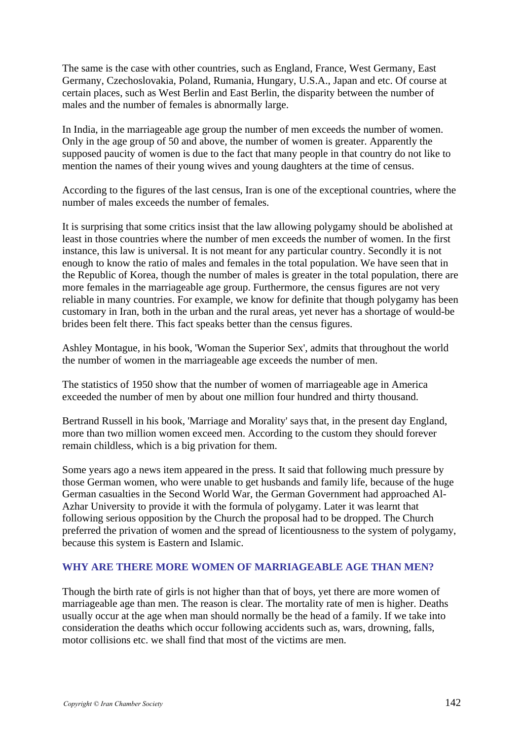The same is the case with other countries, such as England, France, West Germany, East Germany, Czechoslovakia, Poland, Rumania, Hungary, U.S.A., Japan and etc. Of course at certain places, such as West Berlin and East Berlin, the disparity between the number of males and the number of females is abnormally large.

In India, in the marriageable age group the number of men exceeds the number of women. Only in the age group of 50 and above, the number of women is greater. Apparently the supposed paucity of women is due to the fact that many people in that country do not like to mention the names of their young wives and young daughters at the time of census.

According to the figures of the last census, Iran is one of the exceptional countries, where the number of males exceeds the number of females.

It is surprising that some critics insist that the law allowing polygamy should be abolished at least in those countries where the number of men exceeds the number of women. In the first instance, this law is universal. It is not meant for any particular country. Secondly it is not enough to know the ratio of males and females in the total population. We have seen that in the Republic of Korea, though the number of males is greater in the total population, there are more females in the marriageable age group. Furthermore, the census figures are not very reliable in many countries. For example, we know for definite that though polygamy has been customary in Iran, both in the urban and the rural areas, yet never has a shortage of would-be brides been felt there. This fact speaks better than the census figures.

Ashley Montague, in his book, 'Woman the Superior Sex', admits that throughout the world the number of women in the marriageable age exceeds the number of men.

The statistics of 1950 show that the number of women of marriageable age in America exceeded the number of men by about one million four hundred and thirty thousand.

Bertrand Russell in his book, 'Marriage and Morality' says that, in the present day England, more than two million women exceed men. According to the custom they should forever remain childless, which is a big privation for them.

Some years ago a news item appeared in the press. It said that following much pressure by those German women, who were unable to get husbands and family life, because of the huge German casualties in the Second World War, the German Government had approached Al-Azhar University to provide it with the formula of polygamy. Later it was learnt that following serious opposition by the Church the proposal had to be dropped. The Church preferred the privation of women and the spread of licentiousness to the system of polygamy, because this system is Eastern and Islamic.

### WHY ARE THERE MORE WOMEN OF MARRIAGEABLE AGE THAN MEN?

Though the birth rate of girls is not higher than that of boys, yet there are more women of marriageable age than men. The reason is clear. The mortality rate of men is higher. Deaths usually occur at the age when man should normally be the head of a family. If we take into consideration the deaths which occur following accidents such as, wars, drowning, falls, motor collisions etc. we shall find that most of the victims are men.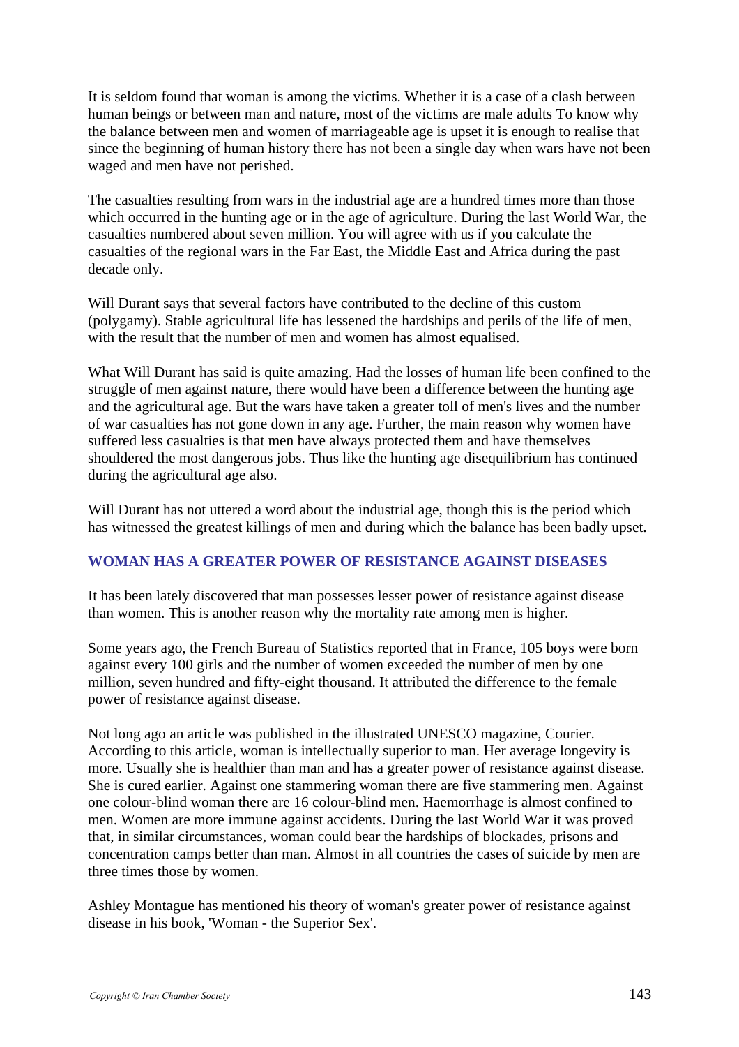It is seldom found that woman is among the victims. Whether it is a case of a clash between human beings or between man and nature, most of the victims are male adults To know why the balance between men and women of marriageable age is upset it is enough to realise that since the beginning of human history there has not been a single day when wars have not been waged and men have not perished.

The casualties resulting from wars in the industrial age are a hundred times more than those which occurred in the hunting age or in the age of agriculture. During the last World War, the casualties numbered about seven million. You will agree with us if you calculate the casualties of the regional wars in the Far East, the Middle East and Africa during the past decade only.

Will Durant says that several factors have contributed to the decline of this custom (polygamy). Stable agricultural life has lessened the hardships and perils of the life of men, with the result that the number of men and women has almost equalised.

What Will Durant has said is quite amazing. Had the losses of human life been confined to the struggle of men against nature, there would have been a difference between the hunting age and the agricultural age. But the wars have taken a greater toll of men's lives and the number of war casualties has not gone down in any age. Further, the main reason why women have suffered less casualties is that men have always protected them and have themselves shouldered the most dangerous jobs. Thus like the hunting age disequilibrium has continued during the agricultural age also.

Will Durant has not uttered a word about the industrial age, though this is the period which has witnessed the greatest killings of men and during which the balance has been badly upset.

### WOMAN HAS A GREATER POWER OF RESISTANCE AGAINST DISEASES

It has been lately discovered that man possesses lesser power of resistance against disease than women. This is another reason why the mortality rate among men is higher.

Some years ago, the French Bureau of Statistics reported that in France, 105 boys were born against every 100 girls and the number of women exceeded the number of men by one million, seven hundred and fifty-eight thousand. It attributed the difference to the female power of resistance against disease.

Not long ago an article was published in the illustrated UNESCO magazine, Courier. According to this article, woman is intellectually superior to man. Her average longevity is more. Usually she is healthier than man and has a greater power of resistance against disease. She is cured earlier. Against one stammering woman there are five stammering men. Against one colour-blind woman there are 16 colour-blind men. Haemorrhage is almost confined to men. Women are more immune against accidents. During the last World War it was proved that, in similar circumstances, woman could bear the hardships of blockades, prisons and concentration camps better than man. Almost in all countries the cases of suicide by men are three times those by women.

Ashley Montague has mentioned his theory of woman's greater power of resistance against disease in his book, 'Woman - the Superior Sex'.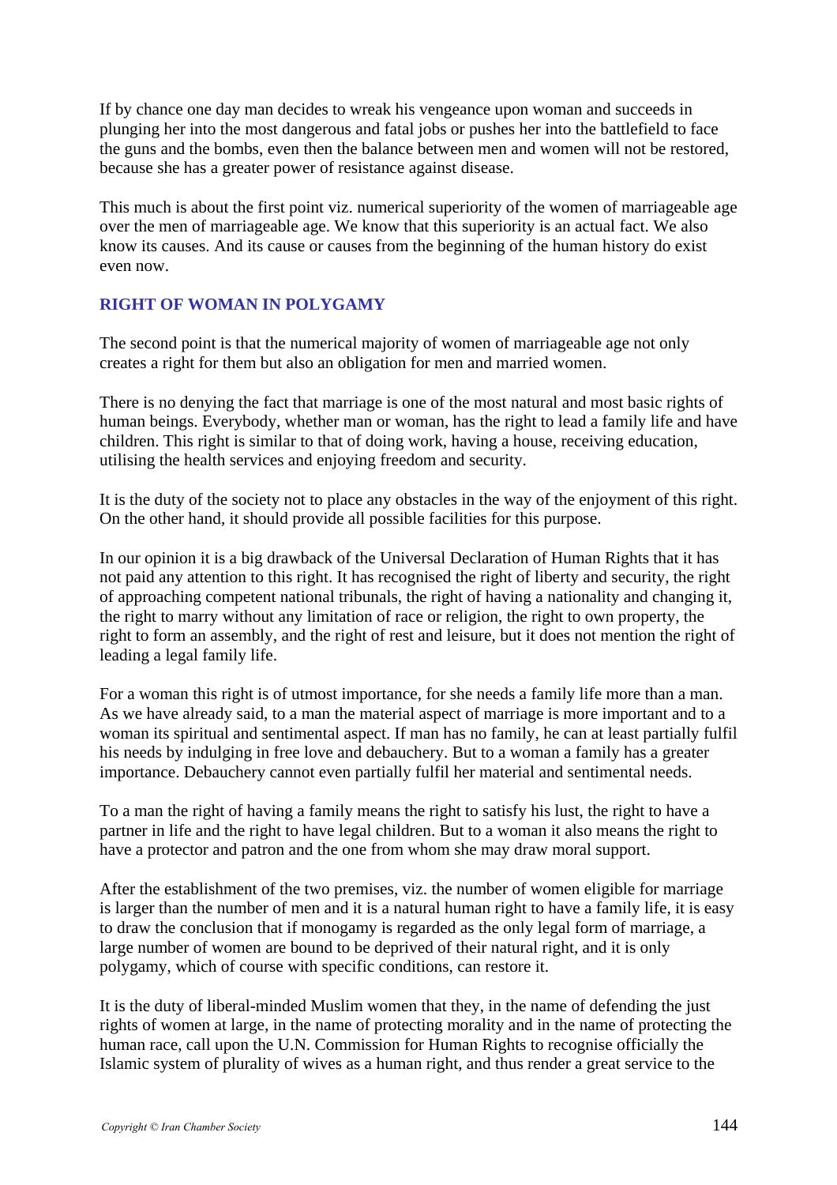If by chance one day man decides to wreak his vengeance upon woman and succeeds in plunging her into the most dangerous and fatal jobs or pushes her into the battlefield to face the guns and the bombs, even then the balance between men and women will not be restored, because she has a greater power of resistance against disease.

This much is about the first point viz. numerical superiority of the women of marriageable age over the men of marriageable age. We know that this superiority is an actual fact. We also know its causes. And its cause or causes from the beginning of the human history do exist even now.

### RIGHT OF WOMAN IN POLYGAMY

The second point is that the numerical majority of women of marriageable age not only creates a right for them but also an obligation for men and married women.

There is no denying the fact that marriage is one of the most natural and most basic rights of human beings. Everybody, whether man or woman, has the right to lead a family life and have children. This right is similar to that of doing work, having a house, receiving education, utilising the health services and enjoying freedom and security.

It is the duty of the society not to place any obstacles in the way of the enjoyment of this right. On the other hand, it should provide all possible facilities for this purpose.

In our opinion it is a big drawback of the Universal Declaration of Human Rights that it has not paid any attention to this right. It has recognised the right of liberty and security, the right of approaching competent national tribunals, the right of having a nationality and changing it, the right to marry without any limitation of race or religion, the right to own property, the right to form an assembly, and the right of rest and leisure, but it does not mention the right of leading a legal family life.

For a woman this right is of utmost importance, for she needs a family life more than a man. As we have already said, to a man the material aspect of marriage is more important and to a woman its spiritual and sentimental aspect. If man has no family, he can at least partially fulfil his needs by indulging in free love and debauchery. But to a woman a family has a greater importance. Debauchery cannot even partially fulfil her material and sentimental needs.

To a man the right of having a family means the right to satisfy his lust, the right to have a partner in life and the right to have legal children. But to a woman it also means the right to have a protector and patron and the one from whom she may draw moral support.

After the establishment of the two premises, viz. the number of women eligible for marriage is larger than the number of men and it is a natural human right to have a family life, it is easy to draw the conclusion that if monogamy is regarded as the only legal form of marriage, a large number of women are bound to be deprived of their natural right, and it is only polygamy, which of course with specific conditions, can restore it.

It is the duty of liberal-minded Muslim women that they, in the name of defending the just rights of women at large, in the name of protecting morality and in the name of protecting the human race, call upon the U.N. Commission for Human Rights to recognise officially the Islamic system of plurality of wives as a human right, and thus render a great service to the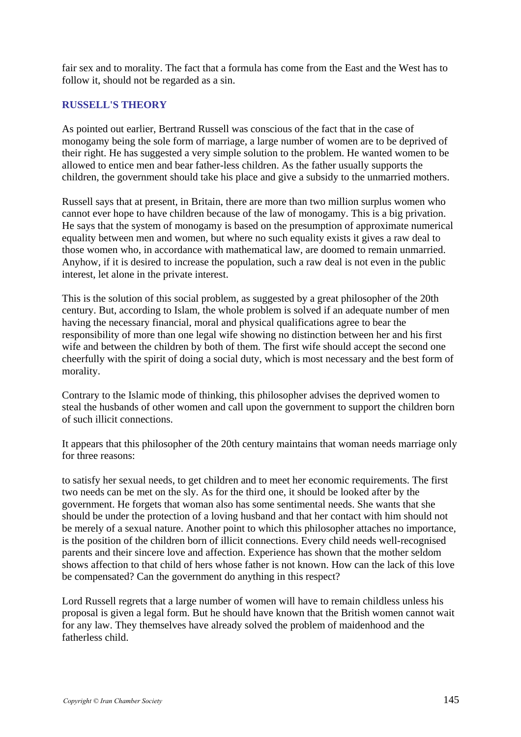fair sex and to morality. The fact that a formula has come from the East and the West has to follow it, should not be regarded as a sin.

### RUSSELL'S THEORY

As pointed out earlier, Bertrand Russell was conscious of the fact that in the case of monogamy being the sole form of marriage, a large number of women are to be deprived of their right. He has suggested a very simple solution to the problem. He wanted women to be allowed to entice men and bear father-less children. As the father usually supports the children, the government should take his place and give a subsidy to the unmarried mothers.

Russell says that at present, in Britain, there are more than two million surplus women who cannot ever hope to have children because of the law of monogamy. This is a big privation. He says that the system of monogamy is based on the presumption of approximate numerical equality between men and women, but where no such equality exists it gives a raw deal to those women who, in accordance with mathematical law, are doomed to remain unmarried. Anyhow, if it is desired to increase the population, such a raw deal is not even in the public interest, let alone in the private interest.

This is the solution of this social problem, as suggested by a great philosopher of the 20th century. But, according to Islam, the whole problem is solved if an adequate number of men having the necessary financial, moral and physical qualifications agree to bear the responsibility of more than one legal wife showing no distinction between her and his first wife and between the children by both of them. The first wife should accept the second one cheerfully with the spirit of doing a social duty, which is most necessary and the best form of morality.

Contrary to the Islamic mode of thinking, this philosopher advises the deprived women to steal the husbands of other women and call upon the government to support the children born of such illicit connections.

It appears that this philosopher of the 20th century maintains that woman needs marriage only for three reasons:

to satisfy her sexual needs, to get children and to meet her economic requirements. The first two needs can be met on the sly. As for the third one, it should be looked after by the government. He forgets that woman also has some sentimental needs. She wants that she should be under the protection of a loving husband and that her contact with him should not be merely of a sexual nature. Another point to which this philosopher attaches no importance, is the position of the children born of illicit connections. Every child needs well-recognised parents and their sincere love and affection. Experience has shown that the mother seldom shows affection to that child of hers whose father is not known. How can the lack of this love be compensated? Can the government do anything in this respect?

Lord Russell regrets that a large number of women will have to remain childless unless his proposal is given a legal form. But he should have known that the British women cannot wait for any law. They themselves have already solved the problem of maidenhood and the fatherless child.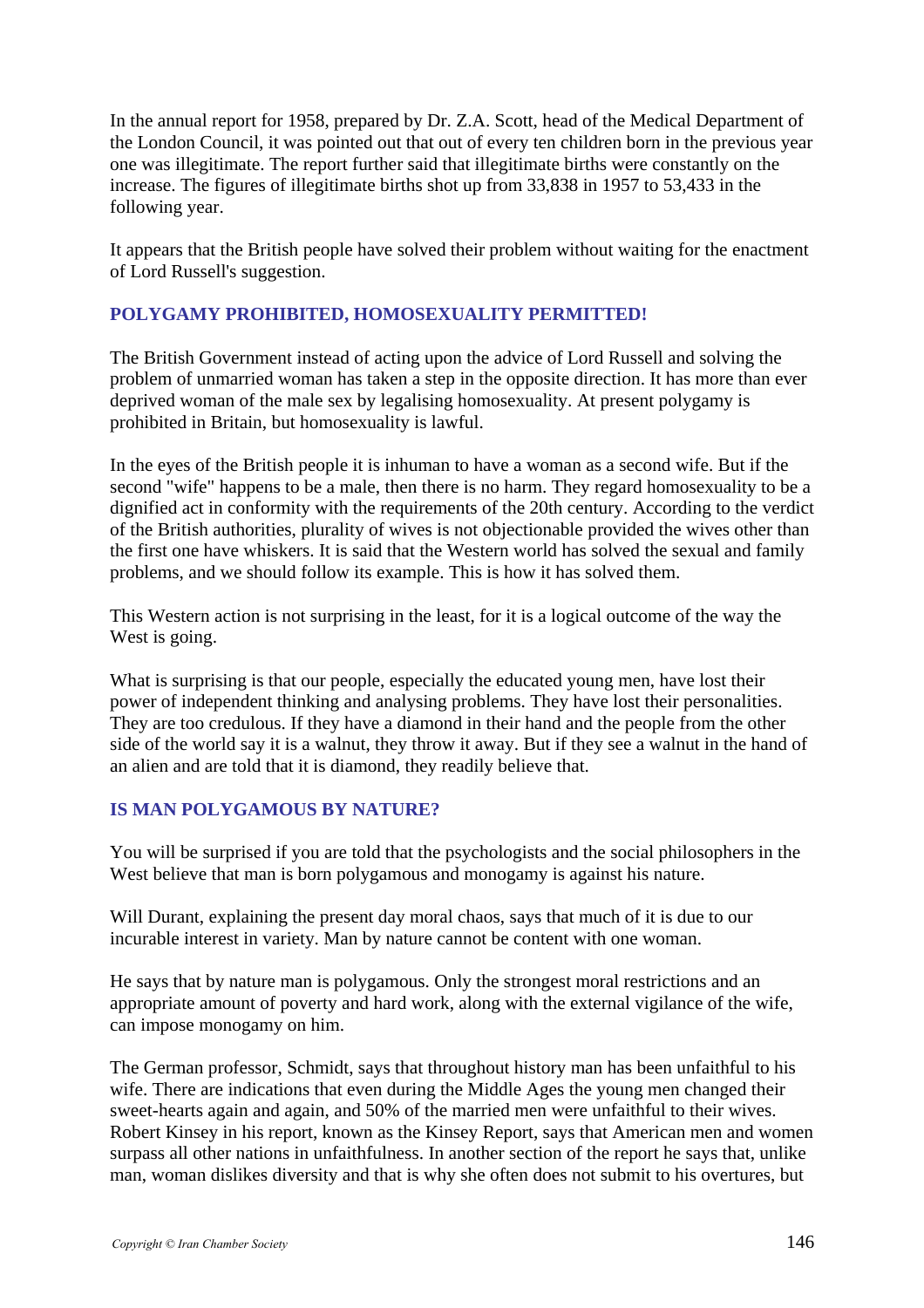In the annual report for 1958, prepared by Dr. Z.A. Scott, head of the Medical Department of the London Council, it was pointed out that out of every ten children born in the previous year one was illegitimate. The report further said that illegitimate births were constantly on the increase. The figures of illegitimate births shot up from 33,838 in 1957 to 53,433 in the following year.

It appears that the British people have solved their problem without waiting for the enactment of Lord Russell's suggestion.

### POLYGAMY PROHIBITED, HOMOSEXUALITY PERMITTED!

The British Government instead of acting upon the advice of Lord Russell and solving the problem of unmarried woman has taken a step in the opposite direction. It has more than ever deprived woman of the male sex by legalising homosexuality. At present polygamy is prohibited in Britain, but homosexuality is lawful.

In the eyes of the British people it is inhuman to have a woman as a second wife. But if the second "wife" happens to be a male, then there is no harm. They regard homosexuality to be a dignified act in conformity with the requirements of the 20th century. According to the verdict of the British authorities, plurality of wives is not objectionable provided the wives other than the first one have whiskers. It is said that the Western world has solved the sexual and family problems, and we should follow its example. This is how it has solved them.

This Western action is not surprising in the least, for it is a logical outcome of the way the West is going.

What is surprising is that our people, especially the educated young men, have lost their power of independent thinking and analysing problems. They have lost their personalities. They are too credulous. If they have a diamond in their hand and the people from the other side of the world say it is a walnut, they throw it away. But if they see a walnut in the hand of an alien and are told that it is diamond, they readily believe that.

### IS MAN POLYGAMOUS BY NATURE?

You will be surprised if you are told that the psychologists and the social philosophers in the West believe that man is born polygamous and monogamy is against his nature.

Will Durant, explaining the present day moral chaos, says that much of it is due to our incurable interest in variety. Man by nature cannot be content with one woman.

He says that by nature man is polygamous. Only the strongest moral restrictions and an appropriate amount of poverty and hard work, along with the external vigilance of the wife, can impose monogamy on him.

The German professor, Schmidt, says that throughout history man has been unfaithful to his wife. There are indications that even during the Middle Ages the young men changed their sweet-hearts again and again, and 50% of the married men were unfaithful to their wives. Robert Kinsey in his report, known as the Kinsey Report, says that American men and women surpass all other nations in unfaithfulness. In another section of the report he says that, unlike man, woman dislikes diversity and that is why she often does not submit to his overtures, but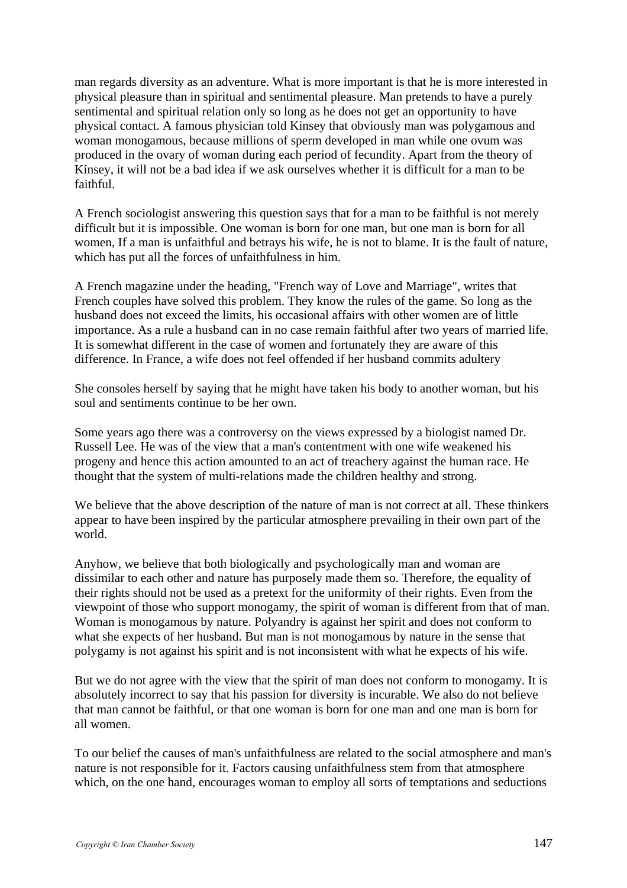man regards diversity as an adventure. What is more important is that he is more interested in physical pleasure than in spiritual and sentimental pleasure. Man pretends to have a purely sentimental and spiritual relation only so long as he does not get an opportunity to have physical contact. A famous physician told Kinsey that obviously man was polygamous and woman monogamous, because millions of sperm developed in man while one ovum was produced in the ovary of woman during each period of fecundity. Apart from the theory of Kinsey, it will not be a bad idea if we ask ourselves whether it is difficult for a man to be faithful.

A French sociologist answering this question says that for a man to be faithful is not merely difficult but it is impossible. One woman is born for one man, but one man is born for all women, If a man is unfaithful and betrays his wife, he is not to blame. It is the fault of nature, which has put all the forces of unfaithfulness in him.

A French magazine under the heading, "French way of Love and Marriage", writes that French couples have solved this problem. They know the rules of the game. So long as the husband does not exceed the limits, his occasional affairs with other women are of little importance. As a rule a husband can in no case remain faithful after two years of married life. It is somewhat different in the case of women and fortunately they are aware of this difference. In France, a wife does not feel offended if her husband commits adultery

She consoles herself by saying that he might have taken his body to another woman, but his soul and sentiments continue to be her own.

Some years ago there was a controversy on the views expressed by a biologist named Dr. Russell Lee. He was of the view that a man's contentment with one wife weakened his progeny and hence this action amounted to an act of treachery against the human race. He thought that the system of multi-relations made the children healthy and strong.

We believe that the above description of the nature of man is not correct at all. These thinkers appear to have been inspired by the particular atmosphere prevailing in their own part of the world.

Anyhow, we believe that both biologically and psychologically man and woman are dissimilar to each other and nature has purposely made them so. Therefore, the equality of their rights should not be used as a pretext for the uniformity of their rights. Even from the viewpoint of those who support monogamy, the spirit of woman is different from that of man. Woman is monogamous by nature. Polyandry is against her spirit and does not conform to what she expects of her husband. But man is not monogamous by nature in the sense that polygamy is not against his spirit and is not inconsistent with what he expects of his wife.

But we do not agree with the view that the spirit of man does not conform to monogamy. It is absolutely incorrect to say that his passion for diversity is incurable. We also do not believe that man cannot be faithful, or that one woman is born for one man and one man is born for all women.

To our belief the causes of man's unfaithfulness are related to the social atmosphere and man's nature is not responsible for it. Factors causing unfaithfulness stem from that atmosphere which, on the one hand, encourages woman to employ all sorts of temptations and seductions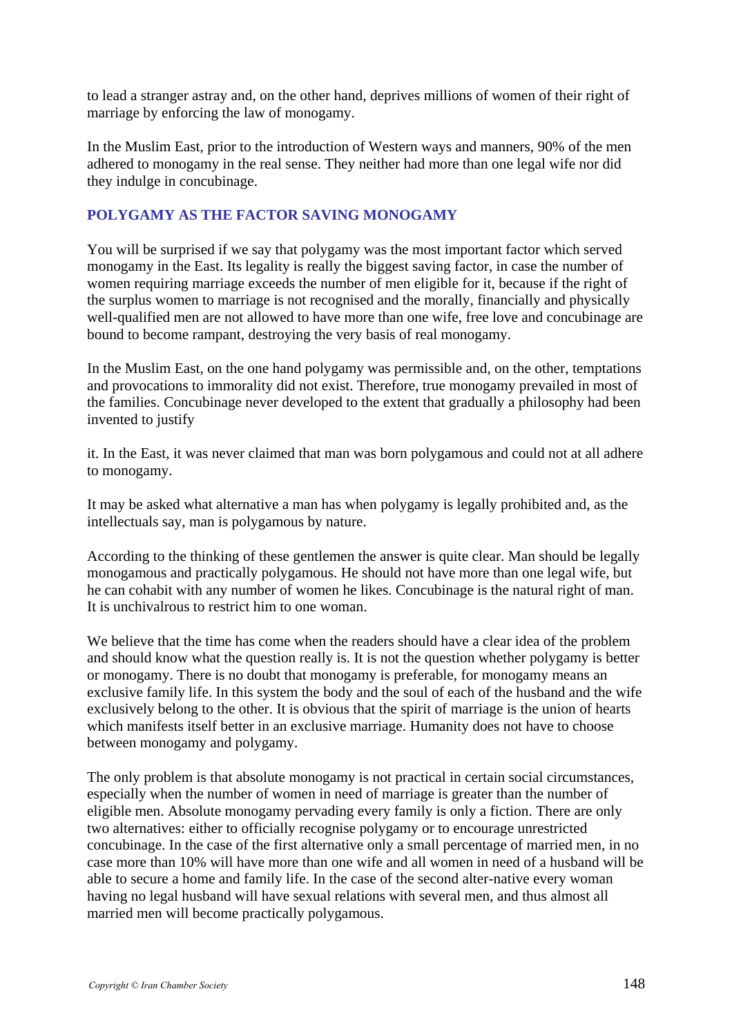to lead a stranger astray and, on the other hand, deprives millions of women of their right of marriage by enforcing the law of monogamy.

In the Muslim East, prior to the introduction of Western ways and manners, 90% of the men adhered to monogamy in the real sense. They neither had more than one legal wife nor did they indulge in concubinage.

### POLYGAMY AS THE FACTOR SAVING MONOGAMY

You will be surprised if we say that polygamy was the most important factor which served monogamy in the East. Its legality is really the biggest saving factor, in case the number of women requiring marriage exceeds the number of men eligible for it, because if the right of the surplus women to marriage is not recognised and the morally, financially and physically well-qualified men are not allowed to have more than one wife, free love and concubinage are bound to become rampant, destroying the very basis of real monogamy.

In the Muslim East, on the one hand polygamy was permissible and, on the other, temptations and provocations to immorality did not exist. Therefore, true monogamy prevailed in most of the families. Concubinage never developed to the extent that gradually a philosophy had been invented to justify it. In the East, it was never claimed that man was born polygamous and could not at all adhere to monogamy.

It may be asked what alternative a man has when polygamy is legally prohibited and, as the intellectuals say, man is polygamous by nature.

According to the thinking of these gentlemen the answer is quite clear. Man should be legally monogamous and practically polygamous. He should not have more than one legal wife, but he can cohabit with any number of women he likes. Concubinage is the natural right of man. It is unchivalrous to restrict him to one woman.

We believe that the time has come when the readers should have a clear idea of the problem and should know what the question really is. It is not the question whether polygamy is better or monogamy. There is no doubt that monogamy is preferable, for monogamy means an exclusive family life. In this system the body and the soul of each of the husband and the wife exclusively belong to the other. It is obvious that the spirit of marriage is the union of hearts which manifests itself better in an exclusive marriage. Humanity does not have to choose between monogamy and polygamy.

The only problem is that absolute monogamy is not practical in certain social circumstances, especially when the number of women in need of marriage is greater than the number of eligible men. Absolute monogamy pervading every family is only a fiction. There are only two alternatives: either to officially recognise polygamy or to encourage unrestricted concubinage. In the case of the first alternative only a small percentage of married men, in no case more than 10% will have more than one wife and all women in need of a husband will be able to secure a home and family life. In the case of the second alter-native every woman having no legal husband will have sexual relations with several men, and thus almost all married men will become practically polygamous.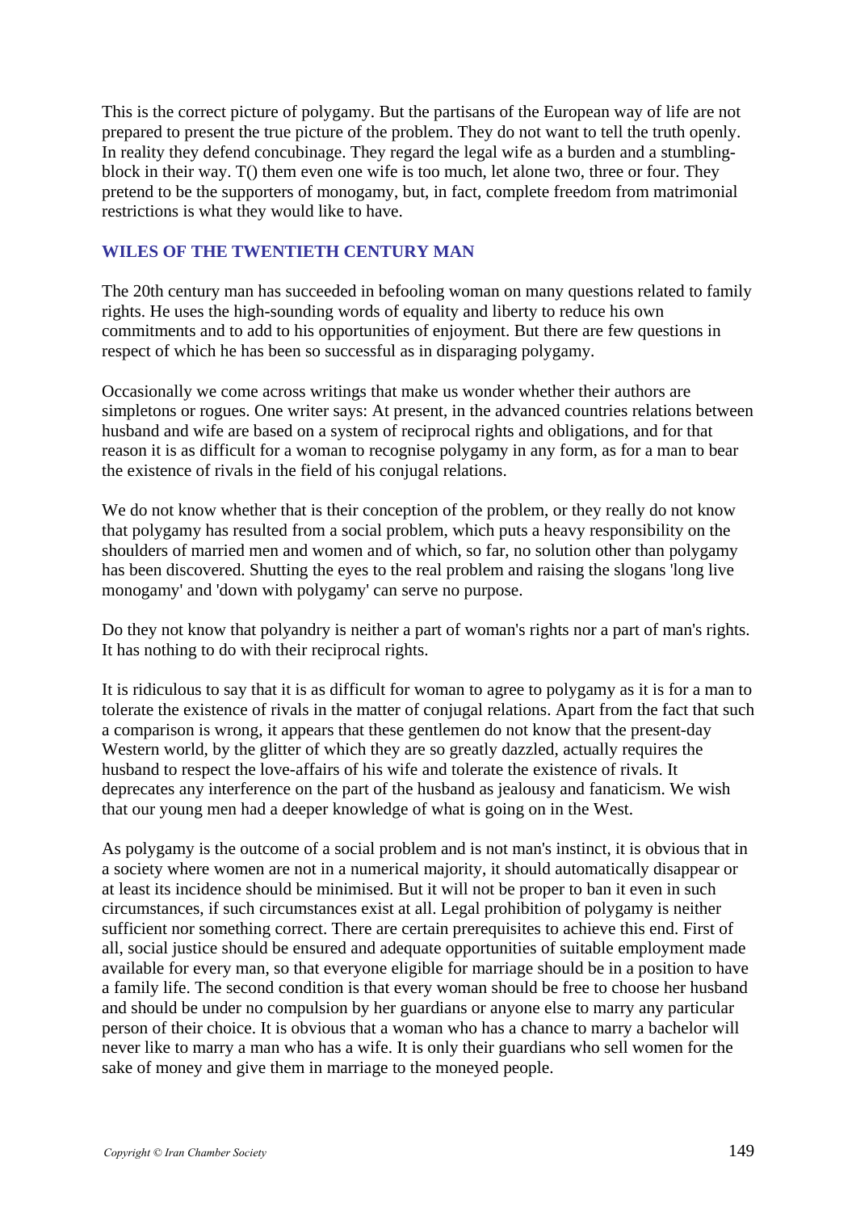This is the correct picture of polygamy. But the partisans of the European way of life are not prepared to present the true picture of the problem. They do not want to tell the truth openly. In reality they defend concubinage. They regard the legal wife as a burden and a stumbling-block in their way. T() them even one wife is too much, let alone two, three or four. They pretend to be the supporters of monogamy, but, in fact, complete freedom from matrimonial restrictions is what they would like to have.

### WILES OF THE TWENTIETH CENTURY MAN

The 20th century man has succeeded in befooling woman on many questions related to family rights. He uses the high-sounding words of equality and liberty to reduce his own commitments and to add to his opportunities of enjoyment. But there are few questions in respect of which he has been so successful as in disparaging polygamy.

Occasionally we come across writings that make us wonder whether their authors are simpletons or rogues. One writer says: At present, in the advanced countries relations between husband and wife are based on a system of reciprocal rights and obligations, and for that reason it is as difficult for a woman to recognise polygamy in any form, as for a man to bear the existence of rivals in the field of his conjugal relations.

We do not know whether that is their conception of the problem, or they really do not know that polygamy has resulted from a social problem, which puts a heavy responsibility on the shoulders of married men and women and of which, so far, no solution other than polygamy has been discovered. Shutting the eyes to the real problem and raising the slogans 'long live monogamy' and 'down with polygamy' can serve no purpose.

Do they not know that polyandry is neither a part of woman's rights nor a part of man's rights. It has nothing to do with their reciprocal rights.

It is ridiculous to say that it is as difficult for woman to agree to polygamy as it is for a man to tolerate the existence of rivals in the matter of conjugal relations. Apart from the fact that such a comparison is wrong, it appears that these gentlemen do not know that the present-day Western world, by the glitter of which they are so greatly dazzled, actually requires the husband to respect the love-affairs of his wife and tolerate the existence of rivals. It deprecates any interference on the part of the husband as jealousy and fanaticism. We wish that our young men had a deeper knowledge of what is going on in the West.

As polygamy is the outcome of a social problem and is not man's instinct, it is obvious that in a society where women are not in a numerical majority, it should automatically disappear or at least its incidence should be minimised. But it will not be proper to ban it even in such circumstances, if such circumstances exist at all. Legal prohibition of polygamy is neither sufficient nor something correct. There are certain prerequisites to achieve this end. First of all, social justice should be ensured and adequate opportunities of suitable employment made available for every man, so that everyone eligible for marriage should be in a position to have a family life. The second condition is that every woman should be free to choose her husband and should be under no compulsion by her guardians or anyone else to marry any particular person of their choice. It is obvious that a woman who has a chance to marry a bachelor will never like to marry a man who has a wife. It is only their guardians who sell women for the sake of money and give them in marriage to the moneyed people.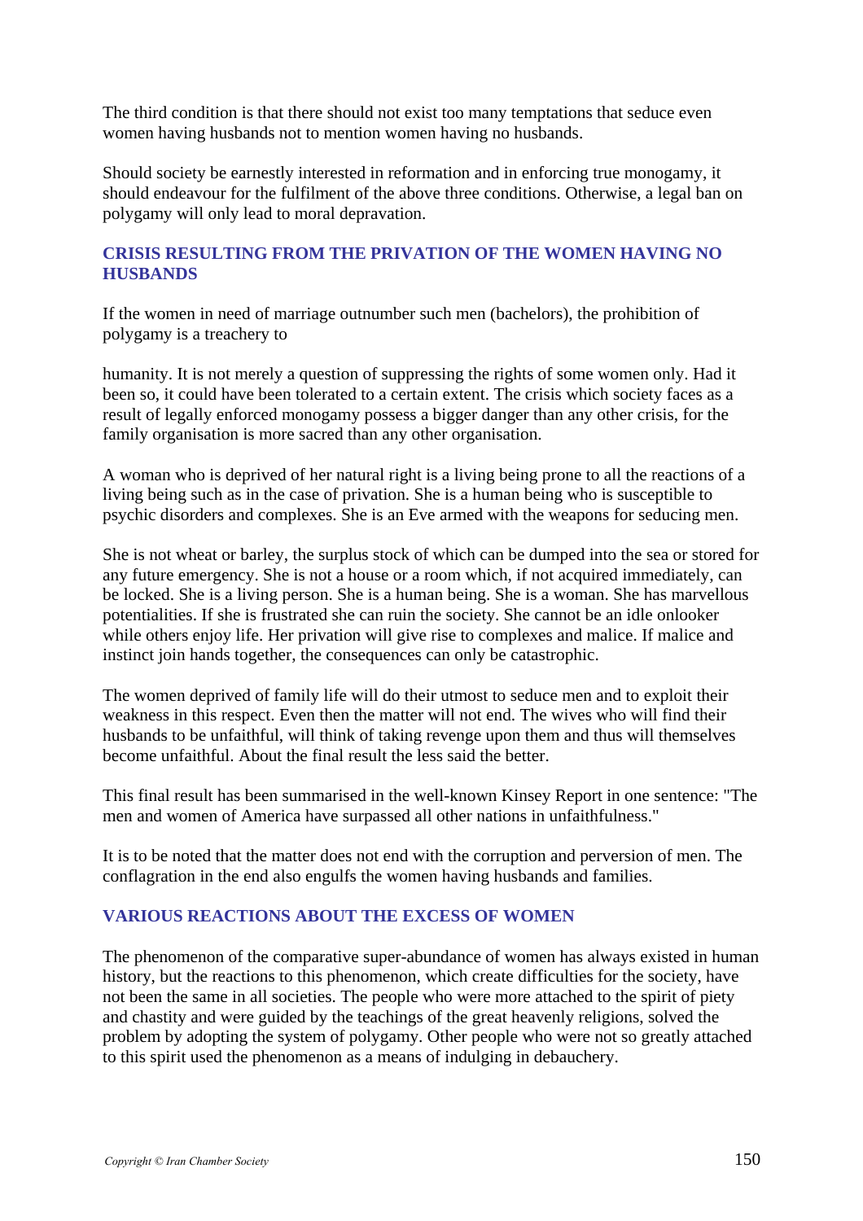The third condition is that there should not exist too many temptations that seduce even women having husbands not to mention women having no husbands.

Should society be earnestly interested in reformation and in enforcing true monogamy, it should endeavour for the fulfilment of the above three conditions. Otherwise, a legal ban on polygamy will only lead to moral depravation.

## CRISIS RESULTING FROM THE PRIVATION OF THE WOMEN HAVING NO HUSBANDS

If the women in need of marriage outnumber such men (bachelors), the prohibition of polygamy is a treachery to

humanity. It is not merely a question of suppressing the rights of some women only. Had it been so, it could have been tolerated to a certain extent. The crisis which society faces as a result of legally enforced monogamy possess a bigger danger than any other crisis, for the family organisation is more sacred than any other organisation.

A woman who is deprived of her natural right is a living being prone to all the reactions of a living being such as in the case of privation. She is a human being who is susceptible to psychic disorders and complexes. She is an Eve armed with the weapons for seducing men.

She is not wheat or barley, the surplus stock of which can be dumped into the sea or stored for any future emergency. She is not a house or a room which, if not acquired immediately, can be locked. She is a living person. She is a human being. She is a woman. She has marvellous potentialities. If she is frustrated she can ruin the society. She cannot be an idle onlooker while others enjoy life. Her privation will give rise to complexes and malice. If malice and instinct join hands together, the consequences can only be catastrophic.

The women deprived of family life will do their utmost to seduce men and to exploit their weakness in this respect. Even then the matter will not end. The wives who will find their husbands to be unfaithful, will think of taking revenge upon them and thus will themselves become unfaithful. About the final result the less said the better.

This final result has been summarised in the well-known Kinsey Report in one sentence: "The men and women of America have surpassed all other nations in unfaithfulness."

It is to be noted that the matter does not end with the corruption and perversion of men. The conflagration in the end also engulfs the women having husbands and families.

## VARIOUS REACTIONS ABOUT THE EXCESS OF WOMEN

The phenomenon of the comparative super-abundance of women has always existed in human history, but the reactions to this phenomenon, which create difficulties for the society, have not been the same in all societies. The people who were more attached to the spirit of piety and chastity and were guided by the teachings of the great heavenly religions, solved the problem by adopting the system of polygamy. Other people who were not so greatly attached to this spirit used the phenomenon as a means of indulging in debauchery.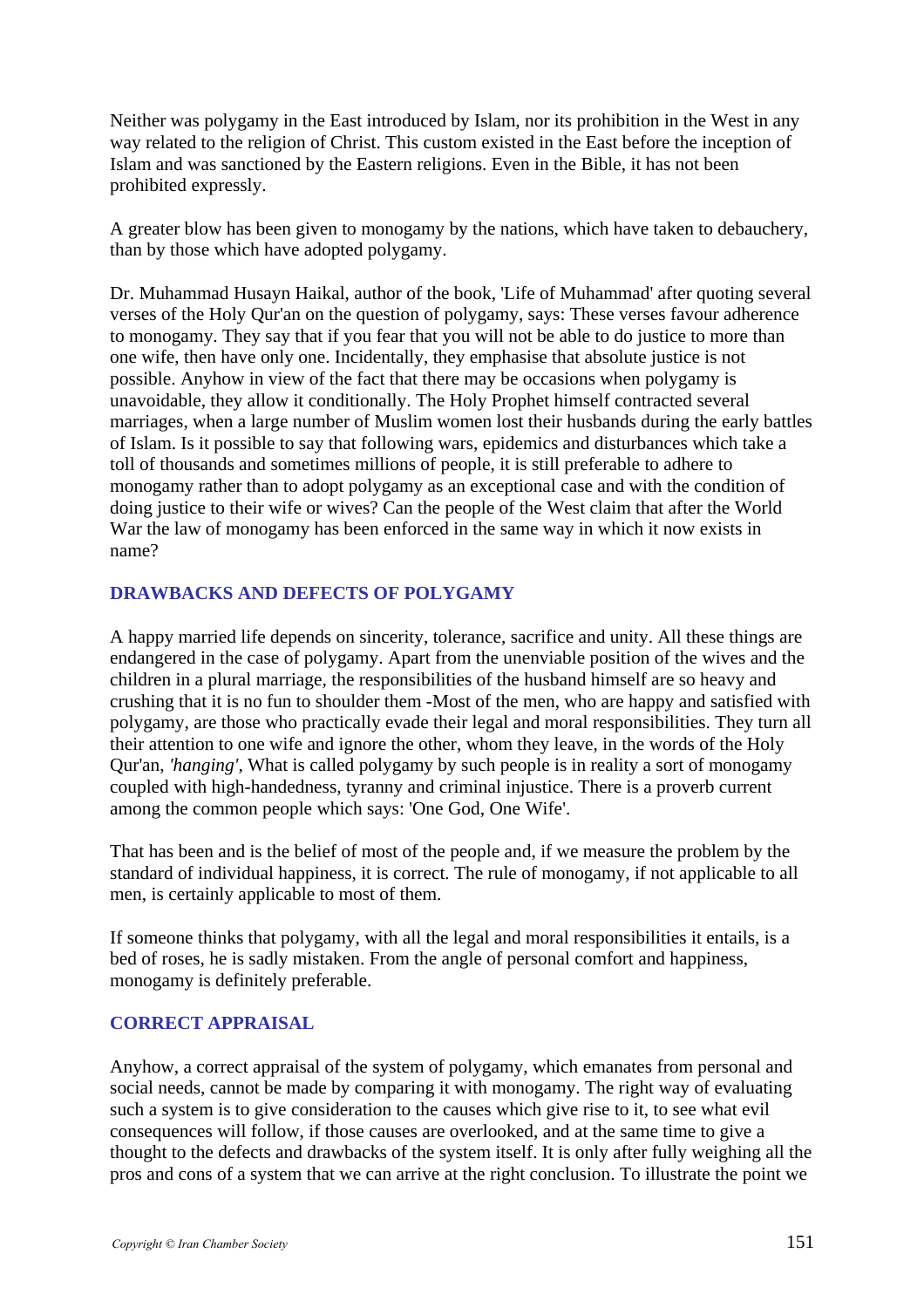Neither was polygamy in the East introduced by Islam, nor its prohibition in the West in any way related to the religion of Christ. This custom existed in the East before the inception of Islam and was sanctioned by the Eastern religions. Even in the Bible, it has not been prohibited expressly.

A greater blow has been given to monogamy by the nations, which have taken to debauchery, than by those which have adopted polygamy.

Dr. Muhammad Husayn Haikal, author of the book, 'Life of Muhammad' after quoting several verses of the Holy Qur'an on the question of polygamy, says: These verses favour adherence to monogamy. They say that if you fear that you will not be able to do justice to more than one wife, then have only one. Incidentally, they emphasise that absolute justice is not possible. Anyhow in view of the fact that there may be occasions when polygamy is unavoidable, they allow it conditionally. The Holy Prophet himself contracted several marriages, when a large number of Muslim women lost their husbands during the early battles of Islam. Is it possible to say that following wars, epidemics and disturbances which take a toll of thousands and sometimes millions of people, it is still preferable to adhere to monogamy rather than to adopt polygamy as an exceptional case and with the condition of doing justice to their wife or wives? Can the people of the West claim that after the World War the law of monogamy has been enforced in the same way in which it now exists in name?

## DRAWBACKS AND DEFECTS OF POLYGAMY

A happy married life depends on sincerity, tolerance, sacrifice and unity. All these things are endangered in the case of polygamy. Apart from the unenviable position of the wives and the children in a plural marriage, the responsibilities of the husband himself are so heavy and crushing that it is no fun to shoulder them -Most of the men, who are happy and satisfied with polygamy, are those who practically evade their legal and moral responsibilities. They turn all their attention to one wife and ignore the other, whom they leave, in the words of the Holy Qur'an, *'hanging'*, What is called polygamy by such people is in reality a sort of monogamy coupled with high-handedness, tyranny and criminal injustice. There is a proverb current among the common people which says: 'One God, One Wife'.

That has been and is the belief of most of the people and, if we measure the problem by the standard of individual happiness, it is correct. The rule of monogamy, if not applicable to all men, is certainly applicable to most of them.

If someone thinks that polygamy, with all the legal and moral responsibilities it entails, is a bed of roses, he is sadly mistaken. From the angle of personal comfort and happiness, monogamy is definitely preferable.

## CORRECT APPRAISAL

Anyhow, a correct appraisal of the system of polygamy, which emanates from personal and social needs, cannot be made by comparing it with monogamy. The right way of evaluating such a system is to give consideration to the causes which give rise to it, to see what evil consequences will follow, if those causes are overlooked, and at the same time to give a thought to the defects and drawbacks of the system itself. It is only after fully weighing all the pros and cons of a system that we can arrive at the right conclusion. To illustrate the point we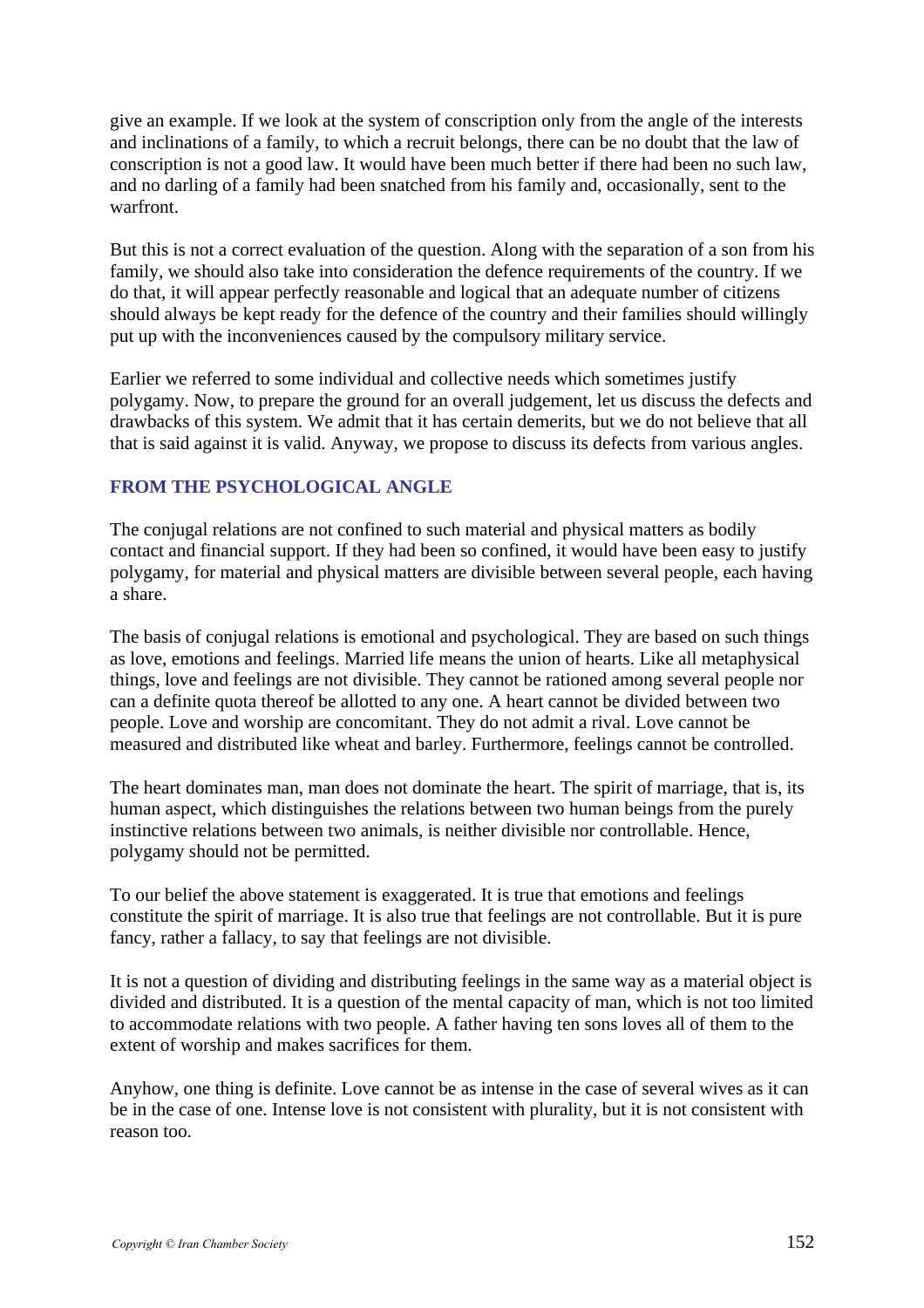give an example. If we look at the system of conscription only from the angle of the interests and inclinations of a family, to which a recruit belongs, there can be no doubt that the law of conscription is not a good law. It would have been much better if there had been no such law, and no darling of a family had been snatched from his family and, occasionally, sent to the warfront.

But this is not a correct evaluation of the question. Along with the separation of a son from his family, we should also take into consideration the defence requirements of the country. If we do that, it will appear perfectly reasonable and logical that an adequate number of citizens should always be kept ready for the defence of the country and their families should willingly put up with the inconveniences caused by the compulsory military service.

Earlier we referred to some individual and collective needs which sometimes justify polygamy. Now, to prepare the ground for an overall judgement, let us discuss the defects and drawbacks of this system. We admit that it has certain demerits, but we do not believe that all that is said against it is valid. Anyway, we propose to discuss its defects from various angles.

### FROM THE PSYCHOLOGICAL ANGLE

The conjugal relations are not confined to such material and physical matters as bodily contact and financial support. If they had been so confined, it would have been easy to justify polygamy, for material and physical matters are divisible between several people, each having a share.

The basis of conjugal relations is emotional and psychological. They are based on such things as love, emotions and feelings. Married life means the union of hearts. Like all metaphysical things, love and feelings are not divisible. They cannot be rationed among several people nor can a definite quota thereof be allotted to any one. A heart cannot be divided between two people. Love and worship are concomitant. They do not admit a rival. Love cannot be measured and distributed like wheat and barley. Furthermore, feelings cannot be controlled.

The heart dominates man, man does not dominate the heart. The spirit of marriage, that is, its human aspect, which distinguishes the relations between two human beings from the purely instinctive relations between two animals, is neither divisible nor controllable. Hence, polygamy should not be permitted.

To our belief the above statement is exaggerated. It is true that emotions and feelings constitute the spirit of marriage. It is also true that feelings are not controllable. But it is pure fancy, rather a fallacy, to say that feelings are not divisible.

It is not a question of dividing and distributing feelings in the same way as a material object is divided and distributed. It is a question of the mental capacity of man, which is not too limited to accommodate relations with two people. A father having ten sons loves all of them to the extent of worship and makes sacrifices for them.

Anyhow, one thing is definite. Love cannot be as intense in the case of several wives as it can be in the case of one. Intense love is not consistent with plurality, but it is not consistent with reason too.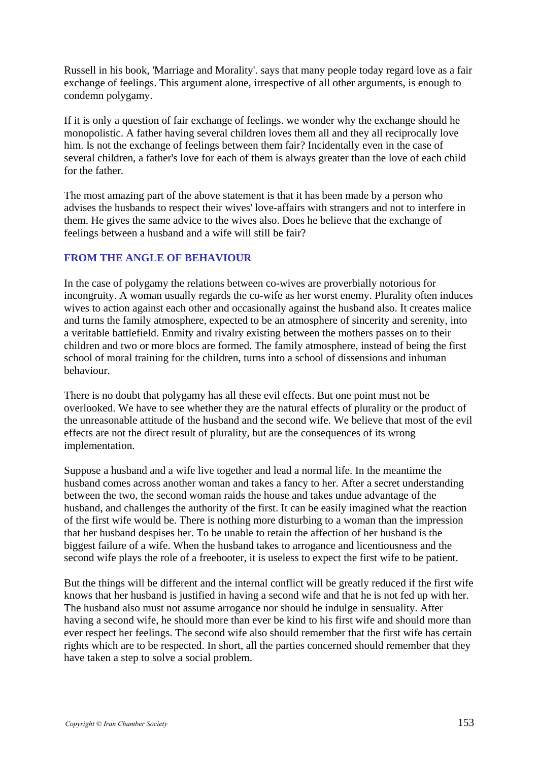Russell in his book, 'Marriage and Morality'. says that many people today regard love as a fair exchange of feelings. This argument alone, irrespective of all other arguments, is enough to condemn polygamy.

If it is only a question of fair exchange of feelings. we wonder why the exchange should he monopolistic. A father having several children loves them all and they all reciprocally love him. Is not the exchange of feelings between them fair? Incidentally even in the case of several children, a father's love for each of them is always greater than the love of each child for the father.

The most amazing part of the above statement is that it has been made by a person who advises the husbands to respect their wives' love-affairs with strangers and not to interfere in them. He gives the same advice to the wives also. Does he believe that the exchange of feelings between a husband and a wife will still be fair?

### FROM THE ANGLE OF BEHAVIOUR

In the case of polygamy the relations between co-wives are proverbially notorious for incongruity. A woman usually regards the co-wife as her worst enemy. Plurality often induces wives to action against each other and occasionally against the husband also. It creates malice and turns the family atmosphere, expected to be an atmosphere of sincerity and serenity, into a veritable battlefield. Enmity and rivalry existing between the mothers passes on to their children and two or more blocs are formed. The family atmosphere, instead of being the first school of moral training for the children, turns into a school of dissensions and inhuman behaviour.

There is no doubt that polygamy has all these evil effects. But one point must not be overlooked. We have to see whether they are the natural effects of plurality or the product of the unreasonable attitude of the husband and the second wife. We believe that most of the evil effects are not the direct result of plurality, but are the consequences of its wrong implementation.

Suppose a husband and a wife live together and lead a normal life. In the meantime the husband comes across another woman and takes a fancy to her. After a secret understanding between the two, the second woman raids the house and takes undue advantage of the husband, and challenges the authority of the first. It can be easily imagined what the reaction of the first wife would be. There is nothing more disturbing to a woman than the impression that her husband despises her. To be unable to retain the affection of her husband is the biggest failure of a wife. When the husband takes to arrogance and licentiousness and the second wife plays the role of a freebooter, it is useless to expect the first wife to be patient.

But the things will be different and the internal conflict will be greatly reduced if the first wife knows that her husband is justified in having a second wife and that he is not fed up with her. The husband also must not assume arrogance nor should he indulge in sensuality. After having a second wife, he should more than ever be kind to his first wife and should more than ever respect her feelings. The second wife also should remember that the first wife has certain rights which are to be respected. In short, all the parties concerned should remember that they have taken a step to solve a social problem.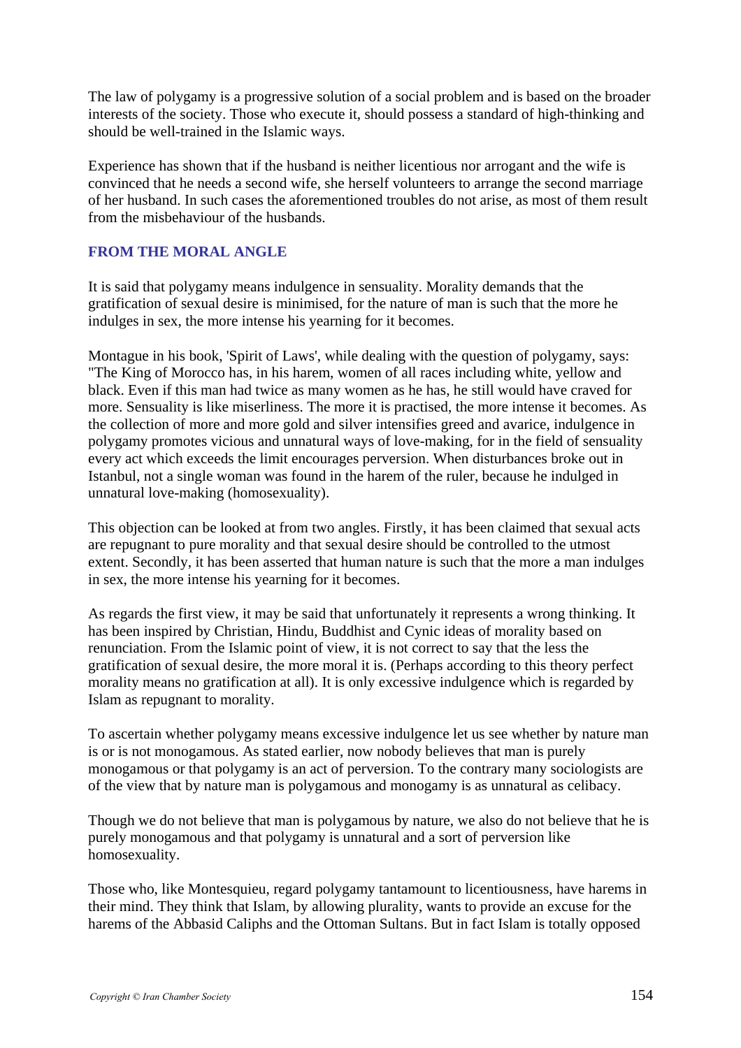The law of polygamy is a progressive solution of a social problem and is based on the broader interests of the society. Those who execute it, should possess a standard of high-thinking and should be well-trained in the Islamic ways.

Experience has shown that if the husband is neither licentious nor arrogant and the wife is convinced that he needs a second wife, she herself volunteers to arrange the second marriage of her husband. In such cases the aforementioned troubles do not arise, as most of them result from the misbehaviour of the husbands.

### FROM THE MORAL ANGLE

It is said that polygamy means indulgence in sensuality. Morality demands that the gratification of sexual desire is minimised, for the nature of man is such that the more he indulges in sex, the more intense his yearning for it becomes.

Montague in his book, 'Spirit of Laws', while dealing with the question of polygamy, says: "The King of Morocco has, in his harem, women of all races including white, yellow and black. Even if this man had twice as many women as he has, he still would have craved for more. Sensuality is like miserliness. The more it is practised, the more intense it becomes. As the collection of more and more gold and silver intensifies greed and avarice, indulgence in polygamy promotes vicious and unnatural ways of love-making, for in the field of sensuality every act which exceeds the limit encourages perversion. When disturbances broke out in Istanbul, not a single woman was found in the harem of the ruler, because he indulged in unnatural love-making (homosexuality).

This objection can be looked at from two angles. Firstly, it has been claimed that sexual acts are repugnant to pure morality and that sexual desire should be controlled to the utmost extent. Secondly, it has been asserted that human nature is such that the more a man indulges in sex, the more intense his yearning for it becomes.

As regards the first view, it may be said that unfortunately it represents a wrong thinking. It has been inspired by Christian, Hindu, Buddhist and Cynic ideas of morality based on renunciation. From the Islamic point of view, it is not correct to say that the less the gratification of sexual desire, the more moral it is. (Perhaps according to this theory perfect morality means no gratification at all). It is only excessive indulgence which is regarded by Islam as repugnant to morality.

To ascertain whether polygamy means excessive indulgence let us see whether by nature man is or is not monogamous. As stated earlier, now nobody believes that man is purely monogamous or that polygamy is an act of perversion. To the contrary many sociologists are of the view that by nature man is polygamous and monogamy is as unnatural as celibacy.

Though we do not believe that man is polygamous by nature, we also do not believe that he is purely monogamous and that polygamy is unnatural and a sort of perversion like homosexuality.

Those who, like Montesquieu, regard polygamy tantamount to licentiousness, have harems in their mind. They think that Islam, by allowing plurality, wants to provide an excuse for the harems of the Abbasid Caliphs and the Ottoman Sultans. But in fact Islam is totally opposed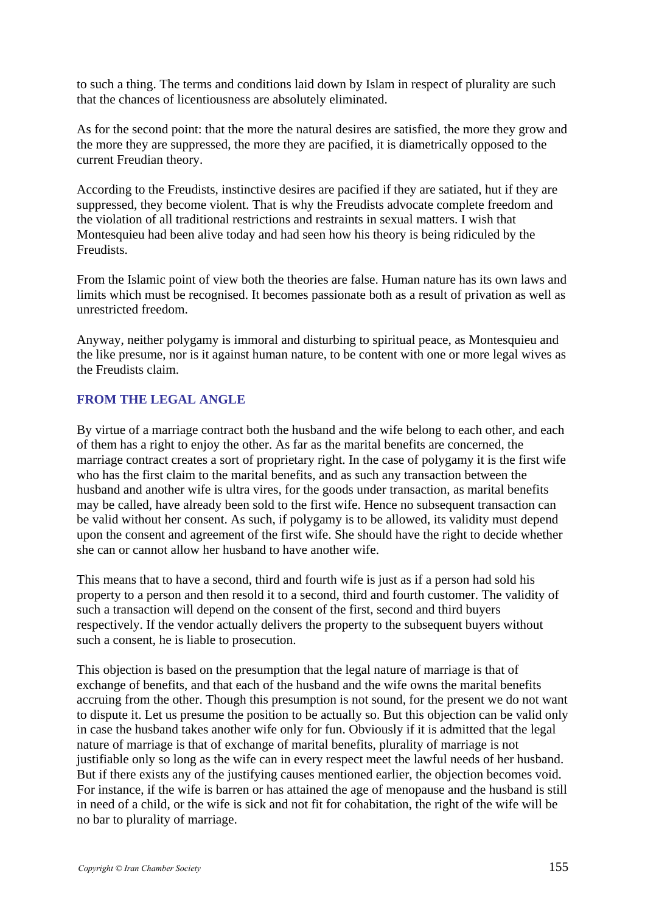to such a thing. The terms and conditions laid down by Islam in respect of plurality are such that the chances of licentiousness are absolutely eliminated.

As for the second point: that the more the natural desires are satisfied, the more they grow and the more they are suppressed, the more they are pacified, it is diametrically opposed to the current Freudian theory.

According to the Freudists, instinctive desires are pacified if they are satiated, hut if they are suppressed, they become violent. That is why the Freudists advocate complete freedom and the violation of all traditional restrictions and restraints in sexual matters. I wish that Montesquieu had been alive today and had seen how his theory is being ridiculed by the Freudists.

From the Islamic point of view both the theories are false. Human nature has its own laws and limits which must be recognised. It becomes passionate both as a result of privation as well as unrestricted freedom.

Anyway, neither polygamy is immoral and disturbing to spiritual peace, as Montesquieu and the like presume, nor is it against human nature, to be content with one or more legal wives as the Freudists claim.

## FROM THE LEGAL ANGLE

By virtue of a marriage contract both the husband and the wife belong to each other, and each of them has a right to enjoy the other. As far as the marital benefits are concerned, the marriage contract creates a sort of proprietary right. In the case of polygamy it is the first wife who has the first claim to the marital benefits, and as such any transaction between the husband and another wife is ultra vires, for the goods under transaction, as marital benefits may be called, have already been sold to the first wife. Hence no subsequent transaction can be valid without her consent. As such, if polygamy is to be allowed, its validity must depend upon the consent and agreement of the first wife. She should have the right to decide whether she can or cannot allow her husband to have another wife.

This means that to have a second, third and fourth wife is just as if a person had sold his property to a person and then resold it to a second, third and fourth customer. The validity of such a transaction will depend on the consent of the first, second and third buyers respectively. If the vendor actually delivers the property to the subsequent buyers without such a consent, he is liable to prosecution.

This objection is based on the presumption that the legal nature of marriage is that of exchange of benefits, and that each of the husband and the wife owns the marital benefits accruing from the other. Though this presumption is not sound, for the present we do not want to dispute it. Let us presume the position to be actually so. But this objection can be valid only in case the husband takes another wife only for fun. Obviously if it is admitted that the legal nature of marriage is that of exchange of marital benefits, plurality of marriage is not justifiable only so long as the wife can in every respect meet the lawful needs of her husband. But if there exists any of the justifying causes mentioned earlier, the objection becomes void. For instance, if the wife is barren or has attained the age of menopause and the husband is still in need of a child, or the wife is sick and not fit for cohabitation, the right of the wife will be no bar to plurality of marriage.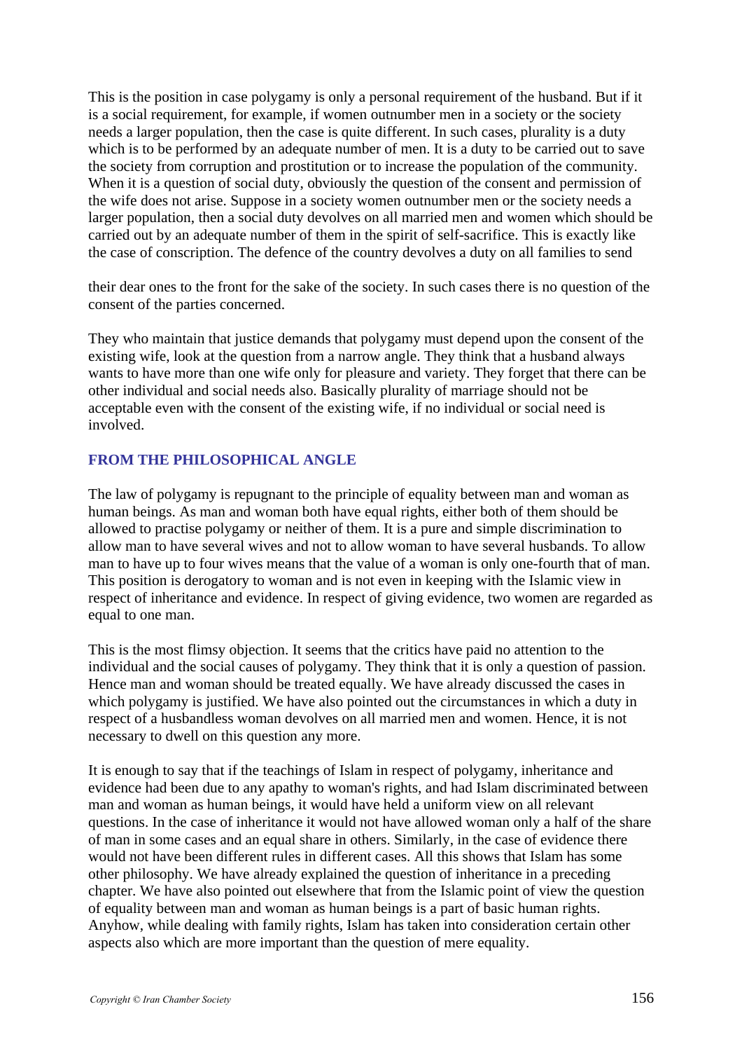This is the position in case polygamy is only a personal requirement of the husband. But if it is a social requirement, for example, if women outnumber men in a society or the society needs a larger population, then the case is quite different. In such cases, plurality is a duty which is to be performed by an adequate number of men. It is a duty to be carried out to save the society from corruption and prostitution or to increase the population of the community. When it is a question of social duty, obviously the question of the consent and permission of the wife does not arise. Suppose in a society women outnumber men or the society needs a larger population, then a social duty devolves on all married men and women which should be carried out by an adequate number of them in the spirit of self-sacrifice. This is exactly like the case of conscription. The defence of the country devolves a duty on all families to send their dear ones to the front for the sake of the society. In such cases there is no question of the consent of the parties concerned.

They who maintain that justice demands that polygamy must depend upon the consent of the existing wife, look at the question from a narrow angle. They think that a husband always wants to have more than one wife only for pleasure and variety. They forget that there can be other individual and social needs also. Basically plurality of marriage should not be acceptable even with the consent of the existing wife, if no individual or social need is involved.

## FROM THE PHILOSOPHICAL ANGLE

The law of polygamy is repugnant to the principle of equality between man and woman as human beings. As man and woman both have equal rights, either both of them should be allowed to practise polygamy or neither of them. It is a pure and simple discrimination to allow man to have several wives and not to allow woman to have several husbands. To allow man to have up to four wives means that the value of a woman is only one-fourth that of man. This position is derogatory to woman and is not even in keeping with the Islamic view in respect of inheritance and evidence. In respect of giving evidence, two women are regarded as equal to one man.

This is the most flimsy objection. It seems that the critics have paid no attention to the individual and the social causes of polygamy. They think that it is only a question of passion. Hence man and woman should be treated equally. We have already discussed the cases in which polygamy is justified. We have also pointed out the circumstances in which a duty in respect of a husbandless woman devolves on all married men and women. Hence, it is not necessary to dwell on this question any more.

It is enough to say that if the teachings of Islam in respect of polygamy, inheritance and evidence had been due to any apathy to woman's rights, and had Islam discriminated between man and woman as human beings, it would have held a uniform view on all relevant questions. In the case of inheritance it would not have allowed woman only a half of the share of man in some cases and an equal share in others. Similarly, in the case of evidence there would not have been different rules in different cases. All this shows that Islam has some other philosophy. We have already explained the question of inheritance in a preceding chapter. We have also pointed out elsewhere that from the Islamic point of view the question of equality between man and woman as human beings is a part of basic human rights. Anyhow, while dealing with family rights, Islam has taken into consideration certain other aspects also which are more important than the question of mere equality.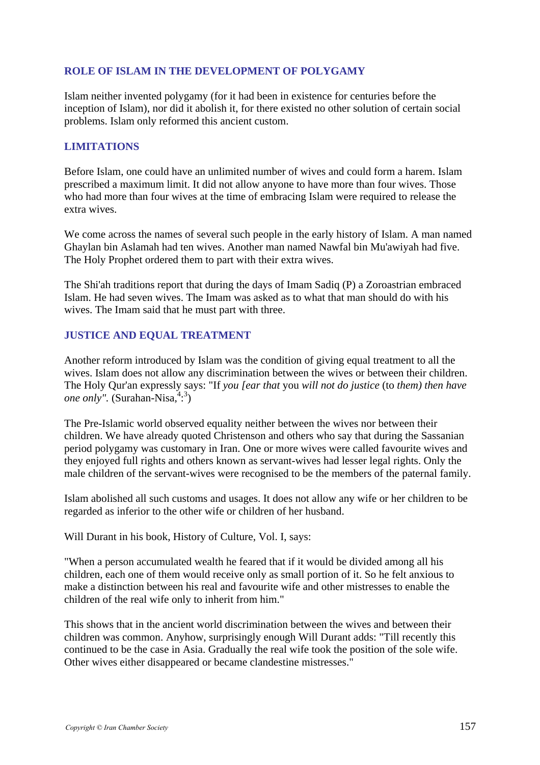## ROLE OF ISLAM IN THE DEVELOPMENT OF POLYGAMY

Islam neither invented polygamy (for it had been in existence for centuries before the inception of Islam), nor did it abolish it, for there existed no other solution of certain social problems. Islam only reformed this ancient custom.

## LIMITATIONS

Before Islam, one could have an unlimited number of wives and could form a harem. Islam prescribed a maximum limit. It did not allow anyone to have more than four wives. Those who had more than four wives at the time of embracing Islam were required to release the extra wives.

We come across the names of several such people in the early history of Islam. A man named Ghaylan bin Aslamah had ten wives. Another man named Nawfal bin Mu'awiyah had five. The Holy Prophet ordered them to part with their extra wives.

The Shi'ah traditions report that during the days of Imam Sadiq (P) a Zoroastrian embraced Islam. He had seven wives. The Imam was asked as to what that man should do with his wives. The Imam said that he must part with three.

## JUSTICE AND EQUAL TREATMENT

Another reform introduced by Islam was the condition of giving equal treatment to all the wives. Islam does not allow any discrimination between the wives or between their children. The Holy Qur'an expressly says: "If *you [ear that* you *will not do justice* (to *them) then have one only".* (Surahan-Nisa,[4]:[3])

The Pre-Islamic world observed equality neither between the wives nor between their children. We have already quoted Christenson and others who say that during the Sassanian period polygamy was customary in Iran. One or more wives were called favourite wives and they enjoyed full rights and others known as servant-wives had lesser legal rights. Only the male children of the servant-wives were recognised to be the members of the paternal family.

Islam abolished all such customs and usages. It does not allow any wife or her children to be regarded as inferior to the other wife or children of her husband.

Will Durant in his book, History of Culture, Vol. I, says:

"When a person accumulated wealth he feared that if it would be divided among all his children, each one of them would receive only as small portion of it. So he felt anxious to make a distinction between his real and favourite wife and other mistresses to enable the children of the real wife only to inherit from him."

This shows that in the ancient world discrimination between the wives and between their children was common. Anyhow, surprisingly enough Will Durant adds: "Till recently this continued to be the case in Asia. Gradually the real wife took the position of the sole wife. Other wives either disappeared or became clandestine mistresses."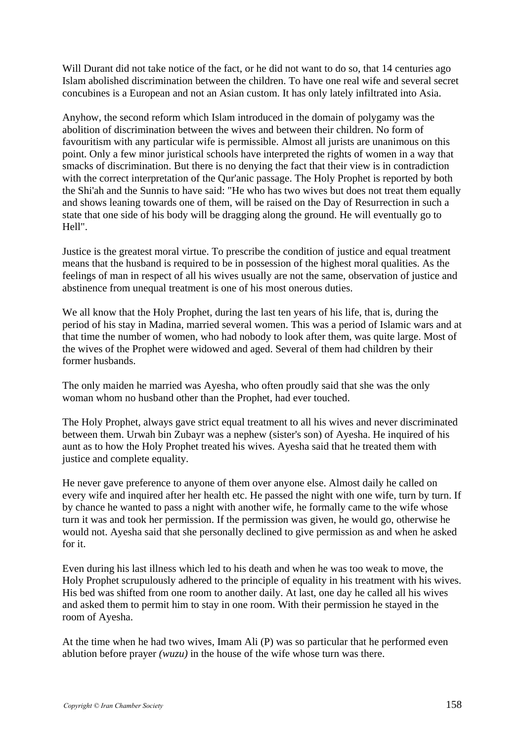Will Durant did not take notice of the fact, or he did not want to do so, that 14 centuries ago Islam abolished discrimination between the children. To have one real wife and several secret concubines is a European and not an Asian custom. It has only lately infiltrated into Asia.

Anyhow, the second reform which Islam introduced in the domain of polygamy was the abolition of discrimination between the wives and between their children. No form of favouritism with any particular wife is permissible. Almost all jurists are unanimous on this point. Only a few minor juristical schools have interpreted the rights of women in a way that smacks of discrimination. But there is no denying the fact that their view is in contradiction with the correct interpretation of the Qur'anic passage. The Holy Prophet is reported by both the Shi'ah and the Sunnis to have said: "He who has two wives but does not treat them equally and shows leaning towards one of them, will be raised on the Day of Resurrection in such a state that one side of his body will be dragging along the ground. He will eventually go to Hell".

Justice is the greatest moral virtue. To prescribe the condition of justice and equal treatment means that the husband is required to be in possession of the highest moral qualities. As the feelings of man in respect of all his wives usually are not the same, observation of justice and abstinence from unequal treatment is one of his most onerous duties.

We all know that the Holy Prophet, during the last ten years of his life, that is, during the period of his stay in Madina, married several women. This was a period of Islamic wars and at that time the number of women, who had nobody to look after them, was quite large. Most of the wives of the Prophet were widowed and aged. Several of them had children by their former husbands.

The only maiden he married was Ayesha, who often proudly said that she was the only woman whom no husband other than the Prophet, had ever touched.

The Holy Prophet, always gave strict equal treatment to all his wives and never discriminated between them. Urwah bin Zubayr was a nephew (sister's son) of Ayesha. He inquired of his aunt as to how the Holy Prophet treated his wives. Ayesha said that he treated them with justice and complete equality.

He never gave preference to anyone of them over anyone else. Almost daily he called on every wife and inquired after her health etc. He passed the night with one wife, turn by turn. If by chance he wanted to pass a night with another wife, he formally came to the wife whose turn it was and took her permission. If the permission was given, he would go, otherwise he would not. Ayesha said that she personally declined to give permission as and when he asked for it.

Even during his last illness which led to his death and when he was too weak to move, the Holy Prophet scrupulously adhered to the principle of equality in his treatment with his wives. His bed was shifted from one room to another daily. At last, one day he called all his wives and asked them to permit him to stay in one room. With their permission he stayed in the room of Ayesha.

At the time when he had two wives, Imam Ali (P) was so particular that he performed even ablution before prayer *(wuzu)* in the house of the wife whose turn was there.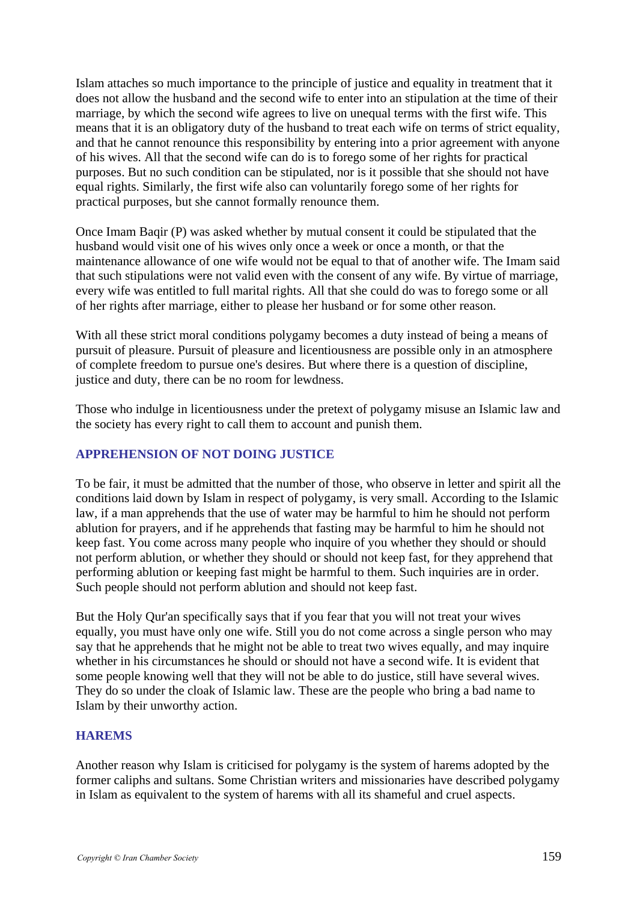Islam attaches so much importance to the principle of justice and equality in treatment that it does not allow the husband and the second wife to enter into an stipulation at the time of their marriage, by which the second wife agrees to live on unequal terms with the first wife. This means that it is an obligatory duty of the husband to treat each wife on terms of strict equality, and that he cannot renounce this responsibility by entering into a prior agreement with anyone of his wives. All that the second wife can do is to forego some of her rights for practical purposes. But no such condition can be stipulated, nor is it possible that she should not have equal rights. Similarly, the first wife also can voluntarily forego some of her rights for practical purposes, but she cannot formally renounce them.

Once Imam Baqir (P) was asked whether by mutual consent it could be stipulated that the husband would visit one of his wives only once a week or once a month, or that the maintenance allowance of one wife would not be equal to that of another wife. The Imam said that such stipulations were not valid even with the consent of any wife. By virtue of marriage, every wife was entitled to full marital rights. All that she could do was to forego some or all of her rights after marriage, either to please her husband or for some other reason.

With all these strict moral conditions polygamy becomes a duty instead of being a means of pursuit of pleasure. Pursuit of pleasure and licentiousness are possible only in an atmosphere of complete freedom to pursue one's desires. But where there is a question of discipline, justice and duty, there can be no room for lewdness.

Those who indulge in licentiousness under the pretext of polygamy misuse an Islamic law and the society has every right to call them to account and punish them.

## APPREHENSION OF NOT DOING JUSTICE

To be fair, it must be admitted that the number of those, who observe in letter and spirit all the conditions laid down by Islam in respect of polygamy, is very small. According to the Islamic law, if a man apprehends that the use of water may be harmful to him he should not perform ablution for prayers, and if he apprehends that fasting may be harmful to him he should not keep fast. You come across many people who inquire of you whether they should or should not perform ablution, or whether they should or should not keep fast, for they apprehend that performing ablution or keeping fast might be harmful to them. Such inquiries are in order. Such people should not perform ablution and should not keep fast.

But the Holy Qur'an specifically says that if you fear that you will not treat your wives equally, you must have only one wife. Still you do not come across a single person who may say that he apprehends that he might not be able to treat two wives equally, and may inquire whether in his circumstances he should or should not have a second wife. It is evident that some people knowing well that they will not be able to do justice, still have several wives. They do so under the cloak of Islamic law. These are the people who bring a bad name to Islam by their unworthy action.

## HAREMS

Another reason why Islam is criticised for polygamy is the system of harems adopted by the former caliphs and sultans. Some Christian writers and missionaries have described polygamy in Islam as equivalent to the system of harems with all its shameful and cruel aspects.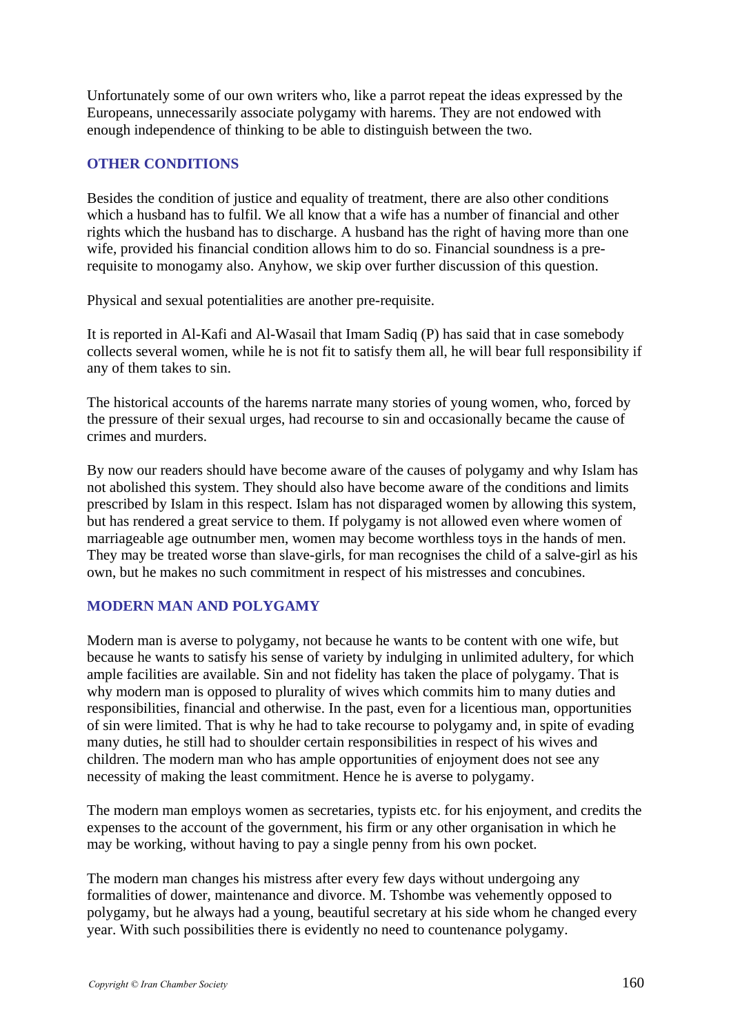Unfortunately some of our own writers who, like a parrot repeat the ideas expressed by the Europeans, unnecessarily associate polygamy with harems. They are not endowed with enough independence of thinking to be able to distinguish between the two.

## OTHER CONDITIONS

Besides the condition of justice and equality of treatment, there are also other conditions which a husband has to fulfil. We all know that a wife has a number of financial and other rights which the husband has to discharge. A husband has the right of having more than one wife, provided his financial condition allows him to do so. Financial soundness is a pre-requisite to monogamy also. Anyhow, we skip over further discussion of this question.

Physical and sexual potentialities are another pre-requisite.

It is reported in Al-Kafi and Al-Wasail that Imam Sadiq (P) has said that in case somebody collects several women, while he is not fit to satisfy them all, he will bear full responsibility if any of them takes to sin.

The historical accounts of the harems narrate many stories of young women, who, forced by the pressure of their sexual urges, had recourse to sin and occasionally became the cause of crimes and murders.

By now our readers should have become aware of the causes of polygamy and why Islam has not abolished this system. They should also have become aware of the conditions and limits prescribed by Islam in this respect. Islam has not disparaged women by allowing this system, but has rendered a great service to them. If polygamy is not allowed even where women of marriageable age outnumber men, women may become worthless toys in the hands of men. They may be treated worse than slave-girls, for man recognises the child of a salve-girl as his own, but he makes no such commitment in respect of his mistresses and concubines.

## MODERN MAN AND POLYGAMY

Modern man is averse to polygamy, not because he wants to be content with one wife, but because he wants to satisfy his sense of variety by indulging in unlimited adultery, for which ample facilities are available. Sin and not fidelity has taken the place of polygamy. That is why modern man is opposed to plurality of wives which commits him to many duties and responsibilities, financial and otherwise. In the past, even for a licentious man, opportunities of sin were limited. That is why he had to take recourse to polygamy and, in spite of evading many duties, he still had to shoulder certain responsibilities in respect of his wives and children. The modern man who has ample opportunities of enjoyment does not see any necessity of making the least commitment. Hence he is averse to polygamy.

The modern man employs women as secretaries, typists etc. for his enjoyment, and credits the expenses to the account of the government, his firm or any other organisation in which he may be working, without having to pay a single penny from his own pocket.

The modern man changes his mistress after every few days without undergoing any formalities of dower, maintenance and divorce. M. Tshombe was vehemently opposed to polygamy, but he always had a young, beautiful secretary at his side whom he changed every year. With such possibilities there is evidently no need to countenance polygamy.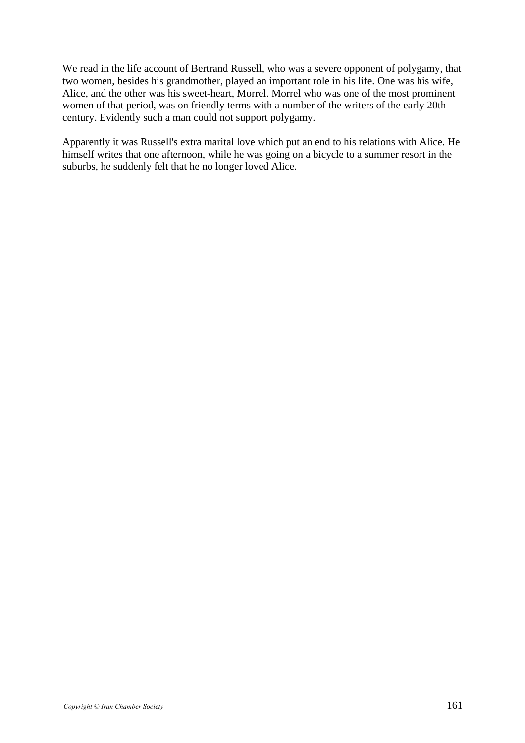We read in the life account of Bertrand Russell, who was a severe opponent of polygamy, that two women, besides his grandmother, played an important role in his life. One was his wife, Alice, and the other was his sweet-heart, Morrel. Morrel who was one of the most prominent women of that period, was on friendly terms with a number of the writers of the early 20th century. Evidently such a man could not support polygamy.

Apparently it was Russell's extra marital love which put an end to his relations with Alice. He himself writes that one afternoon, while he was going on a bicycle to a summer resort in the suburbs, he suddenly felt that he no longer loved Alice.